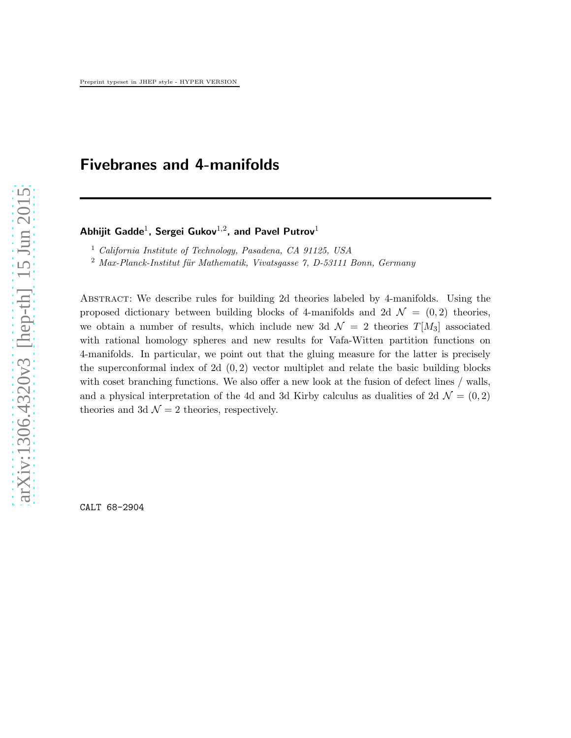# Fivebranes and 4-manifolds

**Abhijit Gadde**[1]**, Sergei Gukov**[1,2]**, and Pavel Putrov**[1]

[1] *California Institute of Technology, Pasadena, CA 91125, USA*

[2] *Max-Planck-Institut für Mathematik, Vivatsgasse 7, D-53111 Bonn, Germany*

Abstract: We describe rules for building 2d theories labeled by 4-manifolds. Using the proposed dictionary between building blocks of 4-manifolds and 2d $\mathcal{N} = (0,2)$ theories, we obtain a number of results, which include new 3d $\mathcal{N} = 2$ theories $T[M_3]$ associated with rational homology spheres and new results for Vafa-Witten partition functions on 4-manifolds. In particular, we point out that the gluing measure for the latter is precisely the superconformal index of 2d $(0,2)$ vector multiplet and relate the basic building blocks with coset branching functions. We also offer a new look at the fusion of defect lines / walls, and a physical interpretation of the 4d and 3d Kirby calculus as dualities of 2d $\mathcal{N} = (0,2)$ theories and 3d $\mathcal{N} = 2$ theories, respectively.

CALT 68-2904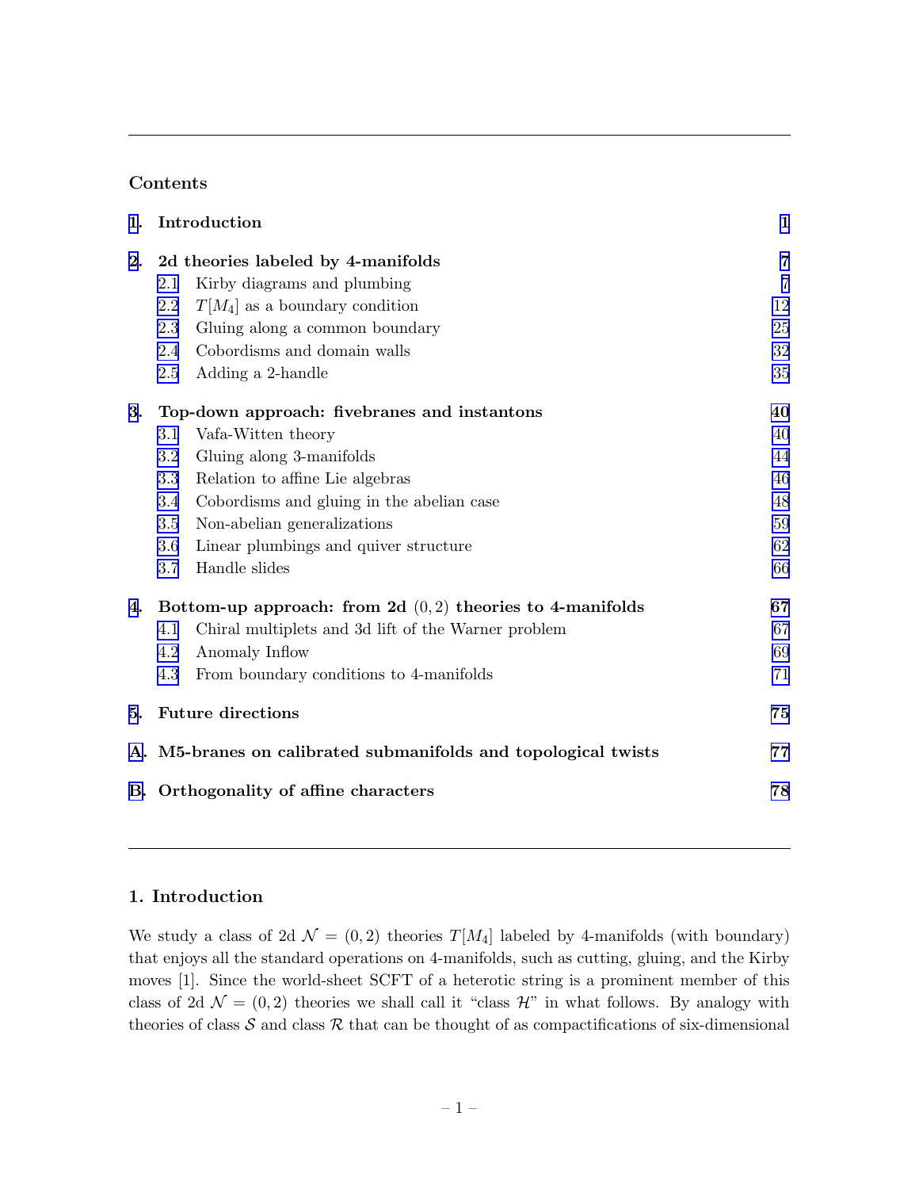## Contents

| | | |
|---|---|---|
| **1.** | **Introduction** | **1** |
| **2.** | **2d theories labeled by 4-manifolds** | **7** |
| 2.1 | Kirby diagrams and plumbing | 7 |
| 2.2 | $T[M_4]$ as a boundary condition | 12 |
| 2.3 | Gluing along a common boundary | 25 |
| 2.4 | Cobordisms and domain walls | 32 |
| 2.5 | Adding a 2-handle | 35 |
| **3.** | **Top-down approach: fivebranes and instantons** | **40** |
| 3.1 | Vafa-Witten theory | 40 |
| 3.2 | Gluing along 3-manifolds | 44 |
| 3.3 | Relation to affine Lie algebras | 46 |
| 3.4 | Cobordisms and gluing in the abelian case | 48 |
| 3.5 | Non-abelian generalizations | 59 |
| 3.6 | Linear plumbings and quiver structure | 62 |
| 3.7 | Handle slides | 66 |
| **4.** | **Bottom-up approach: from 2d $(0,2)$ theories to 4-manifolds** | **67** |
| 4.1 | Chiral multiplets and 3d lift of the Warner problem | 67 |
| 4.2 | Anomaly Inflow | 69 |
| 4.3 | From boundary conditions to 4-manifolds | 71 |
| **5.** | **Future directions** | **75** |
| **A.** | **M5-branes on calibrated submanifolds and topological twists** | **77** |
| **B.** | **Orthogonality of affine characters** | **78** |

## 1. Introduction

We study a class of 2d $\mathcal{N} = (0,2)$ theories $T[M_4]$ labeled by 4-manifolds (with boundary) that enjoys all the standard operations on 4-manifolds, such as cutting, gluing, and the Kirby moves [1]. Since the world-sheet SCFT of a heterotic string is a prominent member of this class of 2d $\mathcal{N} = (0,2)$ theories we shall call it "class $\mathcal{H}$" in what follows. By analogy with theories of class $\mathcal{S}$ and class $\mathcal{R}$ that can be thought of as compactifications of six-dimensional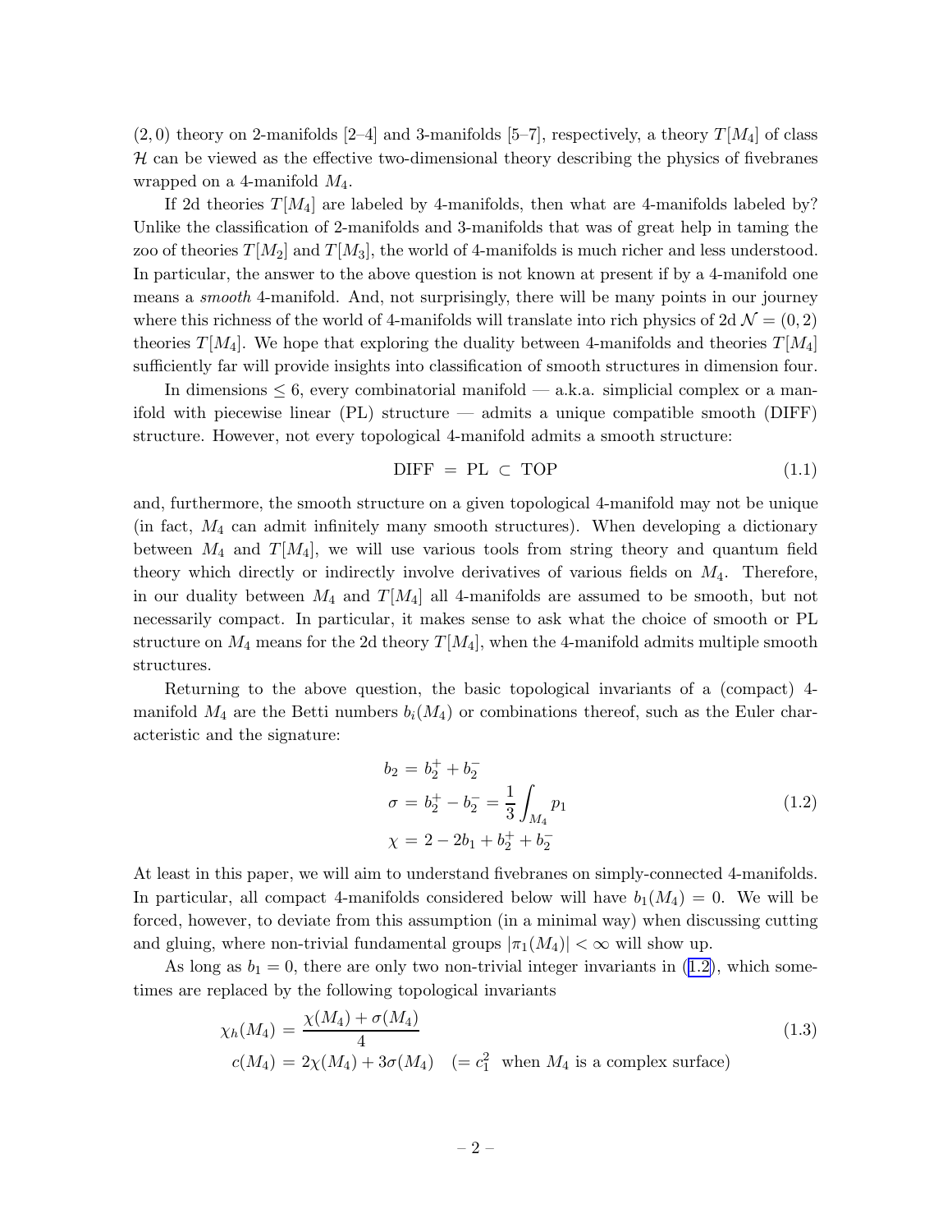$(2,0)$ theory on 2-manifolds [2–4] and 3-manifolds [5–7], respectively, a theory $T[M_4]$ of class $\mathcal{H}$ can be viewed as the effective two-dimensional theory describing the physics of fivebranes wrapped on a 4-manifold $M_4$.

If 2d theories $T[M_4]$ are labeled by 4-manifolds, then what are 4-manifolds labeled by? Unlike the classification of 2-manifolds and 3-manifolds that was of great help in taming the zoo of theories $T[M_2]$ and $T[M_3]$, the world of 4-manifolds is much richer and less understood. In particular, the answer to the above question is not known at present if by a 4-manifold one means a *smooth* 4-manifold. And, not surprisingly, there will be many points in our journey where this richness of the world of 4-manifolds will translate into rich physics of 2d $\mathcal{N}=(0,2)$ theories $T[M_4]$. We hope that exploring the duality between 4-manifolds and theories $T[M_4]$ sufficiently far will provide insights into classification of smooth structures in dimension four.

In dimensions $\le 6$, every combinatorial manifold — a.k.a. simplicial complex or a manifold with piecewise linear (PL) structure — admits a unique compatible smooth (DIFF) structure. However, not every topological 4-manifold admits a smooth structure:

$$\text{DIFF} \;=\; \text{PL} \;\subset\; \text{TOP} \tag{1.1}$$

and, furthermore, the smooth structure on a given topological 4-manifold may not be unique (in fact, $M_4$ can admit infinitely many smooth structures). When developing a dictionary between $M_4$ and $T[M_4]$, we will use various tools from string theory and quantum field theory which directly or indirectly involve derivatives of various fields on $M_4$. Therefore, in our duality between $M_4$ and $T[M_4]$ all 4-manifolds are assumed to be smooth, but not necessarily compact. In particular, it makes sense to ask what the choice of smooth or PL structure on $M_4$ means for the 2d theory $T[M_4]$, when the 4-manifold admits multiple smooth structures.

Returning to the above question, the basic topological invariants of a (compact) 4-manifold $M_4$ are the Betti numbers $b_i(M_4)$ or combinations thereof, such as the Euler characteristic and the signature:

$$\begin{aligned} b_2 &= b_2^+ + b_2^- \\ \sigma &= b_2^+ - b_2^- = \frac{1}{3}\int_{M_4} p_1 \\ \chi &= 2 - 2b_1 + b_2^+ + b_2^- \end{aligned} \tag{1.2}$$

At least in this paper, we will aim to understand fivebranes on simply-connected 4-manifolds. In particular, all compact 4-manifolds considered below will have $b_1(M_4)=0$. We will be forced, however, to deviate from this assumption (in a minimal way) when discussing cutting and gluing, where non-trivial fundamental groups $|\pi_1(M_4)|<\infty$ will show up.

As long as $b_1=0$, there are only two non-trivial integer invariants in (1.2), which sometimes are replaced by the following topological invariants

$$\begin{aligned} \chi_h(M_4) &= \frac{\chi(M_4)+\sigma(M_4)}{4} \\ c(M_4) &= 2\chi(M_4)+3\sigma(M_4) \quad (= c_1^2 \;\text{ when } M_4 \text{ is a complex surface}) \end{aligned} \tag{1.3}$$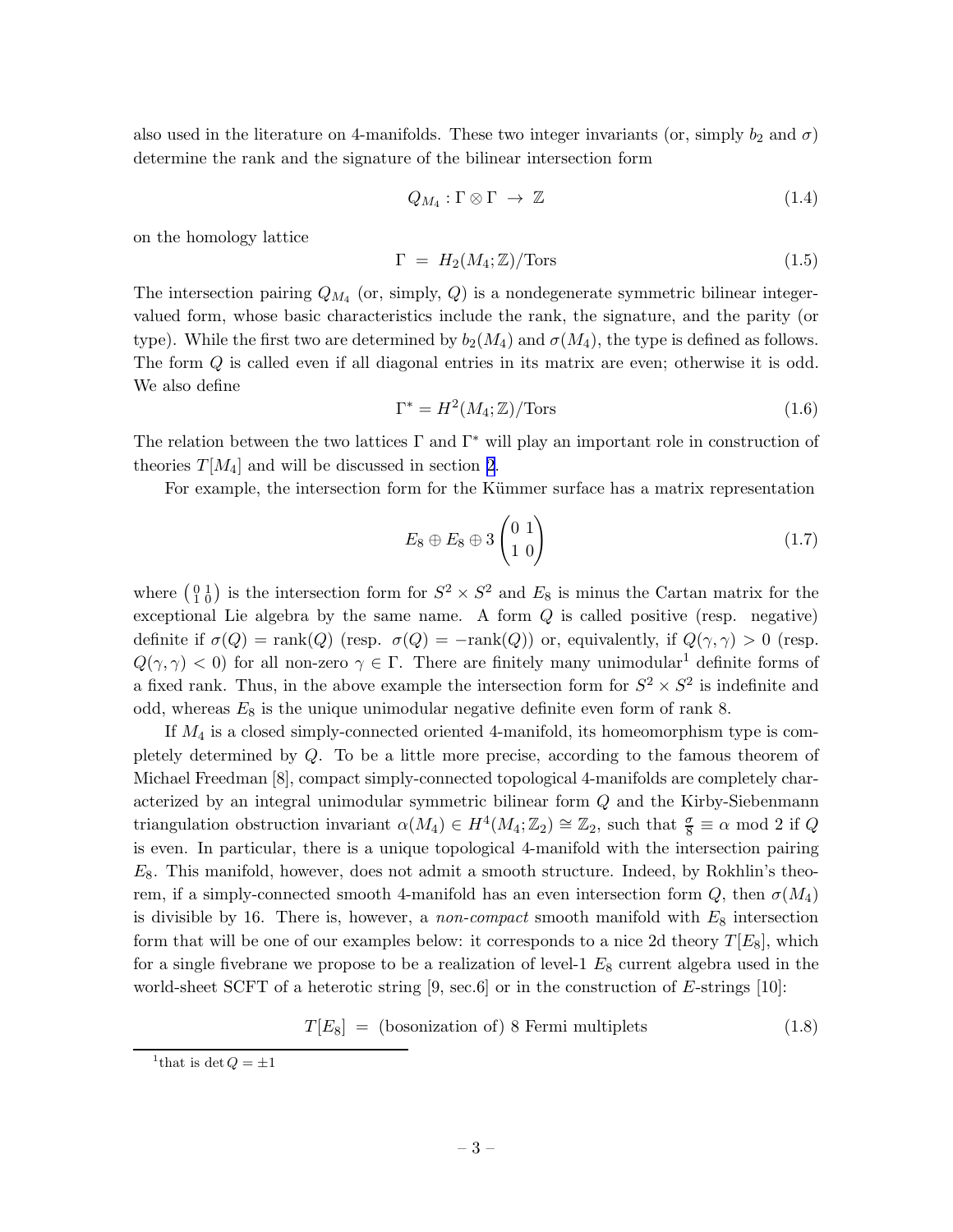also used in the literature on 4-manifolds. These two integer invariants (or, simply $b_2$ and $\sigma$) determine the rank and the signature of the bilinear intersection form

$$Q_{M_4} : \Gamma \otimes \Gamma \ \to \ \mathbb{Z} \tag{1.4}$$

on the homology lattice

$$\Gamma \ = \ H_2(M_4;\mathbb{Z})/\text{Tors} \tag{1.5}$$

The intersection pairing $Q_{M_4}$ (or, simply, $Q$) is a nondegenerate symmetric bilinear integer-valued form, whose basic characteristics include the rank, the signature, and the parity (or type). While the first two are determined by $b_2(M_4)$ and $\sigma(M_4)$, the type is defined as follows. The form $Q$ is called even if all diagonal entries in its matrix are even; otherwise it is odd. We also define

$$\Gamma^* = H^2(M_4;\mathbb{Z})/\text{Tors} \tag{1.6}$$

The relation between the two lattices $\Gamma$ and $\Gamma^*$ will play an important role in construction of theories $T[M_4]$ and will be discussed in section 2.

For example, the intersection form for the Kümmer surface has a matrix representation

$$E_8 \oplus E_8 \oplus 3 \begin{pmatrix} 0 & 1 \\ 1 & 0 \end{pmatrix} \tag{1.7}$$

where $\left(\begin{smallmatrix} 0 & 1 \\ 1 & 0 \end{smallmatrix}\right)$ is the intersection form for $S^2 \times S^2$ and $E_8$ is minus the Cartan matrix for the exceptional Lie algebra by the same name. A form $Q$ is called positive (resp. negative) definite if $\sigma(Q) = \text{rank}(Q)$ (resp. $\sigma(Q) = -\text{rank}(Q)$) or, equivalently, if $Q(\gamma,\gamma) > 0$ (resp. $Q(\gamma,\gamma) < 0$) for all non-zero $\gamma \in \Gamma$. There are finitely many unimodular[1] definite forms of a fixed rank. Thus, in the above example the intersection form for $S^2 \times S^2$ is indefinite and odd, whereas $E_8$ is the unique unimodular negative definite even form of rank 8.

If $M_4$ is a closed simply-connected oriented 4-manifold, its homeomorphism type is completely determined by $Q$. To be a little more precise, according to the famous theorem of Michael Freedman [8], compact simply-connected topological 4-manifolds are completely characterized by an integral unimodular symmetric bilinear form $Q$ and the Kirby-Siebenmann triangulation obstruction invariant $\alpha(M_4) \in H^4(M_4;\mathbb{Z}_2) \cong \mathbb{Z}_2$, such that $\frac{\sigma}{8} \equiv \alpha \bmod 2$ if $Q$ is even. In particular, there is a unique topological 4-manifold with the intersection pairing $E_8$. This manifold, however, does not admit a smooth structure. Indeed, by Rokhlin's theorem, if a simply-connected smooth 4-manifold has an even intersection form $Q$, then $\sigma(M_4)$ is divisible by 16. There is, however, a *non-compact* smooth manifold with $E_8$ intersection form that will be one of our examples below: it corresponds to a nice 2d theory $T[E_8]$, which for a single fivebrane we propose to be a realization of level-1 $E_8$ current algebra used in the world-sheet SCFT of a heterotic string [9, sec.6] or in the construction of $E$-strings [10]:

$$T[E_8] \ = \ \text{(bosonization of) 8 Fermi multiplets} \tag{1.8}$$

[1] that is $\det Q = \pm 1$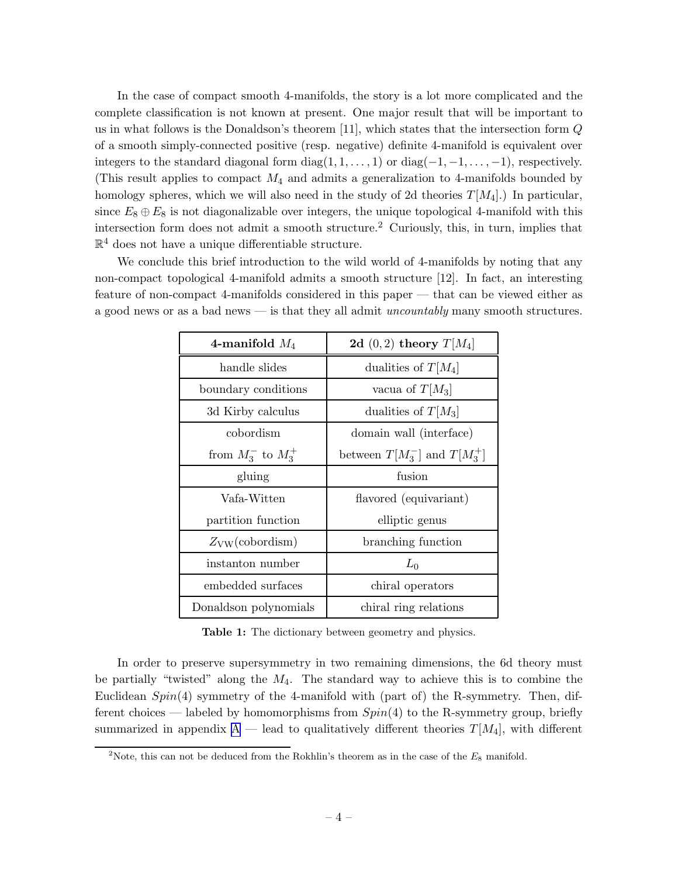In the case of compact smooth 4-manifolds, the story is a lot more complicated and the complete classification is not known at present. One major result that will be important to us in what follows is the Donaldson's theorem [11], which states that the intersection form $Q$ of a smooth simply-connected positive (resp. negative) definite 4-manifold is equivalent over integers to the standard diagonal form $\text{diag}(1, 1, \ldots, 1)$ or $\text{diag}(-1, -1, \ldots, -1)$, respectively. (This result applies to compact $M_4$ and admits a generalization to 4-manifolds bounded by homology spheres, which we will also need in the study of 2d theories $T[M_4]$.) In particular, since $E_8 \oplus E_8$ is not diagonalizable over integers, the unique topological 4-manifold with this intersection form does not admit a smooth structure.[2] Curiously, this, in turn, implies that $\mathbb{R}^4$ does not have a unique differentiable structure.

We conclude this brief introduction to the wild world of 4-manifolds by noting that any non-compact topological 4-manifold admits a smooth structure [12]. In fact, an interesting feature of non-compact 4-manifolds considered in this paper — that can be viewed either as a good news or as a bad news — is that they all admit *uncountably* many smooth structures.

| **4-manifold $M_4$** | **2d $(0,2)$ theory $T[M_4]$** |
|---|---|
| handle slides | dualities of $T[M_4]$ |
| boundary conditions | vacua of $T[M_3]$ |
| 3d Kirby calculus | dualities of $T[M_3]$ |
| cobordism from $M_3^-$ to $M_3^+$ | domain wall (interface) between $T[M_3^-]$ and $T[M_3^+]$ |
| gluing | fusion |
| Vafa-Witten partition function | flavored (equivariant) elliptic genus |
| $Z_{\text{VW}}(\text{cobordism})$ | branching function |
| instanton number | $L_0$ |
| embedded surfaces | chiral operators |
| Donaldson polynomials | chiral ring relations |

**Table 1:** The dictionary between geometry and physics.

In order to preserve supersymmetry in two remaining dimensions, the 6d theory must be partially "twisted" along the $M_4$. The standard way to achieve this is to combine the Euclidean $Spin(4)$ symmetry of the 4-manifold with (part of) the R-symmetry. Then, different choices — labeled by homomorphisms from $Spin(4)$ to the R-symmetry group, briefly summarized in appendix A — lead to qualitatively different theories $T[M_4]$, with different

[2] Note, this can not be deduced from the Rokhlin's theorem as in the case of the $E_8$ manifold.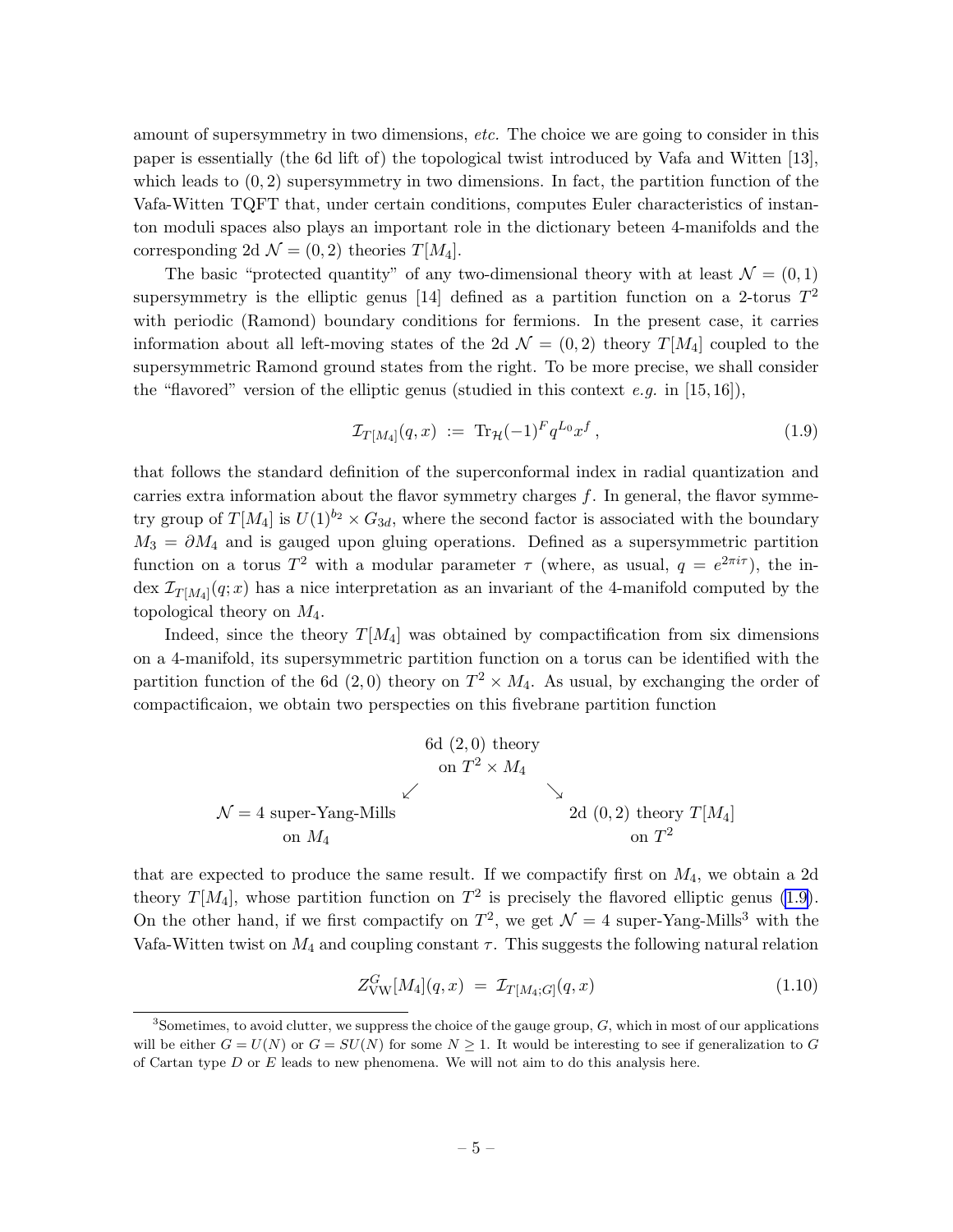amount of supersymmetry in two dimensions, *etc.* The choice we are going to consider in this paper is essentially (the 6d lift of) the topological twist introduced by Vafa and Witten [13], which leads to $(0,2)$ supersymmetry in two dimensions. In fact, the partition function of the Vafa-Witten TQFT that, under certain conditions, computes Euler characteristics of instanton moduli spaces also plays an important role in the dictionary beteen 4-manifolds and the corresponding 2d $\mathcal{N}=(0,2)$ theories $T[M_4]$.

The basic "protected quantity" of any two-dimensional theory with at least $\mathcal{N}=(0,1)$ supersymmetry is the elliptic genus [14] defined as a partition function on a 2-torus $T^2$ with periodic (Ramond) boundary conditions for fermions. In the present case, it carries information about all left-moving states of the 2d $\mathcal{N}=(0,2)$ theory $T[M_4]$ coupled to the supersymmetric Ramond ground states from the right. To be more precise, we shall consider the "flavored" version of the elliptic genus (studied in this context *e.g.* in [15,16]),

$$\mathcal{I}_{T[M_4]}(q,x) \;:=\; \mathrm{Tr}_{\mathcal{H}}(-1)^F q^{L_0} x^f \,, \tag{1.9}$$

that follows the standard definition of the superconformal index in radial quantization and carries extra information about the flavor symmetry charges $f$. In general, the flavor symmetry group of $T[M_4]$ is $U(1)^{b_2} \times G_{3d}$, where the second factor is associated with the boundary $M_3 = \partial M_4$ and is gauged upon gluing operations. Defined as a supersymmetric partition function on a torus $T^2$ with a modular parameter $\tau$ (where, as usual, $q = e^{2\pi i \tau}$), the index $\mathcal{I}_{T[M_4]}(q;x)$ has a nice interpretation as an invariant of the 4-manifold computed by the topological theory on $M_4$.

Indeed, since the theory $T[M_4]$ was obtained by compactification from six dimensions on a 4-manifold, its supersymmetric partition function on a torus can be identified with the partition function of the 6d $(2,0)$ theory on $T^2 \times M_4$. As usual, by exchanging the order of compactificaion, we obtain two perspecties on this fivebrane partition function

6d $(2,0)$ theory on $T^2 \times M_4$

$\swarrow$ $\searrow$

$\mathcal{N}=4$ super-Yang-Mills on $M_4$ | 2d $(0,2)$ theory $T[M_4]$ on $T^2$

that are expected to produce the same result. If we compactify first on $M_4$, we obtain a 2d theory $T[M_4]$, whose partition function on $T^2$ is precisely the flavored elliptic genus (1.9). On the other hand, if we first compactify on $T^2$, we get $\mathcal{N}=4$ super-Yang-Mills[3] with the Vafa-Witten twist on $M_4$ and coupling constant $\tau$. This suggests the following natural relation

$$Z^G_{\mathrm{VW}}[M_4](q,x) \;=\; \mathcal{I}_{T[M_4;G]}(q,x) \tag{1.10}$$

[3] Sometimes, to avoid clutter, we suppress the choice of the gauge group, $G$, which in most of our applications will be either $G = U(N)$ or $G = SU(N)$ for some $N \geq 1$. It would be interesting to see if generalization to $G$ of Cartan type $D$ or $E$ leads to new phenomena. We will not aim to do this analysis here.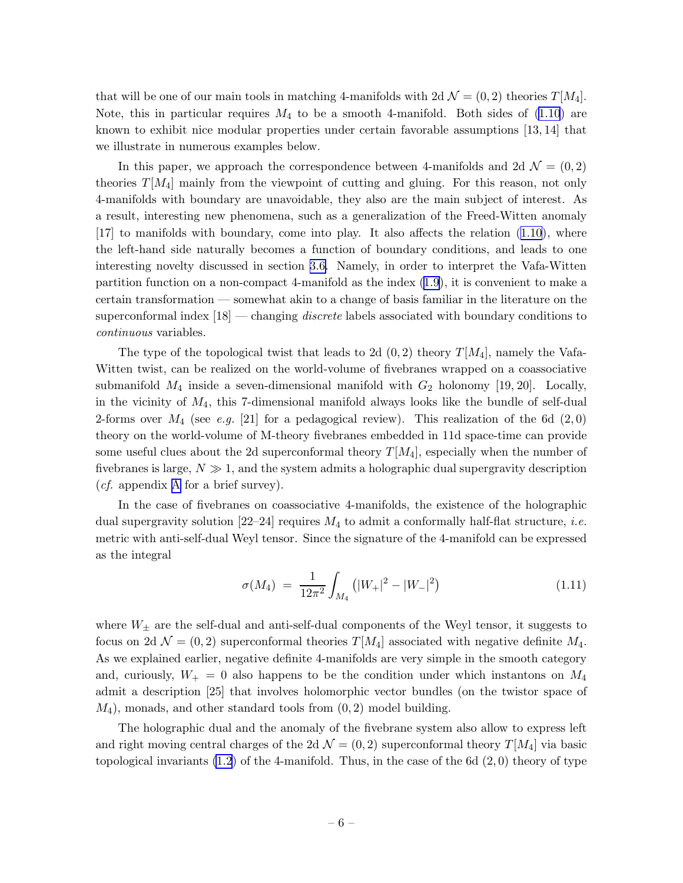that will be one of our main tools in matching 4-manifolds with 2d $\mathcal{N}=(0,2)$ theories $T[M_4]$. Note, this in particular requires $M_4$ to be a smooth 4-manifold. Both sides of (1.10) are known to exhibit nice modular properties under certain favorable assumptions [13, 14] that we illustrate in numerous examples below.

In this paper, we approach the correspondence between 4-manifolds and 2d $\mathcal{N}=(0,2)$ theories $T[M_4]$ mainly from the viewpoint of cutting and gluing. For this reason, not only 4-manifolds with boundary are unavoidable, they also are the main subject of interest. As a result, interesting new phenomena, such as a generalization of the Freed-Witten anomaly [17] to manifolds with boundary, come into play. It also affects the relation (1.10), where the left-hand side naturally becomes a function of boundary conditions, and leads to one interesting novelty discussed in section 3.6. Namely, in order to interpret the Vafa-Witten partition function on a non-compact 4-manifold as the index (1.9), it is convenient to make a certain transformation — somewhat akin to a change of basis familiar in the literature on the superconformal index [18] — changing *discrete* labels associated with boundary conditions to *continuous* variables.

The type of the topological twist that leads to 2d $(0,2)$ theory $T[M_4]$, namely the Vafa-Witten twist, can be realized on the world-volume of fivebranes wrapped on a coassociative submanifold $M_4$ inside a seven-dimensional manifold with $G_2$ holonomy [19, 20]. Locally, in the vicinity of $M_4$, this 7-dimensional manifold always looks like the bundle of self-dual 2-forms over $M_4$ (see *e.g.* [21] for a pedagogical review). This realization of the 6d $(2,0)$ theory on the world-volume of M-theory fivebranes embedded in 11d space-time can provide some useful clues about the 2d superconformal theory $T[M_4]$, especially when the number of fivebranes is large, $N \gg 1$, and the system admits a holographic dual supergravity description (*cf.* appendix A for a brief survey).

In the case of fivebranes on coassociative 4-manifolds, the existence of the holographic dual supergravity solution [22–24] requires $M_4$ to admit a conformally half-flat structure, *i.e.* metric with anti-self-dual Weyl tensor. Since the signature of the 4-manifold can be expressed as the integral

$$\sigma(M_4) \;=\; \frac{1}{12\pi^2}\int_{M_4}\left(|W_+|^2-|W_-|^2\right) \tag{1.11}$$

where $W_\pm$ are the self-dual and anti-self-dual components of the Weyl tensor, it suggests to focus on 2d $\mathcal{N}=(0,2)$ superconformal theories $T[M_4]$ associated with negative definite $M_4$. As we explained earlier, negative definite 4-manifolds are very simple in the smooth category and, curiously, $W_+=0$ also happens to be the condition under which instantons on $M_4$ admit a description [25] that involves holomorphic vector bundles (on the twistor space of $M_4$), monads, and other standard tools from $(0,2)$ model building.

The holographic dual and the anomaly of the fivebrane system also allow to express left and right moving central charges of the 2d $\mathcal{N}=(0,2)$ superconformal theory $T[M_4]$ via basic topological invariants (1.2) of the 4-manifold. Thus, in the case of the 6d $(2,0)$ theory of type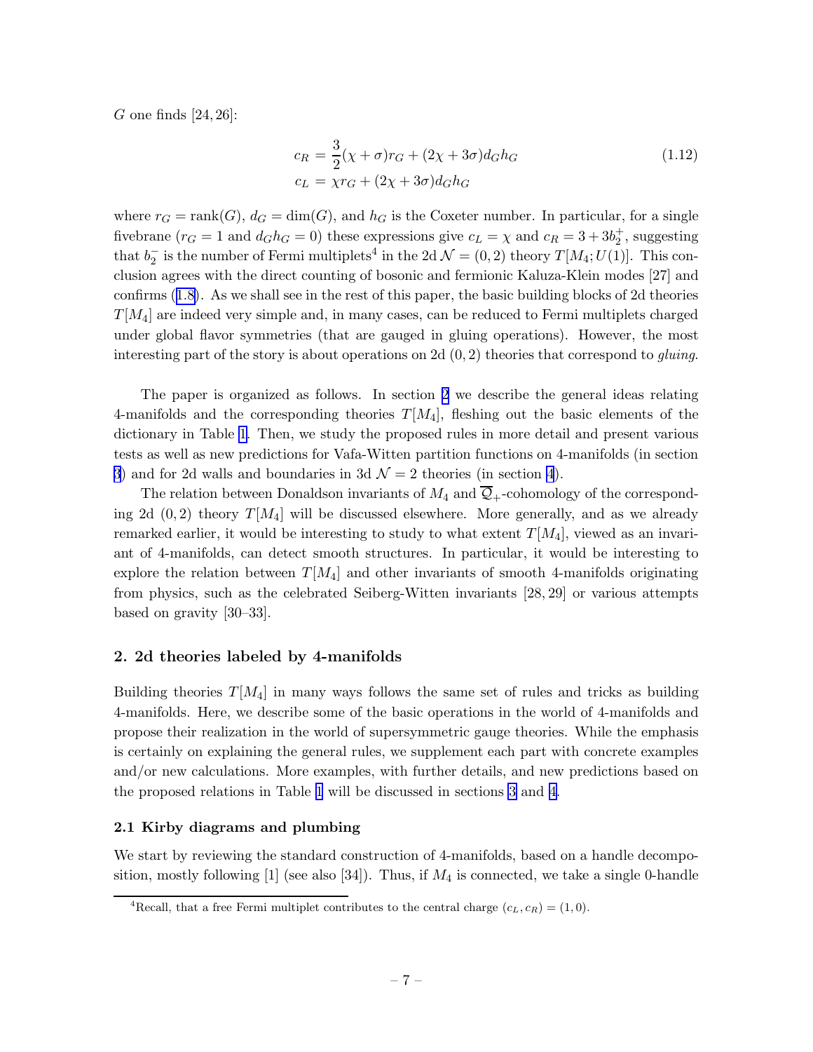$G$ one finds [24, 26]:

$$
\begin{aligned}
c_R &= \frac{3}{2}(\chi+\sigma)r_G + (2\chi+3\sigma)d_G h_G \\
c_L &= \chi r_G + (2\chi+3\sigma)d_G h_G
\end{aligned}
\tag{1.12}
$$

where $r_G = \text{rank}(G)$, $d_G = \dim(G)$, and $h_G$ is the Coxeter number. In particular, for a single fivebrane ($r_G = 1$ and $d_G h_G = 0$) these expressions give $c_L = \chi$ and $c_R = 3 + 3b_2^+$, suggesting that $b_2^-$ is the number of Fermi multiplets[4] in the 2d $\mathcal{N} = (0,2)$ theory $T[M_4; U(1)]$. This conclusion agrees with the direct counting of bosonic and fermionic Kaluza-Klein modes [27] and confirms (1.8). As we shall see in the rest of this paper, the basic building blocks of 2d theories $T[M_4]$ are indeed very simple and, in many cases, can be reduced to Fermi multiplets charged under global flavor symmetries (that are gauged in gluing operations). However, the most interesting part of the story is about operations on 2d $(0,2)$ theories that correspond to *gluing*.

The paper is organized as follows. In section 2 we describe the general ideas relating 4-manifolds and the corresponding theories $T[M_4]$, fleshing out the basic elements of the dictionary in Table 1. Then, we study the proposed rules in more detail and present various tests as well as new predictions for Vafa-Witten partition functions on 4-manifolds (in section 3) and for 2d walls and boundaries in 3d $\mathcal{N} = 2$ theories (in section 4).

The relation between Donaldson invariants of $M_4$ and $\overline{\mathcal{Q}}_+$-cohomology of the corresponding 2d $(0,2)$ theory $T[M_4]$ will be discussed elsewhere. More generally, and as we already remarked earlier, it would be interesting to study to what extent $T[M_4]$, viewed as an invariant of 4-manifolds, can detect smooth structures. In particular, it would be interesting to explore the relation between $T[M_4]$ and other invariants of smooth 4-manifolds originating from physics, such as the celebrated Seiberg-Witten invariants [28, 29] or various attempts based on gravity [30–33].

## 2. 2d theories labeled by 4-manifolds

Building theories $T[M_4]$ in many ways follows the same set of rules and tricks as building 4-manifolds. Here, we describe some of the basic operations in the world of 4-manifolds and propose their realization in the world of supersymmetric gauge theories. While the emphasis is certainly on explaining the general rules, we supplement each part with concrete examples and/or new calculations. More examples, with further details, and new predictions based on the proposed relations in Table 1 will be discussed in sections 3 and 4.

### 2.1 Kirby diagrams and plumbing

We start by reviewing the standard construction of 4-manifolds, based on a handle decomposition, mostly following [1] (see also [34]). Thus, if $M_4$ is connected, we take a single 0-handle

[4] Recall, that a free Fermi multiplet contributes to the central charge $(c_L, c_R) = (1, 0)$.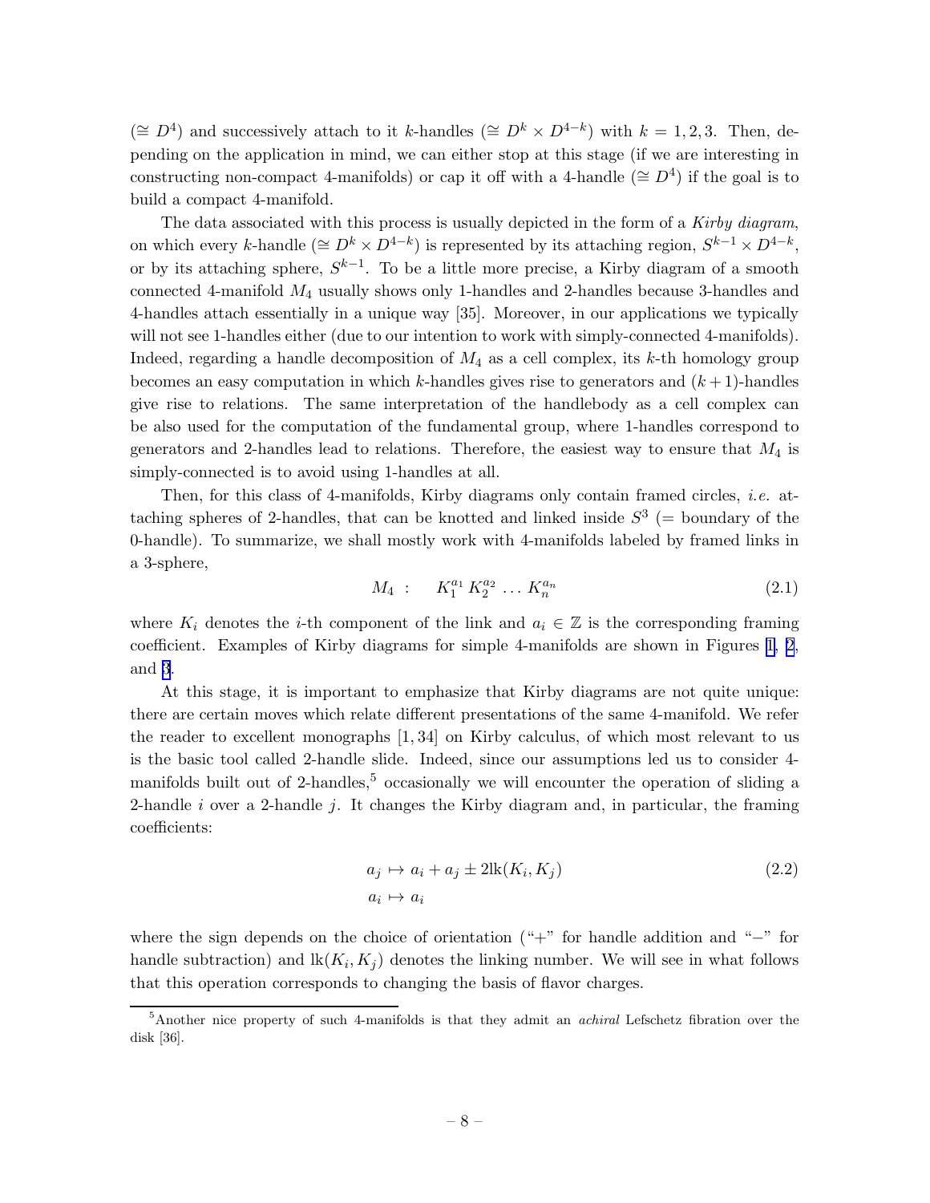($\cong D^4$) and successively attach to it $k$-handles ($\cong D^k \times D^{4-k}$) with $k = 1, 2, 3$. Then, depending on the application in mind, we can either stop at this stage (if we are interesting in constructing non-compact 4-manifolds) or cap it off with a 4-handle ($\cong D^4$) if the goal is to build a compact 4-manifold.

The data associated with this process is usually depicted in the form of a *Kirby diagram*, on which every $k$-handle ($\cong D^k \times D^{4-k}$) is represented by its attaching region, $S^{k-1} \times D^{4-k}$, or by its attaching sphere, $S^{k-1}$. To be a little more precise, a Kirby diagram of a smooth connected 4-manifold $M_4$ usually shows only 1-handles and 2-handles because 3-handles and 4-handles attach essentially in a unique way [35]. Moreover, in our applications we typically will not see 1-handles either (due to our intention to work with simply-connected 4-manifolds). Indeed, regarding a handle decomposition of $M_4$ as a cell complex, its $k$-th homology group becomes an easy computation in which $k$-handles gives rise to generators and $(k+1)$-handles give rise to relations. The same interpretation of the handlebody as a cell complex can be also used for the computation of the fundamental group, where 1-handles correspond to generators and 2-handles lead to relations. Therefore, the easiest way to ensure that $M_4$ is simply-connected is to avoid using 1-handles at all.

Then, for this class of 4-manifolds, Kirby diagrams only contain framed circles, *i.e.* attaching spheres of 2-handles, that can be knotted and linked inside $S^3$ (= boundary of the 0-handle). To summarize, we shall mostly work with 4-manifolds labeled by framed links in a 3-sphere,

$$M_4 \ : \quad K_1^{a_1} \, K_2^{a_2} \, \ldots \, K_n^{a_n} \tag{2.1}$$

where $K_i$ denotes the $i$-th component of the link and $a_i \in \mathbb{Z}$ is the corresponding framing coefficient. Examples of Kirby diagrams for simple 4-manifolds are shown in Figures 1, 2, and 3.

At this stage, it is important to emphasize that Kirby diagrams are not quite unique: there are certain moves which relate different presentations of the same 4-manifold. We refer the reader to excellent monographs [1, 34] on Kirby calculus, of which most relevant to us is the basic tool called 2-handle slide. Indeed, since our assumptions led us to consider 4-manifolds built out of 2-handles,[5] occasionally we will encounter the operation of sliding a 2-handle $i$ over a 2-handle $j$. It changes the Kirby diagram and, in particular, the framing coefficients:

$$\begin{aligned} a_j &\mapsto a_i + a_j \pm 2\mathrm{lk}(K_i, K_j) \\ a_i &\mapsto a_i \end{aligned} \tag{2.2}$$

where the sign depends on the choice of orientation ("+" for handle addition and "−" for handle subtraction) and $\mathrm{lk}(K_i, K_j)$ denotes the linking number. We will see in what follows that this operation corresponds to changing the basis of flavor charges.

[5] Another nice property of such 4-manifolds is that they admit an *achiral* Lefschetz fibration over the disk [36].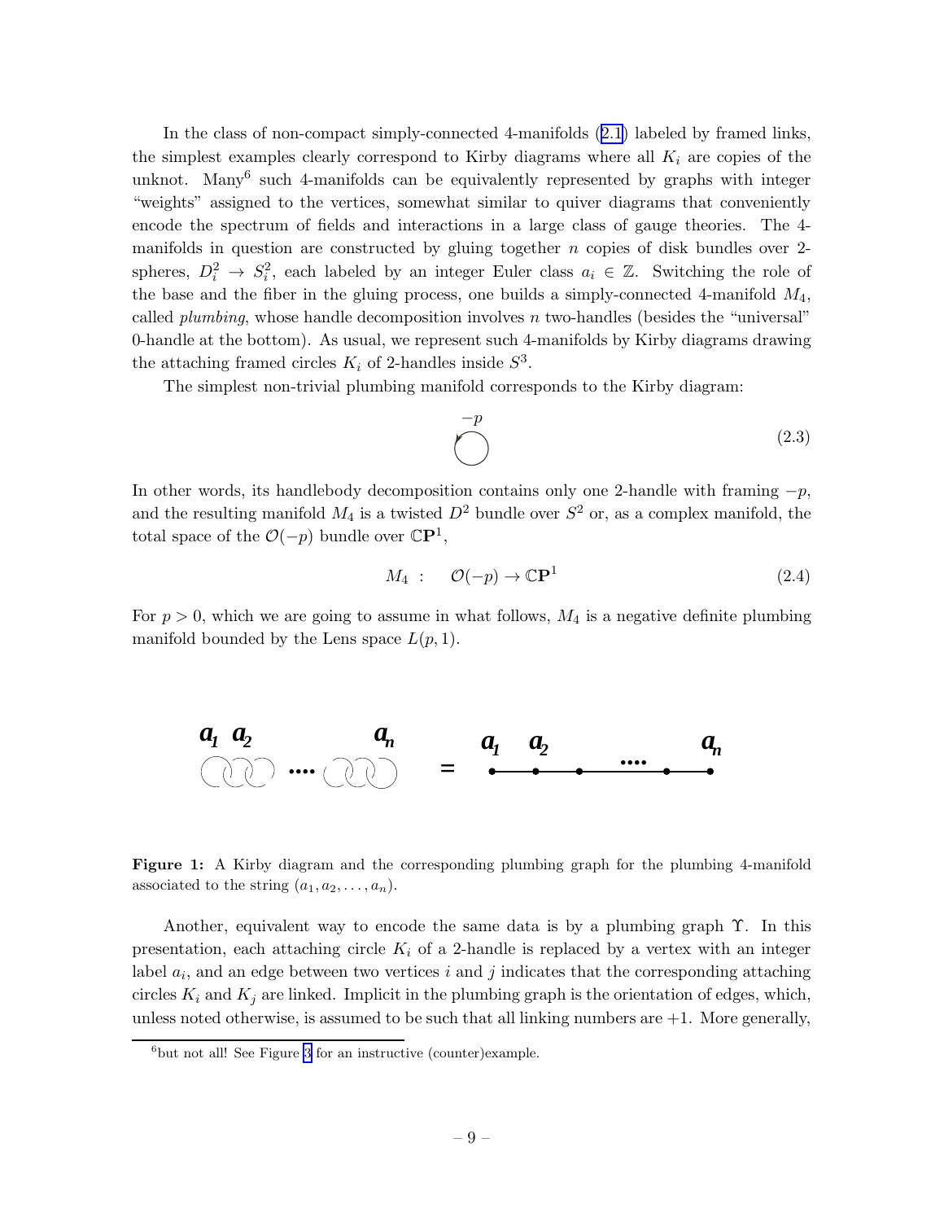In the class of non-compact simply-connected 4-manifolds (2.1) labeled by framed links, the simplest examples clearly correspond to Kirby diagrams where all $K_i$ are copies of the unknot. Many[6] such 4-manifolds can be equivalently represented by graphs with integer "weights" assigned to the vertices, somewhat similar to quiver diagrams that conveniently encode the spectrum of fields and interactions in a large class of gauge theories. The 4-manifolds in question are constructed by gluing together $n$ copies of disk bundles over 2-spheres, $D_i^2 \to S_i^2$, each labeled by an integer Euler class $a_i \in \mathbb{Z}$. Switching the role of the base and the fiber in the gluing process, one builds a simply-connected 4-manifold $M_4$, called *plumbing*, whose handle decomposition involves $n$ two-handles (besides the "universal" 0-handle at the bottom). As usual, we represent such 4-manifolds by Kirby diagrams drawing the attaching framed circles $K_i$ of 2-handles inside $S^3$.

The simplest non-trivial plumbing manifold corresponds to the Kirby diagram:

$$\overset{-p}{\bigcirc} \tag{2.3}$$

In other words, its handlebody decomposition contains only one 2-handle with framing $-p$, and the resulting manifold $M_4$ is a twisted $D^2$ bundle over $S^2$ or, as a complex manifold, the total space of the $\mathcal{O}(-p)$ bundle over $\mathbb{CP}^1$,

$$M_4 \ : \quad \mathcal{O}(-p) \to \mathbb{CP}^1 \tag{2.4}$$

For $p > 0$, which we are going to assume in what follows, $M_4$ is a negative definite plumbing manifold bounded by the Lens space $L(p, 1)$.

**Figure 1:** A Kirby diagram and the corresponding plumbing graph for the plumbing 4-manifold associated to the string $(a_1, a_2, \ldots, a_n)$.

Another, equivalent way to encode the same data is by a plumbing graph $\Upsilon$. In this presentation, each attaching circle $K_i$ of a 2-handle is replaced by a vertex with an integer label $a_i$, and an edge between two vertices $i$ and $j$ indicates that the corresponding attaching circles $K_i$ and $K_j$ are linked. Implicit in the plumbing graph is the orientation of edges, which, unless noted otherwise, is assumed to be such that all linking numbers are $+1$. More generally,

[6] but not all! See Figure 3 for an instructive (counter)example.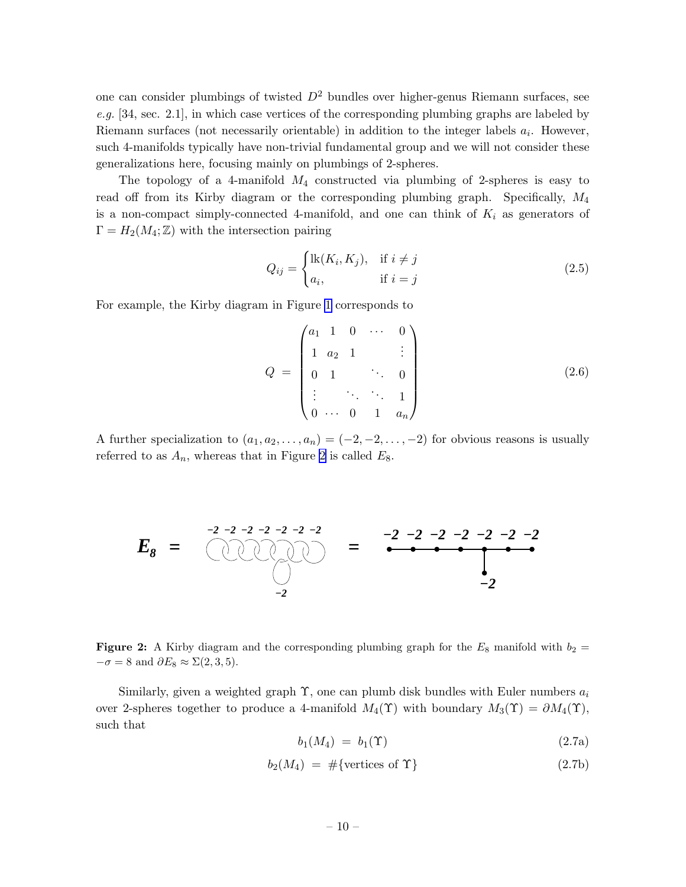one can consider plumbings of twisted $D^2$ bundles over higher-genus Riemann surfaces, see *e.g.* [34, sec. 2.1], in which case vertices of the corresponding plumbing graphs are labeled by Riemann surfaces (not necessarily orientable) in addition to the integer labels $a_i$. However, such 4-manifolds typically have non-trivial fundamental group and we will not consider these generalizations here, focusing mainly on plumbings of 2-spheres.

The topology of a 4-manifold $M_4$ constructed via plumbing of 2-spheres is easy to read off from its Kirby diagram or the corresponding plumbing graph. Specifically, $M_4$ is a non-compact simply-connected 4-manifold, and one can think of $K_i$ as generators of $\Gamma = H_2(M_4;\mathbb{Z})$ with the intersection pairing

$$Q_{ij} = \begin{cases} \mathrm{lk}(K_i, K_j), & \text{if } i \neq j \\ a_i, & \text{if } i = j \end{cases} \tag{2.5}$$

For example, the Kirby diagram in Figure 1 corresponds to

$$Q = \begin{pmatrix} a_1 & 1 & 0 & \cdots & 0 \\ 1 & a_2 & 1 & & \vdots \\ 0 & 1 & & \ddots & 0 \\ \vdots & & \ddots & \ddots & 1 \\ 0 & \cdots & 0 & 1 & a_n \end{pmatrix} \tag{2.6}$$

A further specialization to $(a_1, a_2, \ldots, a_n) = (-2, -2, \ldots, -2)$ for obvious reasons is usually referred to as $A_n$, whereas that in Figure 2 is called $E_8$.

**Figure 2:** A Kirby diagram and the corresponding plumbing graph for the $E_8$ manifold with $b_2 = -\sigma = 8$ and $\partial E_8 \approx \Sigma(2,3,5)$.

Similarly, given a weighted graph $\Upsilon$, one can plumb disk bundles with Euler numbers $a_i$ over 2-spheres together to produce a 4-manifold $M_4(\Upsilon)$ with boundary $M_3(\Upsilon) = \partial M_4(\Upsilon)$, such that

$$b_1(M_4) = b_1(\Upsilon) \tag{2.7a}$$

$$b_2(M_4) = \#\{\text{vertices of } \Upsilon\} \tag{2.7b}$$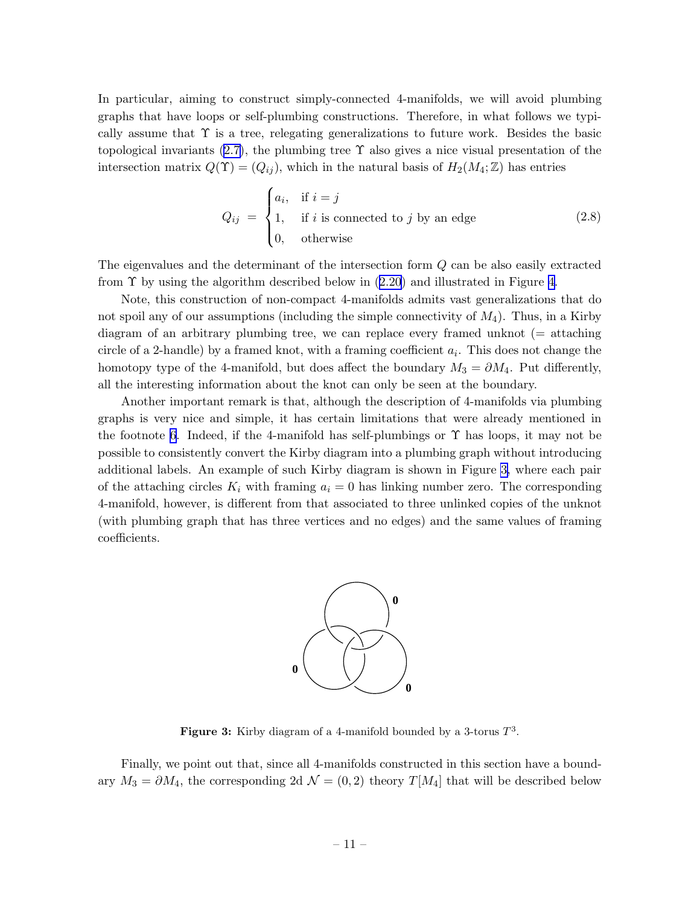In particular, aiming to construct simply-connected 4-manifolds, we will avoid plumbing graphs that have loops or self-plumbing constructions. Therefore, in what follows we typically assume that $\Upsilon$ is a tree, relegating generalizations to future work. Besides the basic topological invariants (2.7), the plumbing tree $\Upsilon$ also gives a nice visual presentation of the intersection matrix $Q(\Upsilon) = (Q_{ij})$, which in the natural basis of $H_2(M_4;\mathbb{Z})$ has entries

$$Q_{ij} \;=\; \begin{cases} a_i, & \text{if } i=j \\ 1, & \text{if } i \text{ is connected to } j \text{ by an edge} \\ 0, & \text{otherwise} \end{cases} \tag{2.8}$$

The eigenvalues and the determinant of the intersection form $Q$ can be also easily extracted from $\Upsilon$ by using the algorithm described below in (2.20) and illustrated in Figure 4.

Note, this construction of non-compact 4-manifolds admits vast generalizations that do not spoil any of our assumptions (including the simple connectivity of $M_4$). Thus, in a Kirby diagram of an arbitrary plumbing tree, we can replace every framed unknot (= attaching circle of a 2-handle) by a framed knot, with a framing coefficient $a_i$. This does not change the homotopy type of the 4-manifold, but does affect the boundary $M_3 = \partial M_4$. Put differently, all the interesting information about the knot can only be seen at the boundary.

Another important remark is that, although the description of 4-manifolds via plumbing graphs is very nice and simple, it has certain limitations that were already mentioned in the footnote 6. Indeed, if the 4-manifold has self-plumbings or $\Upsilon$ has loops, it may not be possible to consistently convert the Kirby diagram into a plumbing graph without introducing additional labels. An example of such Kirby diagram is shown in Figure 3, where each pair of the attaching circles $K_i$ with framing $a_i = 0$ has linking number zero. The corresponding 4-manifold, however, is different from that associated to three unlinked copies of the unknot (with plumbing graph that has three vertices and no edges) and the same values of framing coefficients.

**Figure 3:** Kirby diagram of a 4-manifold bounded by a 3-torus $T^3$.

Finally, we point out that, since all 4-manifolds constructed in this section have a boundary $M_3 = \partial M_4$, the corresponding 2d $\mathcal{N} = (0,2)$ theory $T[M_4]$ that will be described below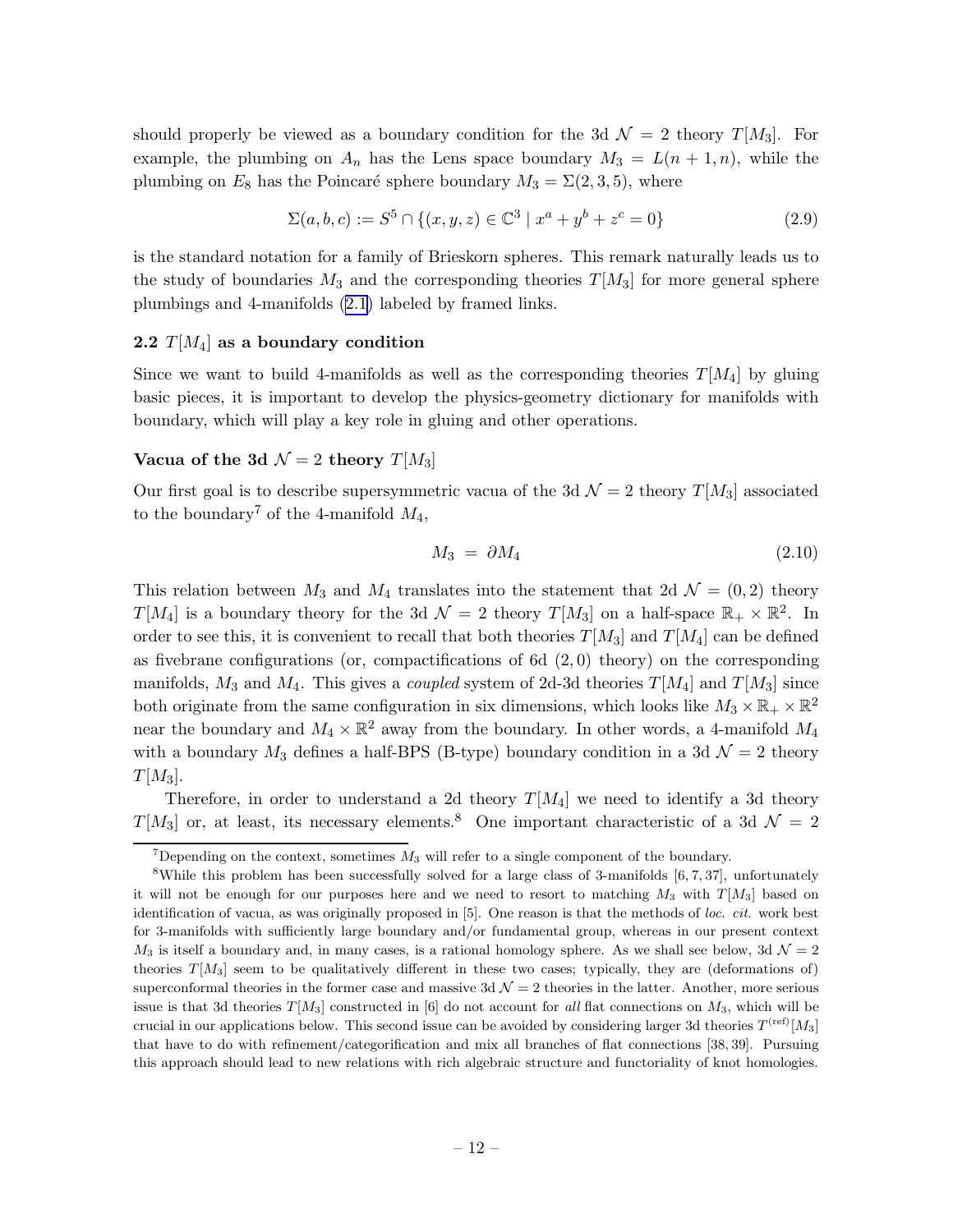should properly be viewed as a boundary condition for the 3d $\mathcal{N} = 2$ theory $T[M_3]$. For example, the plumbing on $A_n$ has the Lens space boundary $M_3 = L(n+1, n)$, while the plumbing on $E_8$ has the Poincaré sphere boundary $M_3 = \Sigma(2, 3, 5)$, where

$$\Sigma(a, b, c) := S^5 \cap \{(x, y, z) \in \mathbb{C}^3 \mid x^a + y^b + z^c = 0\} \tag{2.9}$$

is the standard notation for a family of Brieskorn spheres. This remark naturally leads us to the study of boundaries $M_3$ and the corresponding theories $T[M_3]$ for more general sphere plumbings and 4-manifolds (2.1) labeled by framed links.

### 2.2 $T[M_4]$ as a boundary condition

Since we want to build 4-manifolds as well as the corresponding theories $T[M_4]$ by gluing basic pieces, it is important to develop the physics-geometry dictionary for manifolds with boundary, which will play a key role in gluing and other operations.

#### Vacua of the 3d $\mathcal{N} = 2$ theory $T[M_3]$

Our first goal is to describe supersymmetric vacua of the 3d $\mathcal{N} = 2$ theory $T[M_3]$ associated to the boundary[7] of the 4-manifold $M_4$,

$$M_3 \;=\; \partial M_4 \tag{2.10}$$

This relation between $M_3$ and $M_4$ translates into the statement that 2d $\mathcal{N} = (0, 2)$ theory $T[M_4]$ is a boundary theory for the 3d $\mathcal{N} = 2$ theory $T[M_3]$ on a half-space $\mathbb{R}_+ \times \mathbb{R}^2$. In order to see this, it is convenient to recall that both theories $T[M_3]$ and $T[M_4]$ can be defined as fivebrane configurations (or, compactifications of 6d $(2, 0)$ theory) on the corresponding manifolds, $M_3$ and $M_4$. This gives a *coupled* system of 2d-3d theories $T[M_4]$ and $T[M_3]$ since both originate from the same configuration in six dimensions, which looks like $M_3 \times \mathbb{R}_+ \times \mathbb{R}^2$ near the boundary and $M_4 \times \mathbb{R}^2$ away from the boundary. In other words, a 4-manifold $M_4$ with a boundary $M_3$ defines a half-BPS (B-type) boundary condition in a 3d $\mathcal{N} = 2$ theory $T[M_3]$.

Therefore, in order to understand a 2d theory $T[M_4]$ we need to identify a 3d theory $T[M_3]$ or, at least, its necessary elements.[8] One important characteristic of a 3d $\mathcal{N} = 2$

[7] Depending on the context, sometimes $M_3$ will refer to a single component of the boundary.

[8] While this problem has been successfully solved for a large class of 3-manifolds [6, 7, 37], unfortunately it will not be enough for our purposes here and we need to resort to matching $M_3$ with $T[M_3]$ based on identification of vacua, as was originally proposed in [5]. One reason is that the methods of *loc. cit.* work best for 3-manifolds with sufficiently large boundary and/or fundamental group, whereas in our present context $M_3$ is itself a boundary and, in many cases, is a rational homology sphere. As we shall see below, 3d $\mathcal{N} = 2$ theories $T[M_3]$ seem to be qualitatively different in these two cases; typically, they are (deformations of) superconformal theories in the former case and massive 3d $\mathcal{N} = 2$ theories in the latter. Another, more serious issue is that 3d theories $T[M_3]$ constructed in [6] do not account for *all* flat connections on $M_3$, which will be crucial in our applications below. This second issue can be avoided by considering larger 3d theories $T^{(\text{ref})}[M_3]$ that have to do with refinement/categorification and mix all branches of flat connections [38, 39]. Pursuing this approach should lead to new relations with rich algebraic structure and functoriality of knot homologies.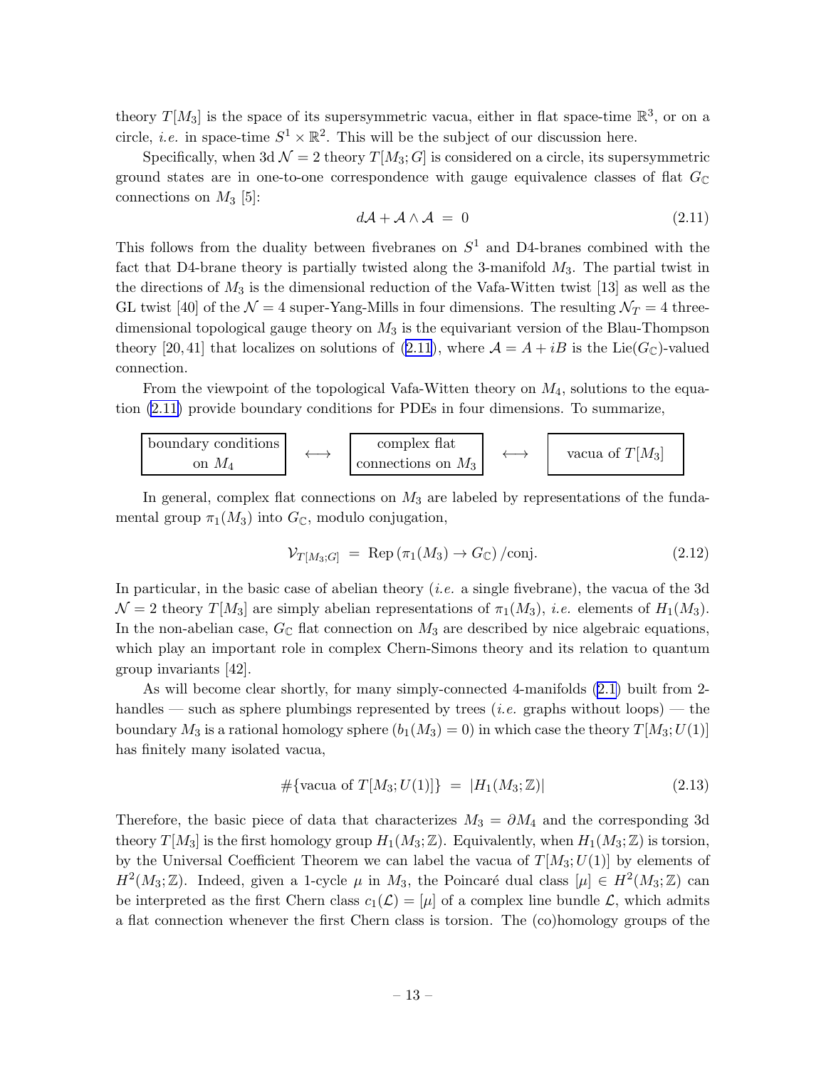theory $T[M_3]$ is the space of its supersymmetric vacua, either in flat space-time $\mathbb{R}^3$, or on a circle, *i.e.* in space-time $S^1 \times \mathbb{R}^2$. This will be the subject of our discussion here.

Specifically, when 3d $\mathcal{N} = 2$ theory $T[M_3; G]$ is considered on a circle, its supersymmetric ground states are in one-to-one correspondence with gauge equivalence classes of flat $G_{\mathbb{C}}$ connections on $M_3$ [5]:

$$d\mathcal{A} + \mathcal{A} \wedge \mathcal{A} \;=\; 0 \tag{2.11}$$

This follows from the duality between fivebranes on $S^1$ and D4-branes combined with the fact that D4-brane theory is partially twisted along the 3-manifold $M_3$. The partial twist in the directions of $M_3$ is the dimensional reduction of the Vafa-Witten twist [13] as well as the GL twist [40] of the $\mathcal{N} = 4$ super-Yang-Mills in four dimensions. The resulting $\mathcal{N}_T = 4$ three-dimensional topological gauge theory on $M_3$ is the equivariant version of the Blau-Thompson theory [20, 41] that localizes on solutions of (2.11), where $\mathcal{A} = A + iB$ is the $\mathrm{Lie}(G_{\mathbb{C}})$-valued connection.

From the viewpoint of the topological Vafa-Witten theory on $M_4$, solutions to the equation (2.11) provide boundary conditions for PDEs in four dimensions. To summarize,

| boundary conditions on $M_4$ | $\longleftrightarrow$ | complex flat connections on $M_3$ | $\longleftrightarrow$ | vacua of $T[M_3]$ |
|---|---|---|---|---|

In general, complex flat connections on $M_3$ are labeled by representations of the fundamental group $\pi_1(M_3)$ into $G_{\mathbb{C}}$, modulo conjugation,

$$\mathcal{V}_{T[M_3;G]} \;=\; \mathrm{Rep}\left(\pi_1(M_3) \to G_{\mathbb{C}}\right)/\mathrm{conj.} \tag{2.12}$$

In particular, in the basic case of abelian theory (*i.e.* a single fivebrane), the vacua of the 3d $\mathcal{N} = 2$ theory $T[M_3]$ are simply abelian representations of $\pi_1(M_3)$, *i.e.* elements of $H_1(M_3)$. In the non-abelian case, $G_{\mathbb{C}}$ flat connection on $M_3$ are described by nice algebraic equations, which play an important role in complex Chern-Simons theory and its relation to quantum group invariants [42].

As will become clear shortly, for many simply-connected 4-manifolds (2.1) built from 2-handles — such as sphere plumbings represented by trees (*i.e.* graphs without loops) — the boundary $M_3$ is a rational homology sphere ($b_1(M_3) = 0$) in which case the theory $T[M_3; U(1)]$ has finitely many isolated vacua,

$$\#\{\text{vacua of } T[M_3; U(1)]\} \;=\; |H_1(M_3; \mathbb{Z})| \tag{2.13}$$

Therefore, the basic piece of data that characterizes $M_3 = \partial M_4$ and the corresponding 3d theory $T[M_3]$ is the first homology group $H_1(M_3; \mathbb{Z})$. Equivalently, when $H_1(M_3; \mathbb{Z})$ is torsion, by the Universal Coefficient Theorem we can label the vacua of $T[M_3; U(1)]$ by elements of $H^2(M_3; \mathbb{Z})$. Indeed, given a 1-cycle $\mu$ in $M_3$, the Poincaré dual class $[\mu] \in H^2(M_3; \mathbb{Z})$ can be interpreted as the first Chern class $c_1(\mathcal{L}) = [\mu]$ of a complex line bundle $\mathcal{L}$, which admits a flat connection whenever the first Chern class is torsion. The (co)homology groups of the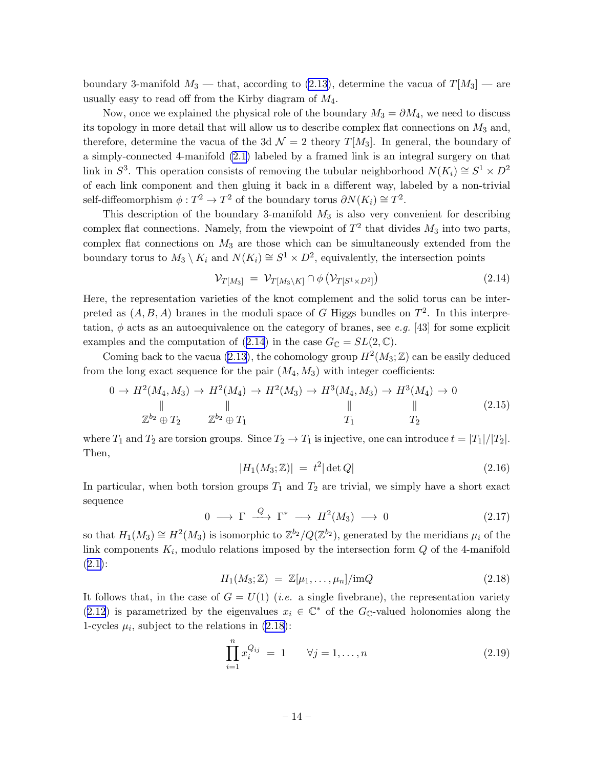boundary 3-manifold $M_3$ — that, according to (2.13), determine the vacua of $T[M_3]$ — are usually easy to read off from the Kirby diagram of $M_4$.

Now, once we explained the physical role of the boundary $M_3 = \partial M_4$, we need to discuss its topology in more detail that will allow us to describe complex flat connections on $M_3$ and, therefore, determine the vacua of the 3d $\mathcal{N} = 2$ theory $T[M_3]$. In general, the boundary of a simply-connected 4-manifold (2.1) labeled by a framed link is an integral surgery on that link in $S^3$. This operation consists of removing the tubular neighborhood $N(K_i) \cong S^1 \times D^2$ of each link component and then gluing it back in a different way, labeled by a non-trivial self-diffeomorphism $\phi : T^2 \to T^2$ of the boundary torus $\partial N(K_i) \cong T^2$.

This description of the boundary 3-manifold $M_3$ is also very convenient for describing complex flat connections. Namely, from the viewpoint of $T^2$ that divides $M_3$ into two parts, complex flat connections on $M_3$ are those which can be simultaneously extended from the boundary torus to $M_3 \setminus K_i$ and $N(K_i) \cong S^1 \times D^2$, equivalently, the intersection points

$$\mathcal{V}_{T[M_3]} \;=\; \mathcal{V}_{T[M_3 \setminus K]} \cap \phi\left(\mathcal{V}_{T[S^1 \times D^2]}\right) \tag{2.14}$$

Here, the representation varieties of the knot complement and the solid torus can be interpreted as $(A,B,A)$ branes in the moduli space of $G$ Higgs bundles on $T^2$. In this interpretation, $\phi$ acts as an autoequivalence on the category of branes, see *e.g.* [43] for some explicit examples and the computation of (2.14) in the case $G_{\mathbb{C}} = SL(2,\mathbb{C})$.

Coming back to the vacua (2.13), the cohomology group $H^2(M_3;\mathbb{Z})$ can be easily deduced from the long exact sequence for the pair $(M_4, M_3)$ with integer coefficients:

$$\begin{array}{ccccccccccc}
0 \to & H^2(M_4,M_3) & \to & H^2(M_4) & \to & H^2(M_3) & \to & H^3(M_4,M_3) & \to & H^3(M_4) & \to 0 \\
& \| & & \| & & & & \| & & \| & \\
& \mathbb{Z}^{b_2} \oplus T_2 & & \mathbb{Z}^{b_2} \oplus T_1 & & & & T_1 & & T_2 &
\end{array} \tag{2.15}$$

where $T_1$ and $T_2$ are torsion groups. Since $T_2 \to T_1$ is injective, one can introduce $t = |T_1|/|T_2|$. Then,

$$|H_1(M_3;\mathbb{Z})| \;=\; t^2 |\det Q| \tag{2.16}$$

In particular, when both torsion groups $T_1$ and $T_2$ are trivial, we simply have a short exact sequence

$$0 \;\longrightarrow\; \Gamma \;\xrightarrow{\;Q\;}\; \Gamma^* \;\longrightarrow\; H^2(M_3) \;\longrightarrow\; 0 \tag{2.17}$$

so that $H_1(M_3) \cong H^2(M_3)$ is isomorphic to $\mathbb{Z}^{b_2}/Q(\mathbb{Z}^{b_2})$, generated by the meridians $\mu_i$ of the link components $K_i$, modulo relations imposed by the intersection form $Q$ of the 4-manifold (2.1):

$$H_1(M_3;\mathbb{Z}) \;=\; \mathbb{Z}[\mu_1, \ldots, \mu_n]/\text{im}Q \tag{2.18}$$

It follows that, in the case of $G = U(1)$ (*i.e.* a single fivebrane), the representation variety (2.12) is parametrized by the eigenvalues $x_i \in \mathbb{C}^*$ of the $G_{\mathbb{C}}$-valued holonomies along the 1-cycles $\mu_i$, subject to the relations in (2.18):

$$\prod_{i=1}^{n} x_i^{Q_{ij}} \;=\; 1 \qquad \forall j = 1, \ldots, n \tag{2.19}$$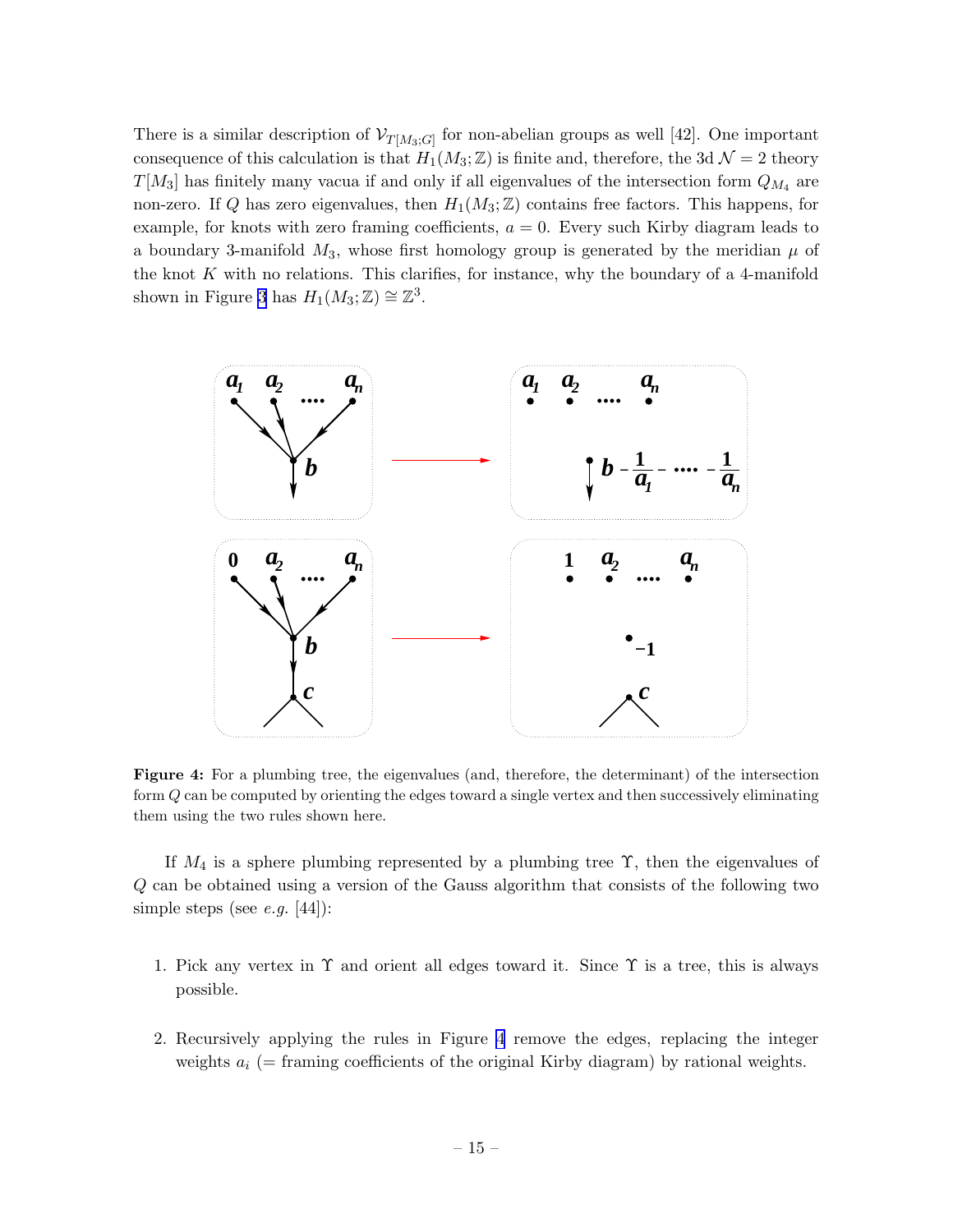There is a similar description of $\mathcal{V}_{T[M_3;G]}$ for non-abelian groups as well [42]. One important consequence of this calculation is that $H_1(M_3;\mathbb{Z})$ is finite and, therefore, the 3d $\mathcal{N}=2$ theory $T[M_3]$ has finitely many vacua if and only if all eigenvalues of the intersection form $Q_{M_4}$ are non-zero. If $Q$ has zero eigenvalues, then $H_1(M_3;\mathbb{Z})$ contains free factors. This happens, for example, for knots with zero framing coefficients, $a=0$. Every such Kirby diagram leads to a boundary 3-manifold $M_3$, whose first homology group is generated by the meridian $\mu$ of the knot $K$ with no relations. This clarifies, for instance, why the boundary of a 4-manifold shown in Figure 3 has $H_1(M_3;\mathbb{Z}) \cong \mathbb{Z}^3$.

**Figure 4:** For a plumbing tree, the eigenvalues (and, therefore, the determinant) of the intersection form $Q$ can be computed by orienting the edges toward a single vertex and then successively eliminating them using the two rules shown here.

If $M_4$ is a sphere plumbing represented by a plumbing tree $\Upsilon$, then the eigenvalues of $Q$ can be obtained using a version of the Gauss algorithm that consists of the following two simple steps (see *e.g.* [44]):

1. Pick any vertex in $\Upsilon$ and orient all edges toward it. Since $\Upsilon$ is a tree, this is always possible.

2. Recursively applying the rules in Figure 4 remove the edges, replacing the integer weights $a_i$ (= framing coefficients of the original Kirby diagram) by rational weights.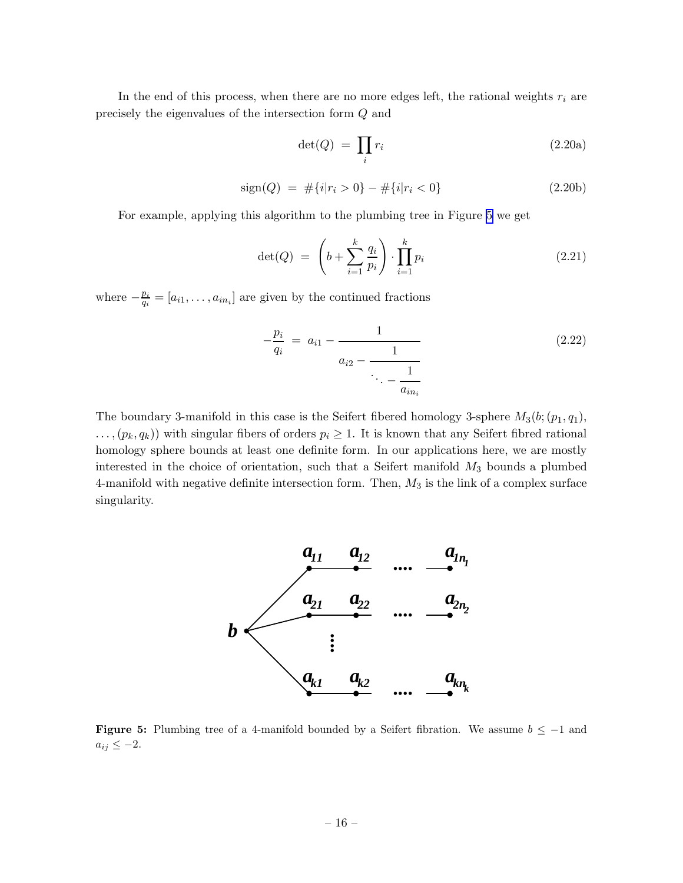In the end of this process, when there are no more edges left, the rational weights $r_i$ are precisely the eigenvalues of the intersection form $Q$ and

$$\det(Q) \;=\; \prod_i r_i \tag{2.20a}$$

$$\mathrm{sign}(Q) \;=\; \#\{i|r_i>0\} - \#\{i|r_i<0\} \tag{2.20b}$$

For example, applying this algorithm to the plumbing tree in Figure 5 we get

$$\det(Q) \;=\; \left( b + \sum_{i=1}^{k} \frac{q_i}{p_i} \right) \cdot \prod_{i=1}^{k} p_i \tag{2.21}$$

where $-\frac{p_i}{q_i} = [a_{i1}, \ldots, a_{in_i}]$ are given by the continued fractions

$$-\frac{p_i}{q_i} \;=\; a_{i1} - \cfrac{1}{a_{i2} - \cfrac{1}{\ddots - \cfrac{1}{a_{in_i}}}} \tag{2.22}$$

The boundary 3-manifold in this case is the Seifert fibered homology 3-sphere $M_3(b;(p_1,q_1), \ldots, (p_k,q_k))$ with singular fibers of orders $p_i \geq 1$. It is known that any Seifert fibred rational homology sphere bounds at least one definite form. In our applications here, we are mostly interested in the choice of orientation, such that a Seifert manifold $M_3$ bounds a plumbed 4-manifold with negative definite intersection form. Then, $M_3$ is the link of a complex surface singularity.

**Figure 5:** Plumbing tree of a 4-manifold bounded by a Seifert fibration. We assume $b \leq -1$ and $a_{ij} \leq -2$.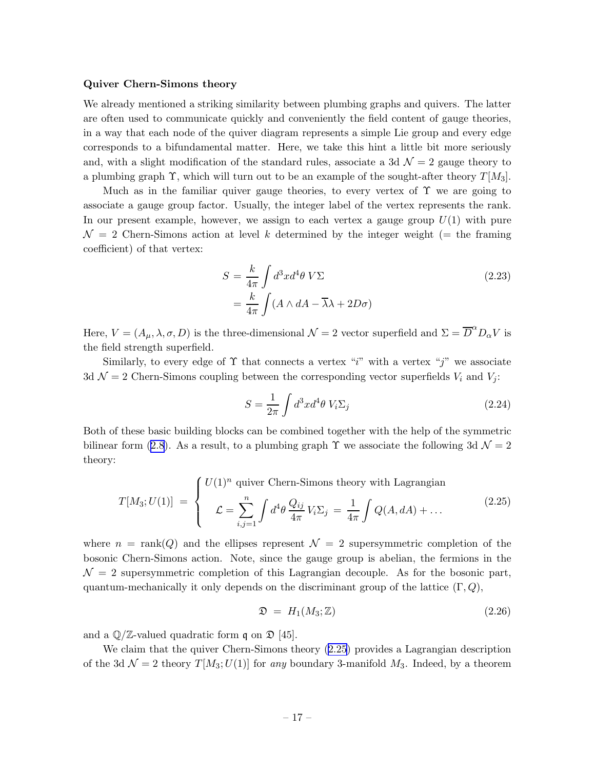**Quiver Chern-Simons theory**

We already mentioned a striking similarity between plumbing graphs and quivers. The latter are often used to communicate quickly and conveniently the field content of gauge theories, in a way that each node of the quiver diagram represents a simple Lie group and every edge corresponds to a bifundamental matter. Here, we take this hint a little bit more seriously and, with a slight modification of the standard rules, associate a 3d $\mathcal{N}=2$ gauge theory to a plumbing graph $\Upsilon$, which will turn out to be an example of the sought-after theory $T[M_3]$.

Much as in the familiar quiver gauge theories, to every vertex of $\Upsilon$ we are going to associate a gauge group factor. Usually, the integer label of the vertex represents the rank. In our present example, however, we assign to each vertex a gauge group $U(1)$ with pure $\mathcal{N}=2$ Chern-Simons action at level $k$ determined by the integer weight (= the framing coefficient) of that vertex:

$$
\begin{aligned}
S &= \frac{k}{4\pi} \int d^3x d^4\theta \, V \Sigma \\
&= \frac{k}{4\pi} \int (A \wedge dA - \overline{\lambda}\lambda + 2D\sigma)
\end{aligned}
\tag{2.23}
$$

Here, $V = (A_\mu, \lambda, \sigma, D)$ is the three-dimensional $\mathcal{N}=2$ vector superfield and $\Sigma = \overline{D}^\alpha D_\alpha V$ is the field strength superfield.

Similarly, to every edge of $\Upsilon$ that connects a vertex "$i$" with a vertex "$j$" we associate 3d $\mathcal{N}=2$ Chern-Simons coupling between the corresponding vector superfields $V_i$ and $V_j$:

$$
S = \frac{1}{2\pi} \int d^3x d^4\theta \, V_i \Sigma_j \tag{2.24}
$$

Both of these basic building blocks can be combined together with the help of the symmetric bilinear form (2.8). As a result, to a plumbing graph $\Upsilon$ we associate the following 3d $\mathcal{N}=2$ theory:

$$
T[M_3; U(1)] \; = \; \begin{cases} U(1)^n \text{ quiver Chern-Simons theory with Lagrangian} \\ \mathcal{L} = \displaystyle\sum_{i,j=1}^{n} \int d^4\theta \, \frac{Q_{ij}}{4\pi} \, V_i \Sigma_j \; = \; \frac{1}{4\pi} \int Q(A, dA) + \ldots \end{cases} \tag{2.25}
$$

where $n = \text{rank}(Q)$ and the ellipses represent $\mathcal{N}=2$ supersymmetric completion of the bosonic Chern-Simons action. Note, since the gauge group is abelian, the fermions in the $\mathcal{N}=2$ supersymmetric completion of this Lagrangian decouple. As for the bosonic part, quantum-mechanically it only depends on the discriminant group of the lattice $(\Gamma, Q)$,

$$
\mathfrak{D} \; = \; H_1(M_3; \mathbb{Z}) \tag{2.26}
$$

and a $\mathbb{Q}/\mathbb{Z}$-valued quadratic form $\mathfrak{q}$ on $\mathfrak{D}$ [45].

We claim that the quiver Chern-Simons theory (2.25) provides a Lagrangian description of the 3d $\mathcal{N}=2$ theory $T[M_3; U(1)]$ for *any* boundary 3-manifold $M_3$. Indeed, by a theorem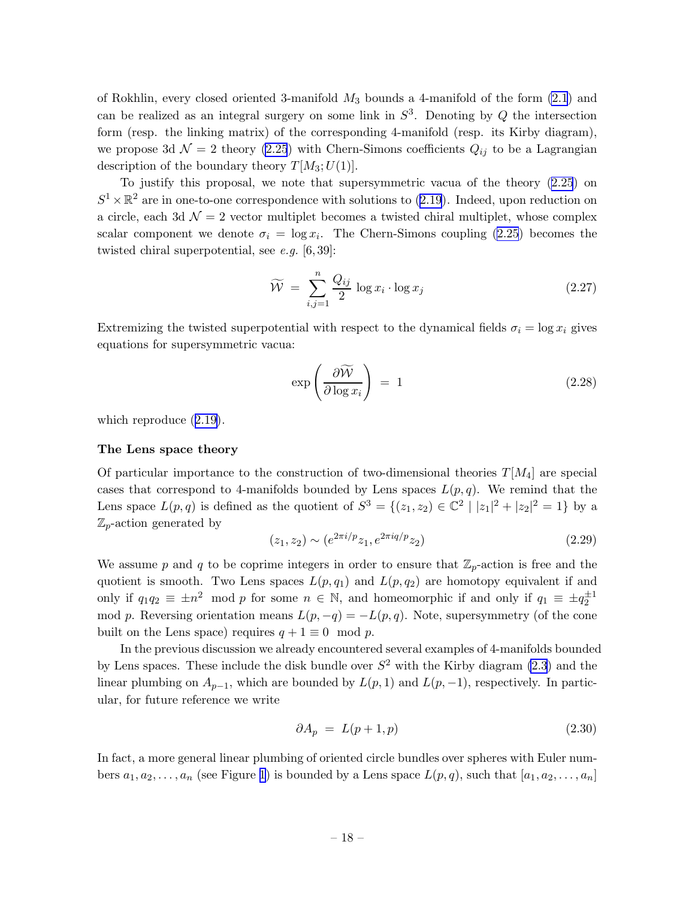of Rokhlin, every closed oriented 3-manifold $M_3$ bounds a 4-manifold of the form (2.1) and can be realized as an integral surgery on some link in $S^3$. Denoting by $Q$ the intersection form (resp. the linking matrix) of the corresponding 4-manifold (resp. its Kirby diagram), we propose 3d $\mathcal{N}=2$ theory (2.25) with Chern-Simons coefficients $Q_{ij}$ to be a Lagrangian description of the boundary theory $T[M_3;U(1)]$.

To justify this proposal, we note that supersymmetric vacua of the theory (2.25) on $S^1 \times \mathbb{R}^2$ are in one-to-one correspondence with solutions to (2.19). Indeed, upon reduction on a circle, each 3d $\mathcal{N}=2$ vector multiplet becomes a twisted chiral multiplet, whose complex scalar component we denote $\sigma_i = \log x_i$. The Chern-Simons coupling (2.25) becomes the twisted chiral superpotential, see *e.g.* [6, 39]:

$$\widetilde{\mathcal{W}} \;=\; \sum_{i,j=1}^{n} \frac{Q_{ij}}{2} \log x_i \cdot \log x_j \tag{2.27}$$

Extremizing the twisted superpotential with respect to the dynamical fields $\sigma_i = \log x_i$ gives equations for supersymmetric vacua:

$$\exp\left(\frac{\partial \widetilde{\mathcal{W}}}{\partial \log x_i}\right) \;=\; 1 \tag{2.28}$$

which reproduce (2.19).

**The Lens space theory**

Of particular importance to the construction of two-dimensional theories $T[M_4]$ are special cases that correspond to 4-manifolds bounded by Lens spaces $L(p,q)$. We remind that the Lens space $L(p,q)$ is defined as the quotient of $S^3 = \{(z_1,z_2) \in \mathbb{C}^2 \mid |z_1|^2 + |z_2|^2 = 1\}$ by a $\mathbb{Z}_p$-action generated by

$$(z_1, z_2) \sim (e^{2\pi i/p} z_1, e^{2\pi i q/p} z_2) \tag{2.29}$$

We assume $p$ and $q$ to be coprime integers in order to ensure that $\mathbb{Z}_p$-action is free and the quotient is smooth. Two Lens spaces $L(p,q_1)$ and $L(p,q_2)$ are homotopy equivalent if and only if $q_1 q_2 \equiv \pm n^2 \mod p$ for some $n \in \mathbb{N}$, and homeomorphic if and only if $q_1 \equiv \pm q_2^{\pm 1} \mod p$. Reversing orientation means $L(p,-q) = -L(p,q)$. Note, supersymmetry (of the cone built on the Lens space) requires $q+1 \equiv 0 \mod p$.

In the previous discussion we already encountered several examples of 4-manifolds bounded by Lens spaces. These include the disk bundle over $S^2$ with the Kirby diagram (2.3) and the linear plumbing on $A_{p-1}$, which are bounded by $L(p,1)$ and $L(p,-1)$, respectively. In particular, for future reference we write

$$\partial A_p \;=\; L(p+1,p) \tag{2.30}$$

In fact, a more general linear plumbing of oriented circle bundles over spheres with Euler numbers $a_1, a_2, \ldots, a_n$ (see Figure 1) is bounded by a Lens space $L(p,q)$, such that $[a_1, a_2, \ldots, a_n]$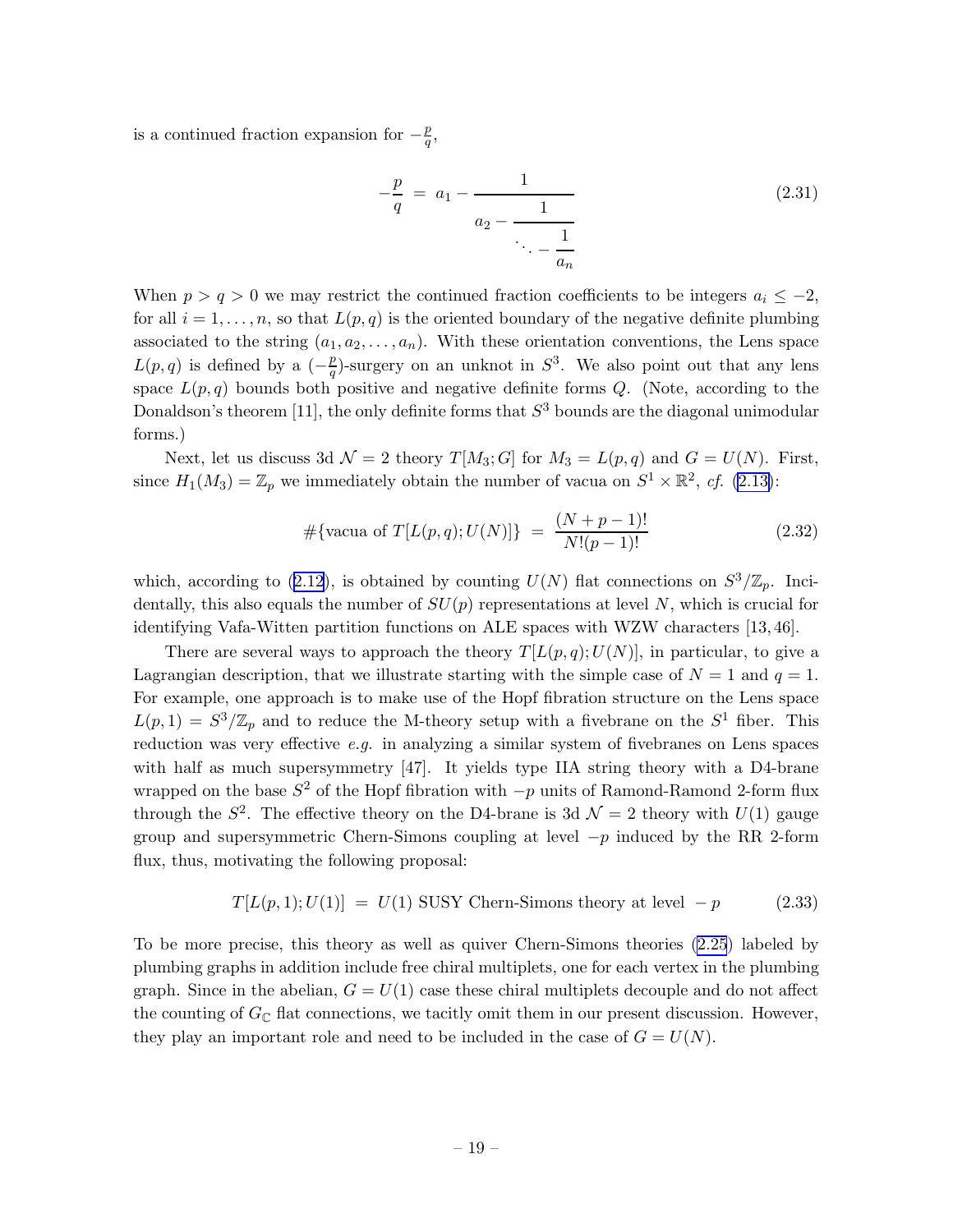is a continued fraction expansion for $-\frac{p}{q}$,

$$-\frac{p}{q} \;=\; a_1 - \cfrac{1}{a_2 - \cfrac{1}{\ddots - \cfrac{1}{a_n}}} \tag{2.31}$$

When $p > q > 0$ we may restrict the continued fraction coefficients to be integers $a_i \le -2$, for all $i = 1, \ldots, n$, so that $L(p,q)$ is the oriented boundary of the negative definite plumbing associated to the string $(a_1, a_2, \ldots, a_n)$. With these orientation conventions, the Lens space $L(p,q)$ is defined by a $(-\frac{p}{q})$-surgery on an unknot in $S^3$. We also point out that any lens space $L(p,q)$ bounds both positive and negative definite forms $Q$. (Note, according to the Donaldson's theorem [11], the only definite forms that $S^3$ bounds are the diagonal unimodular forms.)

Next, let us discuss 3d $\mathcal{N}=2$ theory $T[M_3;G]$ for $M_3 = L(p,q)$ and $G = U(N)$. First, since $H_1(M_3) = \mathbb{Z}_p$ we immediately obtain the number of vacua on $S^1 \times \mathbb{R}^2$, *cf.* (2.13):

$$\#\{\text{vacua of } T[L(p,q);U(N)]\} \;=\; \frac{(N+p-1)!}{N!(p-1)!} \tag{2.32}$$

which, according to (2.12), is obtained by counting $U(N)$ flat connections on $S^3/\mathbb{Z}_p$. Incidentally, this also equals the number of $SU(p)$ representations at level $N$, which is crucial for identifying Vafa-Witten partition functions on ALE spaces with WZW characters [13, 46].

There are several ways to approach the theory $T[L(p,q);U(N)]$, in particular, to give a Lagrangian description, that we illustrate starting with the simple case of $N=1$ and $q=1$. For example, one approach is to make use of the Hopf fibration structure on the Lens space $L(p,1) = S^3/\mathbb{Z}_p$ and to reduce the M-theory setup with a fivebrane on the $S^1$ fiber. This reduction was very effective *e.g.* in analyzing a similar system of fivebranes on Lens spaces with half as much supersymmetry [47]. It yields type IIA string theory with a D4-brane wrapped on the base $S^2$ of the Hopf fibration with $-p$ units of Ramond-Ramond 2-form flux through the $S^2$. The effective theory on the D4-brane is 3d $\mathcal{N}=2$ theory with $U(1)$ gauge group and supersymmetric Chern-Simons coupling at level $-p$ induced by the RR 2-form flux, thus, motivating the following proposal:

$$T[L(p,1);U(1)] \;=\; U(1) \text{ SUSY Chern-Simons theory at level } -p \tag{2.33}$$

To be more precise, this theory as well as quiver Chern-Simons theories (2.25) labeled by plumbing graphs in addition include free chiral multiplets, one for each vertex in the plumbing graph. Since in the abelian, $G = U(1)$ case these chiral multiplets decouple and do not affect the counting of $G_{\mathbb{C}}$ flat connections, we tacitly omit them in our present discussion. However, they play an important role and need to be included in the case of $G = U(N)$.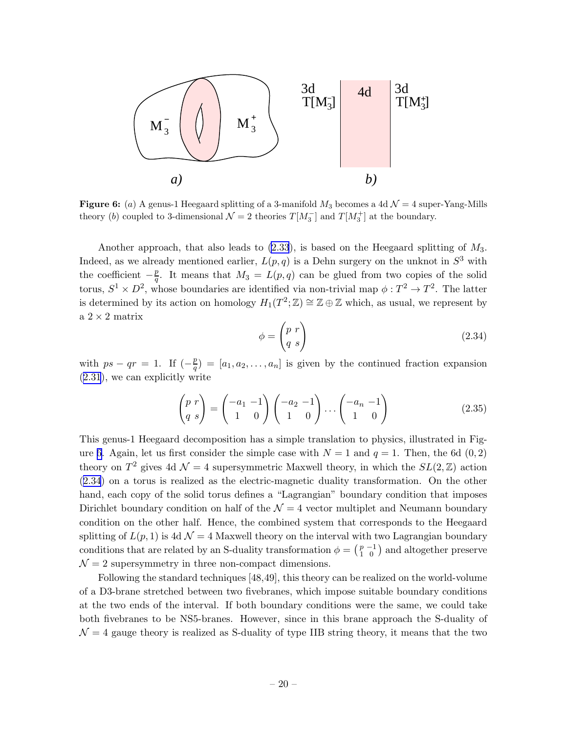**Figure 6:** (*a*) A genus-1 Heegaard splitting of a 3-manifold $M_3$ becomes a 4d $\mathcal{N}=4$ super-Yang-Mills theory (*b*) coupled to 3-dimensional $\mathcal{N}=2$ theories $T[M_3^-]$ and $T[M_3^+]$ at the boundary.

Another approach, that also leads to (2.33), is based on the Heegaard splitting of $M_3$. Indeed, as we already mentioned earlier, $L(p,q)$ is a Dehn surgery on the unknot in $S^3$ with the coefficient $-\frac{p}{q}$. It means that $M_3 = L(p,q)$ can be glued from two copies of the solid torus, $S^1 \times D^2$, whose boundaries are identified via non-trivial map $\phi : T^2 \to T^2$. The latter is determined by its action on homology $H_1(T^2;\mathbb{Z}) \cong \mathbb{Z} \oplus \mathbb{Z}$ which, as usual, we represent by a $2 \times 2$ matrix

$$\phi = \begin{pmatrix} p & r \\ q & s \end{pmatrix} \tag{2.34}$$

with $ps - qr = 1$. If $(-\frac{p}{q}) = [a_1, a_2, \ldots, a_n]$ is given by the continued fraction expansion (2.31), we can explicitly write

$$\begin{pmatrix} p & r \\ q & s \end{pmatrix} = \begin{pmatrix} -a_1 & -1 \\ 1 & 0 \end{pmatrix} \begin{pmatrix} -a_2 & -1 \\ 1 & 0 \end{pmatrix} \cdots \begin{pmatrix} -a_n & -1 \\ 1 & 0 \end{pmatrix} \tag{2.35}$$

This genus-1 Heegaard decomposition has a simple translation to physics, illustrated in Figure 6. Again, let us first consider the simple case with $N=1$ and $q=1$. Then, the 6d $(0,2)$ theory on $T^2$ gives 4d $\mathcal{N}=4$ supersymmetric Maxwell theory, in which the $SL(2,\mathbb{Z})$ action (2.34) on a torus is realized as the electric-magnetic duality transformation. On the other hand, each copy of the solid torus defines a "Lagrangian" boundary condition that imposes Dirichlet boundary condition on half of the $\mathcal{N}=4$ vector multiplet and Neumann boundary condition on the other half. Hence, the combined system that corresponds to the Heegaard splitting of $L(p,1)$ is 4d $\mathcal{N}=4$ Maxwell theory on the interval with two Lagrangian boundary conditions that are related by an S-duality transformation $\phi = \begin{pmatrix} p & -1 \\ 1 & 0 \end{pmatrix}$ and altogether preserve $\mathcal{N}=2$ supersymmetry in three non-compact dimensions.

Following the standard techniques [48,49], this theory can be realized on the world-volume of a D3-brane stretched between two fivebranes, which impose suitable boundary conditions at the two ends of the interval. If both boundary conditions were the same, we could take both fivebranes to be NS5-branes. However, since in this brane approach the S-duality of $\mathcal{N}=4$ gauge theory is realized as S-duality of type IIB string theory, it means that the two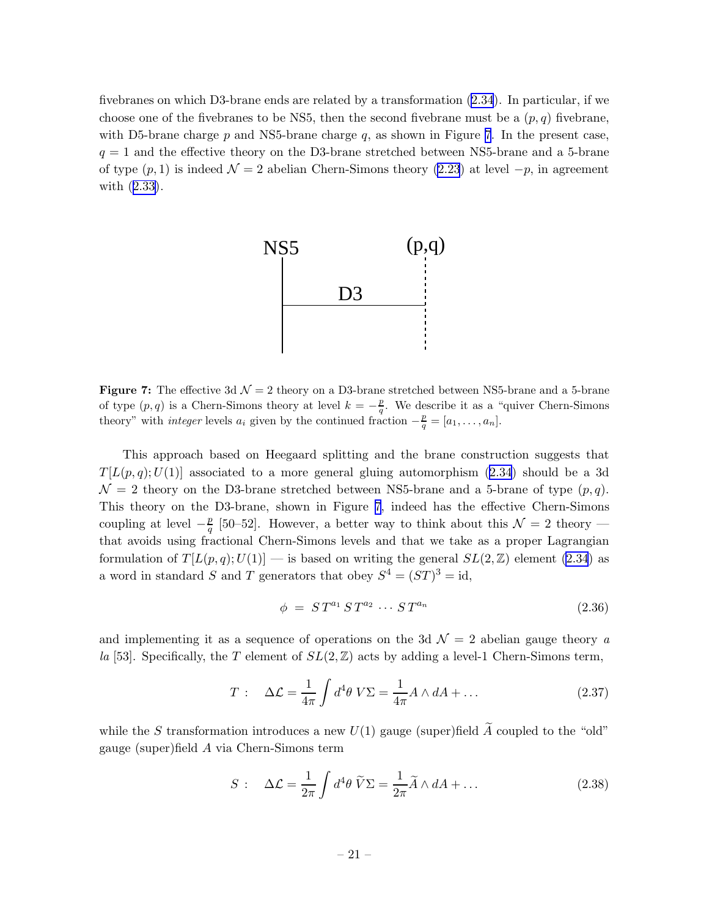fivebranes on which D3-brane ends are related by a transformation (2.34). In particular, if we choose one of the fivebranes to be NS5, then the second fivebrane must be a $(p, q)$ fivebrane, with D5-brane charge $p$ and NS5-brane charge $q$, as shown in Figure 7. In the present case, $q = 1$ and the effective theory on the D3-brane stretched between NS5-brane and a 5-brane of type $(p, 1)$ is indeed $\mathcal{N} = 2$ abelian Chern-Simons theory (2.23) at level $-p$, in agreement with (2.33).

**Figure 7:** The effective 3d $\mathcal{N} = 2$ theory on a D3-brane stretched between NS5-brane and a 5-brane of type $(p, q)$ is a Chern-Simons theory at level $k = -\frac{p}{q}$. We describe it as a "quiver Chern-Simons theory" with *integer* levels $a_i$ given by the continued fraction $-\frac{p}{q} = [a_1, \ldots, a_n]$.

This approach based on Heegaard splitting and the brane construction suggests that $T[L(p, q); U(1)]$ associated to a more general gluing automorphism (2.34) should be a 3d $\mathcal{N} = 2$ theory on the D3-brane stretched between NS5-brane and a 5-brane of type $(p, q)$. This theory on the D3-brane, shown in Figure 7, indeed has the effective Chern-Simons coupling at level $-\frac{p}{q}$ [50–52]. However, a better way to think about this $\mathcal{N} = 2$ theory — that avoids using fractional Chern-Simons levels and that we take as a proper Lagrangian formulation of $T[L(p, q); U(1)]$ — is based on writing the general $SL(2, \mathbb{Z})$ element (2.34) as a word in standard $S$ and $T$ generators that obey $S^4 = (ST)^3 = \text{id}$,

$$\phi \;=\; S\,T^{a_1}\,S\,T^{a_2}\,\cdots\,S\,T^{a_n} \tag{2.36}$$

and implementing it as a sequence of operations on the 3d $\mathcal{N} = 2$ abelian gauge theory *a la* [53]. Specifically, the $T$ element of $SL(2, \mathbb{Z})$ acts by adding a level-1 Chern-Simons term,

$$T: \quad \Delta \mathcal{L} = \frac{1}{4\pi} \int d^4\theta \; V \Sigma = \frac{1}{4\pi} A \wedge dA + \ldots \tag{2.37}$$

while the $S$ transformation introduces a new $U(1)$ gauge (super)field $\widetilde{A}$ coupled to the "old" gauge (super)field $A$ via Chern-Simons term

$$S: \quad \Delta \mathcal{L} = \frac{1}{2\pi} \int d^4\theta \; \widetilde{V} \Sigma = \frac{1}{2\pi} \widetilde{A} \wedge dA + \ldots \tag{2.38}$$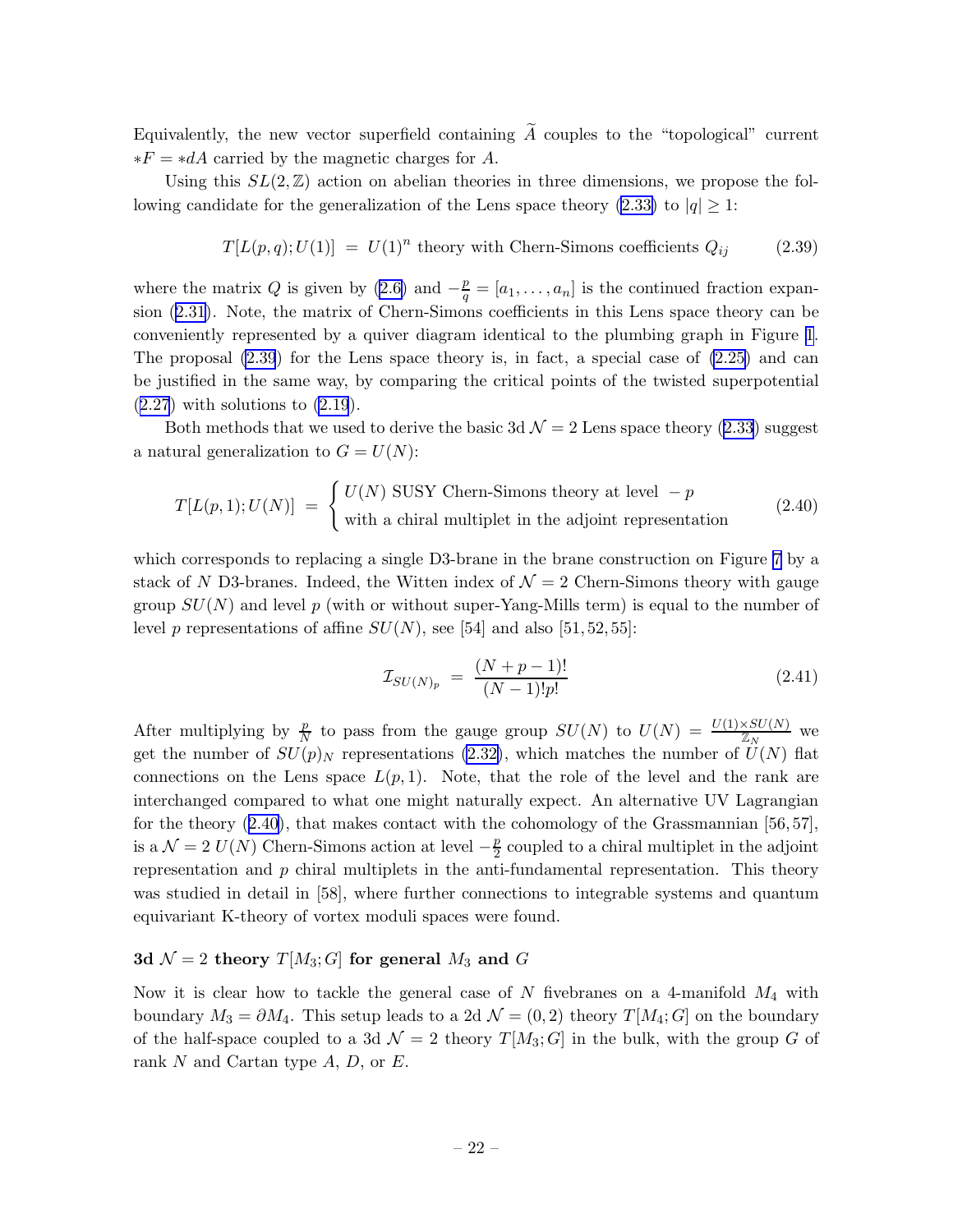Equivalently, the new vector superfield containing $\widetilde{A}$ couples to the "topological" current $*F = *dA$ carried by the magnetic charges for $A$.

Using this $SL(2,\mathbb{Z})$ action on abelian theories in three dimensions, we propose the following candidate for the generalization of the Lens space theory (2.33) to $|q| \geq 1$:

$$T[L(p,q);U(1)] \;=\; U(1)^n \text{ theory with Chern-Simons coefficients } Q_{ij} \tag{2.39}$$

where the matrix $Q$ is given by (2.6) and $-\frac{p}{q} = [a_1, \ldots, a_n]$ is the continued fraction expansion (2.31). Note, the matrix of Chern-Simons coefficients in this Lens space theory can be conveniently represented by a quiver diagram identical to the plumbing graph in Figure 1. The proposal (2.39) for the Lens space theory is, in fact, a special case of (2.25) and can be justified in the same way, by comparing the critical points of the twisted superpotential (2.27) with solutions to (2.19).

Both methods that we used to derive the basic 3d $\mathcal{N}=2$ Lens space theory (2.33) suggest a natural generalization to $G = U(N)$:

$$T[L(p,1);U(N)] \;=\; \begin{cases} U(N) \text{ SUSY Chern-Simons theory at level } -p \\ \text{with a chiral multiplet in the adjoint representation} \end{cases} \tag{2.40}$$

which corresponds to replacing a single D3-brane in the brane construction on Figure 7 by a stack of $N$ D3-branes. Indeed, the Witten index of $\mathcal{N}=2$ Chern-Simons theory with gauge group $SU(N)$ and level $p$ (with or without super-Yang-Mills term) is equal to the number of level $p$ representations of affine $SU(N)$, see [54] and also [51, 52, 55]:

$$\mathcal{I}_{SU(N)_p} \;=\; \frac{(N+p-1)!}{(N-1)!p!} \tag{2.41}$$

After multiplying by $\frac{p}{N}$ to pass from the gauge group $SU(N)$ to $U(N) = \frac{U(1)\times SU(N)}{\mathbb{Z}_N}$ we get the number of $SU(p)_N$ representations (2.32), which matches the number of $U(N)$ flat connections on the Lens space $L(p,1)$. Note, that the role of the level and the rank are interchanged compared to what one might naturally expect. An alternative UV Lagrangian for the theory (2.40), that makes contact with the cohomology of the Grassmannian [56, 57], is a $\mathcal{N}=2$ $U(N)$ Chern-Simons action at level $-\frac{p}{2}$ coupled to a chiral multiplet in the adjoint representation and $p$ chiral multiplets in the anti-fundamental representation. This theory was studied in detail in [58], where further connections to integrable systems and quantum equivariant K-theory of vortex moduli spaces were found.

**3d $\mathcal{N}=2$ theory $T[M_3;G]$ for general $M_3$ and $G$**

Now it is clear how to tackle the general case of $N$ fivebranes on a 4-manifold $M_4$ with boundary $M_3 = \partial M_4$. This setup leads to a 2d $\mathcal{N}=(0,2)$ theory $T[M_4;G]$ on the boundary of the half-space coupled to a 3d $\mathcal{N}=2$ theory $T[M_3;G]$ in the bulk, with the group $G$ of rank $N$ and Cartan type $A$, $D$, or $E$.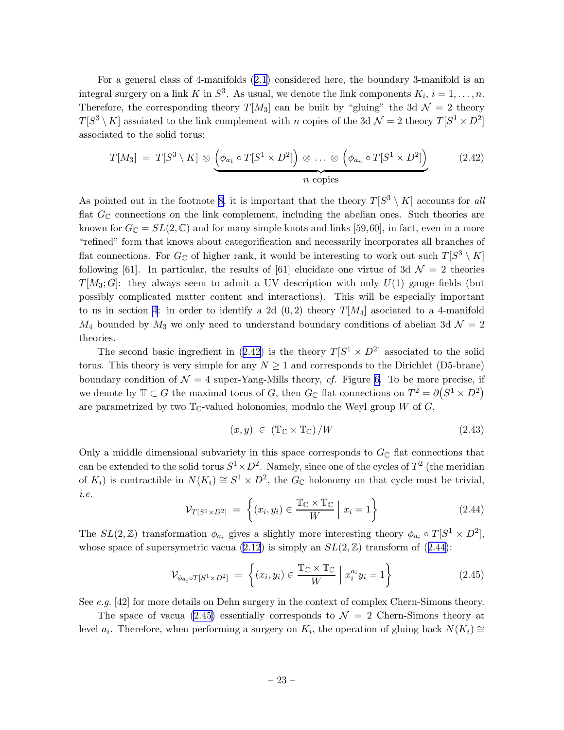For a general class of 4-manifolds (2.1) considered here, the boundary 3-manifold is an integral surgery on a link $K$ in $S^3$. As usual, we denote the link components $K_i$, $i = 1, \ldots, n$. Therefore, the corresponding theory $T[M_3]$ can be built by "gluing" the 3d $\mathcal{N} = 2$ theory $T[S^3 \setminus K]$ assoiated to the link complement with $n$ copies of the 3d $\mathcal{N} = 2$ theory $T[S^1 \times D^2]$ associated to the solid torus:

$$T[M_3] \; = \; T[S^3 \setminus K] \otimes \underbrace{\left(\phi_{a_1} \circ T[S^1 \times D^2]\right) \otimes \ldots \otimes \left(\phi_{a_n} \circ T[S^1 \times D^2]\right)}_{n \text{ copies}} \tag{2.42}$$

As pointed out in the footnote 8, it is important that the theory $T[S^3 \setminus K]$ accounts for *all* flat $G_{\mathbb{C}}$ connections on the link complement, including the abelian ones. Such theories are known for $G_{\mathbb{C}} = SL(2, \mathbb{C})$ and for many simple knots and links [59,60], in fact, even in a more "refined" form that knows about categorification and necessarily incorporates all branches of flat connections. For $G_{\mathbb{C}}$ of higher rank, it would be interesting to work out such $T[S^3 \setminus K]$ following [61]. In particular, the results of [61] elucidate one virtue of 3d $\mathcal{N} = 2$ theories $T[M_3; G]$: they always seem to admit a UV description with only $U(1)$ gauge fields (but possibly complicated matter content and interactions). This will be especially important to us in section 4: in order to identify a 2d $(0, 2)$ theory $T[M_4]$ asociated to a 4-manifold $M_4$ bounded by $M_3$ we only need to understand boundary conditions of abelian 3d $\mathcal{N} = 2$ theories.

The second basic ingredient in (2.42) is the theory $T[S^1 \times D^2]$ associated to the solid torus. This theory is very simple for any $N \geq 1$ and corresponds to the Dirichlet (D5-brane) boundary condition of $\mathcal{N} = 4$ super-Yang-Mills theory, *cf.* Figure 6. To be more precise, if we denote by $\mathbb{T} \subset G$ the maximal torus of $G$, then $G_{\mathbb{C}}$ flat connections on $T^2 = \partial\big(S^1 \times D^2\big)$ are parametrized by two $\mathbb{T}_{\mathbb{C}}$-valued holonomies, modulo the Weyl group $W$ of $G$,

$$(x, y) \; \in \; (\mathbb{T}_{\mathbb{C}} \times \mathbb{T}_{\mathbb{C}}) \, / W \tag{2.43}$$

Only a middle dimensional subvariety in this space corresponds to $G_{\mathbb{C}}$ flat connections that can be extended to the solid torus $S^1 \times D^2$. Namely, since one of the cycles of $T^2$ (the meridian of $K_i$) is contractible in $N(K_i) \cong S^1 \times D^2$, the $G_{\mathbb{C}}$ holonomy on that cycle must be trivial, *i.e.*

$$\mathcal{V}_{T[S^1 \times D^2]} \; = \; \left\{ (x_i, y_i) \in \frac{\mathbb{T}_{\mathbb{C}} \times \mathbb{T}_{\mathbb{C}}}{W} \;\Big|\; x_i = 1 \right\} \tag{2.44}$$

The $SL(2, \mathbb{Z})$ transformation $\phi_{a_i}$ gives a slightly more interesting theory $\phi_{a_i} \circ T[S^1 \times D^2]$, whose space of supersymetric vacua (2.12) is simply an $SL(2, \mathbb{Z})$ transform of (2.44):

$$\mathcal{V}_{\phi_{a_i} \circ T[S^1 \times D^2]} \; = \; \left\{ (x_i, y_i) \in \frac{\mathbb{T}_{\mathbb{C}} \times \mathbb{T}_{\mathbb{C}}}{W} \;\Big|\; x_i^{a_i} y_i = 1 \right\} \tag{2.45}$$

See *e.g.* [42] for more details on Dehn surgery in the context of complex Chern-Simons theory.

The space of vacua (2.45) essentially corresponds to $\mathcal{N} = 2$ Chern-Simons theory at level $a_i$. Therefore, when performing a surgery on $K_i$, the operation of gluing back $N(K_i) \cong$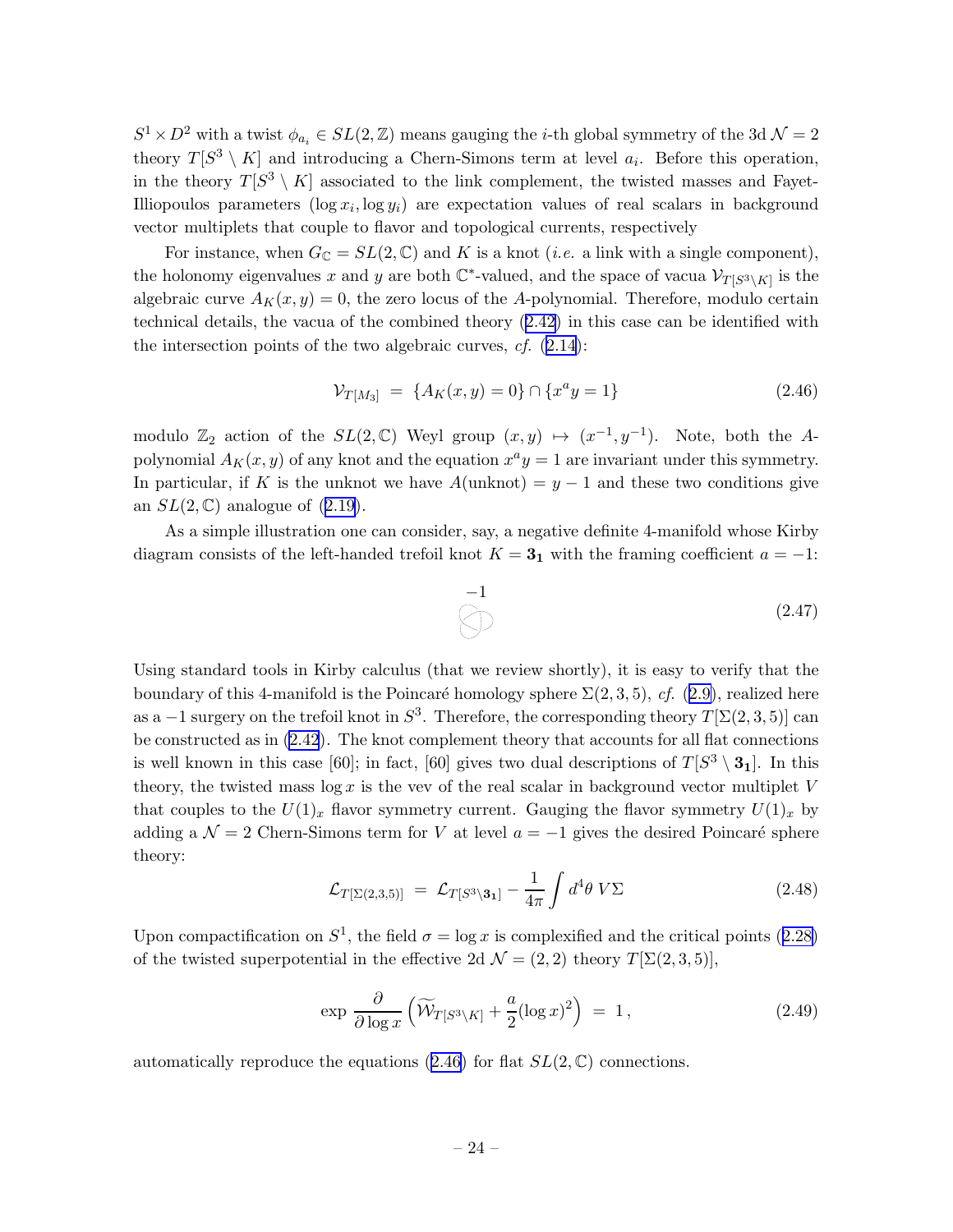$S^1 \times D^2$ with a twist $\phi_{a_i} \in SL(2,\mathbb{Z})$ means gauging the $i$-th global symmetry of the 3d $\mathcal{N}=2$ theory $T[S^3 \setminus K]$ and introducing a Chern-Simons term at level $a_i$. Before this operation, in the theory $T[S^3 \setminus K]$ associated to the link complement, the twisted masses and Fayet-Illiopoulos parameters $(\log x_i, \log y_i)$ are expectation values of real scalars in background vector multiplets that couple to flavor and topological currents, respectively

For instance, when $G_{\mathbb{C}} = SL(2,\mathbb{C})$ and $K$ is a knot (*i.e.* a link with a single component), the holonomy eigenvalues $x$ and $y$ are both $\mathbb{C}^*$-valued, and the space of vacua $\mathcal{V}_{T[S^3\setminus K]}$ is the algebraic curve $A_K(x,y)=0$, the zero locus of the $A$-polynomial. Therefore, modulo certain technical details, the vacua of the combined theory (2.42) in this case can be identified with the intersection points of the two algebraic curves, *cf.* (2.14):

$$\mathcal{V}_{T[M_3]} \;=\; \{A_K(x,y)=0\} \cap \{x^a y = 1\} \tag{2.46}$$

modulo $\mathbb{Z}_2$ action of the $SL(2,\mathbb{C})$ Weyl group $(x,y) \mapsto (x^{-1},y^{-1})$. Note, both the $A$-polynomial $A_K(x,y)$ of any knot and the equation $x^a y = 1$ are invariant under this symmetry. In particular, if $K$ is the unknot we have $A(\text{unknot}) = y - 1$ and these two conditions give an $SL(2,\mathbb{C})$ analogue of (2.19).

As a simple illustration one can consider, say, a negative definite 4-manifold whose Kirby diagram consists of the left-handed trefoil knot $K = \mathbf{3_1}$ with the framing coefficient $a = -1$:

$$-1 \tag{2.47}$$

Using standard tools in Kirby calculus (that we review shortly), it is easy to verify that the boundary of this 4-manifold is the Poincaré homology sphere $\Sigma(2,3,5)$, *cf.* (2.9), realized here as a $-1$ surgery on the trefoil knot in $S^3$. Therefore, the corresponding theory $T[\Sigma(2,3,5)]$ can be constructed as in (2.42). The knot complement theory that accounts for all flat connections is well known in this case [60]; in fact, [60] gives two dual descriptions of $T[S^3 \setminus \mathbf{3_1}]$. In this theory, the twisted mass $\log x$ is the vev of the real scalar in background vector multiplet $V$ that couples to the $U(1)_x$ flavor symmetry current. Gauging the flavor symmetry $U(1)_x$ by adding a $\mathcal{N}=2$ Chern-Simons term for $V$ at level $a=-1$ gives the desired Poincaré sphere theory:

$$\mathcal{L}_{T[\Sigma(2,3,5)]} \;=\; \mathcal{L}_{T[S^3\setminus \mathbf{3_1}]} - \frac{1}{4\pi}\int d^4\theta \; V\Sigma \tag{2.48}$$

Upon compactification on $S^1$, the field $\sigma = \log x$ is complexified and the critical points (2.28) of the twisted superpotential in the effective 2d $\mathcal{N}=(2,2)$ theory $T[\Sigma(2,3,5)]$,

$$\exp \frac{\partial}{\partial \log x}\left(\widetilde{\mathcal{W}}_{T[S^3\setminus K]} + \frac{a}{2}(\log x)^2\right) \;=\; 1\,, \tag{2.49}$$

automatically reproduce the equations (2.46) for flat $SL(2,\mathbb{C})$ connections.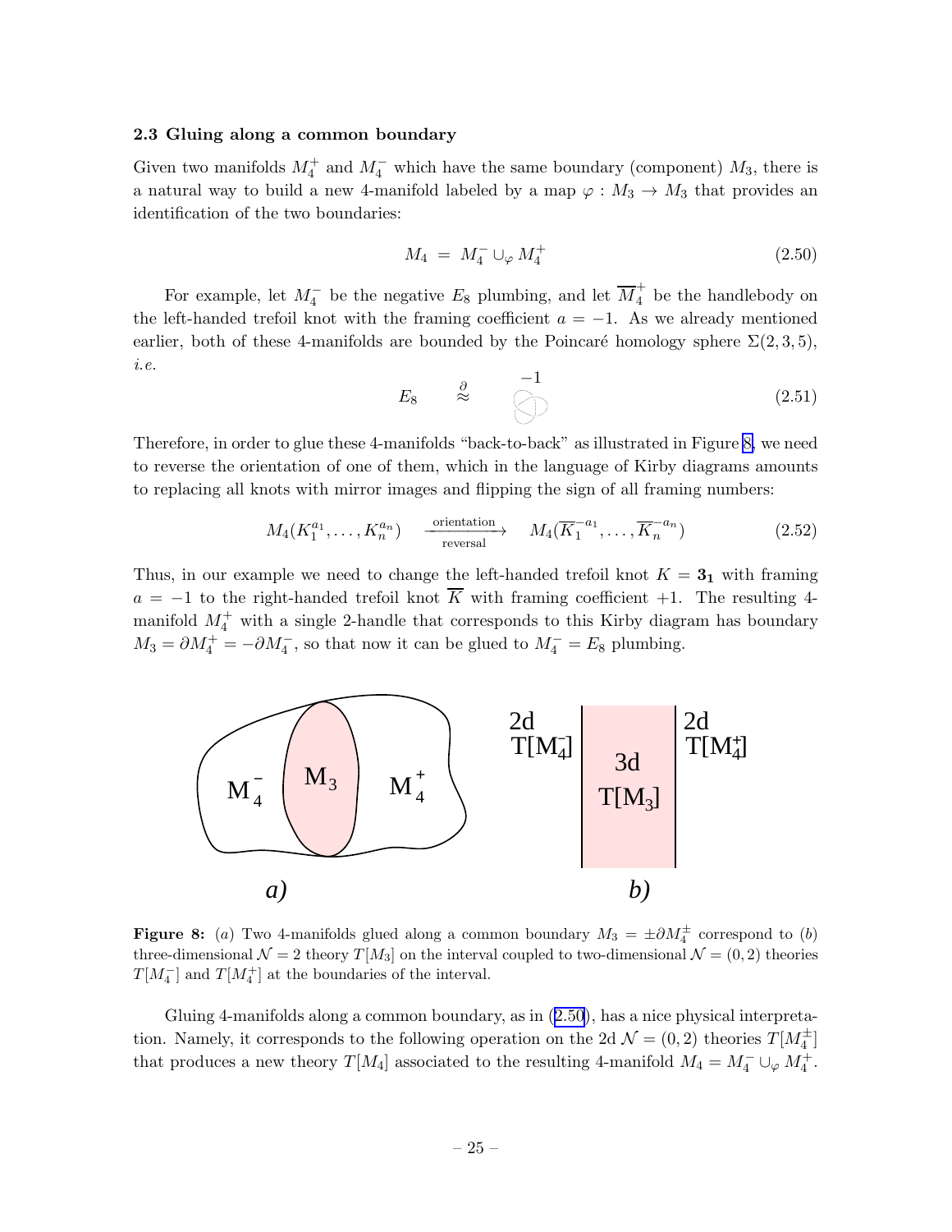### 2.3 Gluing along a common boundary

Given two manifolds $M_4^+$ and $M_4^-$ which have the same boundary (component) $M_3$, there is a natural way to build a new 4-manifold labeled by a map $\varphi : M_3 \to M_3$ that provides an identification of the two boundaries:

$$M_4 \ = \ M_4^- \cup_\varphi M_4^+ \tag{2.50}$$

For example, let $M_4^-$ be the negative $E_8$ plumbing, and let $\overline{M}_4^+$ be the handlebody on the left-handed trefoil knot with the framing coefficient $a = -1$. As we already mentioned earlier, both of these 4-manifolds are bounded by the Poincaré homology sphere $\Sigma(2,3,5)$, *i.e.*

$$E_8 \quad \overset{\partial}{\approx} \quad \overset{-1}{\text{(trefoil)}} \tag{2.51}$$

Therefore, in order to glue these 4-manifolds "back-to-back" as illustrated in Figure 8, we need to reverse the orientation of one of them, which in the language of Kirby diagrams amounts to replacing all knots with mirror images and flipping the sign of all framing numbers:

$$M_4(K_1^{a_1}, \ldots, K_n^{a_n}) \quad \xrightarrow[\text{reversal}]{\text{orientation}} \quad M_4(\overline{K}_1^{-a_1}, \ldots, \overline{K}_n^{-a_n}) \tag{2.52}$$

Thus, in our example we need to change the left-handed trefoil knot $K = \mathbf{3_1}$ with framing $a = -1$ to the right-handed trefoil knot $\overline{K}$ with framing coefficient $+1$. The resulting 4-manifold $M_4^+$ with a single 2-handle that corresponds to this Kirby diagram has boundary $M_3 = \partial M_4^+ = -\partial M_4^-$, so that now it can be glued to $M_4^- = E_8$ plumbing.

**Figure 8:** (*a*) Two 4-manifolds glued along a common boundary $M_3 = \pm \partial M_4^{\pm}$ correspond to (*b*) three-dimensional $\mathcal{N} = 2$ theory $T[M_3]$ on the interval coupled to two-dimensional $\mathcal{N} = (0,2)$ theories $T[M_4^-]$ and $T[M_4^+]$ at the boundaries of the interval.

Gluing 4-manifolds along a common boundary, as in (2.50), has a nice physical interpretation. Namely, it corresponds to the following operation on the 2d $\mathcal{N} = (0,2)$ theories $T[M_4^{\pm}]$ that produces a new theory $T[M_4]$ associated to the resulting 4-manifold $M_4 = M_4^- \cup_\varphi M_4^+$.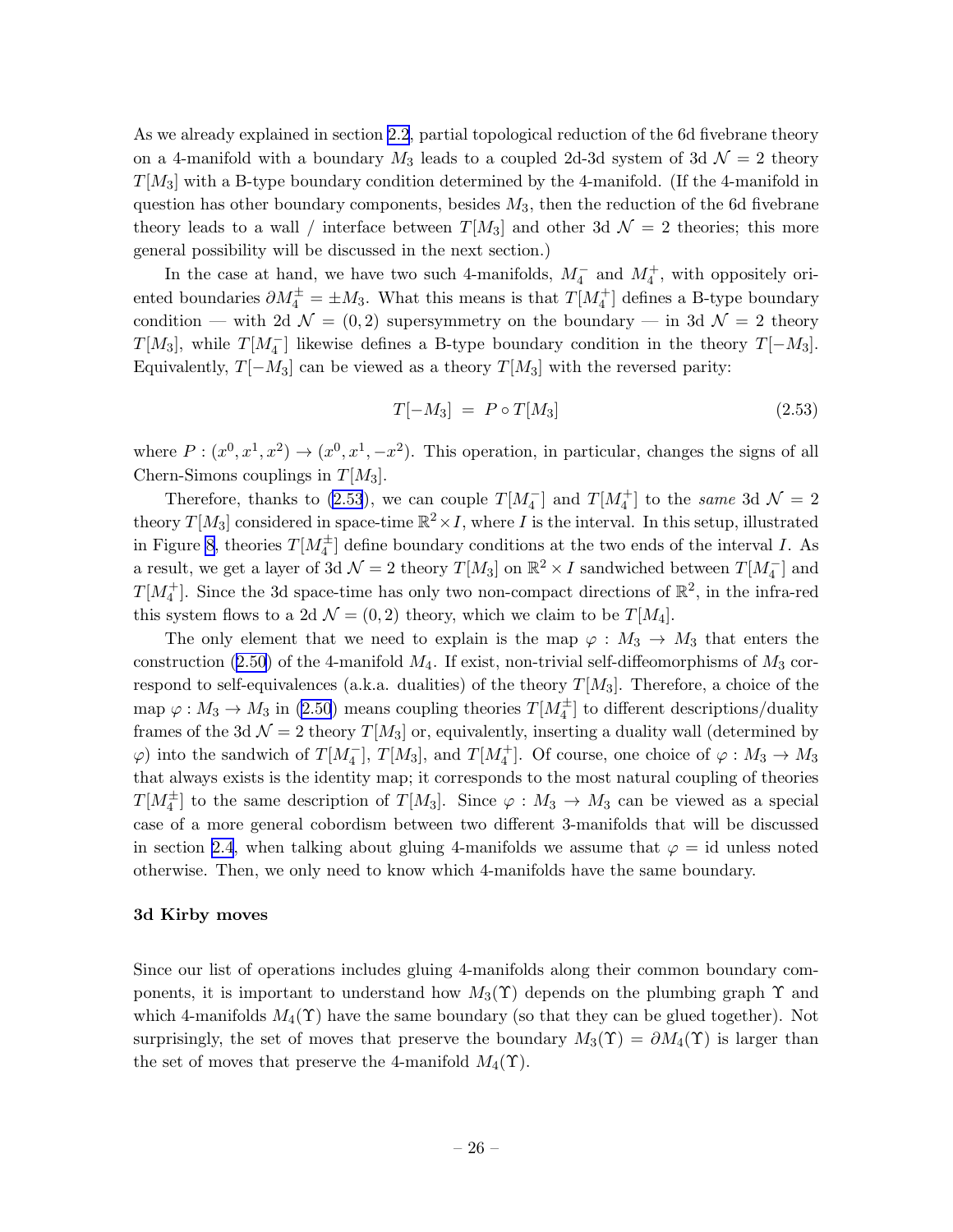As we already explained in section 2.2, partial topological reduction of the 6d fivebrane theory on a 4-manifold with a boundary $M_3$ leads to a coupled 2d-3d system of 3d $\mathcal{N}=2$ theory $T[M_3]$ with a B-type boundary condition determined by the 4-manifold. (If the 4-manifold in question has other boundary components, besides $M_3$, then the reduction of the 6d fivebrane theory leads to a wall / interface between $T[M_3]$ and other 3d $\mathcal{N}=2$ theories; this more general possibility will be discussed in the next section.)

In the case at hand, we have two such 4-manifolds, $M_4^-$ and $M_4^+$, with oppositely oriented boundaries $\partial M_4^{\pm} = \pm M_3$. What this means is that $T[M_4^+]$ defines a B-type boundary condition — with 2d $\mathcal{N}=(0,2)$ supersymmetry on the boundary — in 3d $\mathcal{N}=2$ theory $T[M_3]$, while $T[M_4^-]$ likewise defines a B-type boundary condition in the theory $T[-M_3]$. Equivalently, $T[-M_3]$ can be viewed as a theory $T[M_3]$ with the reversed parity:

$$T[-M_3] \;=\; P \circ T[M_3] \tag{2.53}$$

where $P : (x^0, x^1, x^2) \to (x^0, x^1, -x^2)$. This operation, in particular, changes the signs of all Chern-Simons couplings in $T[M_3]$.

Therefore, thanks to (2.53), we can couple $T[M_4^-]$ and $T[M_4^+]$ to the *same* 3d $\mathcal{N}=2$ theory $T[M_3]$ considered in space-time $\mathbb{R}^2 \times I$, where $I$ is the interval. In this setup, illustrated in Figure 8, theories $T[M_4^{\pm}]$ define boundary conditions at the two ends of the interval $I$. As a result, we get a layer of 3d $\mathcal{N}=2$ theory $T[M_3]$ on $\mathbb{R}^2 \times I$ sandwiched between $T[M_4^-]$ and $T[M_4^+]$. Since the 3d space-time has only two non-compact directions of $\mathbb{R}^2$, in the infra-red this system flows to a 2d $\mathcal{N}=(0,2)$ theory, which we claim to be $T[M_4]$.

The only element that we need to explain is the map $\varphi : M_3 \to M_3$ that enters the construction (2.50) of the 4-manifold $M_4$. If exist, non-trivial self-diffeomorphisms of $M_3$ correspond to self-equivalences (a.k.a. dualities) of the theory $T[M_3]$. Therefore, a choice of the map $\varphi : M_3 \to M_3$ in (2.50) means coupling theories $T[M_4^{\pm}]$ to different descriptions/duality frames of the 3d $\mathcal{N}=2$ theory $T[M_3]$ or, equivalently, inserting a duality wall (determined by $\varphi$) into the sandwich of $T[M_4^-]$, $T[M_3]$, and $T[M_4^+]$. Of course, one choice of $\varphi : M_3 \to M_3$ that always exists is the identity map; it corresponds to the most natural coupling of theories $T[M_4^{\pm}]$ to the same description of $T[M_3]$. Since $\varphi : M_3 \to M_3$ can be viewed as a special case of a more general cobordism between two different 3-manifolds that will be discussed in section 2.4, when talking about gluing 4-manifolds we assume that $\varphi = \text{id}$ unless noted otherwise. Then, we only need to know which 4-manifolds have the same boundary.

**3d Kirby moves**

Since our list of operations includes gluing 4-manifolds along their common boundary components, it is important to understand how $M_3(\Upsilon)$ depends on the plumbing graph $\Upsilon$ and which 4-manifolds $M_4(\Upsilon)$ have the same boundary (so that they can be glued together). Not surprisingly, the set of moves that preserve the boundary $M_3(\Upsilon) = \partial M_4(\Upsilon)$ is larger than the set of moves that preserve the 4-manifold $M_4(\Upsilon)$.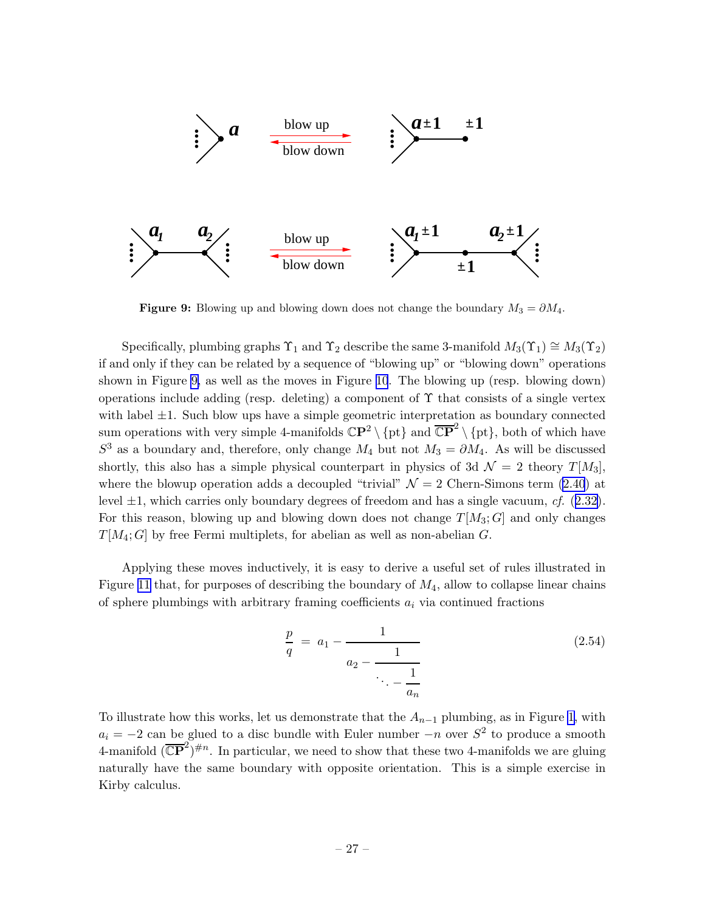**Figure 9:** Blowing up and blowing down does not change the boundary $M_3 = \partial M_4$.

Specifically, plumbing graphs $\Upsilon_1$ and $\Upsilon_2$ describe the same 3-manifold $M_3(\Upsilon_1) \cong M_3(\Upsilon_2)$ if and only if they can be related by a sequence of "blowing up" or "blowing down" operations shown in Figure 9, as well as the moves in Figure 10. The blowing up (resp. blowing down) operations include adding (resp. deleting) a component of $\Upsilon$ that consists of a single vertex with label $\pm 1$. Such blow ups have a simple geometric interpretation as boundary connected sum operations with very simple 4-manifolds $\mathbb{C}\mathbf{P}^2 \setminus \{\text{pt}\}$ and $\overline{\mathbb{C}\mathbf{P}}^2 \setminus \{\text{pt}\}$, both of which have $S^3$ as a boundary and, therefore, only change $M_4$ but not $M_3 = \partial M_4$. As will be discussed shortly, this also has a simple physical counterpart in physics of 3d $\mathcal{N} = 2$ theory $T[M_3]$, where the blowup operation adds a decoupled "trivial" $\mathcal{N} = 2$ Chern-Simons term (2.40) at level $\pm 1$, which carries only boundary degrees of freedom and has a single vacuum, *cf.* (2.32). For this reason, blowing up and blowing down does not change $T[M_3; G]$ and only changes $T[M_4; G]$ by free Fermi multiplets, for abelian as well as non-abelian $G$.

Applying these moves inductively, it is easy to derive a useful set of rules illustrated in Figure 11 that, for purposes of describing the boundary of $M_4$, allow to collapse linear chains of sphere plumbings with arbitrary framing coefficients $a_i$ via continued fractions

$$\frac{p}{q} = a_1 - \cfrac{1}{a_2 - \cfrac{1}{\ddots - \cfrac{1}{a_n}}} \tag{2.54}$$

To illustrate how this works, let us demonstrate that the $A_{n-1}$ plumbing, as in Figure 1, with $a_i = -2$ can be glued to a disc bundle with Euler number $-n$ over $S^2$ to produce a smooth 4-manifold $(\overline{\mathbb{C}\mathbf{P}}^2)^{\# n}$. In particular, we need to show that these two 4-manifolds we are gluing naturally have the same boundary with opposite orientation. This is a simple exercise in Kirby calculus.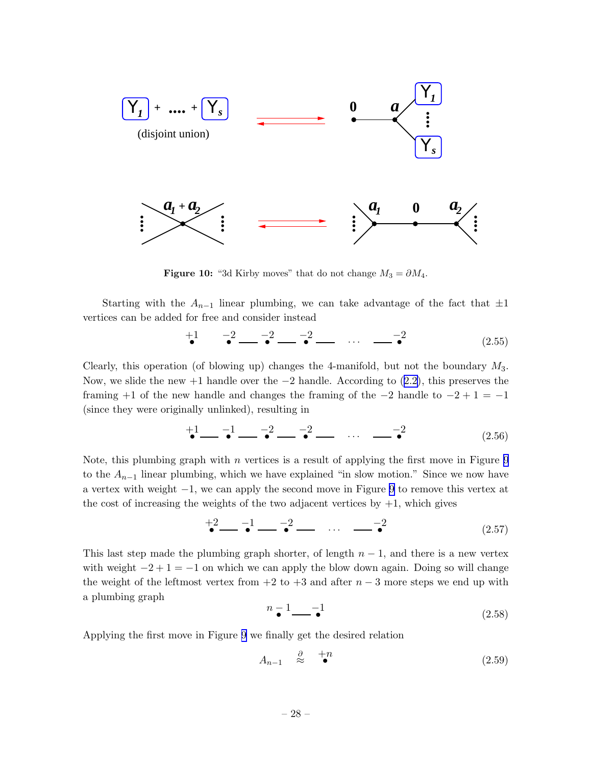Figure 10: "3d Kirby moves" that do not change $M_3 = \partial M_4$.

Starting with the $A_{n-1}$ linear plumbing, we can take advantage of the fact that $\pm 1$ vertices can be added for free and consider instead

$$\overset{+1}{\bullet} \qquad \overset{-2}{\bullet} \text{---} \overset{-2}{\bullet} \text{---} \overset{-2}{\bullet} \text{---} \quad \cdots \quad \text{---} \overset{-2}{\bullet} \tag{2.55}$$

Clearly, this operation (of blowing up) changes the 4-manifold, but not the boundary $M_3$. Now, we slide the new $+1$ handle over the $-2$ handle. According to (2.2), this preserves the framing $+1$ of the new handle and changes the framing of the $-2$ handle to $-2+1=-1$ (since they were originally unlinked), resulting in

$$\overset{+1}{\bullet} \text{---} \overset{-1}{\bullet} \text{---} \overset{-2}{\bullet} \text{---} \overset{-2}{\bullet} \text{---} \quad \cdots \quad \text{---} \overset{-2}{\bullet} \tag{2.56}$$

Note, this plumbing graph with $n$ vertices is a result of applying the first move in Figure 9 to the $A_{n-1}$ linear plumbing, which we have explained "in slow motion." Since we now have a vertex with weight $-1$, we can apply the second move in Figure 9 to remove this vertex at the cost of increasing the weights of the two adjacent vertices by $+1$, which gives

$$\overset{+2}{\bullet} \text{---} \overset{-1}{\bullet} \text{---} \overset{-2}{\bullet} \text{---} \quad \cdots \quad \text{---} \overset{-2}{\bullet} \tag{2.57}$$

This last step made the plumbing graph shorter, of length $n-1$, and there is a new vertex with weight $-2+1=-1$ on which we can apply the blow down again. Doing so will change the weight of the leftmost vertex from $+2$ to $+3$ and after $n-3$ more steps we end up with a plumbing graph

$$\overset{n-1}{\bullet} \text{---} \overset{-1}{\bullet} \tag{2.58}$$

Applying the first move in Figure 9 we finally get the desired relation

$$A_{n-1} \quad \overset{\partial}{\approx} \quad \overset{+n}{\bullet} \tag{2.59}$$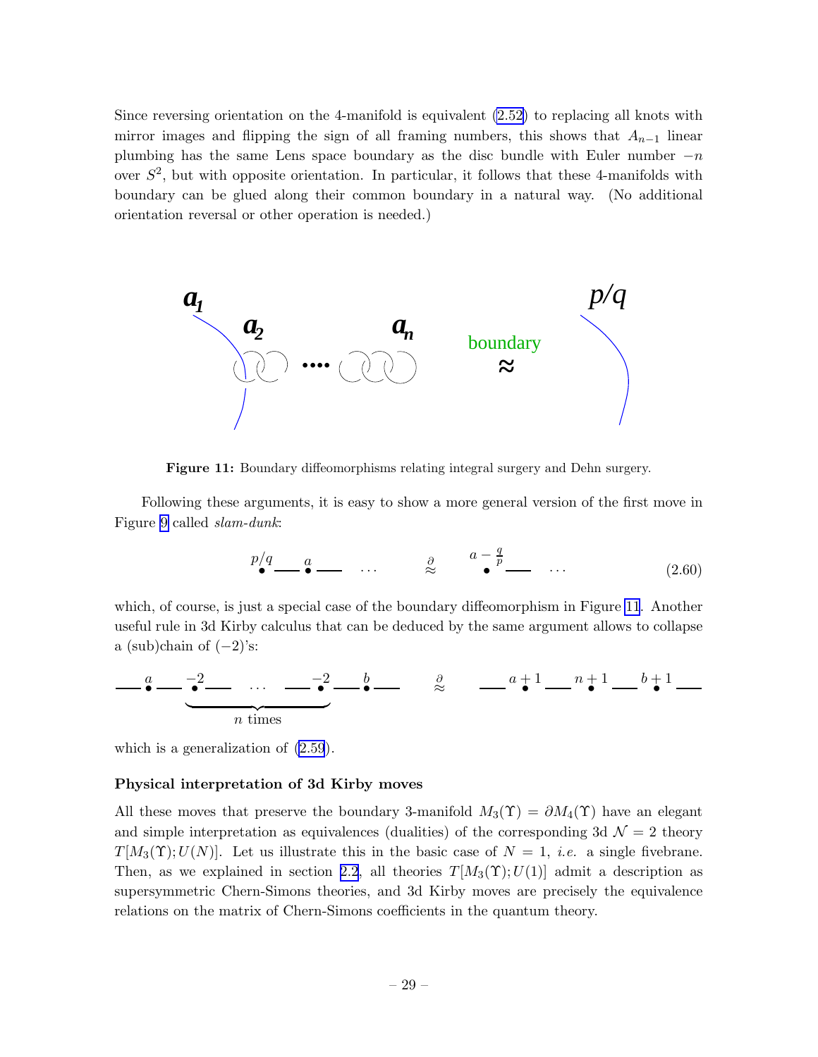Since reversing orientation on the 4-manifold is equivalent (2.52) to replacing all knots with mirror images and flipping the sign of all framing numbers, this shows that $A_{n-1}$ linear plumbing has the same Lens space boundary as the disc bundle with Euler number $-n$ over $S^2$, but with opposite orientation. In particular, it follows that these 4-manifolds with boundary can be glued along their common boundary in a natural way. (No additional orientation reversal or other operation is needed.)

**Figure 11:** Boundary diffeomorphisms relating integral surgery and Dehn surgery.

Following these arguments, it is easy to show a more general version of the first move in Figure 9 called *slam-dunk*:

$$\overset{p/q}{\bullet} \!\!-\!\!-\!\! \overset{a}{\bullet} \!\!-\!\!-\!\! \quad \cdots \qquad \overset{\partial}{\approx} \qquad \overset{a-\frac{q}{p}}{\bullet} \!\!-\!\!-\!\! \quad \cdots \tag{2.60}$$

which, of course, is just a special case of the boundary diffeomorphism in Figure 11. Another useful rule in 3d Kirby calculus that can be deduced by the same argument allows to collapse a (sub)chain of $(-2)$'s:

$$-\!\!-\overset{a}{\bullet}-\!\!-\underbrace{\overset{-2}{\bullet}-\!\!-\;\cdots\;-\!\!-\overset{-2}{\bullet}}_{n \text{ times}}-\!\!-\overset{b}{\bullet}-\!\!- \qquad \overset{\partial}{\approx} \qquad -\!\!-\overset{a+1}{\bullet}-\!\!-\overset{n+1}{\bullet}-\!\!-\overset{b+1}{\bullet}-\!\!-$$

which is a generalization of (2.59).

#### Physical interpretation of 3d Kirby moves

All these moves that preserve the boundary 3-manifold $M_3(\Upsilon) = \partial M_4(\Upsilon)$ have an elegant and simple interpretation as equivalences (dualities) of the corresponding 3d $\mathcal{N} = 2$ theory $T[M_3(\Upsilon); U(N)]$. Let us illustrate this in the basic case of $N = 1$, *i.e.* a single fivebrane. Then, as we explained in section 2.2, all theories $T[M_3(\Upsilon); U(1)]$ admit a description as supersymmetric Chern-Simons theories, and 3d Kirby moves are precisely the equivalence relations on the matrix of Chern-Simons coefficients in the quantum theory.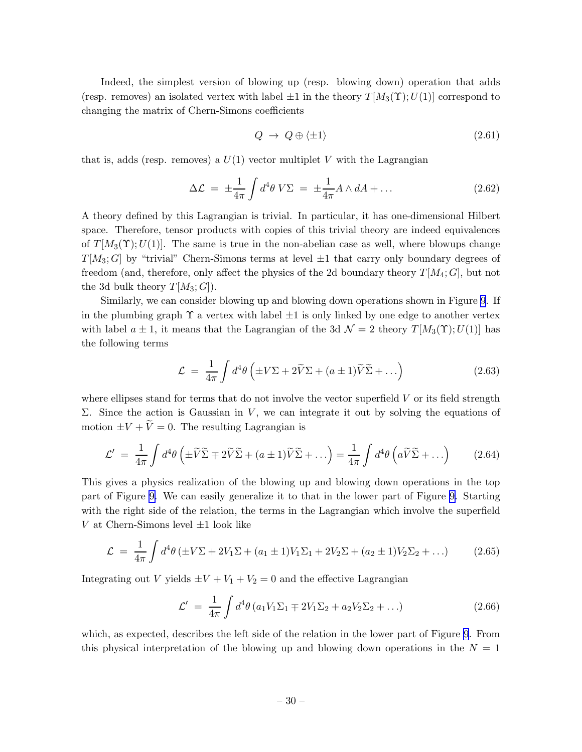Indeed, the simplest version of blowing up (resp. blowing down) operation that adds (resp. removes) an isolated vertex with label $\pm 1$ in the theory $T[M_3(\Upsilon); U(1)]$ correspond to changing the matrix of Chern-Simons coefficients

$$Q \;\to\; Q \oplus \langle \pm 1 \rangle \tag{2.61}$$

that is, adds (resp. removes) a $U(1)$ vector multiplet $V$ with the Lagrangian

$$\Delta \mathcal{L} \;=\; \pm \frac{1}{4\pi} \int d^4\theta \; V \Sigma \;=\; \pm \frac{1}{4\pi} A \wedge dA + \ldots \tag{2.62}$$

A theory defined by this Lagrangian is trivial. In particular, it has one-dimensional Hilbert space. Therefore, tensor products with copies of this trivial theory are indeed equivalences of $T[M_3(\Upsilon); U(1)]$. The same is true in the non-abelian case as well, where blowups change $T[M_3; G]$ by "trivial" Chern-Simons terms at level $\pm 1$ that carry only boundary degrees of freedom (and, therefore, only affect the physics of the 2d boundary theory $T[M_4; G]$, but not the 3d bulk theory $T[M_3; G]$).

Similarly, we can consider blowing up and blowing down operations shown in Figure 9. If in the plumbing graph $\Upsilon$ a vertex with label $\pm 1$ is only linked by one edge to another vertex with label $a \pm 1$, it means that the Lagrangian of the 3d $\mathcal{N} = 2$ theory $T[M_3(\Upsilon); U(1)]$ has the following terms

$$\mathcal{L} \;=\; \frac{1}{4\pi} \int d^4\theta \left( \pm V \Sigma + 2 \widetilde{V} \Sigma + (a \pm 1) \widetilde{V} \widetilde{\Sigma} + \ldots \right) \tag{2.63}$$

where ellipses stand for terms that do not involve the vector superfield $V$ or its field strength $\Sigma$. Since the action is Gaussian in $V$, we can integrate it out by solving the equations of motion $\pm V + \widetilde{V} = 0$. The resulting Lagrangian is

$$\mathcal{L}' \;=\; \frac{1}{4\pi} \int d^4\theta \left( \pm \widetilde{V} \widetilde{\Sigma} \mp 2 \widetilde{V} \widetilde{\Sigma} + (a \pm 1) \widetilde{V} \widetilde{\Sigma} + \ldots \right) = \frac{1}{4\pi} \int d^4\theta \left( a \widetilde{V} \widetilde{\Sigma} + \ldots \right) \tag{2.64}$$

This gives a physics realization of the blowing up and blowing down operations in the top part of Figure 9. We can easily generalize it to that in the lower part of Figure 9. Starting with the right side of the relation, the terms in the Lagrangian which involve the superfield $V$ at Chern-Simons level $\pm 1$ look like

$$\mathcal{L} \;=\; \frac{1}{4\pi} \int d^4\theta \left( \pm V \Sigma + 2 V_1 \Sigma + (a_1 \pm 1) V_1 \Sigma_1 + 2 V_2 \Sigma + (a_2 \pm 1) V_2 \Sigma_2 + \ldots \right) \tag{2.65}$$

Integrating out $V$ yields $\pm V + V_1 + V_2 = 0$ and the effective Lagrangian

$$\mathcal{L}' \;=\; \frac{1}{4\pi} \int d^4\theta \left( a_1 V_1 \Sigma_1 \mp 2 V_1 \Sigma_2 + a_2 V_2 \Sigma_2 + \ldots \right) \tag{2.66}$$

which, as expected, describes the left side of the relation in the lower part of Figure 9. From this physical interpretation of the blowing up and blowing down operations in the $N = 1$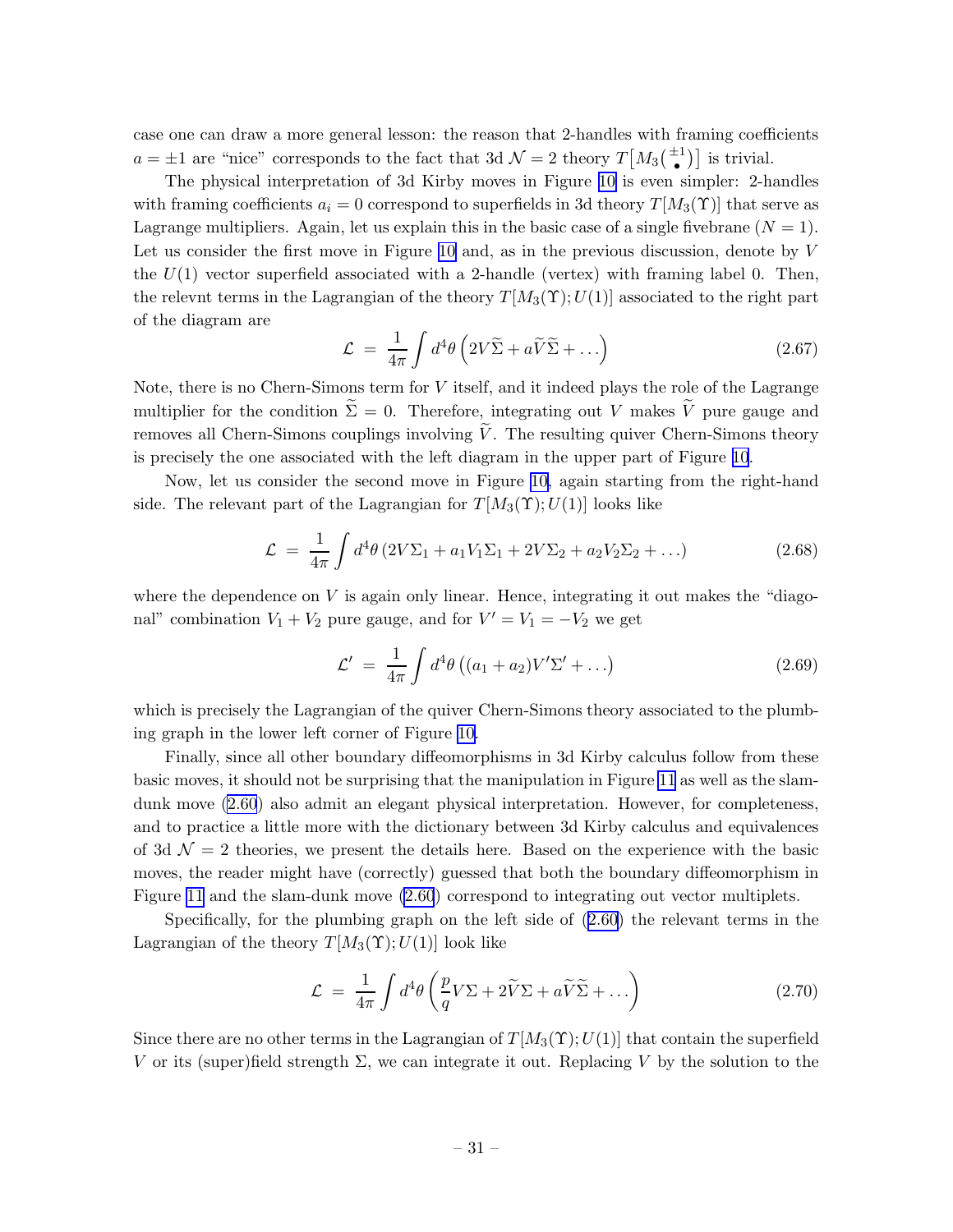case one can draw a more general lesson: the reason that 2-handles with framing coefficients $a = \pm 1$ are "nice" corresponds to the fact that 3d $\mathcal{N} = 2$ theory $T\big[M_3\big(\overset{\pm 1}{\bullet}\big)\big]$ is trivial.

The physical interpretation of 3d Kirby moves in Figure 10 is even simpler: 2-handles with framing coefficients $a_i = 0$ correspond to superfields in 3d theory $T[M_3(\Upsilon)]$ that serve as Lagrange multipliers. Again, let us explain this in the basic case of a single fivebrane ($N = 1$). Let us consider the first move in Figure 10 and, as in the previous discussion, denote by $V$ the $U(1)$ vector superfield associated with a 2-handle (vertex) with framing label 0. Then, the relevnt terms in the Lagrangian of the theory $T[M_3(\Upsilon); U(1)]$ associated to the right part of the diagram are

$$\mathcal{L} \;=\; \frac{1}{4\pi} \int d^4\theta \left( 2V\widetilde{\Sigma} + a\widetilde{V}\widetilde{\Sigma} + \ldots \right) \tag{2.67}$$

Note, there is no Chern-Simons term for $V$ itself, and it indeed plays the role of the Lagrange multiplier for the condition $\widetilde{\Sigma} = 0$. Therefore, integrating out $V$ makes $\widetilde{V}$ pure gauge and removes all Chern-Simons couplings involving $\widetilde{V}$. The resulting quiver Chern-Simons theory is precisely the one associated with the left diagram in the upper part of Figure 10.

Now, let us consider the second move in Figure 10, again starting from the right-hand side. The relevant part of the Lagrangian for $T[M_3(\Upsilon); U(1)]$ looks like

$$\mathcal{L} \;=\; \frac{1}{4\pi} \int d^4\theta \left( 2V\Sigma_1 + a_1 V_1 \Sigma_1 + 2V\Sigma_2 + a_2 V_2 \Sigma_2 + \ldots \right) \tag{2.68}$$

where the dependence on $V$ is again only linear. Hence, integrating it out makes the "diagonal" combination $V_1 + V_2$ pure gauge, and for $V' = V_1 = -V_2$ we get

$$\mathcal{L}' \;=\; \frac{1}{4\pi} \int d^4\theta \left( (a_1 + a_2) V'\Sigma' + \ldots \right) \tag{2.69}$$

which is precisely the Lagrangian of the quiver Chern-Simons theory associated to the plumbing graph in the lower left corner of Figure 10.

Finally, since all other boundary diffeomorphisms in 3d Kirby calculus follow from these basic moves, it should not be surprising that the manipulation in Figure 11 as well as the slam-dunk move (2.60) also admit an elegant physical interpretation. However, for completeness, and to practice a little more with the dictionary between 3d Kirby calculus and equivalences of 3d $\mathcal{N} = 2$ theories, we present the details here. Based on the experience with the basic moves, the reader might have (correctly) guessed that both the boundary diffeomorphism in Figure 11 and the slam-dunk move (2.60) correspond to integrating out vector multiplets.

Specifically, for the plumbing graph on the left side of (2.60) the relevant terms in the Lagrangian of the theory $T[M_3(\Upsilon); U(1)]$ look like

$$\mathcal{L} \;=\; \frac{1}{4\pi} \int d^4\theta \left( \frac{p}{q} V\Sigma + 2\widetilde{V}\Sigma + a\widetilde{V}\widetilde{\Sigma} + \ldots \right) \tag{2.70}$$

Since there are no other terms in the Lagrangian of $T[M_3(\Upsilon); U(1)]$ that contain the superfield $V$ or its (super)field strength $\Sigma$, we can integrate it out. Replacing $V$ by the solution to the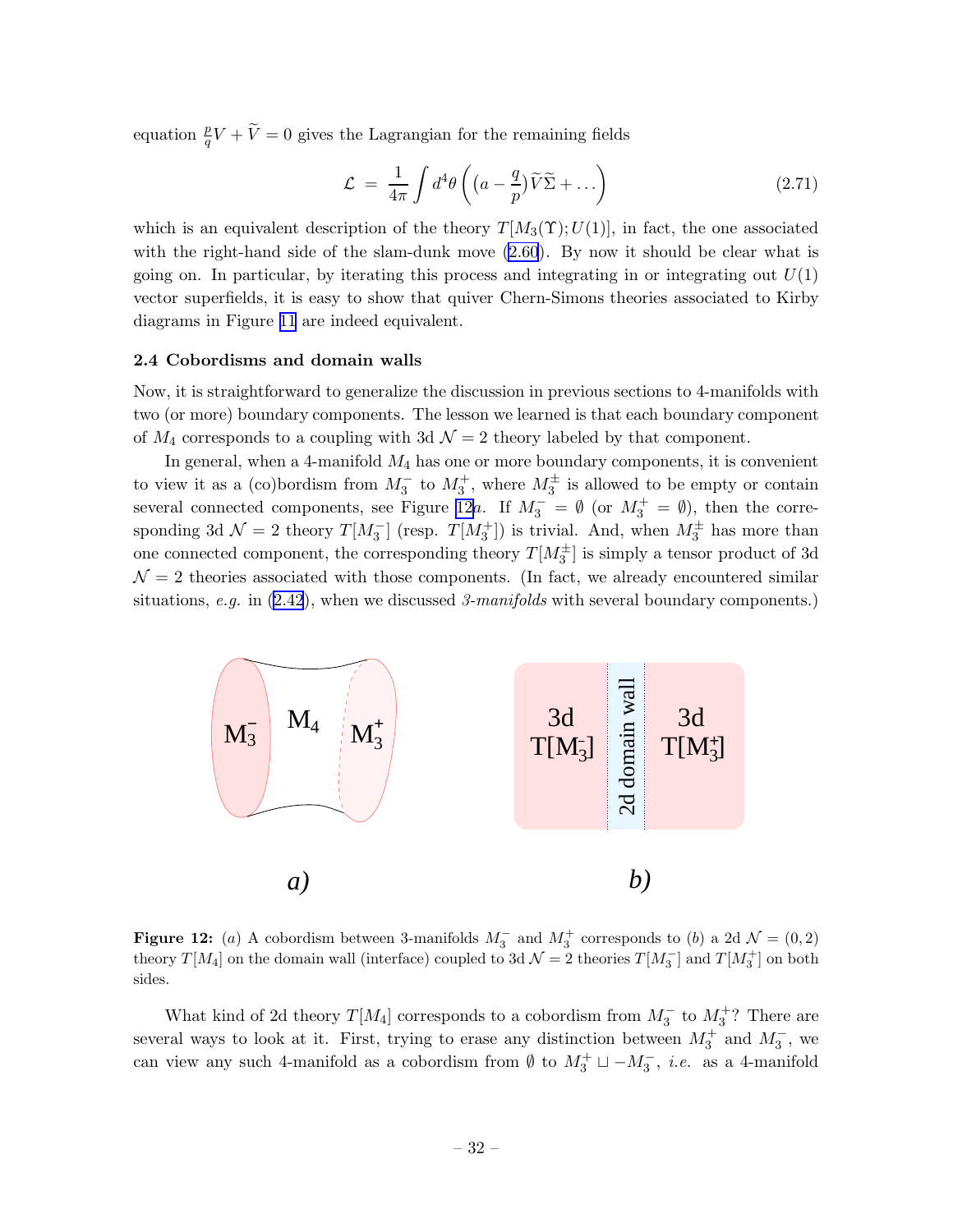equation $\frac{p}{q}V + \widetilde{V} = 0$ gives the Lagrangian for the remaining fields

$$\mathcal{L} \;=\; \frac{1}{4\pi}\int d^4\theta \left( \left(a - \frac{q}{p}\right)\widetilde{V}\widetilde{\Sigma} + \ldots \right) \tag{2.71}$$

which is an equivalent description of the theory $T[M_3(\Upsilon); U(1)]$, in fact, the one associated with the right-hand side of the slam-dunk move (2.60). By now it should be clear what is going on. In particular, by iterating this process and integrating in or integrating out $U(1)$ vector superfields, it is easy to show that quiver Chern-Simons theories associated to Kirby diagrams in Figure 11 are indeed equivalent.

### 2.4 Cobordisms and domain walls

Now, it is straightforward to generalize the discussion in previous sections to 4-manifolds with two (or more) boundary components. The lesson we learned is that each boundary component of $M_4$ corresponds to a coupling with 3d $\mathcal{N} = 2$ theory labeled by that component.

In general, when a 4-manifold $M_4$ has one or more boundary components, it is convenient to view it as a (co)bordism from $M_3^-$ to $M_3^+$, where $M_3^\pm$ is allowed to be empty or contain several connected components, see Figure 12*a*. If $M_3^- = \emptyset$ (or $M_3^+ = \emptyset$), then the corresponding 3d $\mathcal{N} = 2$ theory $T[M_3^-]$ (resp. $T[M_3^+]$) is trivial. And, when $M_3^\pm$ has more than one connected component, the corresponding theory $T[M_3^\pm]$ is simply a tensor product of 3d $\mathcal{N} = 2$ theories associated with those components. (In fact, we already encountered similar situations, *e.g.* in (2.42), when we discussed *3-manifolds* with several boundary components.)

**Figure 12:** (*a*) A cobordism between 3-manifolds $M_3^-$ and $M_3^+$ corresponds to (*b*) a 2d $\mathcal{N} = (0, 2)$ theory $T[M_4]$ on the domain wall (interface) coupled to 3d $\mathcal{N} = 2$ theories $T[M_3^-]$ and $T[M_3^+]$ on both sides.

What kind of 2d theory $T[M_4]$ corresponds to a cobordism from $M_3^-$ to $M_3^+$? There are several ways to look at it. First, trying to erase any distinction between $M_3^+$ and $M_3^-$, we can view any such 4-manifold as a cobordism from $\emptyset$ to $M_3^+ \sqcup -M_3^-$, *i.e.* as a 4-manifold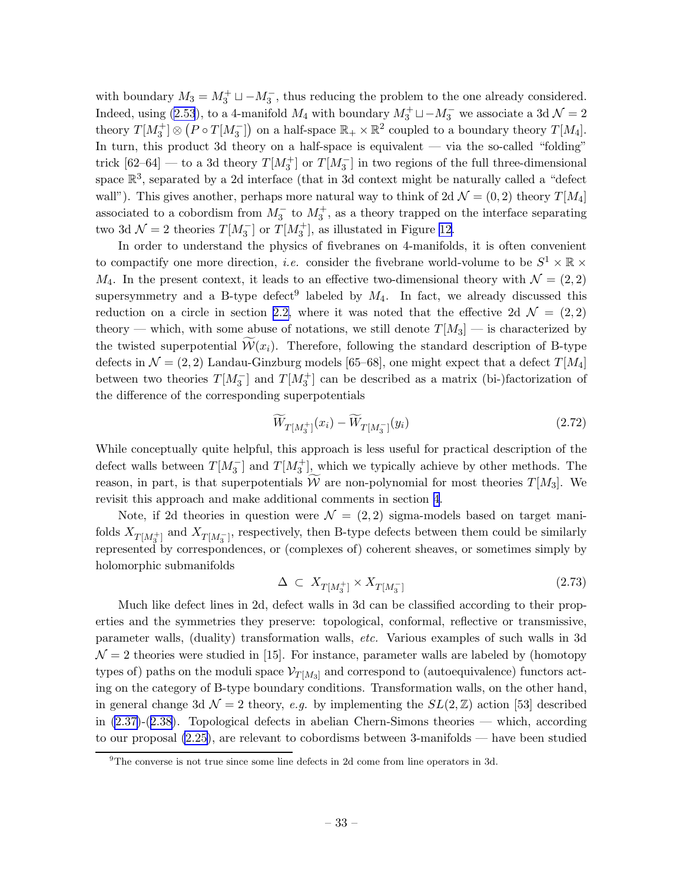with boundary $M_3 = M_3^+ \sqcup -M_3^-$, thus reducing the problem to the one already considered. Indeed, using (2.53), to a 4-manifold $M_4$ with boundary $M_3^+ \sqcup -M_3^-$ we associate a 3d $\mathcal{N}=2$ theory $T[M_3^+] \otimes \big(P \circ T[M_3^-]\big)$ on a half-space $\mathbb{R}_+ \times \mathbb{R}^2$ coupled to a boundary theory $T[M_4]$. In turn, this product 3d theory on a half-space is equivalent — via the so-called "folding" trick [62–64] — to a 3d theory $T[M_3^+]$ or $T[M_3^-]$ in two regions of the full three-dimensional space $\mathbb{R}^3$, separated by a 2d interface (that in 3d context might be naturally called a "defect wall"). This gives another, perhaps more natural way to think of 2d $\mathcal{N}=(0,2)$ theory $T[M_4]$ associated to a cobordism from $M_3^-$ to $M_3^+$, as a theory trapped on the interface separating two 3d $\mathcal{N}=2$ theories $T[M_3^-]$ or $T[M_3^+]$, as illustated in Figure 12.

In order to understand the physics of fivebranes on 4-manifolds, it is often convenient to compactify one more direction, *i.e.* consider the fivebrane world-volume to be $S^1 \times \mathbb{R} \times M_4$. In the present context, it leads to an effective two-dimensional theory with $\mathcal{N}=(2,2)$ supersymmetry and a B-type defect[9] labeled by $M_4$. In fact, we already discussed this reduction on a circle in section 2.2, where it was noted that the effective 2d $\mathcal{N}=(2,2)$ theory — which, with some abuse of notations, we still denote $T[M_3]$ — is characterized by the twisted superpotential $\widetilde{\mathcal{W}}(x_i)$. Therefore, following the standard description of B-type defects in $\mathcal{N}=(2,2)$ Landau-Ginzburg models [65–68], one might expect that a defect $T[M_4]$ between two theories $T[M_3^-]$ and $T[M_3^+]$ can be described as a matrix (bi-)factorization of the difference of the corresponding superpotentials

$$\widetilde{W}_{T[M_3^+]}(x_i) - \widetilde{W}_{T[M_3^-]}(y_i) \tag{2.72}$$

While conceptually quite helpful, this approach is less useful for practical description of the defect walls between $T[M_3^-]$ and $T[M_3^+]$, which we typically achieve by other methods. The reason, in part, is that superpotentials $\widetilde{\mathcal{W}}$ are non-polynomial for most theories $T[M_3]$. We revisit this approach and make additional comments in section 4.

Note, if 2d theories in question were $\mathcal{N}=(2,2)$ sigma-models based on target manifolds $X_{T[M_3^+]}$ and $X_{T[M_3^-]}$, respectively, then B-type defects between them could be similarly represented by correspondences, or (complexes of) coherent sheaves, or sometimes simply by holomorphic submanifolds

$$\Delta \subset X_{T[M_3^+]} \times X_{T[M_3^-]} \tag{2.73}$$

Much like defect lines in 2d, defect walls in 3d can be classified according to their properties and the symmetries they preserve: topological, conformal, reflective or transmissive, parameter walls, (duality) transformation walls, *etc.* Various examples of such walls in 3d $\mathcal{N}=2$ theories were studied in [15]. For instance, parameter walls are labeled by (homotopy types of) paths on the moduli space $\mathcal{V}_{T[M_3]}$ and correspond to (autoequivalence) functors acting on the category of B-type boundary conditions. Transformation walls, on the other hand, in general change 3d $\mathcal{N}=2$ theory, *e.g.* by implementing the $SL(2,\mathbb{Z})$ action [53] described in (2.37)-(2.38). Topological defects in abelian Chern-Simons theories — which, according to our proposal (2.25), are relevant to cobordisms between 3-manifolds — have been studied

[9] The converse is not true since some line defects in 2d come from line operators in 3d.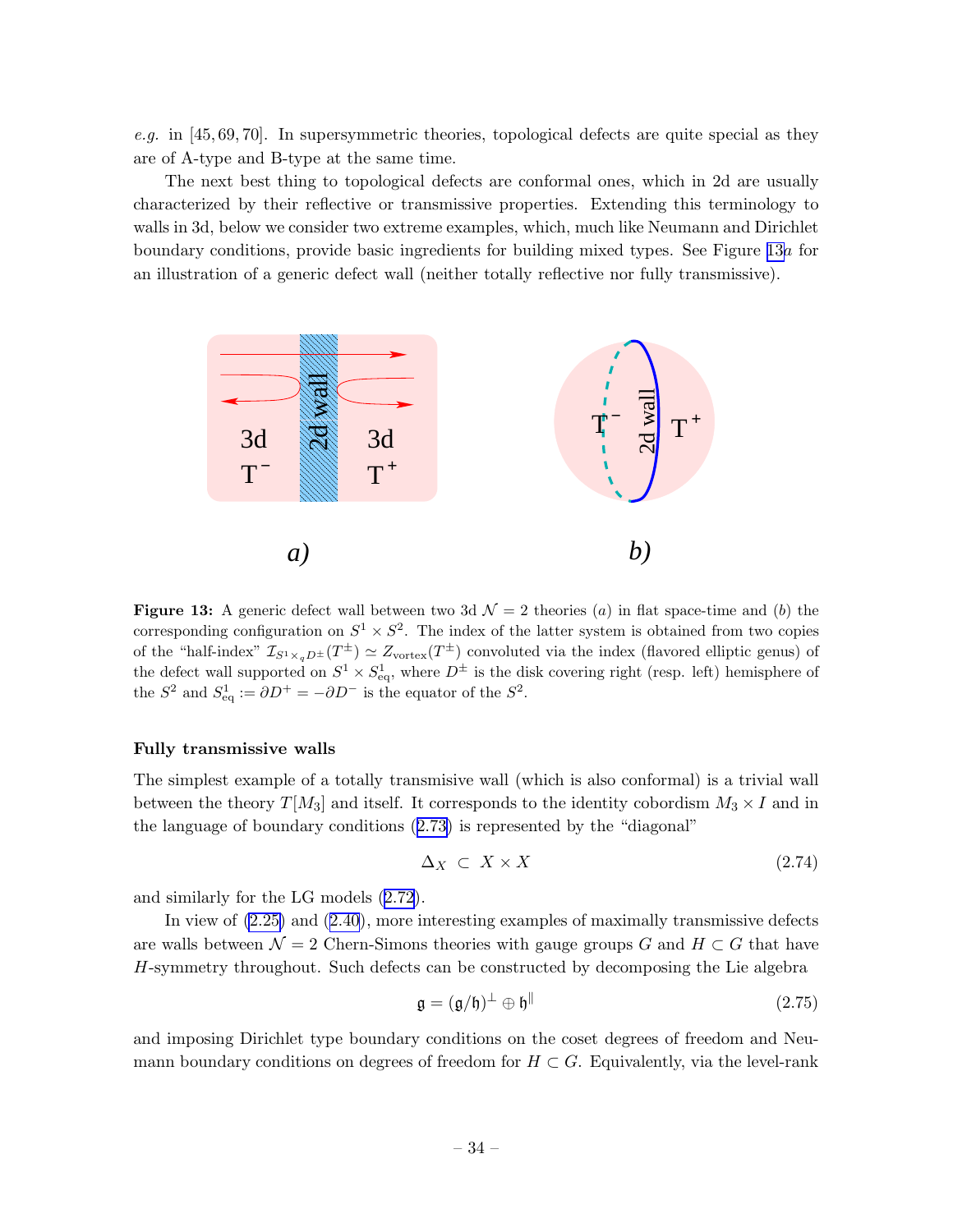*e.g.* in [45, 69, 70]. In supersymmetric theories, topological defects are quite special as they are of A-type and B-type at the same time.

The next best thing to topological defects are conformal ones, which in 2d are usually characterized by their reflective or transmissive properties. Extending this terminology to walls in 3d, below we consider two extreme examples, which, much like Neumann and Dirichlet boundary conditions, provide basic ingredients for building mixed types. See Figure 13*a* for an illustration of a generic defect wall (neither totally reflective nor fully transmissive).

**Figure 13:** A generic defect wall between two 3d $\mathcal{N}=2$ theories (*a*) in flat space-time and (*b*) the corresponding configuration on $S^1 \times S^2$. The index of the latter system is obtained from two copies of the "half-index" $\mathcal{I}_{S^1\times_q D^\pm}(T^\pm) \simeq Z_{\text{vortex}}(T^\pm)$ convoluted via the index (flavored elliptic genus) of the defect wall supported on $S^1 \times S^1_{\text{eq}}$, where $D^\pm$ is the disk covering right (resp. left) hemisphere of the $S^2$ and $S^1_{\text{eq}} := \partial D^+ = -\partial D^-$ is the equator of the $S^2$.

#### Fully transmissive walls

The simplest example of a totally transmisive wall (which is also conformal) is a trivial wall between the theory $T[M_3]$ and itself. It corresponds to the identity cobordism $M_3 \times I$ and in the language of boundary conditions (2.73) is represented by the "diagonal"

$$\Delta_X \ \subset \ X \times X \tag{2.74}$$

and similarly for the LG models (2.72).

In view of (2.25) and (2.40), more interesting examples of maximally transmissive defects are walls between $\mathcal{N}=2$ Chern-Simons theories with gauge groups $G$ and $H \subset G$ that have $H$-symmetry throughout. Such defects can be constructed by decomposing the Lie algebra

$$\mathfrak{g} = (\mathfrak{g}/\mathfrak{h})^\perp \oplus \mathfrak{h}^\parallel \tag{2.75}$$

and imposing Dirichlet type boundary conditions on the coset degrees of freedom and Neumann boundary conditions on degrees of freedom for $H \subset G$. Equivalently, via the level-rank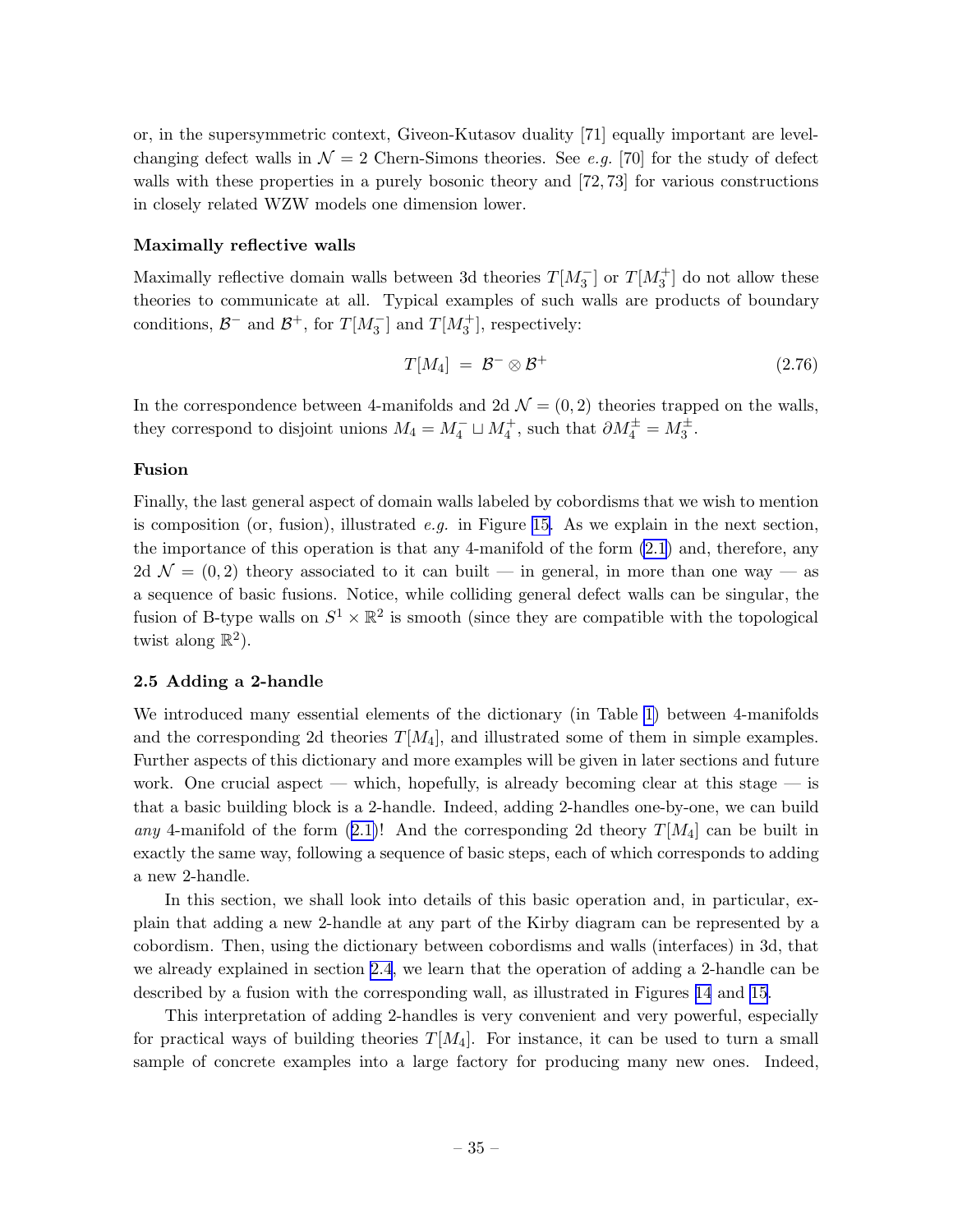or, in the supersymmetric context, Giveon-Kutasov duality [71] equally important are level-changing defect walls in $\mathcal{N}=2$ Chern-Simons theories. See *e.g.* [70] for the study of defect walls with these properties in a purely bosonic theory and [72, 73] for various constructions in closely related WZW models one dimension lower.

**Maximally reflective walls**

Maximally reflective domain walls between 3d theories $T[M_3^-]$ or $T[M_3^+]$ do not allow these theories to communicate at all. Typical examples of such walls are products of boundary conditions, $\mathcal{B}^-$ and $\mathcal{B}^+$, for $T[M_3^-]$ and $T[M_3^+]$, respectively:

$$T[M_4] \;=\; \mathcal{B}^- \otimes \mathcal{B}^+ \tag{2.76}$$

In the correspondence between 4-manifolds and 2d $\mathcal{N}=(0,2)$ theories trapped on the walls, they correspond to disjoint unions $M_4 = M_4^- \sqcup M_4^+$, such that $\partial M_4^\pm = M_3^\pm$.

**Fusion**

Finally, the last general aspect of domain walls labeled by cobordisms that we wish to mention is composition (or, fusion), illustrated *e.g.* in Figure 15. As we explain in the next section, the importance of this operation is that any 4-manifold of the form (2.1) and, therefore, any 2d $\mathcal{N}=(0,2)$ theory associated to it can built — in general, in more than one way — as a sequence of basic fusions. Notice, while colliding general defect walls can be singular, the fusion of B-type walls on $S^1 \times \mathbb{R}^2$ is smooth (since they are compatible with the topological twist along $\mathbb{R}^2$).

## 2.5 Adding a 2-handle

We introduced many essential elements of the dictionary (in Table 1) between 4-manifolds and the corresponding 2d theories $T[M_4]$, and illustrated some of them in simple examples. Further aspects of this dictionary and more examples will be given in later sections and future work. One crucial aspect — which, hopefully, is already becoming clear at this stage — is that a basic building block is a 2-handle. Indeed, adding 2-handles one-by-one, we can build *any* 4-manifold of the form (2.1)! And the corresponding 2d theory $T[M_4]$ can be built in exactly the same way, following a sequence of basic steps, each of which corresponds to adding a new 2-handle.

In this section, we shall look into details of this basic operation and, in particular, explain that adding a new 2-handle at any part of the Kirby diagram can be represented by a cobordism. Then, using the dictionary between cobordisms and walls (interfaces) in 3d, that we already explained in section 2.4, we learn that the operation of adding a 2-handle can be described by a fusion with the corresponding wall, as illustrated in Figures 14 and 15.

This interpretation of adding 2-handles is very convenient and very powerful, especially for practical ways of building theories $T[M_4]$. For instance, it can be used to turn a small sample of concrete examples into a large factory for producing many new ones. Indeed,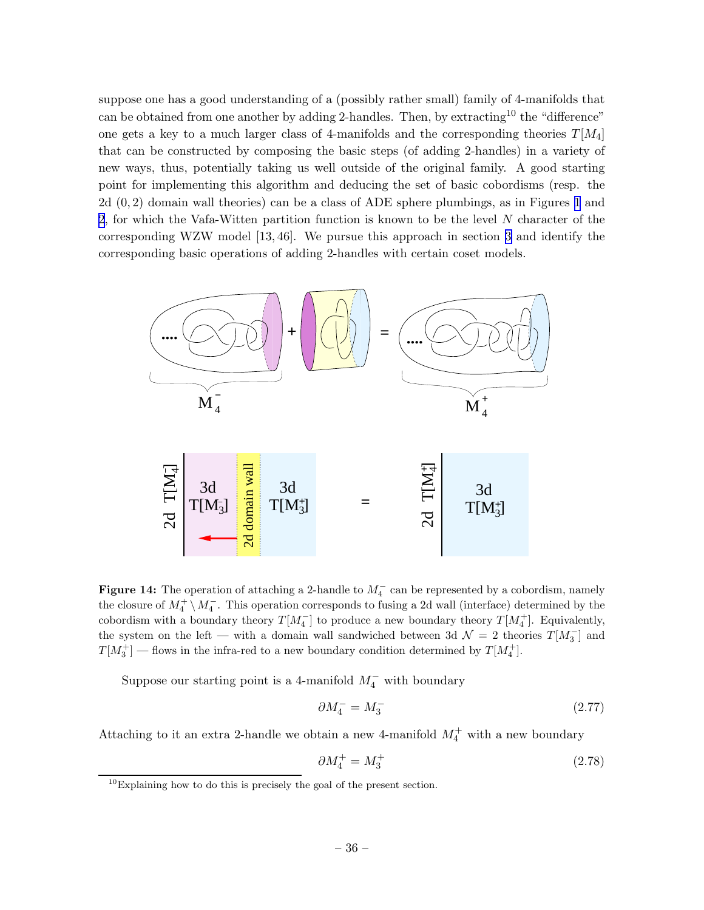suppose one has a good understanding of a (possibly rather small) family of 4-manifolds that can be obtained from one another by adding 2-handles. Then, by extracting[10] the "difference" one gets a key to a much larger class of 4-manifolds and the corresponding theories $T[M_4]$ that can be constructed by composing the basic steps (of adding 2-handles) in a variety of new ways, thus, potentially taking us well outside of the original family. A good starting point for implementing this algorithm and deducing the set of basic cobordisms (resp. the 2d $(0,2)$ domain wall theories) can be a class of ADE sphere plumbings, as in Figures 1 and 2, for which the Vafa-Witten partition function is known to be the level $N$ character of the corresponding WZW model [13, 46]. We pursue this approach in section 3 and identify the corresponding basic operations of adding 2-handles with certain coset models.

**Figure 14:** The operation of attaching a 2-handle to $M_4^-$ can be represented by a cobordism, namely the closure of $M_4^+ \setminus M_4^-$. This operation corresponds to fusing a 2d wall (interface) determined by the cobordism with a boundary theory $T[M_4^-]$ to produce a new boundary theory $T[M_4^+]$. Equivalently, the system on the left — with a domain wall sandwiched between 3d $\mathcal{N} = 2$ theories $T[M_3^-]$ and $T[M_3^+]$ — flows in the infra-red to a new boundary condition determined by $T[M_4^+]$.

Suppose our starting point is a 4-manifold $M_4^-$ with boundary

$$\partial M_4^- = M_3^- \tag{2.77}$$

Attaching to it an extra 2-handle we obtain a new 4-manifold $M_4^+$ with a new boundary

$$\partial M_4^+ = M_3^+ \tag{2.78}$$

[10] Explaining how to do this is precisely the goal of the present section.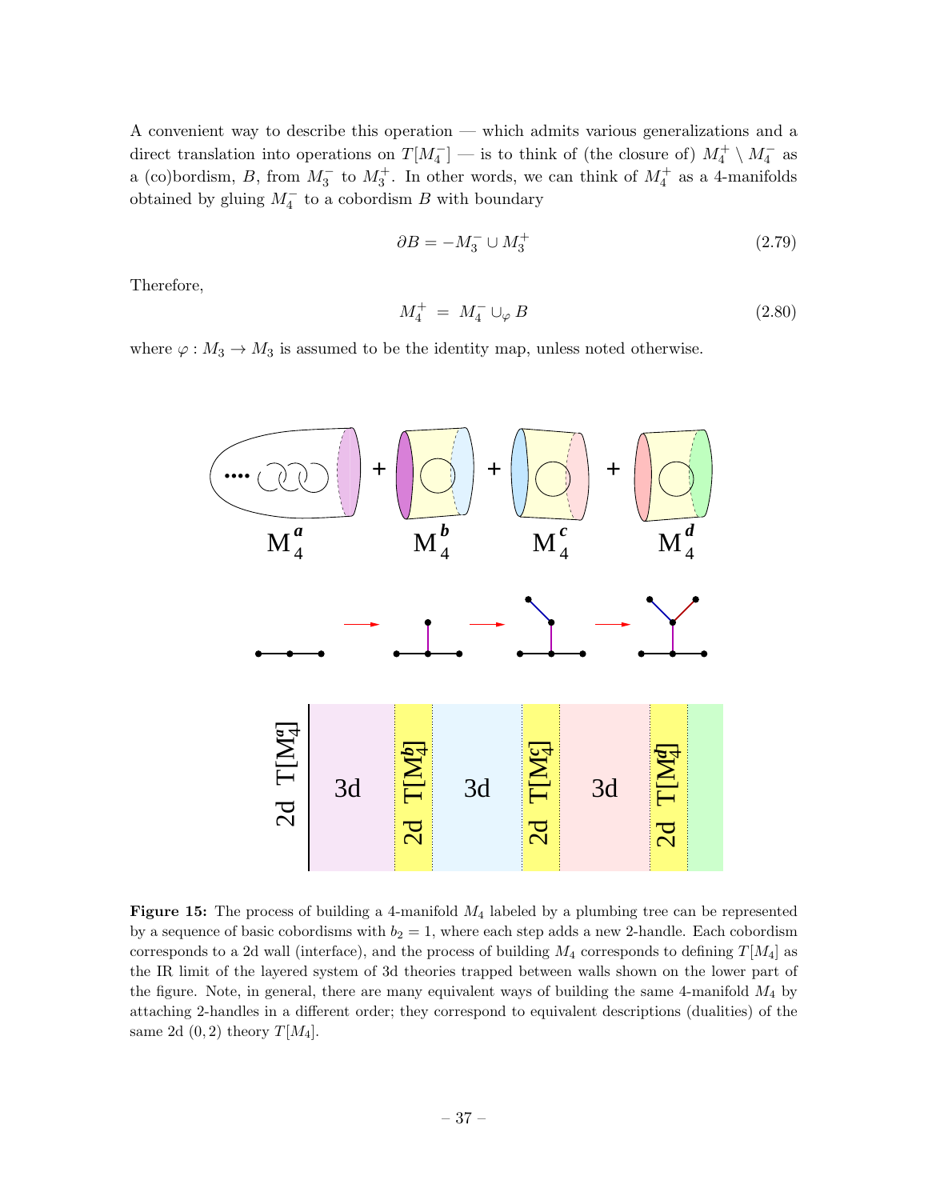A convenient way to describe this operation — which admits various generalizations and a direct translation into operations on $T[M_4^-]$ — is to think of (the closure of) $M_4^+ \setminus M_4^-$ as a (co)bordism, $B$, from $M_3^-$ to $M_3^+$. In other words, we can think of $M_4^+$ as a 4-manifolds obtained by gluing $M_4^-$ to a cobordism $B$ with boundary

$$\partial B = -M_3^- \cup M_3^+ \tag{2.79}$$

Therefore,

$$M_4^+ \;=\; M_4^- \cup_\varphi B \tag{2.80}$$

where $\varphi : M_3 \to M_3$ is assumed to be the identity map, unless noted otherwise.

**Figure 15:** The process of building a 4-manifold $M_4$ labeled by a plumbing tree can be represented by a sequence of basic cobordisms with $b_2 = 1$, where each step adds a new 2-handle. Each cobordism corresponds to a 2d wall (interface), and the process of building $M_4$ corresponds to defining $T[M_4]$ as the IR limit of the layered system of 3d theories trapped between walls shown on the lower part of the figure. Note, in general, there are many equivalent ways of building the same 4-manifold $M_4$ by attaching 2-handles in a different order; they correspond to equivalent descriptions (dualities) of the same 2d $(0,2)$ theory $T[M_4]$.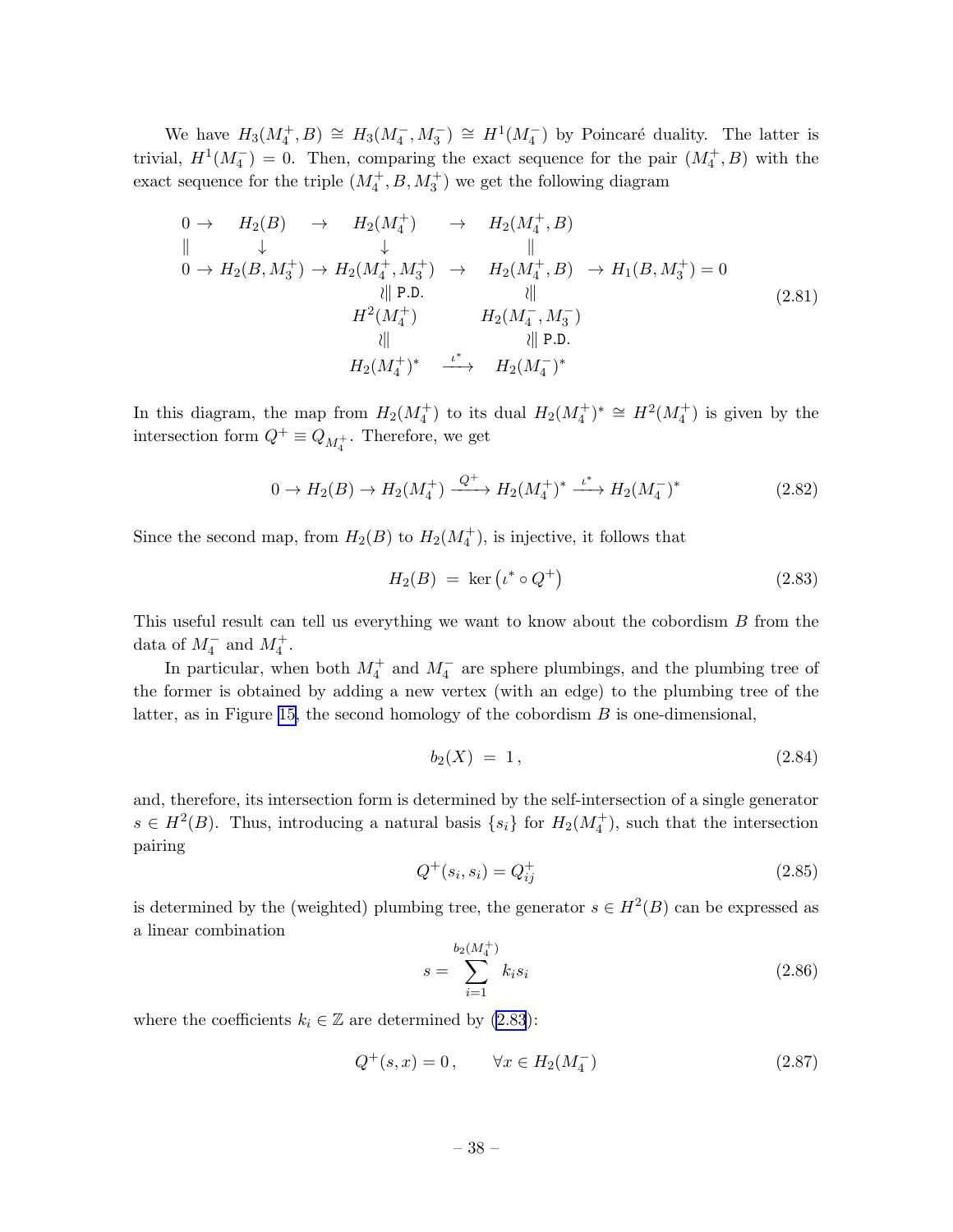We have $H_3(M_4^+, B) \cong H_3(M_4^-, M_3^-) \cong H^1(M_4^-)$ by Poincaré duality. The latter is trivial, $H^1(M_4^-) = 0$. Then, comparing the exact sequence for the pair $(M_4^+, B)$ with the exact sequence for the triple $(M_4^+, B, M_3^+)$ we get the following diagram

$$
\begin{array}{ccccccc}
0 \to & H_2(B) & \to & H_2(M_4^+) & \to & H_2(M_4^+, B) & \\
\| & \downarrow & & \downarrow & & \| & \\
0 \to & H_2(B, M_3^+) & \to & H_2(M_4^+, M_3^+) & \to & H_2(M_4^+, B) & \to H_1(B, M_3^+) = 0 \\
& & & \wr\| \text{ P.D.} & & \wr\| & \\
& & & H^2(M_4^+) & & H_2(M_4^-, M_3^-) & \\
& & & \wr\| & & \wr\| \text{ P.D.} & \\
& & & H_2(M_4^+)^* & \xrightarrow{\iota^*} & H_2(M_4^-)^* &
\end{array}
\tag{2.81}
$$

In this diagram, the map from $H_2(M_4^+)$ to its dual $H_2(M_4^+)^* \cong H^2(M_4^+)$ is given by the intersection form $Q^+ \equiv Q_{M_4^+}$. Therefore, we get

$$
0 \to H_2(B) \to H_2(M_4^+) \xrightarrow{Q^+} H_2(M_4^+)^* \xrightarrow{\iota^*} H_2(M_4^-)^* \tag{2.82}
$$

Since the second map, from $H_2(B)$ to $H_2(M_4^+)$, is injective, it follows that

$$
H_2(B) \; = \; \ker\left(\iota^* \circ Q^+\right) \tag{2.83}
$$

This useful result can tell us everything we want to know about the cobordism $B$ from the data of $M_4^-$ and $M_4^+$.

In particular, when both $M_4^+$ and $M_4^-$ are sphere plumbings, and the plumbing tree of the former is obtained by adding a new vertex (with an edge) to the plumbing tree of the latter, as in Figure 15, the second homology of the cobordism $B$ is one-dimensional,

$$
b_2(X) \; = \; 1\,, \tag{2.84}
$$

and, therefore, its intersection form is determined by the self-intersection of a single generator $s \in H^2(B)$. Thus, introducing a natural basis $\{s_i\}$ for $H_2(M_4^+)$, such that the intersection pairing

$$
Q^+(s_i, s_i) = Q_{ij}^+ \tag{2.85}
$$

is determined by the (weighted) plumbing tree, the generator $s \in H^2(B)$ can be expressed as a linear combination

$$
s = \sum_{i=1}^{b_2(M_4^+)} k_i s_i \tag{2.86}
$$

where the coefficients $k_i \in \mathbb{Z}$ are determined by (2.83):

$$
Q^+(s, x) = 0\,, \qquad \forall x \in H_2(M_4^-) \tag{2.87}
$$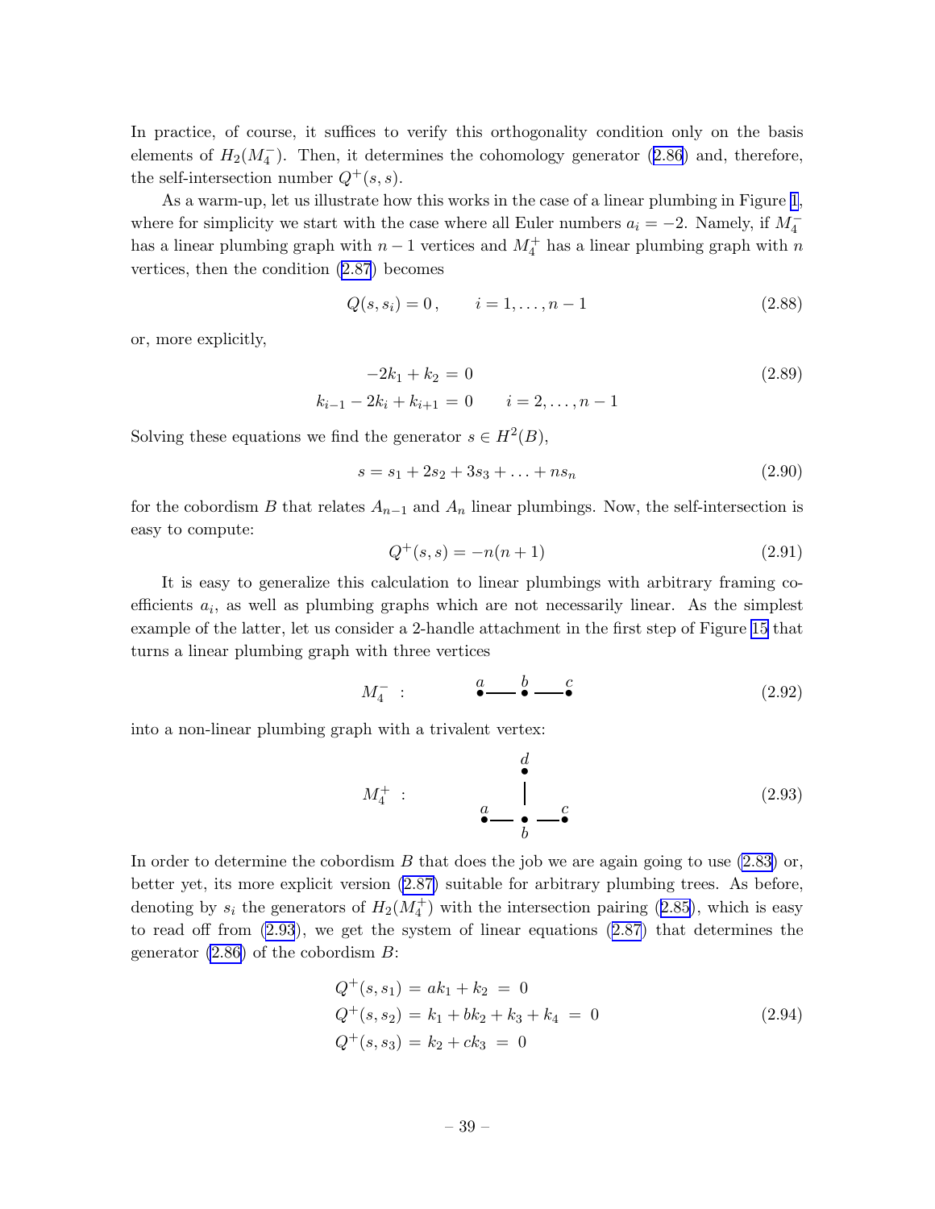In practice, of course, it suffices to verify this orthogonality condition only on the basis elements of $H_2(M_4^-)$. Then, it determines the cohomology generator (2.86) and, therefore, the self-intersection number $Q^+(s,s)$.

As a warm-up, let us illustrate how this works in the case of a linear plumbing in Figure 1, where for simplicity we start with the case where all Euler numbers $a_i = -2$. Namely, if $M_4^-$ has a linear plumbing graph with $n-1$ vertices and $M_4^+$ has a linear plumbing graph with $n$ vertices, then the condition (2.87) becomes

$$Q(s, s_i) = 0\,, \qquad i = 1, \ldots, n-1 \tag{2.88}$$

or, more explicitly,

$$\begin{aligned} -2k_1 + k_2 &= 0 \\ k_{i-1} - 2k_i + k_{i+1} &= 0 \qquad i = 2, \ldots, n-1 \end{aligned} \tag{2.89}$$

Solving these equations we find the generator $s \in H^2(B)$,

$$s = s_1 + 2s_2 + 3s_3 + \ldots + ns_n \tag{2.90}$$

for the cobordism $B$ that relates $A_{n-1}$ and $A_n$ linear plumbings. Now, the self-intersection is easy to compute:

$$Q^+(s,s) = -n(n+1) \tag{2.91}$$

It is easy to generalize this calculation to linear plumbings with arbitrary framing coefficients $a_i$, as well as plumbing graphs which are not necessarily linear. As the simplest example of the latter, let us consider a 2-handle attachment in the first step of Figure 15 that turns a linear plumbing graph with three vertices

$$M_4^- \;\; : \qquad \overset{a}{\bullet}\!\!-\!\!\!-\!\!\overset{b}{\bullet}\!\!-\!\!\!-\!\!\overset{c}{\bullet} \tag{2.92}$$

into a non-linear plumbing graph with a trivalent vertex:

$$M_4^+ \;\; : \qquad \begin{array}{ccc} & \overset{d}{\bullet} & \\ & | & \\ \overset{a}{\bullet}\!\!-\!\!\!-\!\! & \underset{b}{\bullet} & \!\!-\!\!\!-\!\!\overset{c}{\bullet} \end{array} \tag{2.93}$$

In order to determine the cobordism $B$ that does the job we are again going to use (2.83) or, better yet, its more explicit version (2.87) suitable for arbitrary plumbing trees. As before, denoting by $s_i$ the generators of $H_2(M_4^+)$ with the intersection pairing (2.85), which is easy to read off from (2.93), we get the system of linear equations (2.87) that determines the generator (2.86) of the cobordism $B$:

$$\begin{aligned} Q^+(s, s_1) &= ak_1 + k_2 \;=\; 0 \\ Q^+(s, s_2) &= k_1 + bk_2 + k_3 + k_4 \;=\; 0 \\ Q^+(s, s_3) &= k_2 + ck_3 \;=\; 0 \end{aligned} \tag{2.94}$$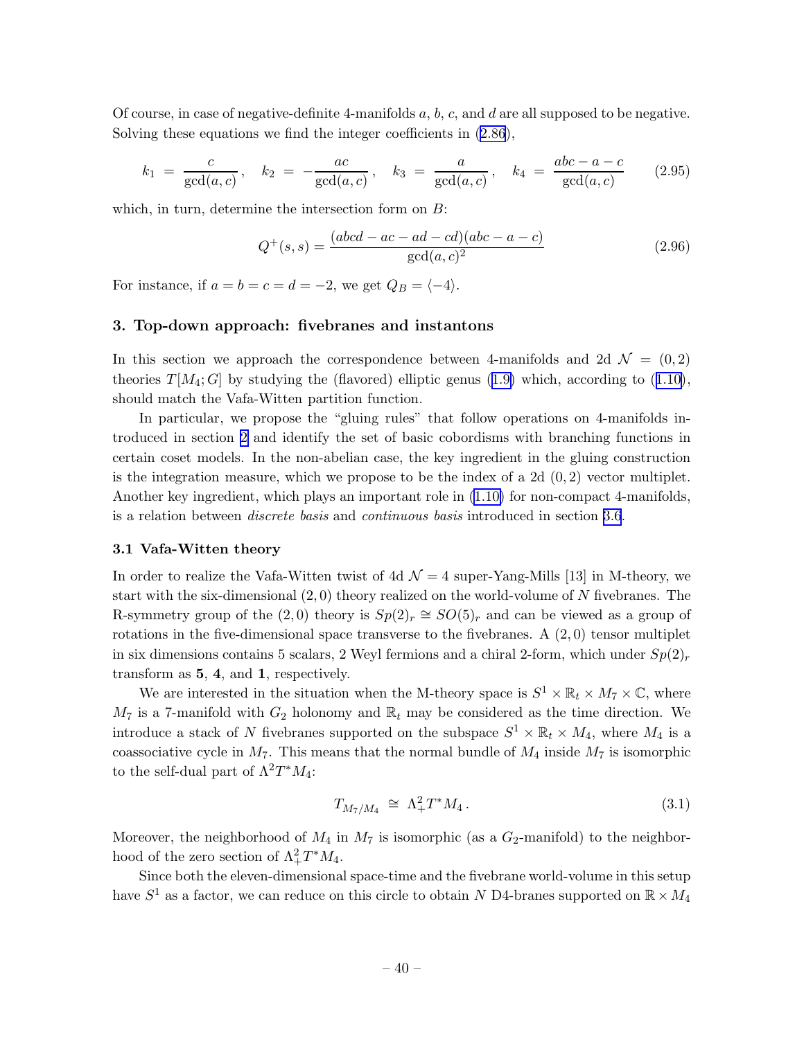Of course, in case of negative-definite 4-manifolds $a$, $b$, $c$, and $d$ are all supposed to be negative. Solving these equations we find the integer coefficients in (2.86),

$$k_1 = \frac{c}{\gcd(a,c)}\,, \quad k_2 = -\frac{ac}{\gcd(a,c)}\,, \quad k_3 = \frac{a}{\gcd(a,c)}\,, \quad k_4 = \frac{abc-a-c}{\gcd(a,c)} \tag{2.95}$$

which, in turn, determine the intersection form on $B$:

$$Q^+(s,s) = \frac{(abcd-ac-ad-cd)(abc-a-c)}{\gcd(a,c)^2} \tag{2.96}$$

For instance, if $a=b=c=d=-2$, we get $Q_B = \langle -4 \rangle$.

## 3. Top-down approach: fivebranes and instantons

In this section we approach the correspondence between 4-manifolds and 2d $\mathcal{N}=(0,2)$ theories $T[M_4;G]$ by studying the (flavored) elliptic genus (1.9) which, according to (1.10), should match the Vafa-Witten partition function.

In particular, we propose the "gluing rules" that follow operations on 4-manifolds introduced in section 2 and identify the set of basic cobordisms with branching functions in certain coset models. In the non-abelian case, the key ingredient in the gluing construction is the integration measure, which we propose to be the index of a 2d $(0,2)$ vector multiplet. Another key ingredient, which plays an important role in (1.10) for non-compact 4-manifolds, is a relation between *discrete basis* and *continuous basis* introduced in section 3.6.

### 3.1 Vafa-Witten theory

In order to realize the Vafa-Witten twist of 4d $\mathcal{N}=4$ super-Yang-Mills [13] in M-theory, we start with the six-dimensional $(2,0)$ theory realized on the world-volume of $N$ fivebranes. The R-symmetry group of the $(2,0)$ theory is $Sp(2)_r \cong SO(5)_r$ and can be viewed as a group of rotations in the five-dimensional space transverse to the fivebranes. A $(2,0)$ tensor multiplet in six dimensions contains 5 scalars, 2 Weyl fermions and a chiral 2-form, which under $Sp(2)_r$ transform as **5**, **4**, and **1**, respectively.

We are interested in the situation when the M-theory space is $S^1 \times \mathbb{R}_t \times M_7 \times \mathbb{C}$, where $M_7$ is a 7-manifold with $G_2$ holonomy and $\mathbb{R}_t$ may be considered as the time direction. We introduce a stack of $N$ fivebranes supported on the subspace $S^1 \times \mathbb{R}_t \times M_4$, where $M_4$ is a coassociative cycle in $M_7$. This means that the normal bundle of $M_4$ inside $M_7$ is isomorphic to the self-dual part of $\Lambda^2 T^* M_4$:

$$T_{M_7/M_4} \;\cong\; \Lambda^2_+ T^* M_4\,. \tag{3.1}$$

Moreover, the neighborhood of $M_4$ in $M_7$ is isomorphic (as a $G_2$-manifold) to the neighborhood of the zero section of $\Lambda^2_+ T^* M_4$.

Since both the eleven-dimensional space-time and the fivebrane world-volume in this setup have $S^1$ as a factor, we can reduce on this circle to obtain $N$ D4-branes supported on $\mathbb{R} \times M_4$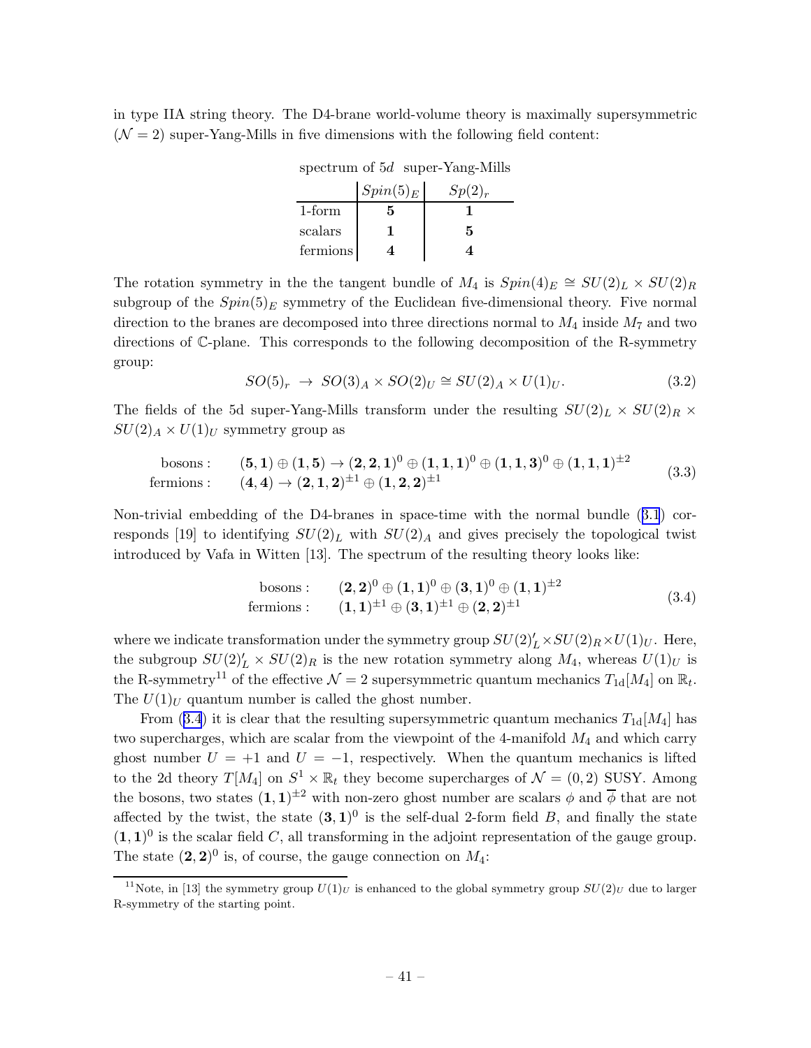in type IIA string theory. The D4-brane world-volume theory is maximally supersymmetric ($\mathcal{N}=2$) super-Yang-Mills in five dimensions with the following field content:

spectrum of $5d$ super-Yang-Mills

| | $Spin(5)_E$ | $Sp(2)_r$ |
|---|---|---|
| 1-form | $\mathbf{5}$ | $\mathbf{1}$ |
| scalars | $\mathbf{1}$ | $\mathbf{5}$ |
| fermions | $\mathbf{4}$ | $\mathbf{4}$ |

The rotation symmetry in the the tangent bundle of $M_4$ is $Spin(4)_E \cong SU(2)_L \times SU(2)_R$ subgroup of the $Spin(5)_E$ symmetry of the Euclidean five-dimensional theory. Five normal direction to the branes are decomposed into three directions normal to $M_4$ inside $M_7$ and two directions of $\mathbb{C}$-plane. This corresponds to the following decomposition of the R-symmetry group:

$$SO(5)_r \;\rightarrow\; SO(3)_A \times SO(2)_U \cong SU(2)_A \times U(1)_U. \tag{3.2}$$

The fields of the 5d super-Yang-Mills transform under the resulting $SU(2)_L \times SU(2)_R \times SU(2)_A \times U(1)_U$ symmetry group as

$$\begin{array}{rl} \text{bosons :} & (\mathbf{5},\mathbf{1}) \oplus (\mathbf{1},\mathbf{5}) \rightarrow (\mathbf{2},\mathbf{2},\mathbf{1})^0 \oplus (\mathbf{1},\mathbf{1},\mathbf{1})^0 \oplus (\mathbf{1},\mathbf{1},\mathbf{3})^0 \oplus (\mathbf{1},\mathbf{1},\mathbf{1})^{\pm 2} \\ \text{fermions :} & (\mathbf{4},\mathbf{4}) \rightarrow (\mathbf{2},\mathbf{1},\mathbf{2})^{\pm 1} \oplus (\mathbf{1},\mathbf{2},\mathbf{2})^{\pm 1} \end{array} \tag{3.3}$$

Non-trivial embedding of the D4-branes in space-time with the normal bundle (3.1) corresponds [19] to identifying $SU(2)_L$ with $SU(2)_A$ and gives precisely the topological twist introduced by Vafa in Witten [13]. The spectrum of the resulting theory looks like:

$$\begin{array}{rl} \text{bosons :} & (\mathbf{2},\mathbf{2})^0 \oplus (\mathbf{1},\mathbf{1})^0 \oplus (\mathbf{3},\mathbf{1})^0 \oplus (\mathbf{1},\mathbf{1})^{\pm 2} \\ \text{fermions :} & (\mathbf{1},\mathbf{1})^{\pm 1} \oplus (\mathbf{3},\mathbf{1})^{\pm 1} \oplus (\mathbf{2},\mathbf{2})^{\pm 1} \end{array} \tag{3.4}$$

where we indicate transformation under the symmetry group $SU(2)'_L \times SU(2)_R \times U(1)_U$. Here, the subgroup $SU(2)'_L \times SU(2)_R$ is the new rotation symmetry along $M_4$, whereas $U(1)_U$ is the R-symmetry[11] of the effective $\mathcal{N}=2$ supersymmetric quantum mechanics $T_{\text{1d}}[M_4]$ on $\mathbb{R}_t$. The $U(1)_U$ quantum number is called the ghost number.

From (3.4) it is clear that the resulting supersymmetric quantum mechanics $T_{\text{1d}}[M_4]$ has two supercharges, which are scalar from the viewpoint of the 4-manifold $M_4$ and which carry ghost number $U=+1$ and $U=-1$, respectively. When the quantum mechanics is lifted to the 2d theory $T[M_4]$ on $S^1 \times \mathbb{R}_t$ they become supercharges of $\mathcal{N}=(0,2)$ SUSY. Among the bosons, two states $(\mathbf{1},\mathbf{1})^{\pm 2}$ with non-zero ghost number are scalars $\phi$ and $\overline{\phi}$ that are not affected by the twist, the state $(\mathbf{3},\mathbf{1})^0$ is the self-dual 2-form field $B$, and finally the state $(\mathbf{1},\mathbf{1})^0$ is the scalar field $C$, all transforming in the adjoint representation of the gauge group. The state $(\mathbf{2},\mathbf{2})^0$ is, of course, the gauge connection on $M_4$:

[11] Note, in [13] the symmetry group $U(1)_U$ is enhanced to the global symmetry group $SU(2)_U$ due to larger R-symmetry of the starting point.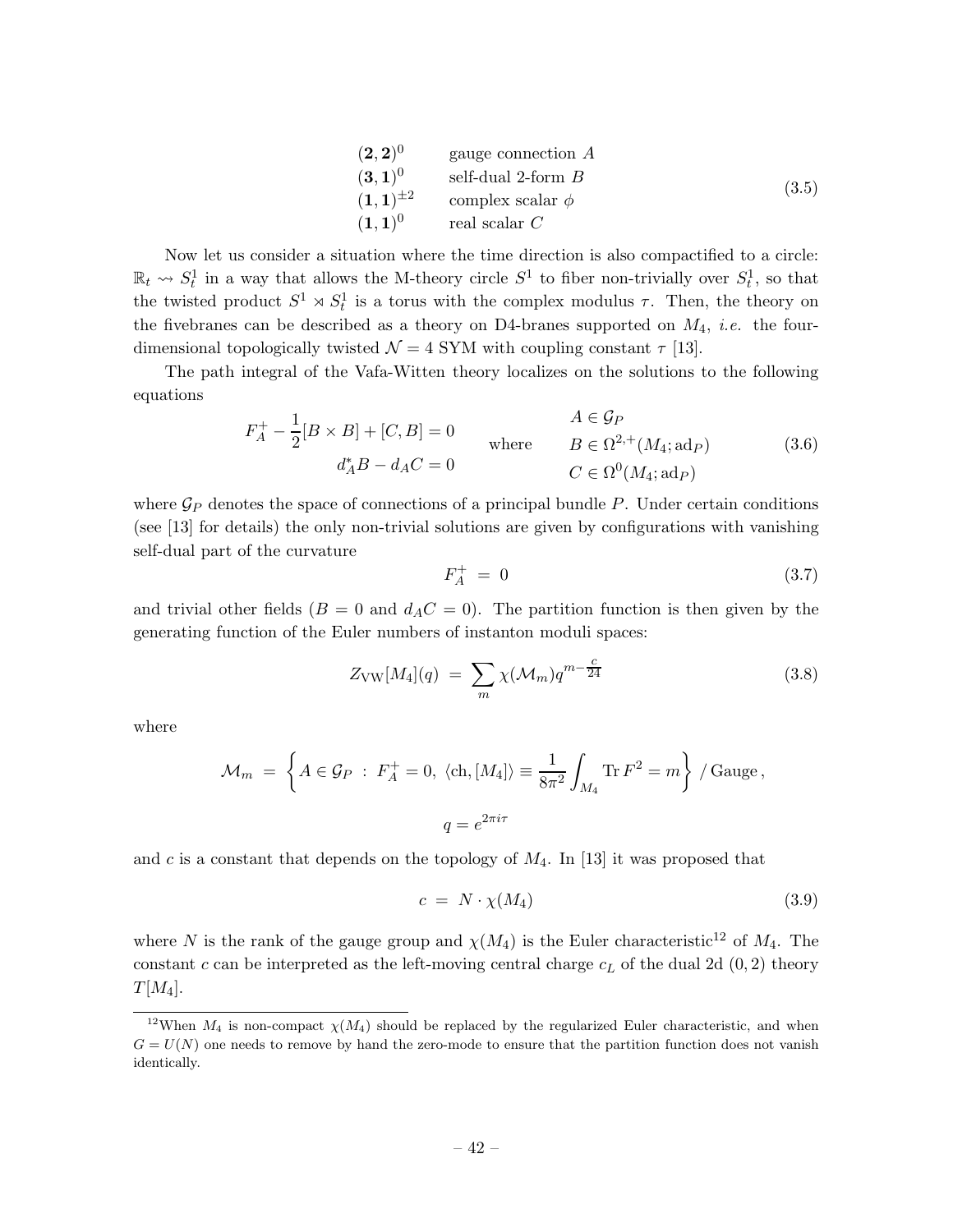$$
\begin{array}{ll}
(\mathbf{2},\mathbf{2})^0 & \text{gauge connection } A \\
(\mathbf{3},\mathbf{1})^0 & \text{self-dual 2-form } B \\
(\mathbf{1},\mathbf{1})^{\pm 2} & \text{complex scalar } \phi \\
(\mathbf{1},\mathbf{1})^0 & \text{real scalar } C
\end{array}
\tag{3.5}
$$

Now let us consider a situation where the time direction is also compactified to a circle: $\mathbb{R}_t \rightsquigarrow S^1_t$ in a way that allows the M-theory circle $S^1$ to fiber non-trivially over $S^1_t$, so that the twisted product $S^1 \rtimes S^1_t$ is a torus with the complex modulus $\tau$. Then, the theory on the fivebranes can be described as a theory on D4-branes supported on $M_4$, *i.e.* the four-dimensional topologically twisted $\mathcal{N} = 4$ SYM with coupling constant $\tau$ [13].

The path integral of the Vafa-Witten theory localizes on the solutions to the following equations

$$
\begin{array}{c}
F_A^+ - \dfrac{1}{2}[B \times B] + [C, B] = 0 \\
d_A^* B - d_A C = 0
\end{array}
\qquad \text{where} \qquad
\begin{array}{l}
A \in \mathcal{G}_P \\
B \in \Omega^{2,+}(M_4; \mathrm{ad}_P) \\
C \in \Omega^0(M_4; \mathrm{ad}_P)
\end{array}
\tag{3.6}
$$

where $\mathcal{G}_P$ denotes the space of connections of a principal bundle $P$. Under certain conditions (see [13] for details) the only non-trivial solutions are given by configurations with vanishing self-dual part of the curvature

$$
F_A^+ \; = \; 0 \tag{3.7}
$$

and trivial other fields ($B = 0$ and $d_A C = 0$). The partition function is then given by the generating function of the Euler numbers of instanton moduli spaces:

$$
Z_{\mathrm{VW}}[M_4](q) \; = \; \sum_m \chi(\mathcal{M}_m) q^{m - \frac{c}{24}} \tag{3.8}
$$

where

$$
\mathcal{M}_m \; = \; \left\{ A \in \mathcal{G}_P \; : \; F_A^+ = 0, \; \langle \mathrm{ch}, [M_4] \rangle \equiv \frac{1}{8\pi^2} \int_{M_4} \mathrm{Tr}\, F^2 = m \right\} \, / \, \mathrm{Gauge} \, ,
$$

$$
q = e^{2\pi i \tau}
$$

and $c$ is a constant that depends on the topology of $M_4$. In [13] it was proposed that

$$
c \; = \; N \cdot \chi(M_4) \tag{3.9}
$$

where $N$ is the rank of the gauge group and $\chi(M_4)$ is the Euler characteristic[12] of $M_4$. The constant $c$ can be interpreted as the left-moving central charge $c_L$ of the dual 2d $(0,2)$ theory $T[M_4]$.

[12] When $M_4$ is non-compact $\chi(M_4)$ should be replaced by the regularized Euler characteristic, and when $G = U(N)$ one needs to remove by hand the zero-mode to ensure that the partition function does not vanish identically.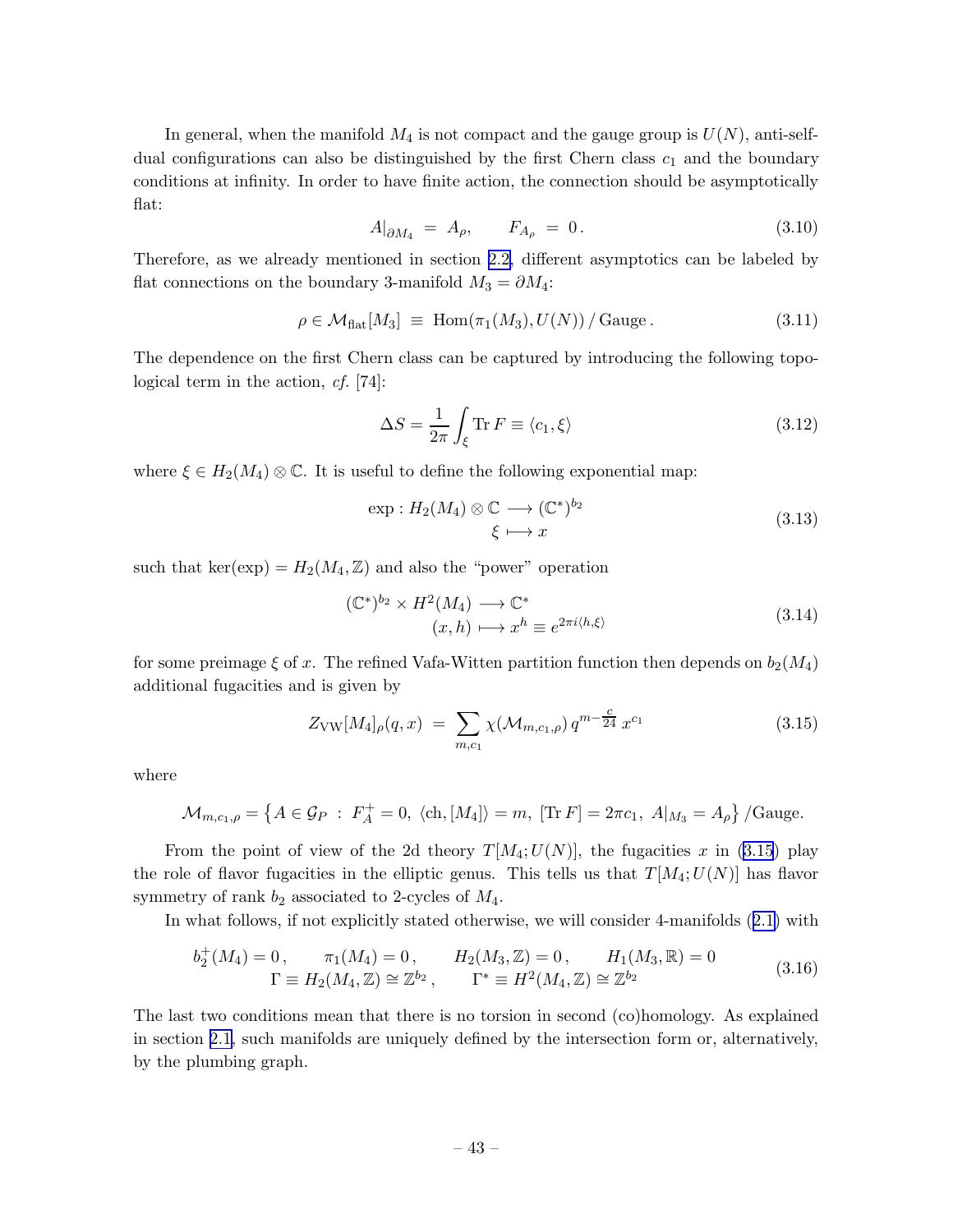In general, when the manifold $M_4$ is not compact and the gauge group is $U(N)$, anti-self-dual configurations can also be distinguished by the first Chern class $c_1$ and the boundary conditions at infinity. In order to have finite action, the connection should be asymptotically flat:

$$A|_{\partial M_4} \;=\; A_\rho, \qquad F_{A_\rho} \;=\; 0\,. \tag{3.10}$$

Therefore, as we already mentioned in section 2.2, different asymptotics can be labeled by flat connections on the boundary 3-manifold $M_3 = \partial M_4$:

$$\rho \in \mathcal{M}_{\text{flat}}[M_3] \;\equiv\; \text{Hom}(\pi_1(M_3), U(N))\,/\,\text{Gauge}\,. \tag{3.11}$$

The dependence on the first Chern class can be captured by introducing the following topological term in the action, *cf.* [74]:

$$\Delta S = \frac{1}{2\pi}\int_\xi \text{Tr}\, F \equiv \langle c_1, \xi\rangle \tag{3.12}$$

where $\xi \in H_2(M_4)\otimes\mathbb{C}$. It is useful to define the following exponential map:

$$\begin{aligned} \exp : H_2(M_4)\otimes\mathbb{C} &\longrightarrow (\mathbb{C}^*)^{b_2} \\ \xi &\longmapsto x \end{aligned} \tag{3.13}$$

such that $\ker(\exp) = H_2(M_4,\mathbb{Z})$ and also the "power" operation

$$\begin{aligned} (\mathbb{C}^*)^{b_2}\times H^2(M_4) &\longrightarrow \mathbb{C}^* \\ (x,h) &\longmapsto x^h \equiv e^{2\pi i\langle h,\xi\rangle} \end{aligned} \tag{3.14}$$

for some preimage $\xi$ of $x$. The refined Vafa-Witten partition function then depends on $b_2(M_4)$ additional fugacities and is given by

$$Z_{\text{VW}}[M_4]_\rho(q,x) \;=\; \sum_{m,c_1}\chi(\mathcal{M}_{m,c_1,\rho})\,q^{m-\frac{c}{24}}\,x^{c_1} \tag{3.15}$$

where

$$\mathcal{M}_{m,c_1,\rho} = \left\{A\in\mathcal{G}_P\;:\;F_A^+ = 0,\;\langle \text{ch},[M_4]\rangle = m,\;[\text{Tr}\,F] = 2\pi c_1,\;A|_{M_3} = A_\rho\right\}/\text{Gauge}.$$

From the point of view of the 2d theory $T[M_4;U(N)]$, the fugacities $x$ in (3.15) play the role of flavor fugacities in the elliptic genus. This tells us that $T[M_4;U(N)]$ has flavor symmetry of rank $b_2$ associated to 2-cycles of $M_4$.

In what follows, if not explicitly stated otherwise, we will consider 4-manifolds (2.1) with

$$\begin{gathered} b_2^+(M_4) = 0\,, \qquad \pi_1(M_4) = 0\,, \qquad H_2(M_3,\mathbb{Z}) = 0\,, \qquad H_1(M_3,\mathbb{R}) = 0 \\ \Gamma \equiv H_2(M_4,\mathbb{Z}) \cong \mathbb{Z}^{b_2}\,, \qquad \Gamma^* \equiv H^2(M_4,\mathbb{Z}) \cong \mathbb{Z}^{b_2} \end{gathered} \tag{3.16}$$

The last two conditions mean that there is no torsion in second (co)homology. As explained in section 2.1, such manifolds are uniquely defined by the intersection form or, alternatively, by the plumbing graph.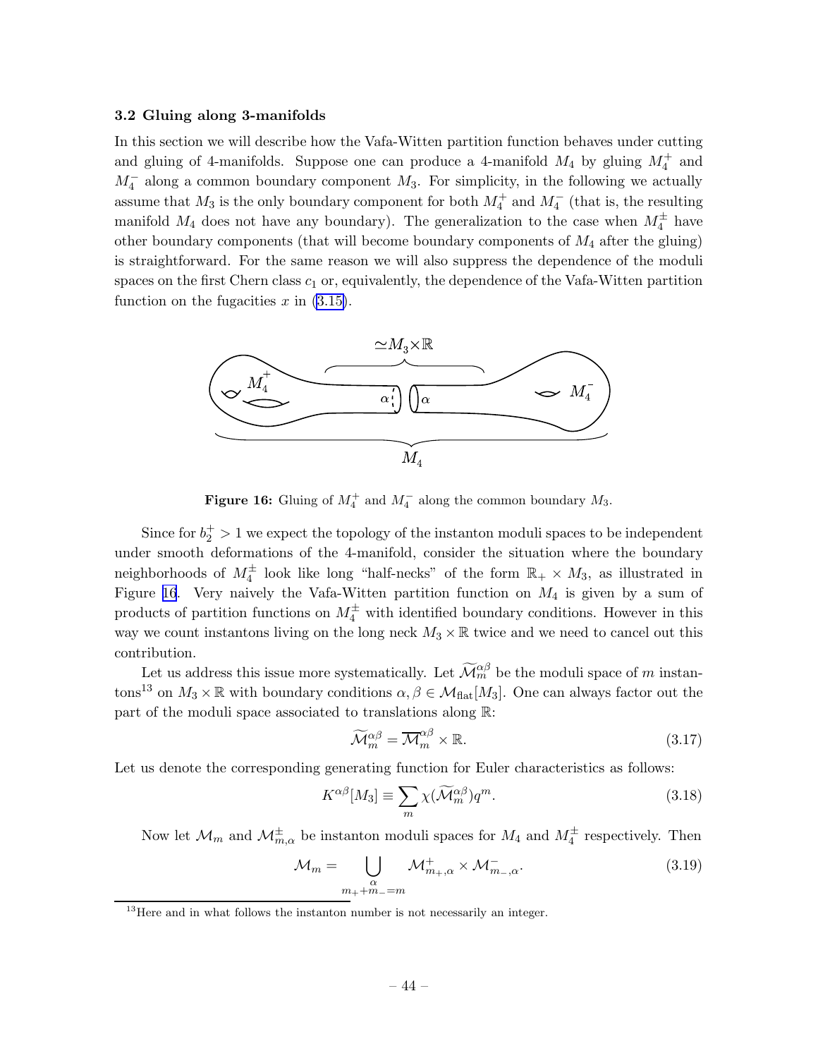### 3.2 Gluing along 3-manifolds

In this section we will describe how the Vafa-Witten partition function behaves under cutting and gluing of 4-manifolds. Suppose one can produce a 4-manifold $M_4$ by gluing $M_4^+$ and $M_4^-$ along a common boundary component $M_3$. For simplicity, in the following we actually assume that $M_3$ is the only boundary component for both $M_4^+$ and $M_4^-$ (that is, the resulting manifold $M_4$ does not have any boundary). The generalization to the case when $M_4^\pm$ have other boundary components (that will become boundary components of $M_4$ after the gluing) is straightforward. For the same reason we will also suppress the dependence of the moduli spaces on the first Chern class $c_1$ or, equivalently, the dependence of the Vafa-Witten partition function on the fugacities $x$ in (3.15).

**Figure 16:** Gluing of $M_4^+$ and $M_4^-$ along the common boundary $M_3$.

Since for $b_2^+ > 1$ we expect the topology of the instanton moduli spaces to be independent under smooth deformations of the 4-manifold, consider the situation where the boundary neighborhoods of $M_4^\pm$ look like long "half-necks" of the form $\mathbb{R}_+ \times M_3$, as illustrated in Figure 16. Very naively the Vafa-Witten partition function on $M_4$ is given by a sum of products of partition functions on $M_4^\pm$ with identified boundary conditions. However in this way we count instantons living on the long neck $M_3 \times \mathbb{R}$ twice and we need to cancel out this contribution.

Let us address this issue more systematically. Let $\widetilde{\mathcal{M}}_m^{\alpha\beta}$ be the moduli space of $m$ instantons[13] on $M_3 \times \mathbb{R}$ with boundary conditions $\alpha, \beta \in \mathcal{M}_{\text{flat}}[M_3]$. One can always factor out the part of the moduli space associated to translations along $\mathbb{R}$:

$$\widetilde{\mathcal{M}}_m^{\alpha\beta} = \overline{\mathcal{M}}_m^{\alpha\beta} \times \mathbb{R}. \tag{3.17}$$

Let us denote the corresponding generating function for Euler characteristics as follows:

$$K^{\alpha\beta}[M_3] \equiv \sum_m \chi(\widetilde{\mathcal{M}}_m^{\alpha\beta}) q^m. \tag{3.18}$$

Now let $\mathcal{M}_m$ and $\mathcal{M}_{m,\alpha}^\pm$ be instanton moduli spaces for $M_4$ and $M_4^\pm$ respectively. Then

$$\mathcal{M}_m = \bigcup_{\substack{\alpha \\ m_+ + m_- = m}} \mathcal{M}_{m_+,\alpha}^+ \times \mathcal{M}_{m_-,\alpha}^-. \tag{3.19}$$

[13] Here and in what follows the instanton number is not necessarily an integer.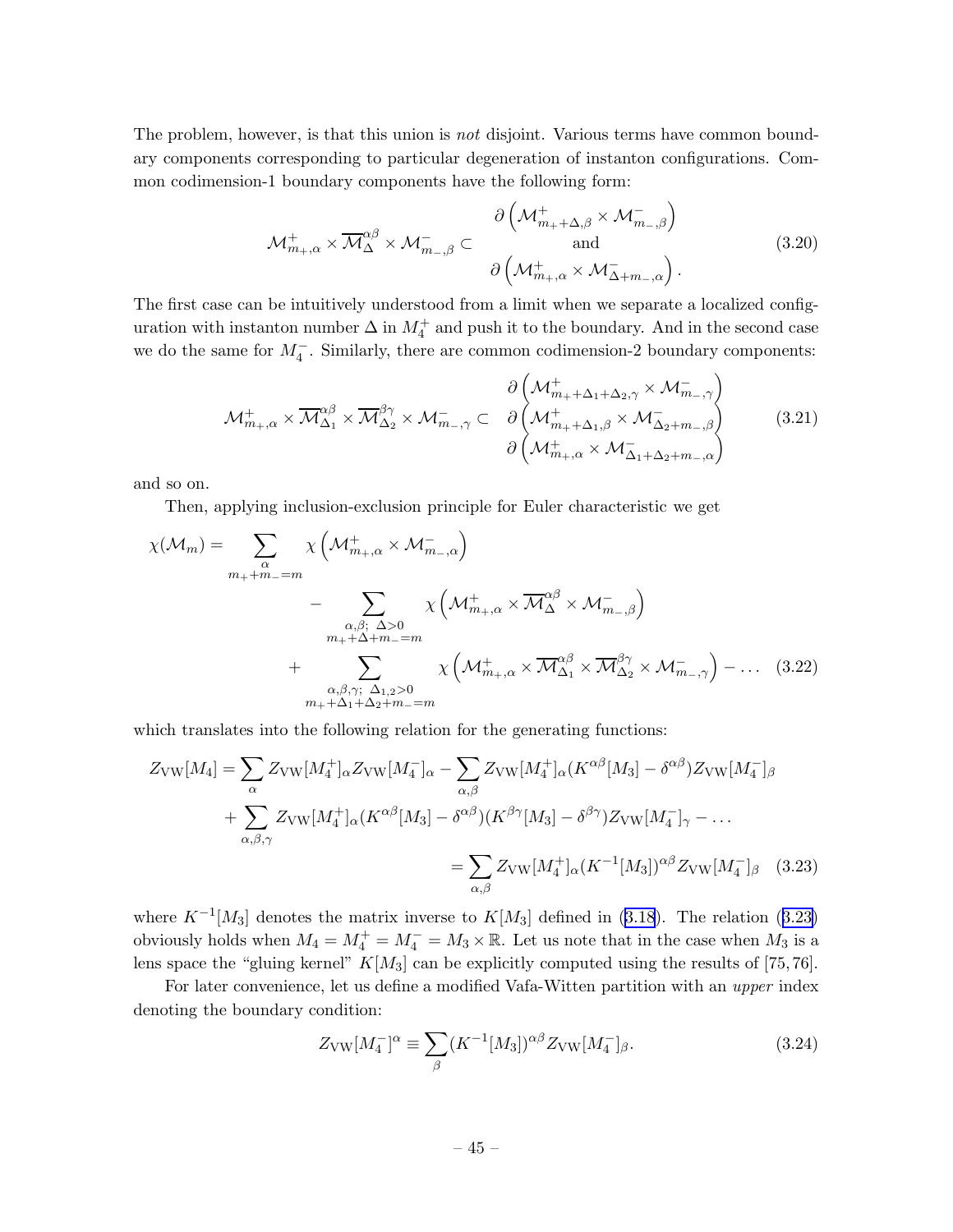The problem, however, is that this union is *not* disjoint. Various terms have common boundary components corresponding to particular degeneration of instanton configurations. Common codimension-1 boundary components have the following form:

$$
\mathcal{M}^+_{m_+,\alpha} \times \overline{\mathcal{M}}^{\alpha\beta}_{\Delta} \times \mathcal{M}^-_{m_-,\beta} \subset \begin{array}{c} \partial\left(\mathcal{M}^+_{m_++\Delta,\beta} \times \mathcal{M}^-_{m_-,\beta}\right) \\ \text{and} \\ \partial\left(\mathcal{M}^+_{m_+,\alpha} \times \mathcal{M}^-_{\Delta+m_-,\alpha}\right). \end{array} \tag{3.20}
$$

The first case can be intuitively understood from a limit when we separate a localized configuration with instanton number $\Delta$ in $M_4^+$ and push it to the boundary. And in the second case we do the same for $M_4^-$. Similarly, there are common codimension-2 boundary components:

$$
\mathcal{M}^+_{m_+,\alpha} \times \overline{\mathcal{M}}^{\alpha\beta}_{\Delta_1} \times \overline{\mathcal{M}}^{\beta\gamma}_{\Delta_2} \times \mathcal{M}^-_{m_-,\gamma} \subset \begin{array}{c} \partial\left(\mathcal{M}^+_{m_++\Delta_1+\Delta_2,\gamma} \times \mathcal{M}^-_{m_-,\gamma}\right) \\ \partial\left(\mathcal{M}^+_{m_++\Delta_1,\beta} \times \mathcal{M}^-_{\Delta_2+m_-,\beta}\right) \\ \partial\left(\mathcal{M}^+_{m_+,\alpha} \times \mathcal{M}^-_{\Delta_1+\Delta_2+m_-,\alpha}\right) \end{array} \tag{3.21}
$$

and so on.

Then, applying inclusion-exclusion principle for Euler characteristic we get

$$
\begin{aligned}
\chi(\mathcal{M}_m) = \sum_{\substack{\alpha \\ m_++m_-=m}} & \chi\left(\mathcal{M}^+_{m_+,\alpha} \times \mathcal{M}^-_{m_-,\alpha}\right) \\
& - \sum_{\substack{\alpha,\beta;\ \Delta>0 \\ m_++\Delta+m_-=m}} \chi\left(\mathcal{M}^+_{m_+,\alpha} \times \overline{\mathcal{M}}^{\alpha\beta}_{\Delta} \times \mathcal{M}^-_{m_-,\beta}\right) \\
& + \sum_{\substack{\alpha,\beta,\gamma;\ \Delta_{1,2}>0 \\ m_++\Delta_1+\Delta_2+m_-=m}} \chi\left(\mathcal{M}^+_{m_+,\alpha} \times \overline{\mathcal{M}}^{\alpha\beta}_{\Delta_1} \times \overline{\mathcal{M}}^{\beta\gamma}_{\Delta_2} \times \mathcal{M}^-_{m_-,\gamma}\right) - \ldots
\end{aligned} \tag{3.22}
$$

which translates into the following relation for the generating functions:

$$
\begin{aligned}
Z_{\mathrm{VW}}[M_4] = & \sum_\alpha Z_{\mathrm{VW}}[M_4^+]_\alpha Z_{\mathrm{VW}}[M_4^-]_\alpha - \sum_{\alpha,\beta} Z_{\mathrm{VW}}[M_4^+]_\alpha (K^{\alpha\beta}[M_3] - \delta^{\alpha\beta}) Z_{\mathrm{VW}}[M_4^-]_\beta \\
& + \sum_{\alpha,\beta,\gamma} Z_{\mathrm{VW}}[M_4^+]_\alpha (K^{\alpha\beta}[M_3] - \delta^{\alpha\beta})(K^{\beta\gamma}[M_3] - \delta^{\beta\gamma}) Z_{\mathrm{VW}}[M_4^-]_\gamma - \ldots \\
& = \sum_{\alpha,\beta} Z_{\mathrm{VW}}[M_4^+]_\alpha (K^{-1}[M_3])^{\alpha\beta} Z_{\mathrm{VW}}[M_4^-]_\beta
\end{aligned} \tag{3.23}
$$

where $K^{-1}[M_3]$ denotes the matrix inverse to $K[M_3]$ defined in (3.18). The relation (3.23) obviously holds when $M_4 = M_4^+ = M_4^- = M_3 \times \mathbb{R}$. Let us note that in the case when $M_3$ is a lens space the "gluing kernel" $K[M_3]$ can be explicitly computed using the results of [75, 76].

For later convenience, let us define a modified Vafa-Witten partition with an *upper* index denoting the boundary condition:

$$
Z_{\mathrm{VW}}[M_4^-]^\alpha \equiv \sum_\beta (K^{-1}[M_3])^{\alpha\beta} Z_{\mathrm{VW}}[M_4^-]_\beta. \tag{3.24}
$$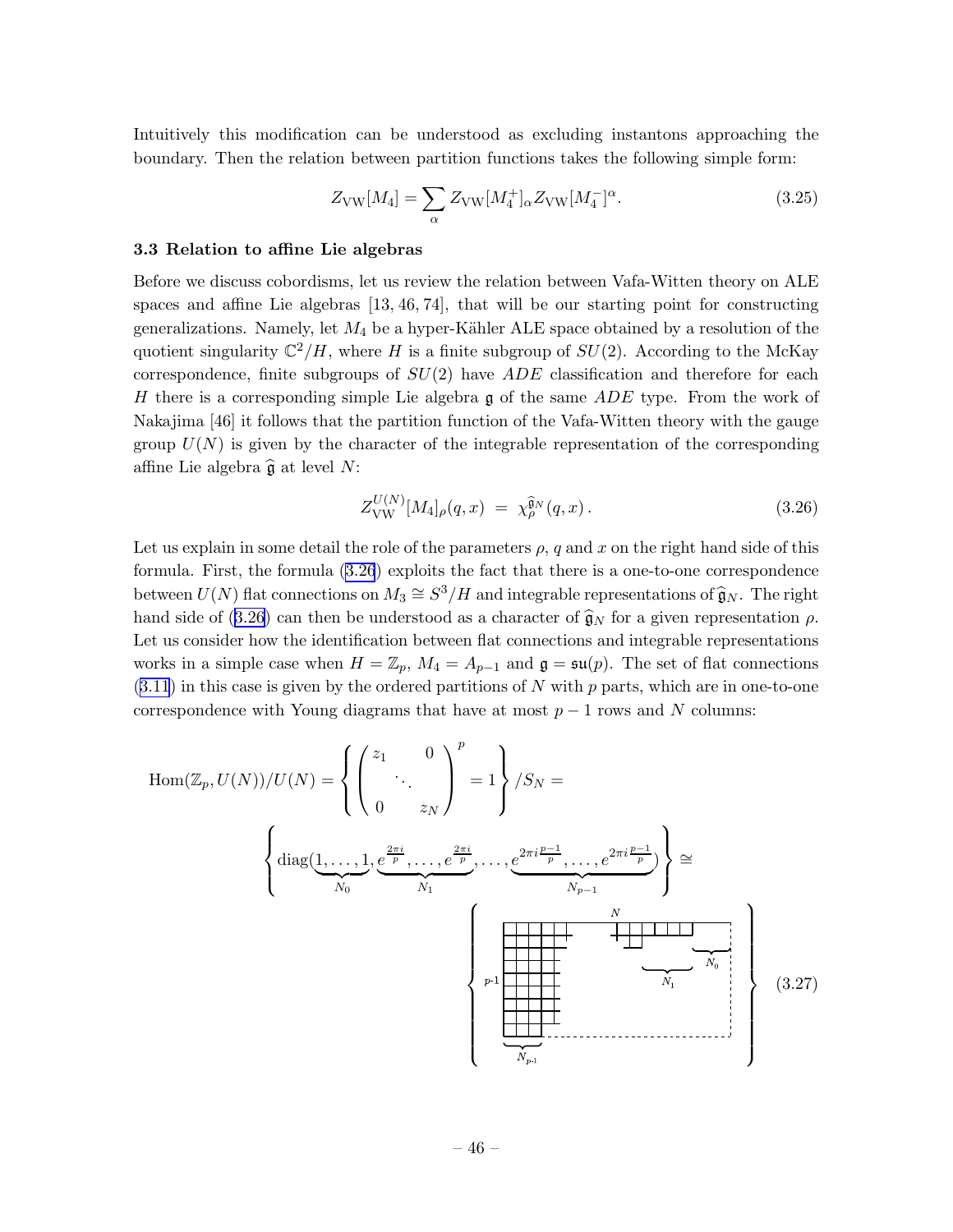Intuitively this modification can be understood as excluding instantons approaching the boundary. Then the relation between partition functions takes the following simple form:

$$Z_{\text{VW}}[M_4] = \sum_{\alpha} Z_{\text{VW}}[M_4^+]_{\alpha} Z_{\text{VW}}[M_4^-]^{\alpha}. \tag{3.25}$$

### 3.3 Relation to affine Lie algebras

Before we discuss cobordisms, let us review the relation between Vafa-Witten theory on ALE spaces and affine Lie algebras [13, 46, 74], that will be our starting point for constructing generalizations. Namely, let $M_4$ be a hyper-Kähler ALE space obtained by a resolution of the quotient singularity $\mathbb{C}^2/H$, where $H$ is a finite subgroup of $SU(2)$. According to the McKay correspondence, finite subgroups of $SU(2)$ have $ADE$ classification and therefore for each $H$ there is a corresponding simple Lie algebra $\mathfrak{g}$ of the same $ADE$ type. From the work of Nakajima [46] it follows that the partition function of the Vafa-Witten theory with the gauge group $U(N)$ is given by the character of the integrable representation of the corresponding affine Lie algebra $\widehat{\mathfrak{g}}$ at level $N$:

$$Z_{\text{VW}}^{U(N)}[M_4]_{\rho}(q,x) \;=\; \chi_{\rho}^{\widehat{\mathfrak{g}}_N}(q,x)\,. \tag{3.26}$$

Let us explain in some detail the role of the parameters $\rho$, $q$ and $x$ on the right hand side of this formula. First, the formula (3.26) exploits the fact that there is a one-to-one correspondence between $U(N)$ flat connections on $M_3 \cong S^3/H$ and integrable representations of $\widehat{\mathfrak{g}}_N$. The right hand side of (3.26) can then be understood as a character of $\widehat{\mathfrak{g}}_N$ for a given representation $\rho$. Let us consider how the identification between flat connections and integrable representations works in a simple case when $H = \mathbb{Z}_p$, $M_4 = A_{p-1}$ and $\mathfrak{g} = \mathfrak{su}(p)$. The set of flat connections (3.11) in this case is given by the ordered partitions of $N$ with $p$ parts, which are in one-to-one correspondence with Young diagrams that have at most $p-1$ rows and $N$ columns:

$$\text{Hom}(\mathbb{Z}_p, U(N))/U(N) = \left\{ \begin{pmatrix} z_1 & & 0 \\ & \ddots & \\ 0 & & z_N \end{pmatrix}^p = 1 \right\} / S_N =$$

$$\left\{ \text{diag}(\underbrace{1,\ldots,1}_{N_0}, \underbrace{e^{\frac{2\pi i}{p}},\ldots,e^{\frac{2\pi i}{p}}}_{N_1}, \ldots, \underbrace{e^{2\pi i\frac{p-1}{p}},\ldots,e^{2\pi i\frac{p-1}{p}}}_{N_{p-1}}) \right\} \cong$$

$$\left\{ \text{Young diagram with at most } p-1 \text{ rows and } N \text{ columns, with column groups } N_{p-1}, \ldots, N_1, N_0 \right\} \tag{3.27}$$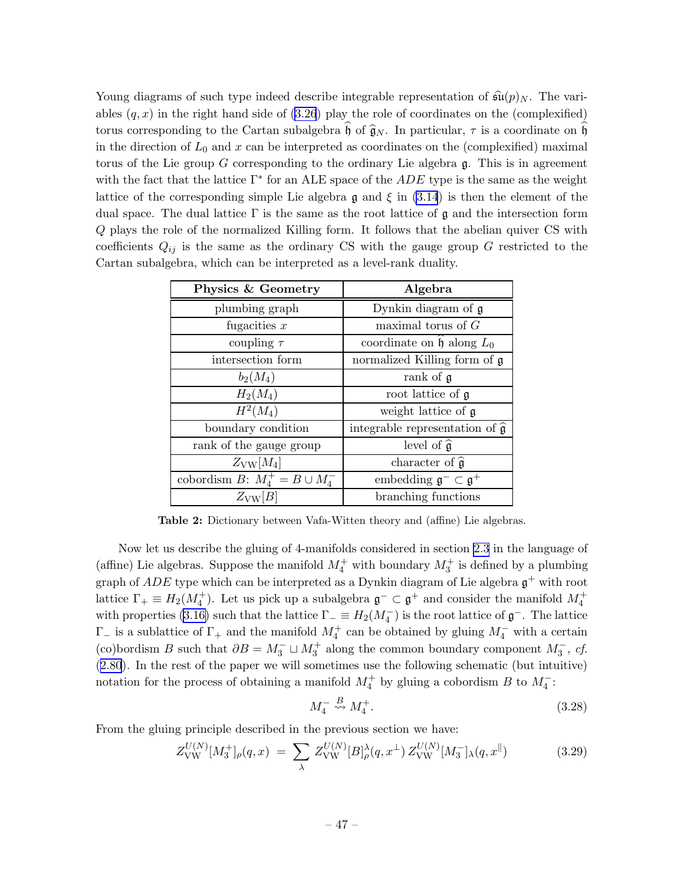Young diagrams of such type indeed describe integrable representation of $\widehat{\mathfrak{su}}(p)_N$. The variables $(q, x)$ in the right hand side of (3.26) play the role of coordinates on the (complexified) torus corresponding to the Cartan subalgebra $\widehat{\mathfrak{h}}$ of $\widehat{\mathfrak{g}}_N$. In particular, $\tau$ is a coordinate on $\widehat{\mathfrak{h}}$ in the direction of $L_0$ and $x$ can be interpreted as coordinates on the (complexified) maximal torus of the Lie group $G$ corresponding to the ordinary Lie algebra $\mathfrak{g}$. This is in agreement with the fact that the lattice $\Gamma^*$ for an ALE space of the $ADE$ type is the same as the weight lattice of the corresponding simple Lie algebra $\mathfrak{g}$ and $\xi$ in (3.14) is then the element of the dual space. The dual lattice $\Gamma$ is the same as the root lattice of $\mathfrak{g}$ and the intersection form $Q$ plays the role of the normalized Killing form. It follows that the abelian quiver CS with coefficients $Q_{ij}$ is the same as the ordinary CS with the gauge group $G$ restricted to the Cartan subalgebra, which can be interpreted as a level-rank duality.

| **Physics & Geometry** | **Algebra** |
|---|---|
| plumbing graph | Dynkin diagram of $\mathfrak{g}$ |
| fugacities $x$ | maximal torus of $G$ |
| coupling $\tau$ | coordinate on $\widehat{\mathfrak{h}}$ along $L_0$ |
| intersection form | normalized Killing form of $\mathfrak{g}$ |
| $b_2(M_4)$ | rank of $\mathfrak{g}$ |
| $H_2(M_4)$ | root lattice of $\mathfrak{g}$ |
| $H^2(M_4)$ | weight lattice of $\mathfrak{g}$ |
| boundary condition | integrable representation of $\widehat{\mathfrak{g}}$ |
| rank of the gauge group | level of $\widehat{\mathfrak{g}}$ |
| $Z_{\text{VW}}[M_4]$ | character of $\widehat{\mathfrak{g}}$ |
| cobordism $B$: $M_4^+ = B \cup M_4^-$ | embedding $\mathfrak{g}^- \subset \mathfrak{g}^+$ |
| $Z_{\text{VW}}[B]$ | branching functions |

**Table 2:** Dictionary between Vafa-Witten theory and (affine) Lie algebras.

Now let us describe the gluing of 4-manifolds considered in section 2.3 in the language of (affine) Lie algebras. Suppose the manifold $M_4^+$ with boundary $M_3^+$ is defined by a plumbing graph of $ADE$ type which can be interpreted as a Dynkin diagram of Lie algebra $\mathfrak{g}^+$ with root lattice $\Gamma_+ \equiv H_2(M_4^+)$. Let us pick up a subalgebra $\mathfrak{g}^- \subset \mathfrak{g}^+$ and consider the manifold $M_4^+$ with properties (3.16) such that the lattice $\Gamma_- \equiv H_2(M_4^-)$ is the root lattice of $\mathfrak{g}^-$. The lattice $\Gamma_-$ is a sublattice of $\Gamma_+$ and the manifold $M_4^+$ can be obtained by gluing $M_4^-$ with a certain (co)bordism $B$ such that $\partial B = M_3^- \sqcup M_3^+$ along the common boundary component $M_3^-$, *cf.* (2.80). In the rest of the paper we will sometimes use the following schematic (but intuitive) notation for the process of obtaining a manifold $M_4^+$ by gluing a cobordism $B$ to $M_4^-$:

$$M_4^- \overset{B}{\rightsquigarrow} M_4^+. \tag{3.28}$$

From the gluing principle described in the previous section we have:

$$Z_{\text{VW}}^{U(N)}[M_3^+]_\rho(q,x) \;=\; \sum_{\lambda} Z_{\text{VW}}^{U(N)}[B]_\rho^\lambda(q,x^\perp)\, Z_{\text{VW}}^{U(N)}[M_3^-]_\lambda(q,x^\parallel) \tag{3.29}$$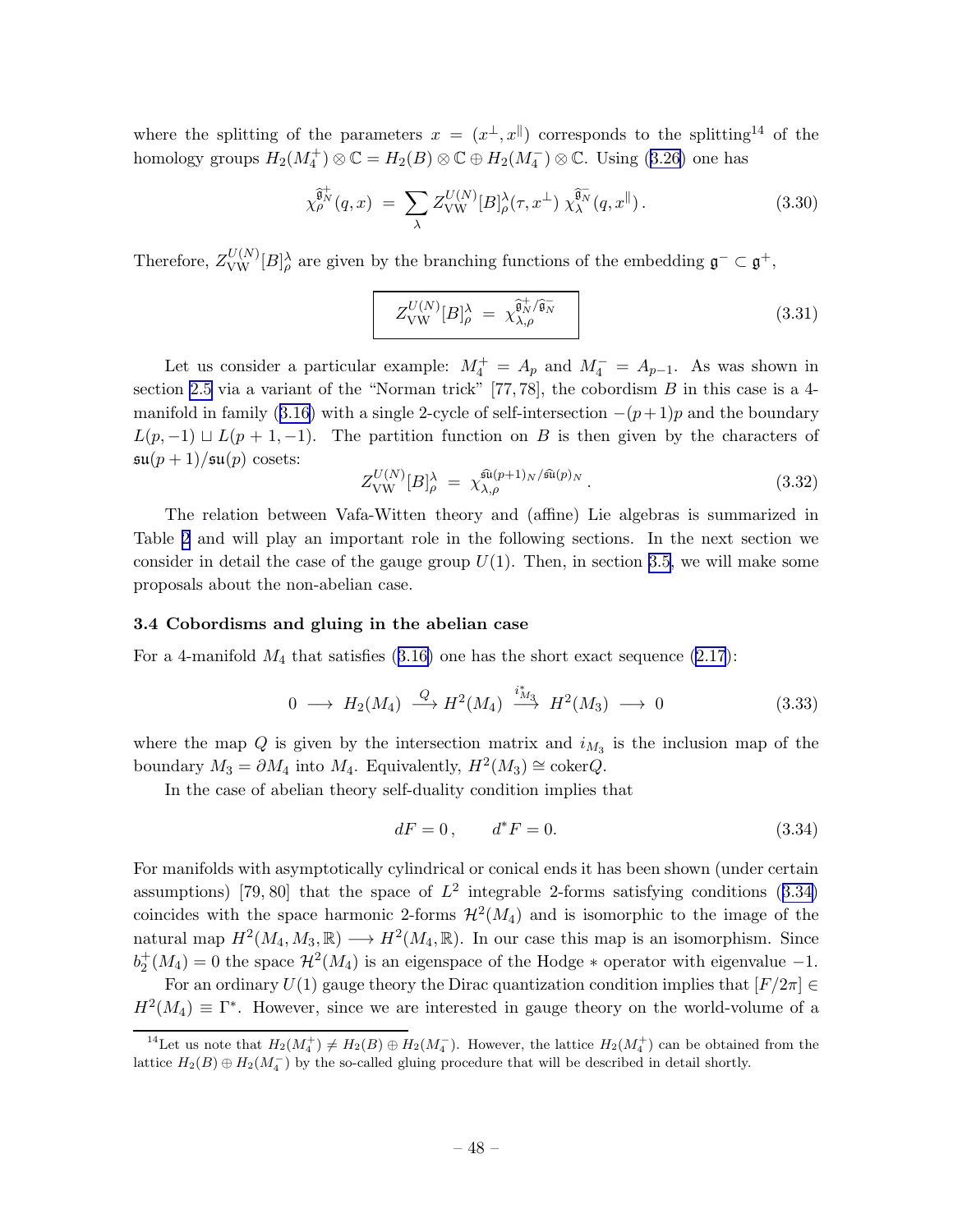where the splitting of the parameters $x = (x^{\perp}, x^{\parallel})$ corresponds to the splitting[14] of the homology groups $H_2(M_4^+) \otimes \mathbb{C} = H_2(B) \otimes \mathbb{C} \oplus H_2(M_4^-) \otimes \mathbb{C}$. Using (3.26) one has

$$\chi_\rho^{\widehat{\mathfrak{g}}_N^+}(q,x) \;=\; \sum_\lambda Z_{\rm VW}^{U(N)}[B]_\rho^\lambda(\tau, x^\perp)\; \chi_\lambda^{\widehat{\mathfrak{g}}_N^-}(q, x^\parallel)\,. \tag{3.30}$$

Therefore, $Z_{\rm VW}^{U(N)}[B]_\rho^\lambda$ are given by the branching functions of the embedding $\mathfrak{g}^- \subset \mathfrak{g}^+$,

$$\boxed{\; Z_{\rm VW}^{U(N)}[B]_\rho^\lambda \;=\; \chi_{\lambda,\rho}^{\widehat{\mathfrak{g}}_N^+/\widehat{\mathfrak{g}}_N^-} \;} \tag{3.31}$$

Let us consider a particular example: $M_4^+ = A_p$ and $M_4^- = A_{p-1}$. As was shown in section 2.5 via a variant of the "Norman trick" [77, 78], the cobordism $B$ in this case is a 4-manifold in family (3.16) with a single 2-cycle of self-intersection $-(p+1)p$ and the boundary $L(p,-1) \sqcup L(p+1,-1)$. The partition function on $B$ is then given by the characters of $\mathfrak{su}(p+1)/\mathfrak{su}(p)$ cosets:

$$Z_{\rm VW}^{U(N)}[B]_\rho^\lambda \;=\; \chi_{\lambda,\rho}^{\widehat{\mathfrak{su}}(p+1)_N/\widehat{\mathfrak{su}}(p)_N}\,. \tag{3.32}$$

The relation between Vafa-Witten theory and (affine) Lie algebras is summarized in Table 2 and will play an important role in the following sections. In the next section we consider in detail the case of the gauge group $U(1)$. Then, in section 3.5, we will make some proposals about the non-abelian case.

### 3.4 Cobordisms and gluing in the abelian case

For a 4-manifold $M_4$ that satisfies (3.16) one has the short exact sequence (2.17):

$$0 \;\longrightarrow\; H_2(M_4) \;\xrightarrow{\;Q\;}\; H^2(M_4) \;\xrightarrow{\;i^*_{M_3}\;}\; H^2(M_3) \;\longrightarrow\; 0 \tag{3.33}$$

where the map $Q$ is given by the intersection matrix and $i_{M_3}$ is the inclusion map of the boundary $M_3 = \partial M_4$ into $M_4$. Equivalently, $H^2(M_3) \cong \mathrm{coker} Q$.

In the case of abelian theory self-duality condition implies that

$$dF = 0\,, \qquad d^*F = 0. \tag{3.34}$$

For manifolds with asymptotically cylindrical or conical ends it has been shown (under certain assumptions) [79, 80] that the space of $L^2$ integrable 2-forms satisfying conditions (3.34) coincides with the space harmonic 2-forms $\mathcal{H}^2(M_4)$ and is isomorphic to the image of the natural map $H^2(M_4, M_3, \mathbb{R}) \longrightarrow H^2(M_4, \mathbb{R})$. In our case this map is an isomorphism. Since $b_2^+(M_4) = 0$ the space $\mathcal{H}^2(M_4)$ is an eigenspace of the Hodge $*$ operator with eigenvalue $-1$.

For an ordinary $U(1)$ gauge theory the Dirac quantization condition implies that $[F/2\pi] \in H^2(M_4) \equiv \Gamma^*$. However, since we are interested in gauge theory on the world-volume of a

[14] Let us note that $H_2(M_4^+) \neq H_2(B) \oplus H_2(M_4^-)$. However, the lattice $H_2(M_4^+)$ can be obtained from the lattice $H_2(B) \oplus H_2(M_4^-)$ by the so-called gluing procedure that will be described in detail shortly.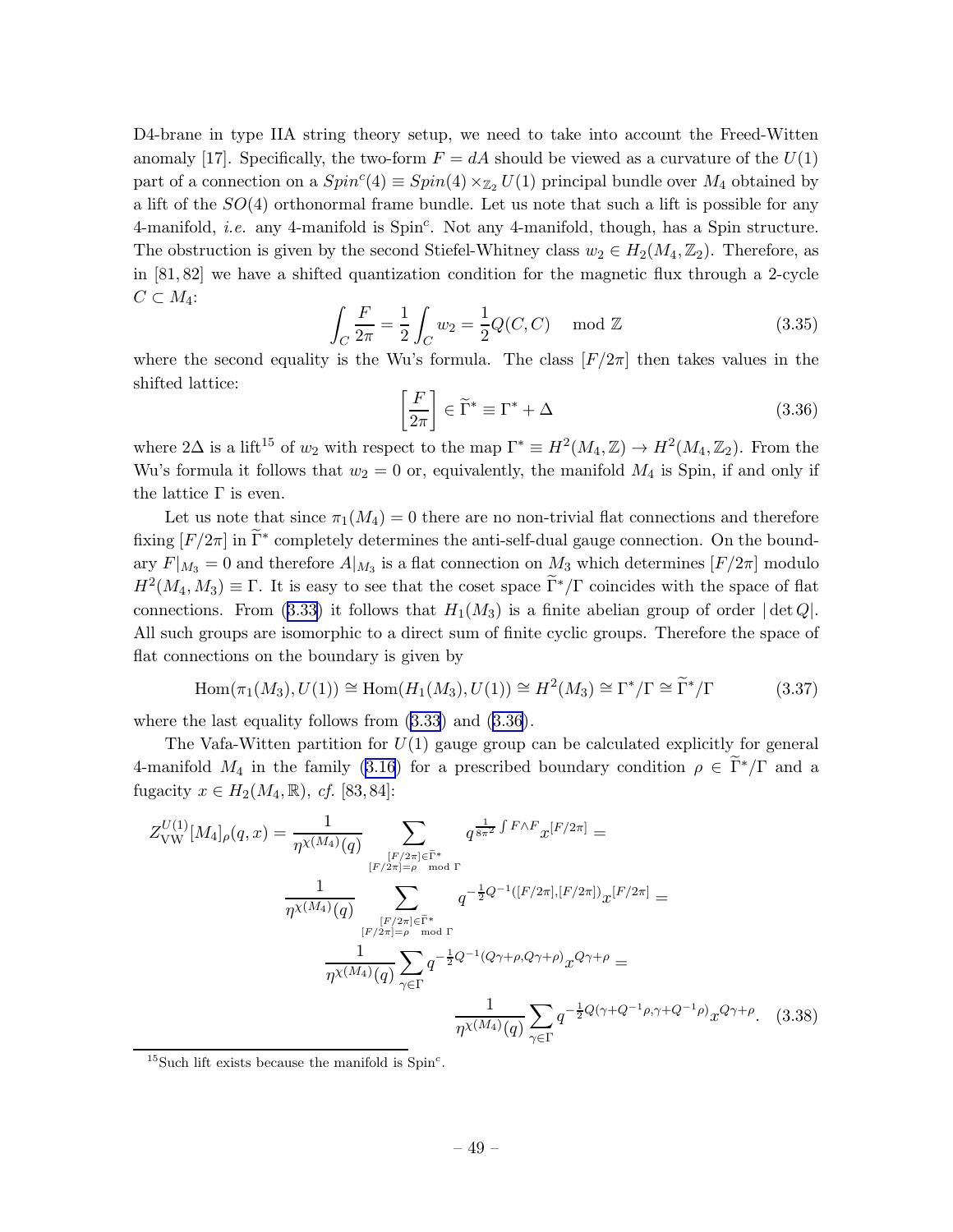D4-brane in type IIA string theory setup, we need to take into account the Freed-Witten anomaly [17]. Specifically, the two-form $F = dA$ should be viewed as a curvature of the $U(1)$ part of a connection on a $Spin^c(4) \equiv Spin(4) \times_{\mathbb{Z}_2} U(1)$ principal bundle over $M_4$ obtained by a lift of the $SO(4)$ orthonormal frame bundle. Let us note that such a lift is possible for any 4-manifold, *i.e.* any 4-manifold is Spin$^c$. Not any 4-manifold, though, has a Spin structure. The obstruction is given by the second Stiefel-Whitney class $w_2 \in H_2(M_4, \mathbb{Z}_2)$. Therefore, as in [81, 82] we have a shifted quantization condition for the magnetic flux through a 2-cycle $C \subset M_4$:

$$\int_C \frac{F}{2\pi} = \frac{1}{2}\int_C w_2 = \frac{1}{2}Q(C,C) \mod \mathbb{Z} \tag{3.35}$$

where the second equality is the Wu's formula. The class $[F/2\pi]$ then takes values in the shifted lattice:

$$\left[\frac{F}{2\pi}\right] \in \widetilde{\Gamma}^* \equiv \Gamma^* + \Delta \tag{3.36}$$

where $2\Delta$ is a lift[15] of $w_2$ with respect to the map $\Gamma^* \equiv H^2(M_4, \mathbb{Z}) \to H^2(M_4, \mathbb{Z}_2)$. From the Wu's formula it follows that $w_2 = 0$ or, equivalently, the manifold $M_4$ is Spin, if and only if the lattice $\Gamma$ is even.

Let us note that since $\pi_1(M_4) = 0$ there are no non-trivial flat connections and therefore fixing $[F/2\pi]$ in $\widetilde{\Gamma}^*$ completely determines the anti-self-dual gauge connection. On the boundary $F|_{M_3} = 0$ and therefore $A|_{M_3}$ is a flat connection on $M_3$ which determines $[F/2\pi]$ modulo $H^2(M_4, M_3) \equiv \Gamma$. It is easy to see that the coset space $\widetilde{\Gamma}^*/\Gamma$ coincides with the space of flat connections. From (3.33) it follows that $H_1(M_3)$ is a finite abelian group of order $|\det Q|$. All such groups are isomorphic to a direct sum of finite cyclic groups. Therefore the space of flat connections on the boundary is given by

$$\mathrm{Hom}(\pi_1(M_3), U(1)) \cong \mathrm{Hom}(H_1(M_3), U(1)) \cong H^2(M_3) \cong \Gamma^*/\Gamma \cong \widetilde{\Gamma}^*/\Gamma \tag{3.37}$$

where the last equality follows from (3.33) and (3.36).

The Vafa-Witten partition for $U(1)$ gauge group can be calculated explicitly for general 4-manifold $M_4$ in the family (3.16) for a prescribed boundary condition $\rho \in \widetilde{\Gamma}^*/\Gamma$ and a fugacity $x \in H_2(M_4, \mathbb{R})$, *cf.* [83, 84]:

$$\begin{aligned}
Z^{U(1)}_{\mathrm{VW}}[M_4]_\rho(q,x) = \frac{1}{\eta^{\chi(M_4)}(q)} \sum_{\substack{[F/2\pi]\in\widetilde{\Gamma}^* \\ [F/2\pi]=\rho \mod \Gamma}} q^{\frac{1}{8\pi^2}\int F\wedge F} x^{[F/2\pi]} = \\
\frac{1}{\eta^{\chi(M_4)}(q)} \sum_{\substack{[F/2\pi]\in\widetilde{\Gamma}^* \\ [F/2\pi]=\rho \mod \Gamma}} q^{-\frac{1}{2}Q^{-1}([F/2\pi],[F/2\pi])} x^{[F/2\pi]} = \\
\frac{1}{\eta^{\chi(M_4)}(q)} \sum_{\gamma\in\Gamma} q^{-\frac{1}{2}Q^{-1}(Q\gamma+\rho,Q\gamma+\rho)} x^{Q\gamma+\rho} = \\
\frac{1}{\eta^{\chi(M_4)}(q)} \sum_{\gamma\in\Gamma} q^{-\frac{1}{2}Q(\gamma+Q^{-1}\rho,\gamma+Q^{-1}\rho)} x^{Q\gamma+\rho}.
\end{aligned} \tag{3.38}$$

[15] Such lift exists because the manifold is Spin$^c$.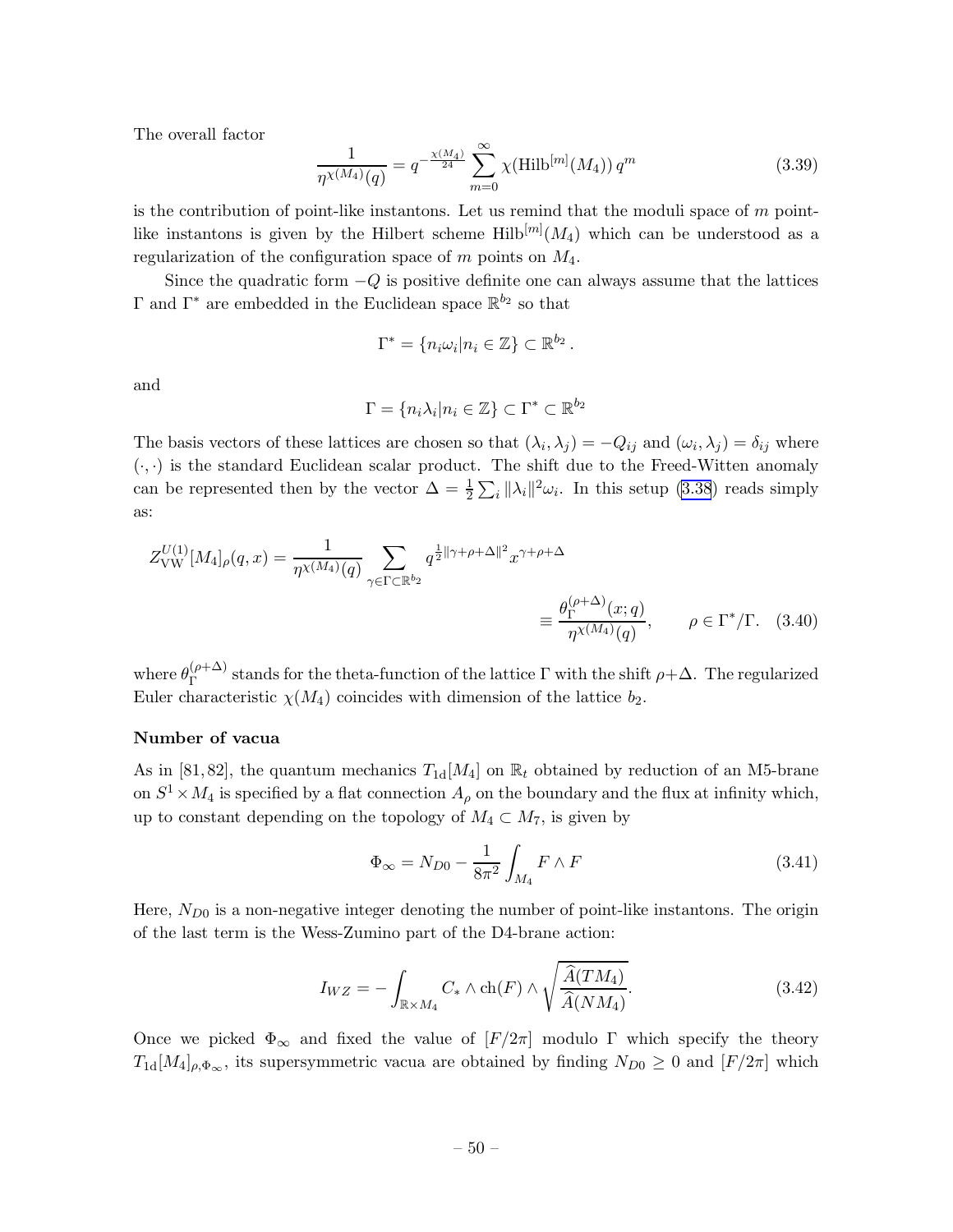The overall factor

$$\frac{1}{\eta^{\chi(M_4)}(q)} = q^{-\frac{\chi(M_4)}{24}} \sum_{m=0}^{\infty} \chi(\mathrm{Hilb}^{[m]}(M_4))\, q^m \tag{3.39}$$

is the contribution of point-like instantons. Let us remind that the moduli space of $m$ point-like instantons is given by the Hilbert scheme $\mathrm{Hilb}^{[m]}(M_4)$ which can be understood as a regularization of the configuration space of $m$ points on $M_4$.

Since the quadratic form $-Q$ is positive definite one can always assume that the lattices $\Gamma$ and $\Gamma^*$ are embedded in the Euclidean space $\mathbb{R}^{b_2}$ so that

$$\Gamma^* = \{n_i \omega_i | n_i \in \mathbb{Z}\} \subset \mathbb{R}^{b_2}\,.$$

and

$$\Gamma = \{n_i \lambda_i | n_i \in \mathbb{Z}\} \subset \Gamma^* \subset \mathbb{R}^{b_2}$$

The basis vectors of these lattices are chosen so that $(\lambda_i, \lambda_j) = -Q_{ij}$ and $(\omega_i, \lambda_j) = \delta_{ij}$ where $(\cdot,\cdot)$ is the standard Euclidean scalar product. The shift due to the Freed-Witten anomaly can be represented then by the vector $\Delta = \frac{1}{2}\sum_i \|\lambda_i\|^2 \omega_i$. In this setup (3.38) reads simply as:

$$Z^{U(1)}_{\mathrm{VW}}[M_4]_\rho(q,x) = \frac{1}{\eta^{\chi(M_4)}(q)} \sum_{\gamma \in \Gamma \subset \mathbb{R}^{b_2}} q^{\frac{1}{2}\|\gamma+\rho+\Delta\|^2} x^{\gamma+\rho+\Delta} \equiv \frac{\theta_\Gamma^{(\rho+\Delta)}(x;q)}{\eta^{\chi(M_4)}(q)}, \qquad \rho \in \Gamma^*/\Gamma. \tag{3.40}$$

where $\theta_\Gamma^{(\rho+\Delta)}$ stands for the theta-function of the lattice $\Gamma$ with the shift $\rho+\Delta$. The regularized Euler characteristic $\chi(M_4)$ coincides with dimension of the lattice $b_2$.

**Number of vacua**

As in [81, 82], the quantum mechanics $T_{\mathrm{1d}}[M_4]$ on $\mathbb{R}_t$ obtained by reduction of an M5-brane on $S^1 \times M_4$ is specified by a flat connection $A_\rho$ on the boundary and the flux at infinity which, up to constant depending on the topology of $M_4 \subset M_7$, is given by

$$\Phi_\infty = N_{D0} - \frac{1}{8\pi^2}\int_{M_4} F \wedge F \tag{3.41}$$

Here, $N_{D0}$ is a non-negative integer denoting the number of point-like instantons. The origin of the last term is the Wess-Zumino part of the D4-brane action:

$$I_{WZ} = -\int_{\mathbb{R}\times M_4} C_* \wedge \mathrm{ch}(F) \wedge \sqrt{\frac{\widehat{A}(TM_4)}{\widehat{A}(NM_4)}}. \tag{3.42}$$

Once we picked $\Phi_\infty$ and fixed the value of $[F/2\pi]$ modulo $\Gamma$ which specify the theory $T_{\mathrm{1d}}[M_4]_{\rho,\Phi_\infty}$, its supersymmetric vacua are obtained by finding $N_{D0} \geq 0$ and $[F/2\pi]$ which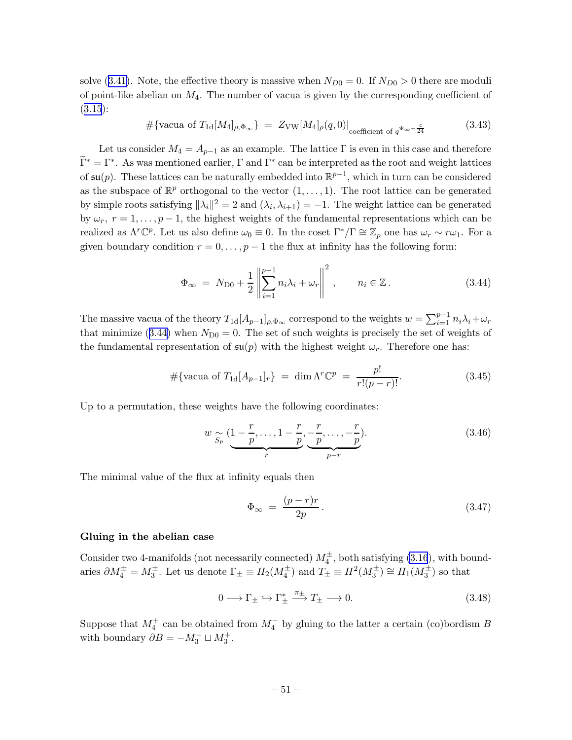solve (3.41). Note, the effective theory is massive when $N_{D0} = 0$. If $N_{D0} > 0$ there are moduli of point-like abelian on $M_4$. The number of vacua is given by the corresponding coefficient of (3.15):

$$\#\{\text{vacua of } T_{1\text{d}}[M_4]_{\rho,\Phi_\infty}\} \;=\; Z_{\text{VW}}[M_4]_\rho(q,0)\big|_{\text{coefficient of } q^{\Phi_\infty - \frac{c}{24}}} \tag{3.43}$$

Let us consider $M_4 = A_{p-1}$ as an example. The lattice $\Gamma$ is even in this case and therefore $\widetilde{\Gamma}^* = \Gamma^*$. As was mentioned earlier, $\Gamma$ and $\Gamma^*$ can be interpreted as the root and weight lattices of $\mathfrak{su}(p)$. These lattices can be naturally embedded into $\mathbb{R}^{p-1}$, which in turn can be considered as the subspace of $\mathbb{R}^p$ orthogonal to the vector $(1,\ldots,1)$. The root lattice can be generated by simple roots satisfying $\|\lambda_i\|^2 = 2$ and $(\lambda_i, \lambda_{i+1}) = -1$. The weight lattice can be generated by $\omega_r$, $r = 1,\ldots,p-1$, the highest weights of the fundamental representations which can be realized as $\Lambda^r\mathbb{C}^p$. Let us also define $\omega_0 \equiv 0$. In the coset $\Gamma^*/\Gamma \cong \mathbb{Z}_p$ one has $\omega_r \sim r\omega_1$. For a given boundary condition $r = 0,\ldots,p-1$ the flux at infinity has the following form:

$$\Phi_\infty \;=\; N_{\text{D0}} + \frac{1}{2}\left\|\sum_{i=1}^{p-1} n_i\lambda_i + \omega_r\right\|^2, \qquad n_i \in \mathbb{Z}\,. \tag{3.44}$$

The massive vacua of the theory $T_{1\text{d}}[A_{p-1}]_{\rho,\Phi_\infty}$ correspond to the weights $w = \sum_{i=1}^{p-1} n_i\lambda_i + \omega_r$ that minimize (3.44) when $N_{\text{D0}} = 0$. The set of such weights is precisely the set of weights of the fundamental representation of $\mathfrak{su}(p)$ with the highest weight $\omega_r$. Therefore one has:

$$\#\{\text{vacua of } T_{1\text{d}}[A_{p-1}]_r\} \;=\; \dim \Lambda^r\mathbb{C}^p \;=\; \frac{p!}{r!(p-r)!}. \tag{3.45}$$

Up to a permutation, these weights have the following coordinates:

$$w \underset{S_p}{\sim} (\underbrace{1-\frac{r}{p},\ldots,1-\frac{r}{p}}_{r},\underbrace{-\frac{r}{p},\ldots,-\frac{r}{p}}_{p-r}). \tag{3.46}$$

The minimal value of the flux at infinity equals then

$$\Phi_\infty \;=\; \frac{(p-r)r}{2p}\,. \tag{3.47}$$

**Gluing in the abelian case**

Consider two 4-manifolds (not necessarily connected) $M_4^\pm$, both satisfying (3.16), with boundaries $\partial M_4^\pm = M_3^\pm$. Let us denote $\Gamma_\pm \equiv H_2(M_4^\pm)$ and $T_\pm \equiv H^2(M_3^\pm) \cong H_1(M_3^\pm)$ so that

$$0 \longrightarrow \Gamma_\pm \hookrightarrow \Gamma_\pm^* \xrightarrow{\pi_\pm} T_\pm \longrightarrow 0. \tag{3.48}$$

Suppose that $M_4^+$ can be obtained from $M_4^-$ by gluing to the latter a certain (co)bordism $B$ with boundary $\partial B = -M_3^- \sqcup M_3^+$.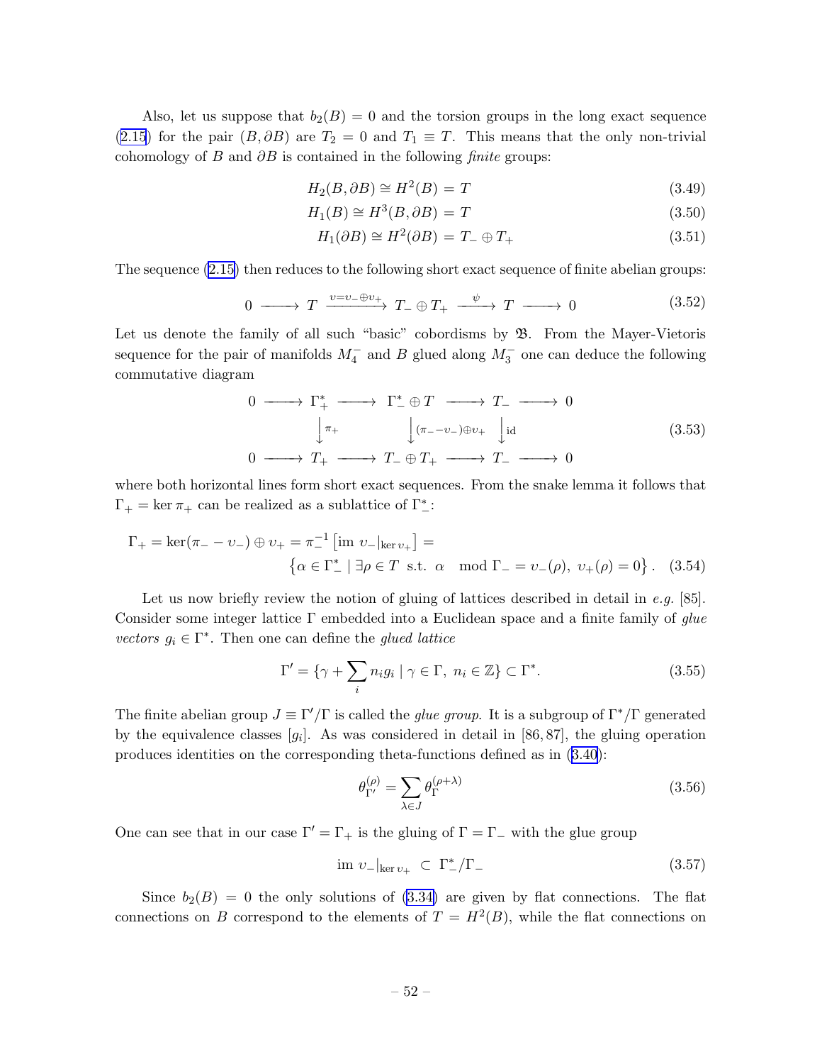Also, let us suppose that $b_2(B) = 0$ and the torsion groups in the long exact sequence (2.15) for the pair $(B, \partial B)$ are $T_2 = 0$ and $T_1 \equiv T$. This means that the only non-trivial cohomology of $B$ and $\partial B$ is contained in the following *finite* groups:

$$H_2(B, \partial B) \cong H^2(B) = T \tag{3.49}$$

$$H_1(B) \cong H^3(B, \partial B) = T \tag{3.50}$$

$$H_1(\partial B) \cong H^2(\partial B) = T_- \oplus T_+ \tag{3.51}$$

The sequence (2.15) then reduces to the following short exact sequence of finite abelian groups:

$$0 \longrightarrow T \xrightarrow{\upsilon = \upsilon_- \oplus \upsilon_+} T_- \oplus T_+ \xrightarrow{\psi} T \longrightarrow 0 \tag{3.52}$$

Let us denote the family of all such "basic" cobordisms by $\mathfrak{B}$. From the Mayer-Vietoris sequence for the pair of manifolds $M_4^-$ and $B$ glued along $M_3^-$ one can deduce the following commutative diagram

$$\begin{array}{ccccccccc}
0 & \longrightarrow & \Gamma_+^* & \longrightarrow & \Gamma_-^* \oplus T & \longrightarrow & T_- & \longrightarrow & 0 \\
 & & \Big\downarrow{\scriptstyle \pi_+} & & \Big\downarrow{\scriptstyle (\pi_- - \upsilon_-) \oplus \upsilon_+} & & \Big\downarrow{\scriptstyle \mathrm{id}} & & \\
0 & \longrightarrow & T_+ & \longrightarrow & T_- \oplus T_+ & \longrightarrow & T_- & \longrightarrow & 0
\end{array} \tag{3.53}$$

where both horizontal lines form short exact sequences. From the snake lemma it follows that $\Gamma_+ = \ker \pi_+$ can be realized as a sublattice of $\Gamma_-^*$:

$$\Gamma_+ = \ker(\pi_- - \upsilon_-) \oplus \upsilon_+ = \pi_-^{-1}\left[\mathrm{im}\; \upsilon_-|_{\ker \upsilon_+}\right] = \\ \left\{\alpha \in \Gamma_-^* \mid \exists \rho \in T \;\text{ s.t. }\; \alpha \mod \Gamma_- = \upsilon_-(\rho),\; \upsilon_+(\rho) = 0\right\}. \tag{3.54}$$

Let us now briefly review the notion of gluing of lattices described in detail in *e.g.* [85]. Consider some integer lattice $\Gamma$ embedded into a Euclidean space and a finite family of *glue vectors* $g_i \in \Gamma^*$. Then one can define the *glued lattice*

$$\Gamma' = \{\gamma + \sum_i n_i g_i \mid \gamma \in \Gamma,\; n_i \in \mathbb{Z}\} \subset \Gamma^*. \tag{3.55}$$

The finite abelian group $J \equiv \Gamma'/\Gamma$ is called the *glue group*. It is a subgroup of $\Gamma^*/\Gamma$ generated by the equivalence classes $[g_i]$. As was considered in detail in [86, 87], the gluing operation produces identities on the corresponding theta-functions defined as in (3.40):

$$\theta_{\Gamma'}^{(\rho)} = \sum_{\lambda \in J} \theta_{\Gamma}^{(\rho+\lambda)} \tag{3.56}$$

One can see that in our case $\Gamma' = \Gamma_+$ is the gluing of $\Gamma = \Gamma_-$ with the glue group

$$\mathrm{im}\; \upsilon_-|_{\ker \upsilon_+} \subset \Gamma_-^*/\Gamma_- \tag{3.57}$$

Since $b_2(B) = 0$ the only solutions of (3.34) are given by flat connections. The flat connections on $B$ correspond to the elements of $T = H^2(B)$, while the flat connections on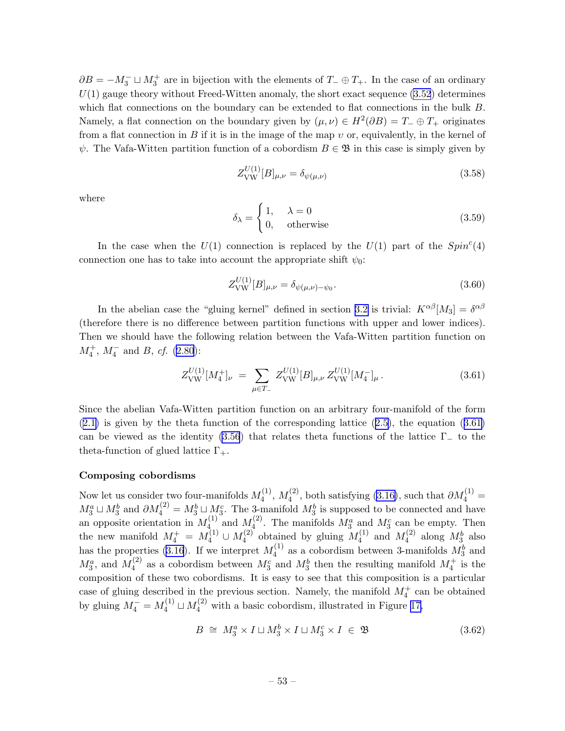$\partial B = -M_3^- \sqcup M_3^+$ are in bijection with the elements of $T_- \oplus T_+$. In the case of an ordinary $U(1)$ gauge theory without Freed-Witten anomaly, the short exact sequence (3.52) determines which flat connections on the boundary can be extended to flat connections in the bulk $B$. Namely, a flat connection on the boundary given by $(\mu, \nu) \in H^2(\partial B) = T_- \oplus T_+$ originates from a flat connection in $B$ if it is in the image of the map $\upsilon$ or, equivalently, in the kernel of $\psi$. The Vafa-Witten partition function of a cobordism $B \in \mathfrak{B}$ in this case is simply given by

$$Z_{\text{VW}}^{U(1)}[B]_{\mu,\nu} = \delta_{\psi(\mu,\nu)} \tag{3.58}$$

where

$$\delta_\lambda = \begin{cases} 1, & \lambda = 0 \\ 0, & \text{otherwise} \end{cases} \tag{3.59}$$

In the case when the $U(1)$ connection is replaced by the $U(1)$ part of the $Spin^c(4)$ connection one has to take into account the appropriate shift $\psi_0$:

$$Z_{\text{VW}}^{U(1)}[B]_{\mu,\nu} = \delta_{\psi(\mu,\nu)-\psi_0}. \tag{3.60}$$

In the abelian case the "gluing kernel" defined in section 3.2 is trivial: $K^{\alpha\beta}[M_3] = \delta^{\alpha\beta}$ (therefore there is no difference between partition functions with upper and lower indices). Then we should have the following relation between the Vafa-Witten partition function on $M_4^+$, $M_4^-$ and $B$, *cf.* (2.80):

$$Z_{\text{VW}}^{U(1)}[M_4^+]_\nu \;=\; \sum_{\mu \in T_-} Z_{\text{VW}}^{U(1)}[B]_{\mu,\nu}\, Z_{\text{VW}}^{U(1)}[M_4^-]_\mu\,. \tag{3.61}$$

Since the abelian Vafa-Witten partition function on an arbitrary four-manifold of the form (2.1) is given by the theta function of the corresponding lattice (2.5), the equation (3.61) can be viewed as the identity (3.56) that relates theta functions of the lattice $\Gamma_-$ to the theta-function of glued lattice $\Gamma_+$.

**Composing cobordisms**

Now let us consider two four-manifolds $M_4^{(1)}$, $M_4^{(2)}$, both satisfying (3.16), such that $\partial M_4^{(1)} = M_3^a \sqcup M_3^b$ and $\partial M_4^{(2)} = M_3^b \sqcup M_3^c$. The 3-manifold $M_3^b$ is supposed to be connected and have an opposite orientation in $M_4^{(1)}$ and $M_4^{(2)}$. The manifolds $M_3^a$ and $M_3^c$ can be empty. Then the new manifold $M_4^+ = M_4^{(1)} \cup M_4^{(2)}$ obtained by gluing $M_4^{(1)}$ and $M_4^{(2)}$ along $M_3^b$ also has the properties (3.16). If we interpret $M_4^{(1)}$ as a cobordism between 3-manifolds $M_3^b$ and $M_3^a$, and $M_4^{(2)}$ as a cobordism between $M_3^c$ and $M_3^b$ then the resulting manifold $M_4^+$ is the composition of these two cobordisms. It is easy to see that this composition is a particular case of gluing described in the previous section. Namely, the manifold $M_4^+$ can be obtained by gluing $M_4^- = M_4^{(1)} \sqcup M_4^{(2)}$ with a basic cobordism, illustrated in Figure 17,

$$B \;\cong\; M_3^a \times I \sqcup M_3^b \times I \sqcup M_3^c \times I \;\in\; \mathfrak{B} \tag{3.62}$$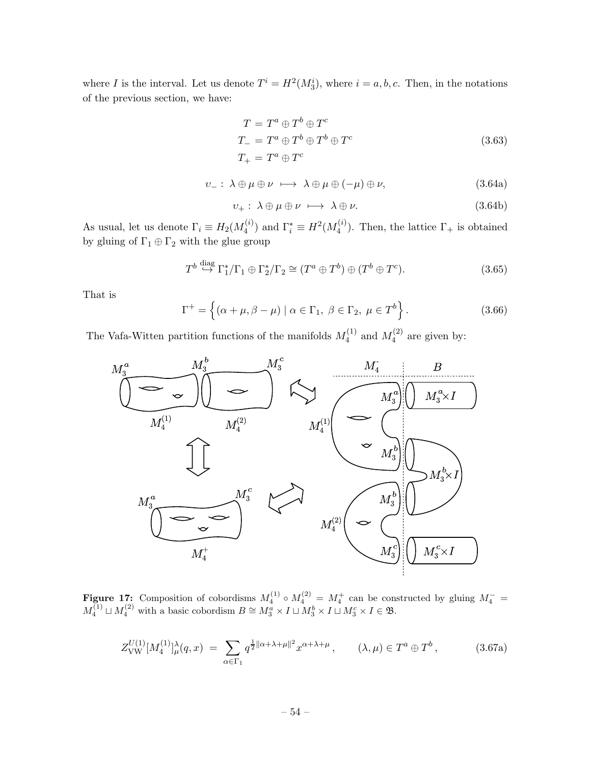where $I$ is the interval. Let us denote $T^i = H^2(M_3^i)$, where $i = a, b, c$. Then, in the notations of the previous section, we have:

$$
\begin{aligned}
T &= T^a \oplus T^b \oplus T^c \\
T_- &= T^a \oplus T^b \oplus T^b \oplus T^c \\
T_+ &= T^a \oplus T^c
\end{aligned}
\tag{3.63}
$$

$$
\upsilon_- : \ \lambda \oplus \mu \oplus \nu \ \longmapsto \ \lambda \oplus \mu \oplus (-\mu) \oplus \nu, \tag{3.64a}
$$

$$
\upsilon_+ : \ \lambda \oplus \mu \oplus \nu \ \longmapsto \ \lambda \oplus \nu. \tag{3.64b}
$$

As usual, let us denote $\Gamma_i \equiv H_2(M_4^{(i)})$ and $\Gamma_i^* \equiv H^2(M_4^{(i)})$. Then, the lattice $\Gamma_+$ is obtained by gluing of $\Gamma_1 \oplus \Gamma_2$ with the glue group

$$
T^b \overset{\text{diag}}{\hookrightarrow} \Gamma_1^*/\Gamma_1 \oplus \Gamma_2^*/\Gamma_2 \cong (T^a \oplus T^b) \oplus (T^b \oplus T^c). \tag{3.65}
$$

That is

$$
\Gamma^+ = \left\{ (\alpha + \mu, \beta - \mu) \mid \alpha \in \Gamma_1, \ \beta \in \Gamma_2, \ \mu \in T^b \right\}. \tag{3.66}
$$

The Vafa-Witten partition functions of the manifolds $M_4^{(1)}$ and $M_4^{(2)}$ are given by:

**Figure 17:** Composition of cobordisms $M_4^{(1)} \circ M_4^{(2)} = M_4^+$ can be constructed by gluing $M_4^- = M_4^{(1)} \sqcup M_4^{(2)}$ with a basic cobordism $B \cong M_3^a \times I \sqcup M_3^b \times I \sqcup M_3^c \times I \in \mathfrak{B}$.

$$
Z_{\text{VW}}^{U(1)}[M_4^{(1)}]_\mu^\lambda(q, x) \ = \ \sum_{\alpha \in \Gamma_1} q^{\frac{1}{2}\|\alpha+\lambda+\mu\|^2} x^{\alpha+\lambda+\mu}, \qquad (\lambda, \mu) \in T^a \oplus T^b, \tag{3.67a}
$$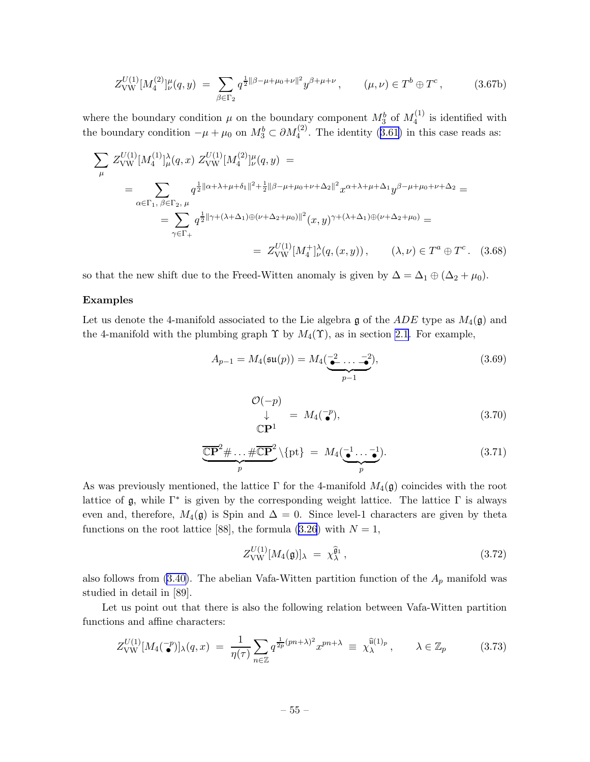$$Z_{\rm VW}^{U(1)}[M_4^{(2)}]^{\mu}_{\nu}(q,y) \;=\; \sum_{\beta\in\Gamma_2} q^{\frac{1}{2}\|\beta-\mu+\mu_0+\nu\|^2} y^{\beta+\mu+\nu}\,, \qquad (\mu,\nu)\in T^b\oplus T^c\,, \tag{3.67b}$$

where the boundary condition $\mu$ on the boundary component $M_3^b$ of $M_4^{(1)}$ is identified with the boundary condition $-\mu+\mu_0$ on $M_3^b\subset \partial M_4^{(2)}$. The identity (3.61) in this case reads as:

$$\begin{aligned}
\sum_{\mu} &\; Z_{\rm VW}^{U(1)}[M_4^{(1)}]^{\lambda}_{\mu}(q,x)\; Z_{\rm VW}^{U(1)}[M_4^{(2)}]^{\mu}_{\nu}(q,y) \;= \\
&= \sum_{\alpha\in\Gamma_1,\,\beta\in\Gamma_2,\,\mu} q^{\frac{1}{2}\|\alpha+\lambda+\mu+\delta_1\|^2+\frac{1}{2}\|\beta-\mu+\mu_0+\nu+\Delta_2\|^2} x^{\alpha+\lambda+\mu+\Delta_1} y^{\beta-\mu+\mu_0+\nu+\Delta_2} = \\
&\quad = \sum_{\gamma\in\Gamma_+} q^{\frac{1}{2}\|\gamma+(\lambda+\Delta_1)\oplus(\nu+\Delta_2+\mu_0)\|^2} (x,y)^{\gamma+(\lambda+\Delta_1)\oplus(\nu+\Delta_2+\mu_0)} = \\
&\qquad\qquad = \; Z_{\rm VW}^{U(1)}[M_4^{+}]^{\lambda}_{\nu}(q,(x,y))\,, \qquad (\lambda,\nu)\in T^a\oplus T^c\,.
\end{aligned} \tag{3.68}$$

so that the new shift due to the Freed-Witten anomaly is given by $\Delta=\Delta_1\oplus(\Delta_2+\mu_0)$.

**Examples**

Let us denote the 4-manifold associated to the Lie algebra $\mathfrak{g}$ of the $ADE$ type as $M_4(\mathfrak{g})$ and the 4-manifold with the plumbing graph $\Upsilon$ by $M_4(\Upsilon)$, as in section 2.1. For example,

$$A_{p-1} = M_4(\mathfrak{su}(p)) = M_4(\underbrace{\overset{-2}{\bullet}\!-\!\ldots\!-\!\overset{-2}{\bullet}}_{p-1}), \tag{3.69}$$

$$\begin{array}{c}\mathcal{O}(-p)\\ \downarrow \\ \mathbb{CP}^1\end{array} \;=\; M_4(\overset{-p}{\bullet}), \tag{3.70}$$

$$\underbrace{\overline{\mathbb{CP}}^2\#\ldots\#\overline{\mathbb{CP}}^2}_{p}\backslash\{\mathrm{pt}\} \;=\; M_4(\underbrace{\overset{-1}{\bullet}\ldots\overset{-1}{\bullet}}_{p}). \tag{3.71}$$

As was previously mentioned, the lattice $\Gamma$ for the 4-manifold $M_4(\mathfrak{g})$ coincides with the root lattice of $\mathfrak{g}$, while $\Gamma^*$ is given by the corresponding weight lattice. The lattice $\Gamma$ is always even and, therefore, $M_4(\mathfrak{g})$ is Spin and $\Delta=0$. Since level-1 characters are given by theta functions on the root lattice [88], the formula (3.26) with $N=1$,

$$Z_{\rm VW}^{U(1)}[M_4(\mathfrak{g})]_{\lambda} \;=\; \chi_{\lambda}^{\widehat{\mathfrak{g}}_1}\,, \tag{3.72}$$

also follows from (3.40). The abelian Vafa-Witten partition function of the $A_p$ manifold was studied in detail in [89].

Let us point out that there is also the following relation between Vafa-Witten partition functions and affine characters:

$$Z_{\rm VW}^{U(1)}[M_4(\overset{-p}{\bullet})]_{\lambda}(q,x) \;=\; \frac{1}{\eta(\tau)}\sum_{n\in\mathbb{Z}} q^{\frac{1}{2p}(pn+\lambda)^2} x^{pn+\lambda} \;\equiv\; \chi_{\lambda}^{\widehat{\mathfrak{u}}(1)_p}\,, \qquad \lambda\in\mathbb{Z}_p \tag{3.73}$$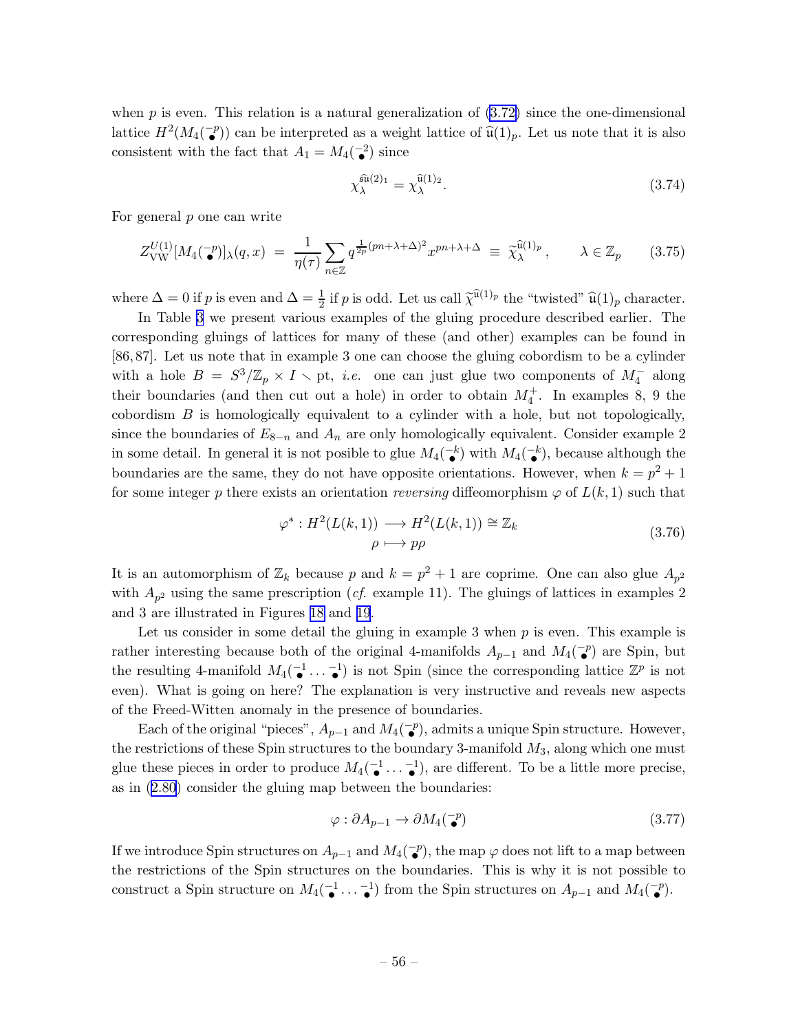when $p$ is even. This relation is a natural generalization of (3.72) since the one-dimensional lattice $H^2(M_4(\overset{-p}{\bullet}))$ can be interpreted as a weight lattice of $\widehat{\mathfrak{u}}(1)_p$. Let us note that it is also consistent with the fact that $A_1 = M_4(\overset{-2}{\bullet})$ since

$$\chi_\lambda^{\widehat{\mathfrak{su}}(2)_1} = \chi_\lambda^{\widehat{\mathfrak{u}}(1)_2}. \tag{3.74}$$

For general $p$ one can write

$$Z_{\rm VW}^{U(1)}[M_4(\overset{-p}{\bullet})]_\lambda(q,x) \;=\; \frac{1}{\eta(\tau)}\sum_{n\in\mathbb{Z}} q^{\frac{1}{2p}(pn+\lambda+\Delta)^2} x^{pn+\lambda+\Delta} \;\equiv\; \widetilde{\chi}_\lambda^{\widehat{\mathfrak{u}}(1)_p}\,, \qquad \lambda\in\mathbb{Z}_p \tag{3.75}$$

where $\Delta = 0$ if $p$ is even and $\Delta = \frac{1}{2}$ if $p$ is odd. Let us call $\widetilde{\chi}^{\widehat{\mathfrak{u}}(1)_p}$ the "twisted" $\widehat{\mathfrak{u}}(1)_p$ character.

In Table 3 we present various examples of the gluing procedure described earlier. The corresponding gluings of lattices for many of these (and other) examples can be found in [86, 87]. Let us note that in example 3 one can choose the gluing cobordism to be a cylinder with a hole $B = S^3/\mathbb{Z}_p \times I \setminus \text{pt}$, *i.e.* one can just glue two components of $M_4^-$ along their boundaries (and then cut out a hole) in order to obtain $M_4^+$. In examples 8, 9 the cobordism $B$ is homologically equivalent to a cylinder with a hole, but not topologically, since the boundaries of $E_{8-n}$ and $A_n$ are only homologically equivalent. Consider example 2 in some detail. In general it is not posible to glue $M_4(\overset{-k}{\bullet})$ with $M_4(\overset{-k}{\bullet})$, because although the boundaries are the same, they do not have opposite orientations. However, when $k = p^2+1$ for some integer $p$ there exists an orientation *reversing* diffeomorphism $\varphi$ of $L(k,1)$ such that

$$\begin{aligned}\varphi^* : H^2(L(k,1)) &\longrightarrow H^2(L(k,1)) \cong \mathbb{Z}_k \\ \rho &\longmapsto p\rho\end{aligned} \tag{3.76}$$

It is an automorphism of $\mathbb{Z}_k$ because $p$ and $k = p^2+1$ are coprime. One can also glue $A_{p^2}$ with $A_{p^2}$ using the same prescription (*cf.* example 11). The gluings of lattices in examples 2 and 3 are illustrated in Figures 18 and 19.

Let us consider in some detail the gluing in example 3 when $p$ is even. This example is rather interesting because both of the original 4-manifolds $A_{p-1}$ and $M_4(\overset{-p}{\bullet})$ are Spin, but the resulting 4-manifold $M_4(\overset{-1}{\bullet}\cdots\overset{-1}{\bullet})$ is not Spin (since the corresponding lattice $\mathbb{Z}^p$ is not even). What is going on here? The explanation is very instructive and reveals new aspects of the Freed-Witten anomaly in the presence of boundaries.

Each of the original "pieces", $A_{p-1}$ and $M_4(\overset{-p}{\bullet})$, admits a unique Spin structure. However, the restrictions of these Spin structures to the boundary 3-manifold $M_3$, along which one must glue these pieces in order to produce $M_4(\overset{-1}{\bullet}\cdots\overset{-1}{\bullet})$, are different. To be a little more precise, as in (2.80) consider the gluing map between the boundaries:

$$\varphi : \partial A_{p-1} \to \partial M_4(\overset{-p}{\bullet}) \tag{3.77}$$

If we introduce Spin structures on $A_{p-1}$ and $M_4(\overset{-p}{\bullet})$, the map $\varphi$ does not lift to a map between the restrictions of the Spin structures on the boundaries. This is why it is not possible to construct a Spin structure on $M_4(\overset{-1}{\bullet}\cdots\overset{-1}{\bullet})$ from the Spin structures on $A_{p-1}$ and $M_4(\overset{-p}{\bullet})$.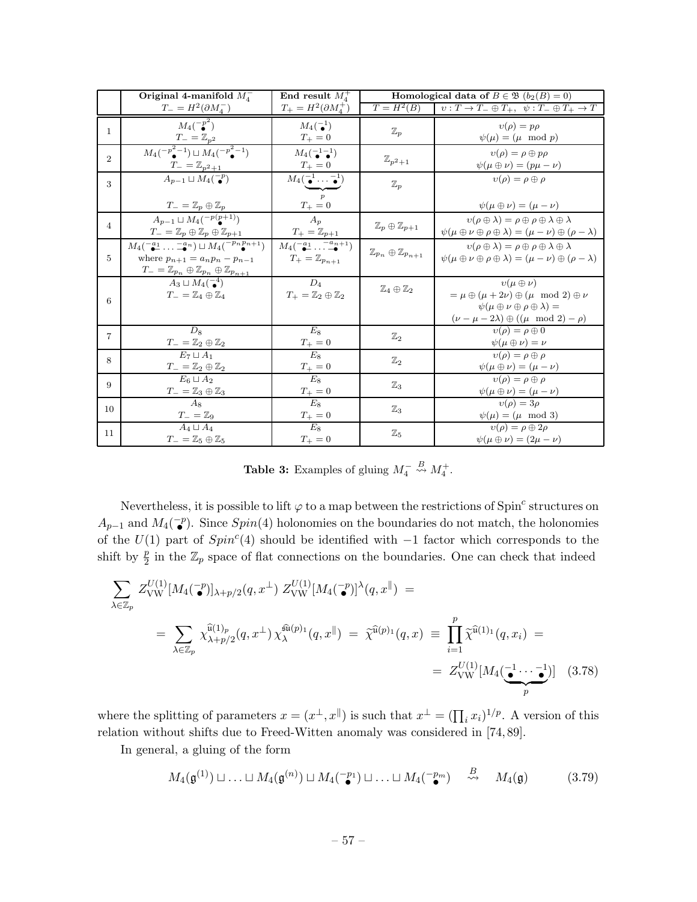|  | Original 4-manifold $M_4^-$ | End result $M_4^+$ | Homological data of $B \in \mathfrak{B}$ $(b_2(B)=0)$ | |
|---|---|---|---|---|
|  | $T_- = H^2(\partial M_4^-)$ | $T_+ = H^2(\partial M_4^+)$ | $T = H^2(B)$ | $\upsilon: T \to T_- \oplus T_+,\ \ \psi: T_- \oplus T_+ \to T$ |
| 1 | $M_4(\overset{-p^2}{\bullet})$ <br> $T_- = \mathbb{Z}_{p^2}$ | $M_4(\overset{-1}{\bullet})$ <br> $T_+ = 0$ | $\mathbb{Z}_p$ | $\upsilon(\rho) = p\rho$ <br> $\psi(\mu) = (\mu \mod p)$ |
| 2 | $M_4(\overset{-p^2-1}{\bullet}) \sqcup M_4(\overset{-p^2-1}{\bullet})$ <br> $T_- = \mathbb{Z}_{p^2+1}$ | $M_4(\overset{-1}{\bullet}\overset{-1}{\bullet})$ <br> $T_+ = 0$ | $\mathbb{Z}_{p^2+1}$ | $\upsilon(\rho) = \rho \oplus p\rho$ <br> $\psi(\mu \oplus \nu) = (p\mu - \nu)$ |
| 3 | $A_{p-1} \sqcup M_4(\overset{-p}{\bullet})$ <br> $T_- = \mathbb{Z}_p \oplus \mathbb{Z}_p$ | $M_4(\underbrace{\overset{-1}{\bullet} \cdots \overset{-1}{\bullet}}_{p})$ <br> $T_+ = 0$ | $\mathbb{Z}_p$ | $\upsilon(\rho) = \rho \oplus \rho$ <br> $\psi(\mu \oplus \nu) = (\mu - \nu)$ |
| 4 | $A_{p-1} \sqcup M_4(\overset{-p(p+1)}{\bullet})$ <br> $T_- = \mathbb{Z}_p \oplus \mathbb{Z}_p \oplus \mathbb{Z}_{p+1}$ | $A_p$ <br> $T_+ = \mathbb{Z}_{p+1}$ | $\mathbb{Z}_p \oplus \mathbb{Z}_{p+1}$ | $\upsilon(\rho \oplus \lambda) = \rho \oplus \rho \oplus \lambda \oplus \lambda$ <br> $\psi(\mu \oplus \nu \oplus \rho \oplus \lambda) = (\mu - \nu) \oplus (\rho - \lambda)$ |
| 5 | $M_4(\overset{-a_1}{\bullet} \cdots \overset{-a_n}{\bullet}) \sqcup M_4(\overset{-p_n p_{n+1}}{\bullet})$ <br> where $p_{n+1} = a_n p_n - p_{n-1}$ <br> $T_- = \mathbb{Z}_{p_n} \oplus \mathbb{Z}_{p_n} \oplus \mathbb{Z}_{p_{n+1}}$ | $M_4(\overset{-a_1}{\bullet} \cdots \overset{-a_{n+1}}{\bullet})$ <br> $T_+ = \mathbb{Z}_{p_{n+1}}$ | $\mathbb{Z}_{p_n} \oplus \mathbb{Z}_{p_{n+1}}$ | $\upsilon(\rho \oplus \lambda) = \rho \oplus \rho \oplus \lambda \oplus \lambda$ <br> $\psi(\mu \oplus \nu \oplus \rho \oplus \lambda) = (\mu - \nu) \oplus (\rho - \lambda)$ |
| 6 | $A_3 \sqcup M_4(\overset{-4}{\bullet})$ <br> $T_- = \mathbb{Z}_4 \oplus \mathbb{Z}_4$ | $D_4$ <br> $T_+ = \mathbb{Z}_2 \oplus \mathbb{Z}_2$ | $\mathbb{Z}_4 \oplus \mathbb{Z}_2$ | $\upsilon(\mu \oplus \nu)$ <br> $= \mu \oplus (\mu + 2\nu) \oplus (\mu \mod 2) \oplus \nu$ <br> $\psi(\mu \oplus \nu \oplus \rho \oplus \lambda) =$ <br> $(\nu - \mu - 2\lambda) \oplus ((\mu \mod 2) - \rho)$ |
| 7 | $D_8$ <br> $T_- = \mathbb{Z}_2 \oplus \mathbb{Z}_2$ | $E_8$ <br> $T_+ = 0$ | $\mathbb{Z}_2$ | $\upsilon(\rho) = \rho \oplus 0$ <br> $\psi(\mu \oplus \nu) = \nu$ |
| 8 | $E_7 \sqcup A_1$ <br> $T_- = \mathbb{Z}_2 \oplus \mathbb{Z}_2$ | $E_8$ <br> $T_+ = 0$ | $\mathbb{Z}_2$ | $\upsilon(\rho) = \rho \oplus \rho$ <br> $\psi(\mu \oplus \nu) = (\mu - \nu)$ |
| 9 | $E_6 \sqcup A_2$ <br> $T_- = \mathbb{Z}_3 \oplus \mathbb{Z}_3$ | $E_8$ <br> $T_+ = 0$ | $\mathbb{Z}_3$ | $\upsilon(\rho) = \rho \oplus \rho$ <br> $\psi(\mu \oplus \nu) = (\mu - \nu)$ |
| 10 | $A_8$ <br> $T_- = \mathbb{Z}_9$ | $E_8$ <br> $T_+ = 0$ | $\mathbb{Z}_3$ | $\upsilon(\rho) = 3\rho$ <br> $\psi(\mu) = (\mu \mod 3)$ |
| 11 | $A_4 \sqcup A_4$ <br> $T_- = \mathbb{Z}_5 \oplus \mathbb{Z}_5$ | $E_8$ <br> $T_+ = 0$ | $\mathbb{Z}_5$ | $\upsilon(\rho) = \rho \oplus 2\rho$ <br> $\psi(\mu \oplus \nu) = (2\mu - \nu)$ |

**Table 3:** Examples of gluing $M_4^- \overset{B}{\rightsquigarrow} M_4^+$.

Nevertheless, it is possible to lift $\varphi$ to a map between the restrictions of $\text{Spin}^c$ structures on $A_{p-1}$ and $M_4(\overset{-p}{\bullet})$. Since $Spin(4)$ holonomies on the boundaries do not match, the holonomies of the $U(1)$ part of $Spin^c(4)$ should be identified with $-1$ factor which corresponds to the shift by $\frac{p}{2}$ in the $\mathbb{Z}_p$ space of flat connections on the boundaries. One can check that indeed

$$\begin{aligned}
&\sum_{\lambda \in \mathbb{Z}_p} Z_{\text{VW}}^{U(1)}[M_4(\overset{-p}{\bullet})]_{\lambda+p/2}(q, x^\perp)\ Z_{\text{VW}}^{U(1)}[M_4(\overset{-p}{\bullet})]^{\lambda}(q, x^\parallel)\ = \\
&\quad = \sum_{\lambda \in \mathbb{Z}_p} \chi_{\lambda+p/2}^{\widehat{\mathfrak{u}}(1)_p}(q, x^\perp)\, \chi_{\lambda}^{\widehat{\mathfrak{su}}(p)_1}(q, x^\parallel)\ =\ \widetilde{\chi}^{\widehat{\mathfrak{u}}(p)_1}(q, x)\ \equiv\ \prod_{i=1}^{p} \widetilde{\chi}^{\widehat{\mathfrak{u}}(1)_1}(q, x_i)\ = \\
&\qquad\qquad = Z_{\text{VW}}^{U(1)}[M_4(\underbrace{\overset{-1}{\bullet} \cdots \overset{-1}{\bullet}}_{p})]
\end{aligned} \tag{3.78}$$

where the splitting of parameters $x = (x^\perp, x^\parallel)$ is such that $x^\perp = (\prod_i x_i)^{1/p}$. A version of this relation without shifts due to Freed-Witten anomaly was considered in [74, 89].

In general, a gluing of the form

$$M_4(\mathfrak{g}^{(1)}) \sqcup \ldots \sqcup M_4(\mathfrak{g}^{(n)}) \sqcup M_4(\overset{-p_1}{\bullet}) \sqcup \ldots \sqcup M_4(\overset{-p_m}{\bullet}) \quad \overset{B}{\rightsquigarrow} \quad M_4(\mathfrak{g}) \tag{3.79}$$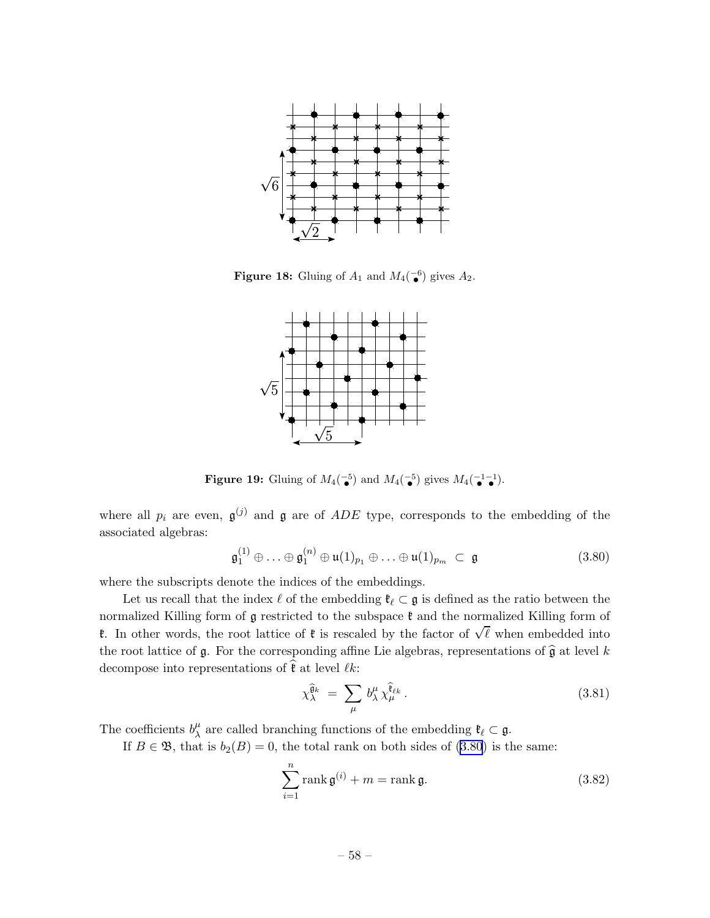**Figure 18:** Gluing of $A_1$ and $M_4(\overset{-6}{\bullet})$ gives $A_2$.

**Figure 19:** Gluing of $M_4(\overset{-5}{\bullet})$ and $M_4(\overset{-5}{\bullet})$ gives $M_4(\overset{-1}{\bullet}\overset{-1}{\bullet})$.

where all $p_i$ are even, $\mathfrak{g}^{(j)}$ and $\mathfrak{g}$ are of $ADE$ type, corresponds to the embedding of the associated algebras:

$$\mathfrak{g}_1^{(1)} \oplus \ldots \oplus \mathfrak{g}_1^{(n)} \oplus \mathfrak{u}(1)_{p_1} \oplus \ldots \oplus \mathfrak{u}(1)_{p_m} \subset \mathfrak{g} \tag{3.80}$$

where the subscripts denote the indices of the embeddings.

Let us recall that the index $\ell$ of the embedding $\mathfrak{k}_\ell \subset \mathfrak{g}$ is defined as the ratio between the normalized Killing form of $\mathfrak{g}$ restricted to the subspace $\mathfrak{k}$ and the normalized Killing form of $\mathfrak{k}$. In other words, the root lattice of $\mathfrak{k}$ is rescaled by the factor of $\sqrt{\ell}$ when embedded into the root lattice of $\mathfrak{g}$. For the corresponding affine Lie algebras, representations of $\widehat{\mathfrak{g}}$ at level $k$ decompose into representations of $\widehat{\mathfrak{k}}$ at level $\ell k$:

$$\chi_\lambda^{\widehat{\mathfrak{g}}_k} = \sum_\mu b_\lambda^\mu \chi_\mu^{\widehat{\mathfrak{k}}_{\ell k}}. \tag{3.81}$$

The coefficients $b_\lambda^\mu$ are called branching functions of the embedding $\mathfrak{k}_\ell \subset \mathfrak{g}$.

If $B \in \mathfrak{B}$, that is $b_2(B) = 0$, the total rank on both sides of (3.80) is the same:

$$\sum_{i=1}^n \operatorname{rank} \mathfrak{g}^{(i)} + m = \operatorname{rank} \mathfrak{g}. \tag{3.82}$$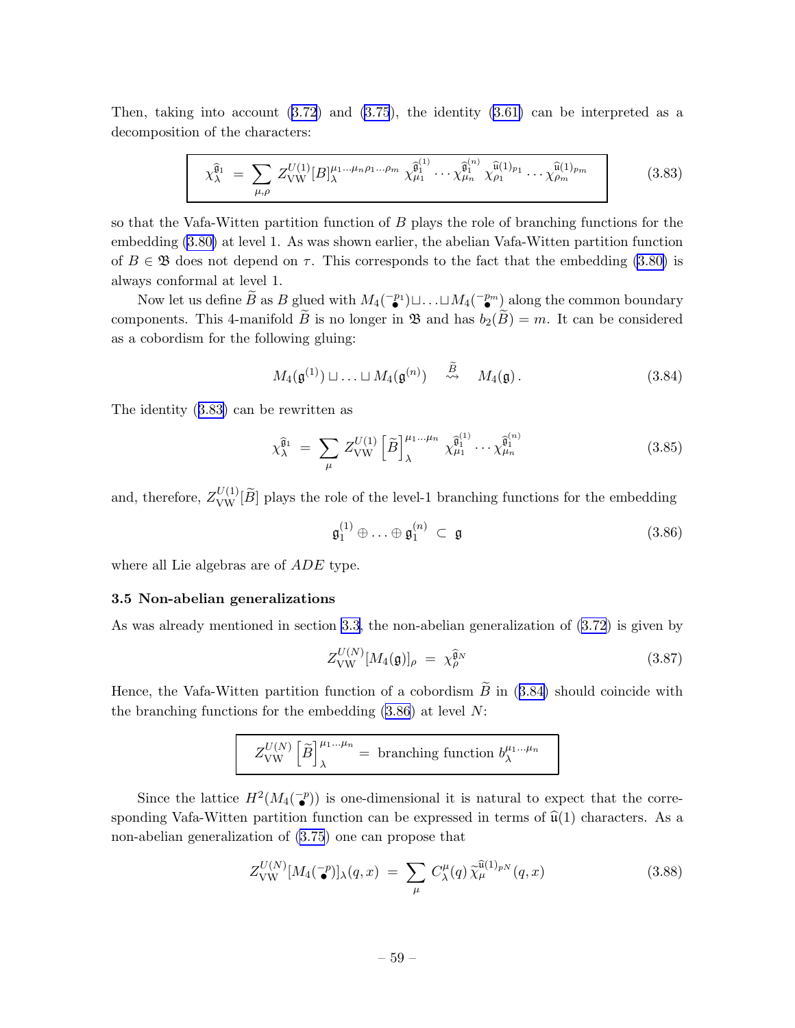Then, taking into account (3.72) and (3.75), the identity (3.61) can be interpreted as a decomposition of the characters:

$$\boxed{\chi_\lambda^{\widehat{\mathfrak{g}}_1} \;=\; \sum_{\mu,\rho} Z_{\mathrm{VW}}^{U(1)}[B]_\lambda^{\mu_1\ldots\mu_n\rho_1\ldots\rho_m}\; \chi_{\mu_1}^{\widehat{\mathfrak{g}}_1^{(1)}}\cdots\chi_{\mu_n}^{\widehat{\mathfrak{g}}_1^{(n)}}\;\chi_{\rho_1}^{\widehat{\mathfrak{u}}(1)_{p_1}}\cdots\chi_{\rho_m}^{\widehat{\mathfrak{u}}(1)_{p_m}}} \tag{3.83}$$

so that the Vafa-Witten partition function of $B$ plays the role of branching functions for the embedding (3.80) at level 1. As was shown earlier, the abelian Vafa-Witten partition function of $B \in \mathfrak{B}$ does not depend on $\tau$. This corresponds to the fact that the embedding (3.80) is always conformal at level 1.

Now let us define $\widetilde{B}$ as $B$ glued with $M_4(\overset{-p_1}{\bullet})\sqcup\ldots\sqcup M_4(\overset{-p_m}{\bullet})$ along the common boundary components. This 4-manifold $\widetilde{B}$ is no longer in $\mathfrak{B}$ and has $b_2(\widetilde{B})=m$. It can be considered as a cobordism for the following gluing:

$$M_4(\mathfrak{g}^{(1)})\sqcup\ldots\sqcup M_4(\mathfrak{g}^{(n)}) \quad \overset{\widetilde{B}}{\rightsquigarrow} \quad M_4(\mathfrak{g})\,. \tag{3.84}$$

The identity (3.83) can be rewritten as

$$\chi_\lambda^{\widehat{\mathfrak{g}}_1} \;=\; \sum_{\mu} Z_{\mathrm{VW}}^{U(1)}\left[\widetilde{B}\right]_\lambda^{\mu_1\ldots\mu_n}\; \chi_{\mu_1}^{\widehat{\mathfrak{g}}_1^{(1)}}\cdots\chi_{\mu_n}^{\widehat{\mathfrak{g}}_1^{(n)}} \tag{3.85}$$

and, therefore, $Z_{\mathrm{VW}}^{U(1)}[\widetilde{B}]$ plays the role of the level-1 branching functions for the embedding

$$\mathfrak{g}_1^{(1)}\oplus\ldots\oplus\mathfrak{g}_1^{(n)} \;\subset\; \mathfrak{g} \tag{3.86}$$

where all Lie algebras are of $ADE$ type.

### 3.5 Non-abelian generalizations

As was already mentioned in section 3.3, the non-abelian generalization of (3.72) is given by

$$Z_{\mathrm{VW}}^{U(N)}[M_4(\mathfrak{g})]_\rho \;=\; \chi_\rho^{\widehat{\mathfrak{g}}_N} \tag{3.87}$$

Hence, the Vafa-Witten partition function of a cobordism $\widetilde{B}$ in (3.84) should coincide with the branching functions for the embedding (3.86) at level $N$:

$$\boxed{Z_{\mathrm{VW}}^{U(N)}\left[\widetilde{B}\right]_\lambda^{\mu_1\ldots\mu_n} \;=\; \text{branching function } b_\lambda^{\mu_1\ldots\mu_n}}$$

Since the lattice $H^2(M_4(\overset{-p}{\bullet}))$ is one-dimensional it is natural to expect that the corresponding Vafa-Witten partition function can be expressed in terms of $\widehat{\mathfrak{u}}(1)$ characters. As a non-abelian generalization of (3.75) one can propose that

$$Z_{\mathrm{VW}}^{U(N)}[M_4(\overset{-p}{\bullet})]_\lambda(q,x) \;=\; \sum_\mu C_\lambda^\mu(q)\,\widetilde{\chi}_\mu^{\widehat{\mathfrak{u}}(1)_{pN}}(q,x) \tag{3.88}$$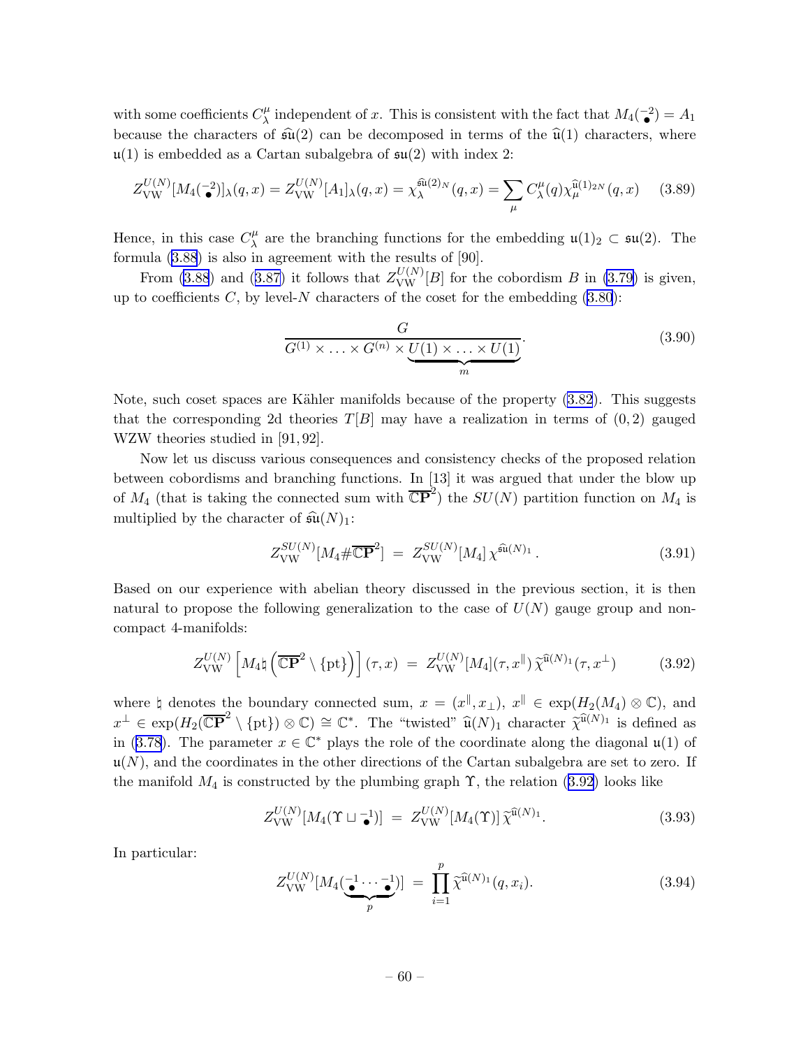with some coefficients $C_\lambda^\mu$ independent of $x$. This is consistent with the fact that $M_4(\overset{-2}{\bullet}) = A_1$ because the characters of $\widehat{\mathfrak{su}}(2)$ can be decomposed in terms of the $\widehat{\mathfrak{u}}(1)$ characters, where $\mathfrak{u}(1)$ is embedded as a Cartan subalgebra of $\mathfrak{su}(2)$ with index 2:

$$Z_{\rm VW}^{U(N)}[M_4(\overset{-2}{\bullet})]_\lambda(q,x) = Z_{\rm VW}^{U(N)}[A_1]_\lambda(q,x) = \chi_\lambda^{\widehat{\mathfrak{su}}(2)_N}(q,x) = \sum_\mu C_\lambda^\mu(q)\chi_\mu^{\widehat{\mathfrak{u}}(1)_{2N}}(q,x) \qquad (3.89)$$

Hence, in this case $C_\lambda^\mu$ are the branching functions for the embedding $\mathfrak{u}(1)_2 \subset \mathfrak{su}(2)$. The formula (3.88) is also in agreement with the results of [90].

From (3.88) and (3.87) it follows that $Z_{\rm VW}^{U(N)}[B]$ for the cobordism $B$ in (3.79) is given, up to coefficients $C$, by level-$N$ characters of the coset for the embedding (3.80):

$$\frac{G}{G^{(1)} \times \ldots \times G^{(n)} \times \underbrace{U(1) \times \ldots \times U(1)}_{m}}. \qquad (3.90)$$

Note, such coset spaces are Kähler manifolds because of the property (3.82). This suggests that the corresponding 2d theories $T[B]$ may have a realization in terms of $(0,2)$ gauged WZW theories studied in [91, 92].

Now let us discuss various consequences and consistency checks of the proposed relation between cobordisms and branching functions. In [13] it was argued that under the blow up of $M_4$ (that is taking the connected sum with $\overline{\mathbb{CP}}^2$) the $SU(N)$ partition function on $M_4$ is multiplied by the character of $\widehat{\mathfrak{su}}(N)_1$:

$$Z_{\rm VW}^{SU(N)}[M_4 \# \overline{\mathbb{CP}}^2] \;=\; Z_{\rm VW}^{SU(N)}[M_4]\,\chi^{\widehat{\mathfrak{su}}(N)_1}. \qquad (3.91)$$

Based on our experience with abelian theory discussed in the previous section, it is then natural to propose the following generalization to the case of $U(N)$ gauge group and non-compact 4-manifolds:

$$Z_{\rm VW}^{U(N)}\left[M_4 \natural \left(\overline{\mathbb{CP}}^2 \setminus \{\mathrm{pt}\}\right)\right](\tau, x) \;=\; Z_{\rm VW}^{U(N)}[M_4](\tau, x^\parallel)\,\widetilde{\chi}^{\widehat{\mathfrak{u}}(N)_1}(\tau, x^\perp) \qquad (3.92)$$

where $\natural$ denotes the boundary connected sum, $x = (x^\parallel, x_\perp)$, $x^\parallel \in \exp(H_2(M_4) \otimes \mathbb{C})$, and $x^\perp \in \exp(H_2(\overline{\mathbb{CP}}^2 \setminus \{\mathrm{pt}\}) \otimes \mathbb{C}) \cong \mathbb{C}^*$. The "twisted" $\widehat{\mathfrak{u}}(N)_1$ character $\widetilde{\chi}^{\widehat{\mathfrak{u}}(N)_1}$ is defined as in (3.78). The parameter $x \in \mathbb{C}^*$ plays the role of the coordinate along the diagonal $\mathfrak{u}(1)$ of $\mathfrak{u}(N)$, and the coordinates in the other directions of the Cartan subalgebra are set to zero. If the manifold $M_4$ is constructed by the plumbing graph $\Upsilon$, the relation (3.92) looks like

$$Z_{\rm VW}^{U(N)}[M_4(\Upsilon \sqcup \overset{-1}{\bullet})] \;=\; Z_{\rm VW}^{U(N)}[M_4(\Upsilon)]\,\widetilde{\chi}^{\widehat{\mathfrak{u}}(N)_1}. \qquad (3.93)$$

In particular:

$$Z_{\rm VW}^{U(N)}[M_4(\underbrace{\overset{-1}{\bullet} \cdots \overset{-1}{\bullet}}_{p})] \;=\; \prod_{i=1}^{p} \widetilde{\chi}^{\widehat{\mathfrak{u}}(N)_1}(q, x_i). \qquad (3.94)$$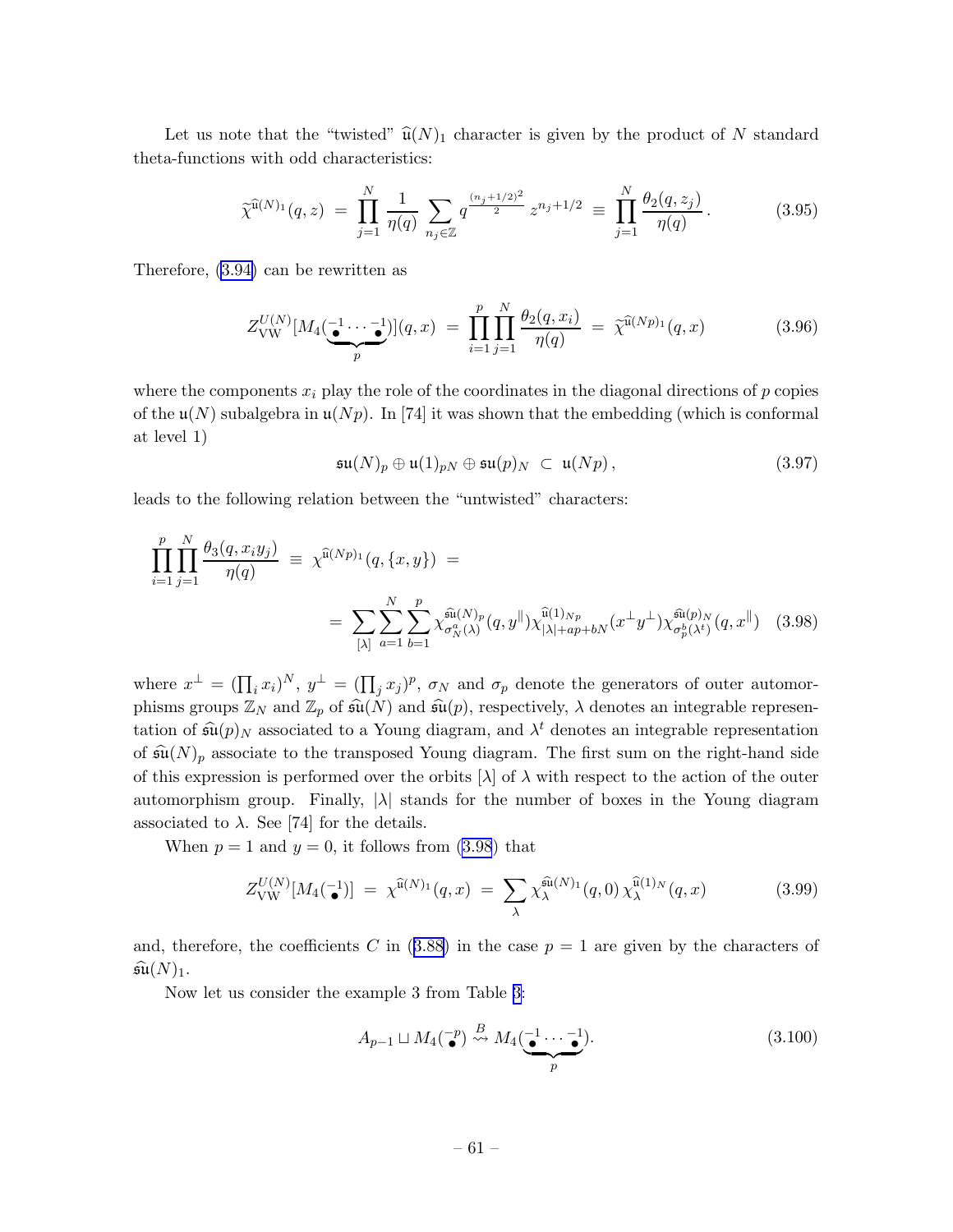Let us note that the "twisted" $\widehat{\mathfrak{u}}(N)_1$ character is given by the product of $N$ standard theta-functions with odd characteristics:

$$\widetilde{\chi}^{\widehat{\mathfrak{u}}(N)_1}(q,z) \;=\; \prod_{j=1}^{N} \frac{1}{\eta(q)} \sum_{n_j\in\mathbb{Z}} q^{\frac{(n_j+1/2)^2}{2}}\, z^{n_j+1/2} \;\equiv\; \prod_{j=1}^{N} \frac{\theta_2(q,z_j)}{\eta(q)}\,. \tag{3.95}$$

Therefore, (3.94) can be rewritten as

$$Z_{\rm VW}^{U(N)}[M_4(\underbrace{\overset{-1}{\bullet}\cdots\overset{-1}{\bullet}}_{p})](q,x) \;=\; \prod_{i=1}^{p}\prod_{j=1}^{N} \frac{\theta_2(q,x_i)}{\eta(q)} \;=\; \widetilde{\chi}^{\widehat{\mathfrak{u}}(Np)_1}(q,x) \tag{3.96}$$

where the components $x_i$ play the role of the coordinates in the diagonal directions of $p$ copies of the $\mathfrak{u}(N)$ subalgebra in $\mathfrak{u}(Np)$. In [74] it was shown that the embedding (which is conformal at level 1)

$$\mathfrak{su}(N)_p \oplus \mathfrak{u}(1)_{pN} \oplus \mathfrak{su}(p)_N \;\subset\; \mathfrak{u}(Np)\,, \tag{3.97}$$

leads to the following relation between the "untwisted" characters:

$$\begin{aligned}\prod_{i=1}^{p}\prod_{j=1}^{N} \frac{\theta_3(q,x_iy_j)}{\eta(q)} \;&\equiv\; \chi^{\widehat{\mathfrak{u}}(Np)_1}(q,\{x,y\}) \;= \\ &=\; \sum_{[\lambda]}\sum_{a=1}^{N}\sum_{b=1}^{p} \chi^{\widehat{\mathfrak{su}}(N)_p}_{\sigma_N^a(\lambda)}(q,y^{\|})\,\chi^{\widehat{\mathfrak{u}}(1)_{Np}}_{|\lambda|+ap+bN}(x^{\perp}y^{\perp})\,\chi^{\widehat{\mathfrak{su}}(p)_N}_{\sigma_p^b(\lambda^t)}(q,x^{\|})\end{aligned} \tag{3.98}$$

where $x^{\perp}=(\prod_i x_i)^N$, $y^{\perp}=(\prod_j x_j)^p$, $\sigma_N$ and $\sigma_p$ denote the generators of outer automorphisms groups $\mathbb{Z}_N$ and $\mathbb{Z}_p$ of $\widehat{\mathfrak{su}}(N)$ and $\widehat{\mathfrak{su}}(p)$, respectively, $\lambda$ denotes an integrable representation of $\widehat{\mathfrak{su}}(p)_N$ associated to a Young diagram, and $\lambda^t$ denotes an integrable representation of $\widehat{\mathfrak{su}}(N)_p$ associate to the transposed Young diagram. The first sum on the right-hand side of this expression is performed over the orbits $[\lambda]$ of $\lambda$ with respect to the action of the outer automorphism group. Finally, $|\lambda|$ stands for the number of boxes in the Young diagram associated to $\lambda$. See [74] for the details.

When $p=1$ and $y=0$, it follows from (3.98) that

$$Z_{\rm VW}^{U(N)}[M_4(\overset{-1}{\bullet})] \;=\; \chi^{\widehat{\mathfrak{u}}(N)_1}(q,x) \;=\; \sum_{\lambda} \chi^{\widehat{\mathfrak{su}}(N)_1}_{\lambda}(q,0)\,\chi^{\widehat{\mathfrak{u}}(1)_N}_{\lambda}(q,x) \tag{3.99}$$

and, therefore, the coefficients $C$ in (3.88) in the case $p=1$ are given by the characters of $\widehat{\mathfrak{su}}(N)_1$.

Now let us consider the example 3 from Table 3:

$$A_{p-1}\sqcup M_4(\overset{-p}{\bullet}) \overset{B}{\rightsquigarrow} M_4(\underbrace{\overset{-1}{\bullet}\cdots\overset{-1}{\bullet}}_{p}). \tag{3.100}$$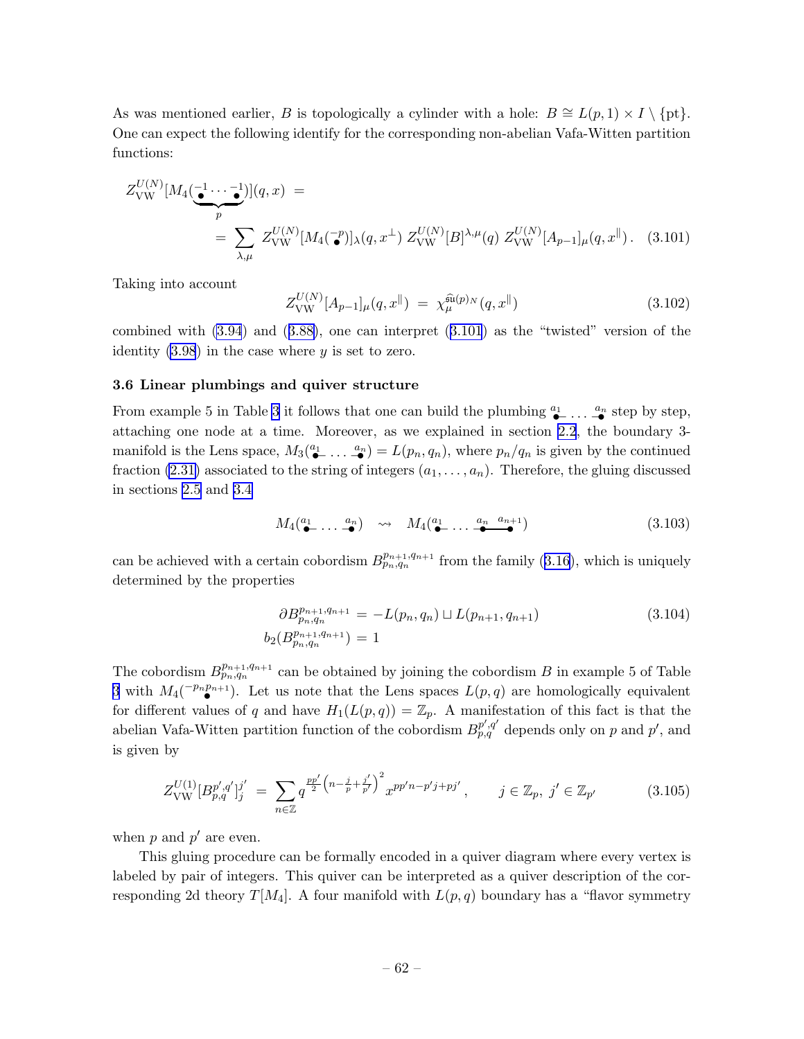As was mentioned earlier, $B$ is topologically a cylinder with a hole: $B \cong L(p,1) \times I \setminus \{\text{pt}\}$. One can expect the following identify for the corresponding non-abelian Vafa-Witten partition functions:

$$
\begin{aligned}
Z_{\text{VW}}^{U(N)}[M_4(\underbrace{\overset{-1}{\bullet} \cdots \overset{-1}{\bullet}}_{p})](q,x) \;&= \\
&= \sum_{\lambda,\mu} Z_{\text{VW}}^{U(N)}[M_4(\overset{-p}{\bullet})]_\lambda(q,x^\perp)\; Z_{\text{VW}}^{U(N)}[B]^{\lambda,\mu}(q)\; Z_{\text{VW}}^{U(N)}[A_{p-1}]_\mu(q,x^\parallel)\,. \quad (3.101)
\end{aligned}
$$

Taking into account

$$
Z_{\text{VW}}^{U(N)}[A_{p-1}]_\mu(q,x^\parallel) \;=\; \chi_\mu^{\widehat{\mathfrak{su}}(p)_N}(q,x^\parallel) \tag{3.102}
$$

combined with (3.94) and (3.88), one can interpret (3.101) as the "twisted" version of the identity (3.98) in the case where $y$ is set to zero.

### 3.6 Linear plumbings and quiver structure

From example 5 in Table 3 it follows that one can build the plumbing $\overset{a_1}{\bullet}\!- \cdots -\!\overset{a_n}{\bullet}$ step by step, attaching one node at a time. Moreover, as we explained in section 2.2, the boundary 3-manifold is the Lens space, $M_3(\overset{a_1}{\bullet}\!- \cdots -\!\overset{a_n}{\bullet}) = L(p_n,q_n)$, where $p_n/q_n$ is given by the continued fraction (2.31) associated to the string of integers $(a_1,\ldots,a_n)$. Therefore, the gluing discussed in sections 2.5 and 3.4

$$
M_4(\overset{a_1}{\bullet}\!- \cdots -\!\overset{a_n}{\bullet}) \quad \rightsquigarrow \quad M_4(\overset{a_1}{\bullet}\!- \cdots -\!\overset{a_n}{\bullet}\!-\!\overset{a_{n+1}}{\bullet}) \tag{3.103}
$$

can be achieved with a certain cobordism $B_{p_n,q_n}^{p_{n+1},q_{n+1}}$ from the family (3.16), which is uniquely determined by the properties

$$
\begin{aligned}
\partial B_{p_n,q_n}^{p_{n+1},q_{n+1}} \;&=\; -L(p_n,q_n) \sqcup L(p_{n+1},q_{n+1}) \\
b_2(B_{p_n,q_n}^{p_{n+1},q_{n+1}}) \;&=\; 1
\end{aligned} \tag{3.104}
$$

The cobordism $B_{p_n,q_n}^{p_{n+1},q_{n+1}}$ can be obtained by joining the cobordism $B$ in example 5 of Table 3 with $M_4(\overset{-p_n p_{n+1}}{\bullet})$. Let us note that the Lens spaces $L(p,q)$ are homologically equivalent for different values of $q$ and have $H_1(L(p,q)) = \mathbb{Z}_p$. A manifestation of this fact is that the abelian Vafa-Witten partition function of the cobordism $B_{p,q}^{p',q'}$ depends only on $p$ and $p'$, and is given by

$$
Z_{\text{VW}}^{U(1)}[B_{p,q}^{p',q'}]_j^{j'} \;=\; \sum_{n\in\mathbb{Z}} q^{\frac{pp'}{2}\left(n-\frac{j}{p}+\frac{j'}{p'}\right)^2} x^{pp'n - p'j + pj'}\,, \qquad j\in\mathbb{Z}_p,\; j'\in\mathbb{Z}_{p'} \tag{3.105}
$$

when $p$ and $p'$ are even.

This gluing procedure can be formally encoded in a quiver diagram where every vertex is labeled by pair of integers. This quiver can be interpreted as a quiver description of the corresponding 2d theory $T[M_4]$. A four manifold with $L(p,q)$ boundary has a "flavor symmetry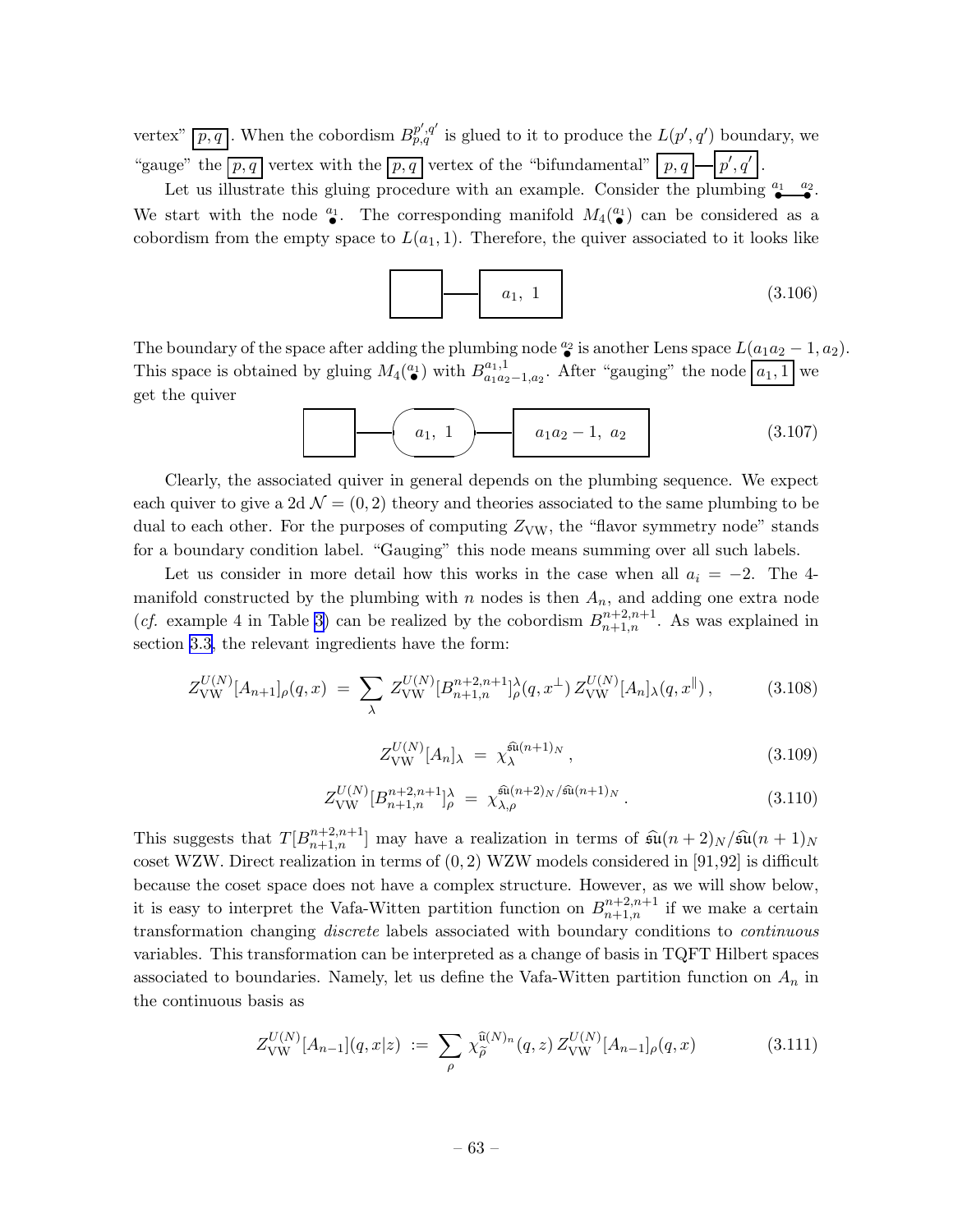vertex" $\boxed{p,q}$. When the cobordism $B^{p',q'}_{p,q}$ is glued to it to produce the $L(p',q')$ boundary, we "gauge" the $\boxed{p,q}$ vertex with the $\boxed{p,q}$ vertex of the "bifundamental" $\boxed{p,q}$—$\boxed{p',q'}$.

Let us illustrate this gluing procedure with an example. Consider the plumbing $\overset{a_1}{\bullet}\!\!-\!\!\overset{a_2}{\bullet}$. We start with the node $\overset{a_1}{\bullet}$. The corresponding manifold $M_4(\overset{a_1}{\bullet})$ can be considered as a cobordism from the empty space to $L(a_1,1)$. Therefore, the quiver associated to it looks like

$$\boxed{\phantom{a_1}} \;—\; \boxed{a_1,\ 1} \tag{3.106}$$

The boundary of the space after adding the plumbing node $\overset{a_2}{\bullet}$ is another Lens space $L(a_1a_2-1,a_2)$. This space is obtained by gluing $M_4(\overset{a_1}{\bullet})$ with $B^{a_1,1}_{a_1a_2-1,a_2}$. After "gauging" the node $\boxed{a_1,1}$ we get the quiver

$$\boxed{\phantom{a_1}} \;—\; \left(a_1,\ 1\right) \;—\; \boxed{a_1a_2-1,\ a_2} \tag{3.107}$$

Clearly, the associated quiver in general depends on the plumbing sequence. We expect each quiver to give a 2d $\mathcal{N}=(0,2)$ theory and theories associated to the same plumbing to be dual to each other. For the purposes of computing $Z_{\text{VW}}$, the "flavor symmetry node" stands for a boundary condition label. "Gauging" this node means summing over all such labels.

Let us consider in more detail how this works in the case when all $a_i=-2$. The 4-manifold constructed by the plumbing with $n$ nodes is then $A_n$, and adding one extra node (*cf.* example 4 in Table 3) can be realized by the cobordism $B^{n+2,n+1}_{n+1,n}$. As was explained in section 3.3, the relevant ingredients have the form:

$$Z^{U(N)}_{\text{VW}}[A_{n+1}]_\rho(q,x) \;=\; \sum_\lambda Z^{U(N)}_{\text{VW}}[B^{n+2,n+1}_{n+1,n}]^\lambda_\rho(q,x^\perp)\, Z^{U(N)}_{\text{VW}}[A_n]_\lambda(q,x^\parallel)\,, \tag{3.108}$$

$$Z^{U(N)}_{\text{VW}}[A_n]_\lambda \;=\; \chi^{\widehat{\mathfrak{su}}(n+1)_N}_\lambda\,, \tag{3.109}$$

$$Z^{U(N)}_{\text{VW}}[B^{n+2,n+1}_{n+1,n}]^\lambda_\rho \;=\; \chi^{\widehat{\mathfrak{su}}(n+2)_N/\widehat{\mathfrak{su}}(n+1)_N}_{\lambda,\rho}\,. \tag{3.110}$$

This suggests that $T[B^{n+2,n+1}_{n+1,n}]$ may have a realization in terms of $\widehat{\mathfrak{su}}(n+2)_N/\widehat{\mathfrak{su}}(n+1)_N$ coset WZW. Direct realization in terms of $(0,2)$ WZW models considered in [91,92] is difficult because the coset space does not have a complex structure. However, as we will show below, it is easy to interpret the Vafa-Witten partition function on $B^{n+2,n+1}_{n+1,n}$ if we make a certain transformation changing *discrete* labels associated with boundary conditions to *continuous* variables. This transformation can be interpreted as a change of basis in TQFT Hilbert spaces associated to boundaries. Namely, let us define the Vafa-Witten partition function on $A_n$ in the continuous basis as

$$Z^{U(N)}_{\text{VW}}[A_{n-1}](q,x|z) \;:=\; \sum_\rho \chi^{\widehat{\mathfrak{u}}(N)_n}_{\widetilde{\rho}}(q,z)\, Z^{U(N)}_{\text{VW}}[A_{n-1}]_\rho(q,x) \tag{3.111}$$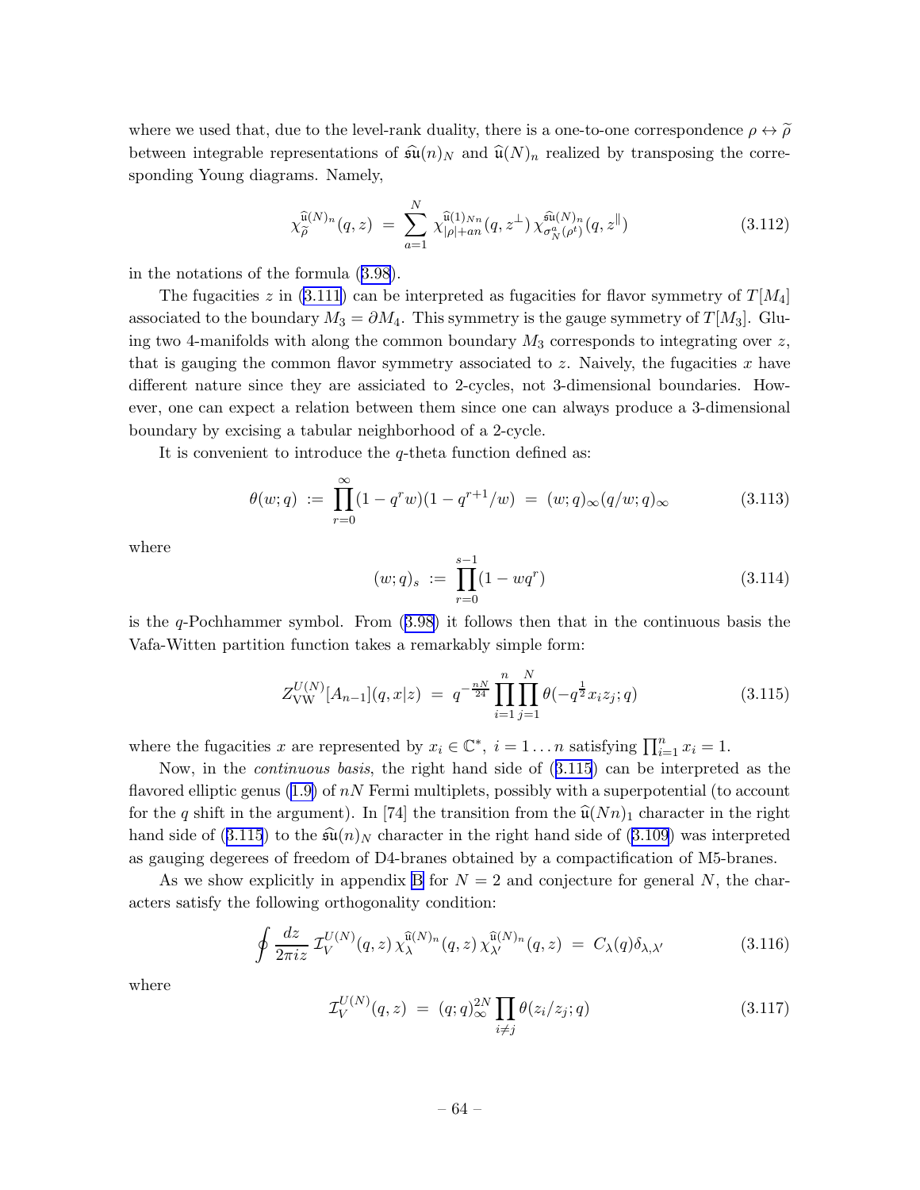where we used that, due to the level-rank duality, there is a one-to-one correspondence $\rho \leftrightarrow \widetilde{\rho}$ between integrable representations of $\widehat{\mathfrak{su}}(n)_N$ and $\widehat{\mathfrak{u}}(N)_n$ realized by transposing the corresponding Young diagrams. Namely,

$$\chi_{\widetilde{\rho}}^{\widehat{\mathfrak{u}}(N)_n}(q,z) \;=\; \sum_{a=1}^{N} \chi_{|\rho|+an}^{\widehat{\mathfrak{u}}(1)_{Nn}}(q,z^{\perp})\,\chi_{\sigma_N^a(\rho^t)}^{\widehat{\mathfrak{su}}(N)_n}(q,z^{\parallel}) \tag{3.112}$$

in the notations of the formula (3.98).

The fugacities $z$ in (3.111) can be interpreted as fugacities for flavor symmetry of $T[M_4]$ associated to the boundary $M_3 = \partial M_4$. This symmetry is the gauge symmetry of $T[M_3]$. Gluing two 4-manifolds with along the common boundary $M_3$ corresponds to integrating over $z$, that is gauging the common flavor symmetry associated to $z$. Naively, the fugacities $x$ have different nature since they are assiciated to 2-cycles, not 3-dimensional boundaries. However, one can expect a relation between them since one can always produce a 3-dimensional boundary by excising a tabular neighborhood of a 2-cycle.

It is convenient to introduce the $q$-theta function defined as:

$$\theta(w;q) \;:=\; \prod_{r=0}^{\infty}(1-q^r w)(1-q^{r+1}/w) \;=\; (w;q)_\infty (q/w;q)_\infty \tag{3.113}$$

where

$$(w;q)_s \;:=\; \prod_{r=0}^{s-1}(1-wq^r) \tag{3.114}$$

is the $q$-Pochhammer symbol. From (3.98) it follows then that in the continuous basis the Vafa-Witten partition function takes a remarkably simple form:

$$Z_{\mathrm{VW}}^{U(N)}[A_{n-1}](q,x|z) \;=\; q^{-\frac{nN}{24}} \prod_{i=1}^{n}\prod_{j=1}^{N} \theta(-q^{\frac{1}{2}} x_i z_j;q) \tag{3.115}$$

where the fugacities $x$ are represented by $x_i \in \mathbb{C}^*,\; i = 1\ldots n$ satisfying $\prod_{i=1}^{n} x_i = 1$.

Now, in the *continuous basis*, the right hand side of (3.115) can be interpreted as the flavored elliptic genus (1.9) of $nN$ Fermi multiplets, possibly with a superpotential (to account for the $q$ shift in the argument). In [74] the transition from the $\widehat{\mathfrak{u}}(Nn)_1$ character in the right hand side of (3.115) to the $\widehat{\mathfrak{su}}(n)_N$ character in the right hand side of (3.109) was interpreted as gauging degerees of freedom of D4-branes obtained by a compactification of M5-branes.

As we show explicitly in appendix B for $N = 2$ and conjecture for general $N$, the characters satisfy the following orthogonality condition:

$$\oint \frac{dz}{2\pi i z}\, \mathcal{I}_V^{U(N)}(q,z)\, \chi_\lambda^{\widehat{\mathfrak{u}}(N)_n}(q,z)\, \chi_{\lambda'}^{\widehat{\mathfrak{u}}(N)_n}(q,z) \;=\; C_\lambda(q)\delta_{\lambda,\lambda'} \tag{3.116}$$

where

$$\mathcal{I}_V^{U(N)}(q,z) \;=\; (q;q)_\infty^{2N} \prod_{i\neq j} \theta(z_i/z_j;q) \tag{3.117}$$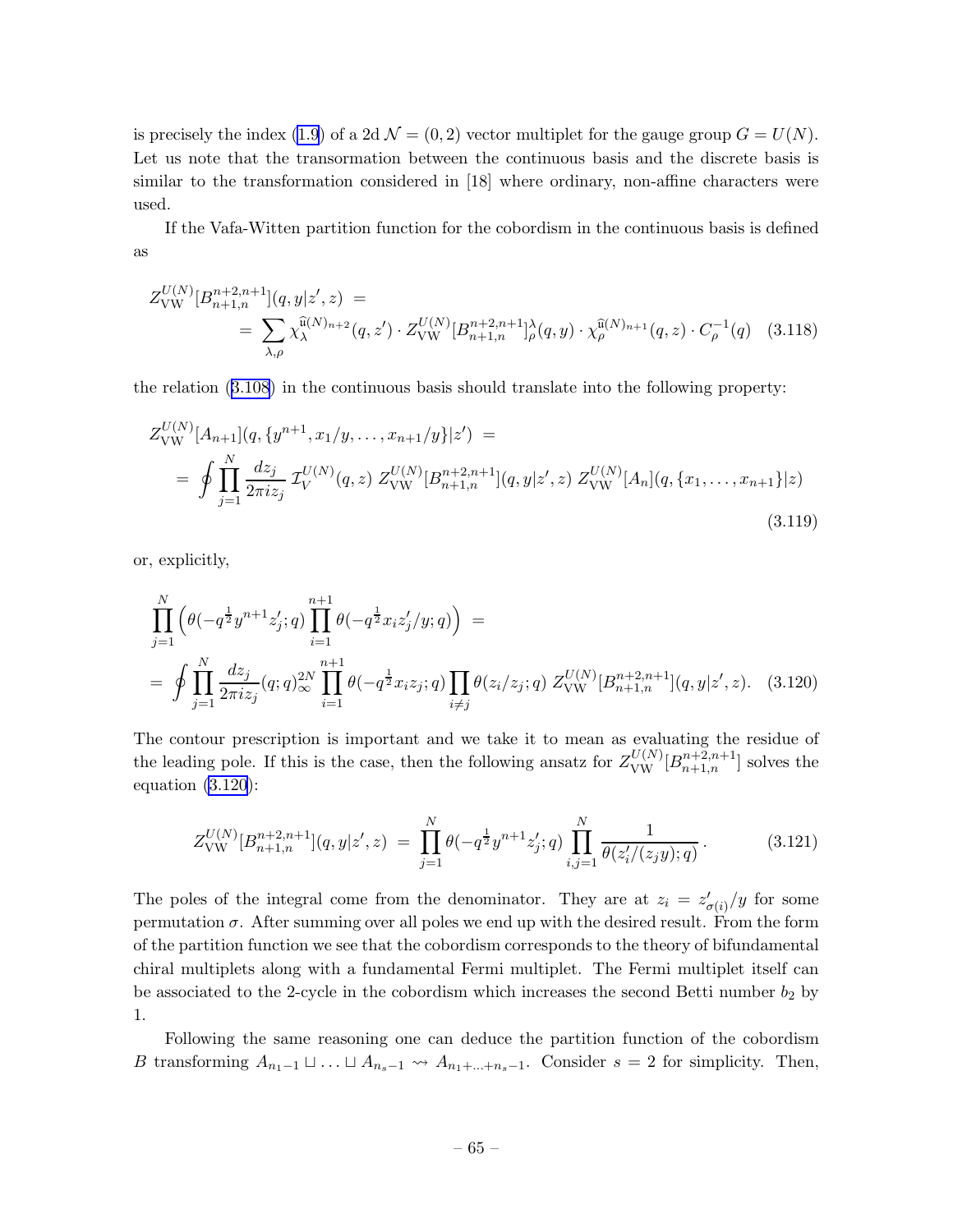is precisely the index (1.9) of a 2d $\mathcal{N} = (0,2)$ vector multiplet for the gauge group $G = U(N)$. Let us note that the transormation between the continuous basis and the discrete basis is similar to the transformation considered in [18] where ordinary, non-affine characters were used.

If the Vafa-Witten partition function for the cobordism in the continuous basis is defined as

$$
\begin{aligned}
Z_{\mathrm{VW}}^{U(N)}[B_{n+1,n}^{n+2,n+1}](q,y|z',z) \ &= \\
&= \sum_{\lambda,\rho} \chi_{\lambda}^{\widehat{\mathfrak{u}}(N)_{n+2}}(q,z') \cdot Z_{\mathrm{VW}}^{U(N)}[B_{n+1,n}^{n+2,n+1}]_{\rho}^{\lambda}(q,y) \cdot \chi_{\rho}^{\widehat{\mathfrak{u}}(N)_{n+1}}(q,z) \cdot C_{\rho}^{-1}(q)
\end{aligned}
\tag{3.118}
$$

the relation (3.108) in the continuous basis should translate into the following property:

$$
\begin{aligned}
Z_{\mathrm{VW}}^{U(N)}[A_{n+1}](q,\{y^{n+1},x_1/y,\ldots,x_{n+1}/y\}|z') \ &= \\
= \oint \prod_{j=1}^{N} \frac{dz_j}{2\pi i z_j}\, \mathcal{I}_V^{U(N)}(q,z)\ & Z_{\mathrm{VW}}^{U(N)}[B_{n+1,n}^{n+2,n+1}](q,y|z',z)\ Z_{\mathrm{VW}}^{U(N)}[A_n](q,\{x_1,\ldots,x_{n+1}\}|z)
\end{aligned}
\tag{3.119}
$$

or, explicitly,

$$
\begin{aligned}
\prod_{j=1}^{N} \Big( \theta(-q^{\frac{1}{2}} y^{n+1} z'_j;q) \prod_{i=1}^{n+1} \theta(-q^{\frac{1}{2}} x_i z'_j/y;q) \Big) \ &= \\
= \oint \prod_{j=1}^{N} \frac{dz_j}{2\pi i z_j} (q;q)_\infty^{2N} \prod_{i=1}^{n+1} \theta(-q^{\frac{1}{2}} x_i z_j;q) & \prod_{i\neq j} \theta(z_i/z_j;q)\ Z_{\mathrm{VW}}^{U(N)}[B_{n+1,n}^{n+2,n+1}](q,y|z',z).
\end{aligned}
\tag{3.120}
$$

The contour prescription is important and we take it to mean as evaluating the residue of the leading pole. If this is the case, then the following ansatz for $Z_{\mathrm{VW}}^{U(N)}[B_{n+1,n}^{n+2,n+1}]$ solves the equation (3.120):

$$
Z_{\mathrm{VW}}^{U(N)}[B_{n+1,n}^{n+2,n+1}](q,y|z',z) \ = \ \prod_{j=1}^{N} \theta(-q^{\frac{1}{2}} y^{n+1} z'_j;q) \prod_{i,j=1}^{N} \frac{1}{\theta(z'_i/(z_j y);q)}\,. \tag{3.121}
$$

The poles of the integral come from the denominator. They are at $z_i = z'_{\sigma(i)}/y$ for some permutation $\sigma$. After summing over all poles we end up with the desired result. From the form of the partition function we see that the cobordism corresponds to the theory of bifundamental chiral multiplets along with a fundamental Fermi multiplet. The Fermi multiplet itself can be associated to the 2-cycle in the cobordism which increases the second Betti number $b_2$ by 1.

Following the same reasoning one can deduce the partition function of the cobordism $B$ transforming $A_{n_1-1} \sqcup \ldots \sqcup A_{n_s-1} \rightsquigarrow A_{n_1+\ldots+n_s-1}$. Consider $s = 2$ for simplicity. Then,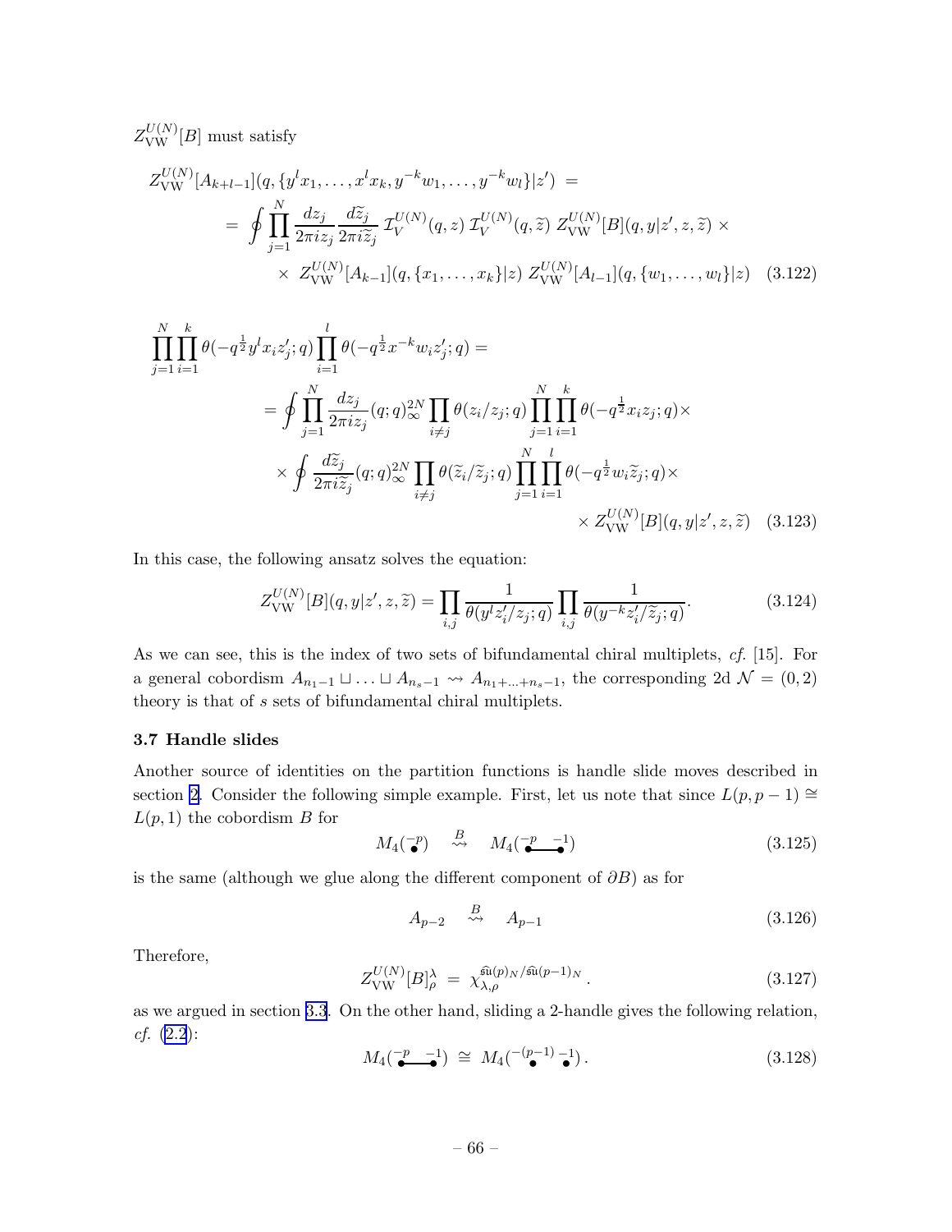$Z_{\text{VW}}^{U(N)}[B]$ must satisfy

$$
\begin{aligned}
Z_{\text{VW}}^{U(N)}[A_{k+l-1}](q, \{y^l x_1, \ldots, x^l x_k, y^{-k} w_1, \ldots, y^{-k} w_l\}|z') &= \\
= \oint \prod_{j=1}^{N} \frac{dz_j}{2\pi i z_j} \frac{d\widetilde{z}_j}{2\pi i \widetilde{z}_j}\, \mathcal{I}_V^{U(N)}(q,z)\, \mathcal{I}_V^{U(N)}(q,\widetilde{z})\, Z_{\text{VW}}^{U(N)}[B](q,y|z',z,\widetilde{z}) \times \\
\times\, Z_{\text{VW}}^{U(N)}[A_{k-1}](q,\{x_1,\ldots,x_k\}|z)\, Z_{\text{VW}}^{U(N)}[A_{l-1}](q,\{w_1,\ldots,w_l\}|z) \quad (3.122)
\end{aligned}
$$

$$
\begin{aligned}
\prod_{j=1}^{N}\prod_{i=1}^{k} \theta(-q^{\frac{1}{2}} y^l x_i z'_j; q) \prod_{i=1}^{l} \theta(-q^{\frac{1}{2}} x^{-k} w_i z'_j; q) = \\
= \oint \prod_{j=1}^{N} \frac{dz_j}{2\pi i z_j} (q;q)_\infty^{2N} \prod_{i\neq j} \theta(z_i/z_j;q) \prod_{j=1}^{N}\prod_{i=1}^{k} \theta(-q^{\frac{1}{2}} x_i z_j; q) \times \\
\times \oint \frac{d\widetilde{z}_j}{2\pi i \widetilde{z}_j} (q;q)_\infty^{2N} \prod_{i\neq j} \theta(\widetilde{z}_i/\widetilde{z}_j;q) \prod_{j=1}^{N}\prod_{i=1}^{l} \theta(-q^{\frac{1}{2}} w_i \widetilde{z}_j; q) \times \\
\times\, Z_{\text{VW}}^{U(N)}[B](q,y|z',z,\widetilde{z}) \quad (3.123)
\end{aligned}
$$

In this case, the following ansatz solves the equation:

$$
Z_{\text{VW}}^{U(N)}[B](q,y|z',z,\widetilde{z}) = \prod_{i,j} \frac{1}{\theta(y^l z'_i/z_j;q)} \prod_{i,j} \frac{1}{\theta(y^{-k} z'_i/\widetilde{z}_j;q)}. \quad (3.124)
$$

As we can see, this is the index of two sets of bifundamental chiral multiplets, *cf.* [15]. For a general cobordism $A_{n_1-1} \sqcup \ldots \sqcup A_{n_s-1} \rightsquigarrow A_{n_1+\ldots+n_s-1}$, the corresponding 2d $\mathcal{N} = (0,2)$ theory is that of $s$ sets of bifundamental chiral multiplets.

### 3.7 Handle slides

Another source of identities on the partition functions is handle slide moves described in section 2. Consider the following simple example. First, let us note that since $L(p, p-1) \cong L(p,1)$ the cobordism $B$ for

$$
M_4(\overset{-p}{\bullet}) \quad \overset{B}{\rightsquigarrow} \quad M_4(\overset{-p}{\bullet}\!\!-\!\!\!-\!\!\overset{-1}{\bullet}) \quad (3.125)
$$

is the same (although we glue along the different component of $\partial B$) as for

$$
A_{p-2} \quad \overset{B}{\rightsquigarrow} \quad A_{p-1} \quad (3.126)
$$

Therefore,

$$
Z_{\text{VW}}^{U(N)}[B]_\rho^\lambda \;=\; \chi_{\lambda,\rho}^{\widehat{\mathfrak{su}}(p)_N/\widehat{\mathfrak{su}}(p-1)_N}\,. \quad (3.127)
$$

as we argued in section 3.3. On the other hand, sliding a 2-handle gives the following relation, *cf.* (2.2):

$$
M_4(\overset{-p}{\bullet}\!\!-\!\!\!-\!\!\overset{-1}{\bullet}) \;\cong\; M_4(\overset{-(p-1)}{\bullet}\;\;\overset{-1}{\bullet})\,. \quad (3.128)
$$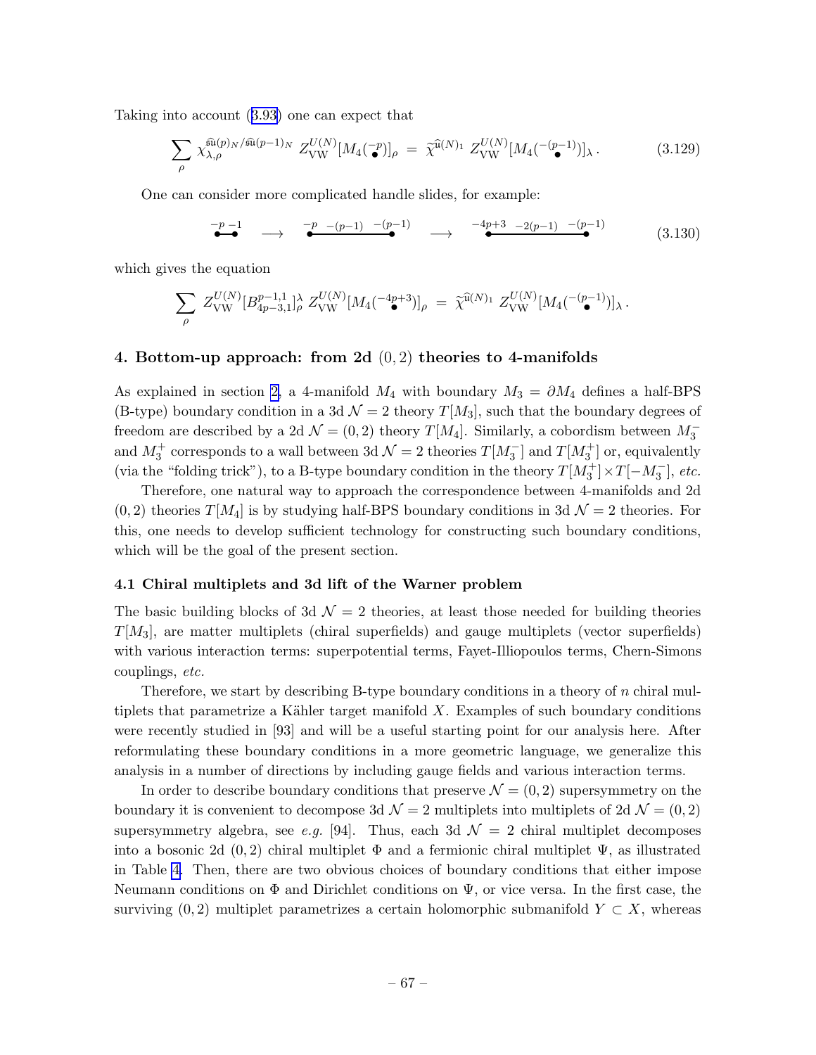Taking into account (3.93) one can expect that

$$\sum_{\rho} \chi_{\lambda,\rho}^{\widehat{\mathfrak{su}}(p)_N/\widehat{\mathfrak{su}}(p-1)_N}\; Z_{\text{VW}}^{U(N)}[M_4(\overset{-p}{\bullet})]_\rho \;=\; \widetilde{\chi}^{\widehat{\mathfrak{u}}(N)_1}\; Z_{\text{VW}}^{U(N)}[M_4(\overset{-(p-1)}{\bullet})]_\lambda\,. \tag{3.129}$$

One can consider more complicated handle slides, for example:

$$\overset{-p}{\bullet}\!\!-\!\!\overset{-1}{\bullet} \quad\longrightarrow\quad \overset{-p}{\bullet}\;\overset{-(p-1)}{\text{———}}\;\overset{-(p-1)}{\bullet} \quad\longrightarrow\quad \overset{-4p+3}{\bullet}\;\overset{-2(p-1)}{\text{———}}\;\overset{-(p-1)}{\bullet} \tag{3.130}$$

which gives the equation

$$\sum_{\rho} Z_{\text{VW}}^{U(N)}[B^{p-1,1}_{4p-3,1}]^{\lambda}_{\rho}\; Z_{\text{VW}}^{U(N)}[M_4(\overset{-4p+3}{\bullet})]_\rho \;=\; \widetilde{\chi}^{\widehat{\mathfrak{u}}(N)_1}\; Z_{\text{VW}}^{U(N)}[M_4(\overset{-(p-1)}{\bullet})]_\lambda\,.$$

## 4. Bottom-up approach: from 2d $(0,2)$ theories to 4-manifolds

As explained in section 2, a 4-manifold $M_4$ with boundary $M_3 = \partial M_4$ defines a half-BPS (B-type) boundary condition in a 3d $\mathcal{N}=2$ theory $T[M_3]$, such that the boundary degrees of freedom are described by a 2d $\mathcal{N}=(0,2)$ theory $T[M_4]$. Similarly, a cobordism between $M_3^-$ and $M_3^+$ corresponds to a wall between 3d $\mathcal{N}=2$ theories $T[M_3^-]$ and $T[M_3^+]$ or, equivalently (via the "folding trick"), to a B-type boundary condition in the theory $T[M_3^+]\times T[-M_3^-]$, *etc.*

Therefore, one natural way to approach the correspondence between 4-manifolds and 2d $(0,2)$ theories $T[M_4]$ is by studying half-BPS boundary conditions in 3d $\mathcal{N}=2$ theories. For this, one needs to develop sufficient technology for constructing such boundary conditions, which will be the goal of the present section.

### 4.1 Chiral multiplets and 3d lift of the Warner problem

The basic building blocks of 3d $\mathcal{N}=2$ theories, at least those needed for building theories $T[M_3]$, are matter multiplets (chiral superfields) and gauge multiplets (vector superfields) with various interaction terms: superpotential terms, Fayet-Illiopoulos terms, Chern-Simons couplings, *etc.*

Therefore, we start by describing B-type boundary conditions in a theory of $n$ chiral multiplets that parametrize a Kähler target manifold $X$. Examples of such boundary conditions were recently studied in [93] and will be a useful starting point for our analysis here. After reformulating these boundary conditions in a more geometric language, we generalize this analysis in a number of directions by including gauge fields and various interaction terms.

In order to describe boundary conditions that preserve $\mathcal{N}=(0,2)$ supersymmetry on the boundary it is convenient to decompose 3d $\mathcal{N}=2$ multiplets into multiplets of 2d $\mathcal{N}=(0,2)$ supersymmetry algebra, see *e.g.* [94]. Thus, each 3d $\mathcal{N}=2$ chiral multiplet decomposes into a bosonic 2d $(0,2)$ chiral multiplet $\Phi$ and a fermionic chiral multiplet $\Psi$, as illustrated in Table 4. Then, there are two obvious choices of boundary conditions that either impose Neumann conditions on $\Phi$ and Dirichlet conditions on $\Psi$, or vice versa. In the first case, the surviving $(0,2)$ multiplet parametrizes a certain holomorphic submanifold $Y\subset X$, whereas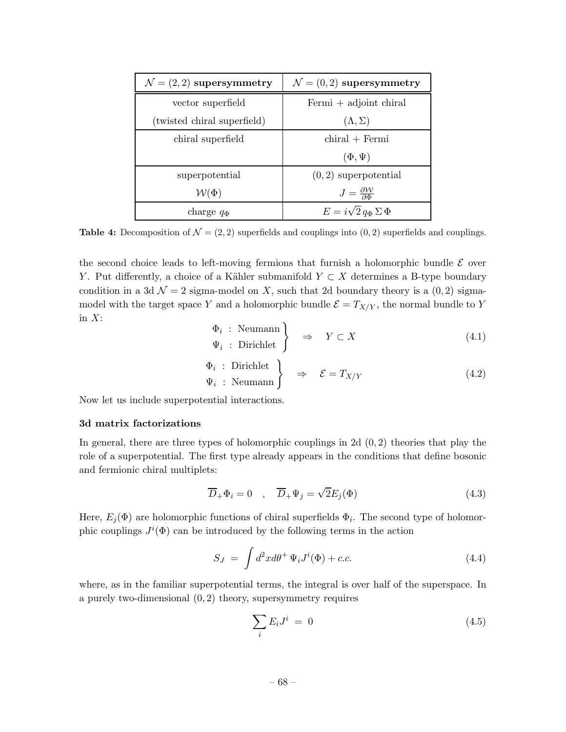| $\mathcal{N} = (2,2)$ **supersymmetry** | $\mathcal{N} = (0,2)$ **supersymmetry** |
|---|---|
| vector superfield (twisted chiral superfield) | Fermi + adjoint chiral $(\Lambda, \Sigma)$ |
| chiral superfield | chiral + Fermi $(\Phi, \Psi)$ |
| superpotential $\mathcal{W}(\Phi)$ | $(0,2)$ superpotential $J = \frac{\partial \mathcal{W}}{\partial \Phi}$ |
| charge $q_\Phi$ | $E = i\sqrt{2}\, q_\Phi \, \Sigma \, \Phi$ |

**Table 4:** Decomposition of $\mathcal{N} = (2,2)$ superfields and couplings into $(0,2)$ superfields and couplings.

the second choice leads to left-moving fermions that furnish a holomorphic bundle $\mathcal{E}$ over $Y$. Put differently, a choice of a Kähler submanifold $Y \subset X$ determines a B-type boundary condition in a 3d $\mathcal{N} = 2$ sigma-model on $X$, such that 2d boundary theory is a $(0,2)$ sigma-model with the target space $Y$ and a holomorphic bundle $\mathcal{E} = T_{X/Y}$, the normal bundle to $Y$ in $X$:

$$\left.\begin{array}{l} \Phi_i \ : \ \text{Neumann} \\ \Psi_i \ : \ \text{Dirichlet} \end{array}\right\} \quad \Rightarrow \quad Y \subset X \tag{4.1}$$

$$\left.\begin{array}{l} \Phi_i \ : \ \text{Dirichlet} \\ \Psi_i \ : \ \text{Neumann} \end{array}\right\} \quad \Rightarrow \quad \mathcal{E} = T_{X/Y} \tag{4.2}$$

Now let us include superpotential interactions.

### 3d matrix factorizations

In general, there are three types of holomorphic couplings in 2d $(0,2)$ theories that play the role of a superpotential. The first type already appears in the conditions that define bosonic and fermionic chiral multiplets:

$$\overline{D}_+ \Phi_i = 0 \quad , \quad \overline{D}_+ \Psi_j = \sqrt{2} E_j(\Phi) \tag{4.3}$$

Here, $E_j(\Phi)$ are holomorphic functions of chiral superfields $\Phi_i$. The second type of holomorphic couplings $J^i(\Phi)$ can be introduced by the following terms in the action

$$S_J \ = \ \int d^2x d\theta^+ \, \Psi_i J^i(\Phi) + c.c. \tag{4.4}$$

where, as in the familiar superpotential terms, the integral is over half of the superspace. In a purely two-dimensional $(0,2)$ theory, supersymmetry requires

$$\sum_i E_i J^i \ = \ 0 \tag{4.5}$$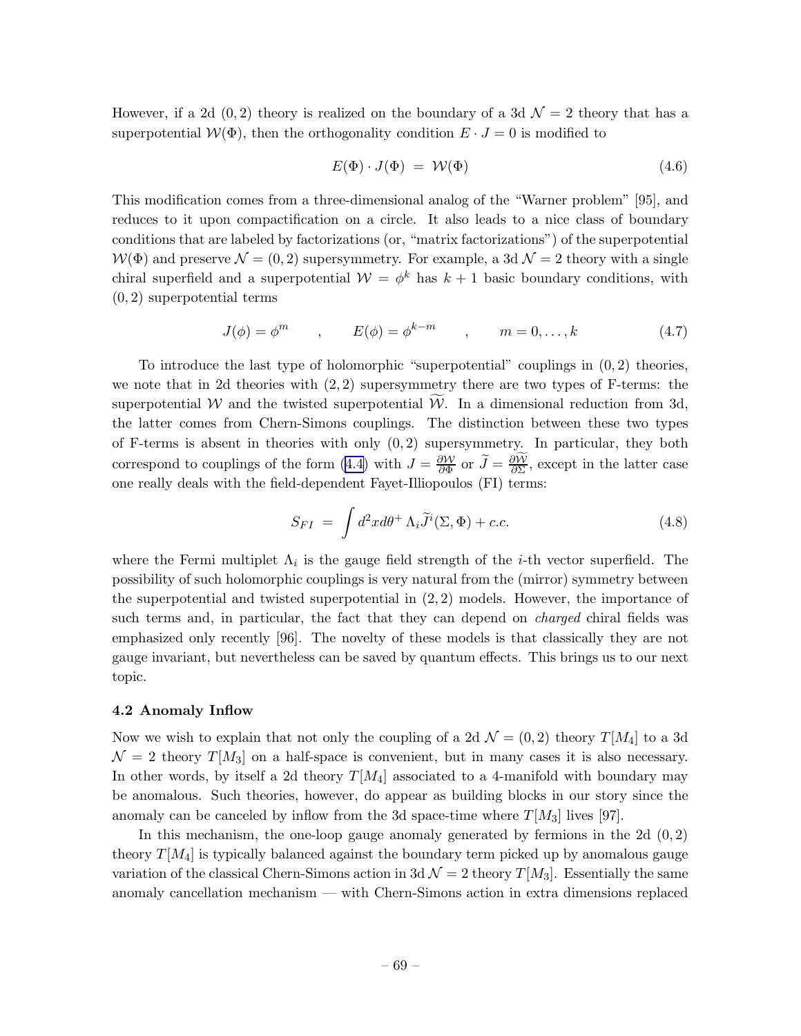However, if a 2d $(0,2)$ theory is realized on the boundary of a 3d $\mathcal{N}=2$ theory that has a superpotential $\mathcal{W}(\Phi)$, then the orthogonality condition $E \cdot J = 0$ is modified to

$$E(\Phi) \cdot J(\Phi) \;=\; \mathcal{W}(\Phi) \tag{4.6}$$

This modification comes from a three-dimensional analog of the "Warner problem" [95], and reduces to it upon compactification on a circle. It also leads to a nice class of boundary conditions that are labeled by factorizations (or, "matrix factorizations") of the superpotential $\mathcal{W}(\Phi)$ and preserve $\mathcal{N}=(0,2)$ supersymmetry. For example, a 3d $\mathcal{N}=2$ theory with a single chiral superfield and a superpotential $\mathcal{W} = \phi^k$ has $k+1$ basic boundary conditions, with $(0,2)$ superpotential terms

$$J(\phi) = \phi^m \qquad , \qquad E(\phi) = \phi^{k-m} \qquad , \qquad m = 0, \ldots, k \tag{4.7}$$

To introduce the last type of holomorphic "superpotential" couplings in $(0,2)$ theories, we note that in 2d theories with $(2,2)$ supersymmetry there are two types of F-terms: the superpotential $\mathcal{W}$ and the twisted superpotential $\widetilde{\mathcal{W}}$. In a dimensional reduction from 3d, the latter comes from Chern-Simons couplings. The distinction between these two types of F-terms is absent in theories with only $(0,2)$ supersymmetry. In particular, they both correspond to couplings of the form (4.4) with $J = \frac{\partial \mathcal{W}}{\partial \Phi}$ or $\widetilde{J} = \frac{\partial \widetilde{\mathcal{W}}}{\partial \Sigma}$, except in the latter case one really deals with the field-dependent Fayet-Illiopoulos (FI) terms:

$$S_{FI} \;=\; \int d^2x d\theta^+ \, \Lambda_i \widetilde{J}^i(\Sigma, \Phi) + c.c. \tag{4.8}$$

where the Fermi multiplet $\Lambda_i$ is the gauge field strength of the $i$-th vector superfield. The possibility of such holomorphic couplings is very natural from the (mirror) symmetry between the superpotential and twisted superpotential in $(2,2)$ models. However, the importance of such terms and, in particular, the fact that they can depend on *charged* chiral fields was emphasized only recently [96]. The novelty of these models is that classically they are not gauge invariant, but nevertheless can be saved by quantum effects. This brings us to our next topic.

### 4.2 Anomaly Inflow

Now we wish to explain that not only the coupling of a 2d $\mathcal{N}=(0,2)$ theory $T[M_4]$ to a 3d $\mathcal{N}=2$ theory $T[M_3]$ on a half-space is convenient, but in many cases it is also necessary. In other words, by itself a 2d theory $T[M_4]$ associated to a 4-manifold with boundary may be anomalous. Such theories, however, do appear as building blocks in our story since the anomaly can be canceled by inflow from the 3d space-time where $T[M_3]$ lives [97].

In this mechanism, the one-loop gauge anomaly generated by fermions in the 2d $(0,2)$ theory $T[M_4]$ is typically balanced against the boundary term picked up by anomalous gauge variation of the classical Chern-Simons action in 3d $\mathcal{N}=2$ theory $T[M_3]$. Essentially the same anomaly cancellation mechanism — with Chern-Simons action in extra dimensions replaced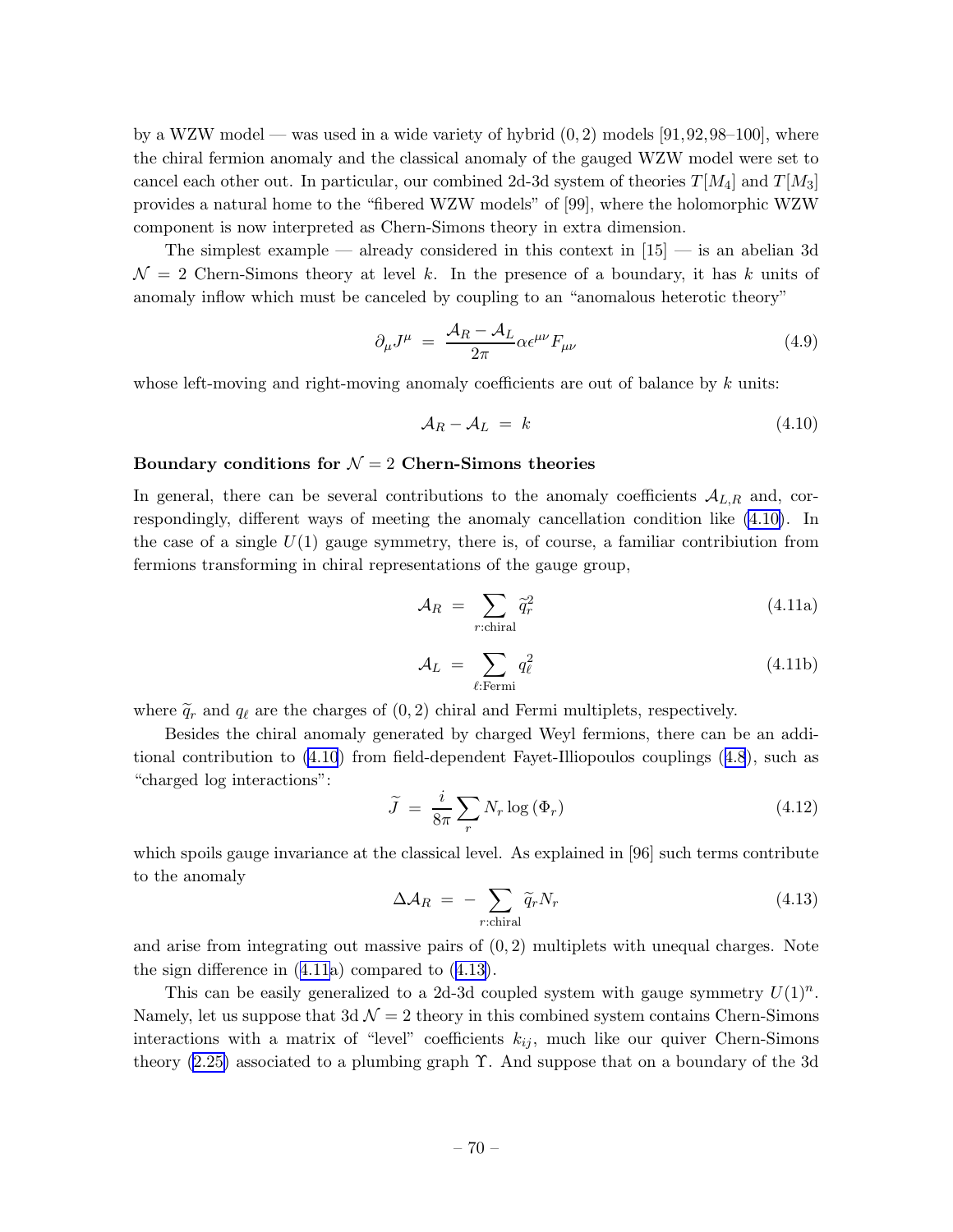by a WZW model — was used in a wide variety of hybrid $(0,2)$ models [91, 92, 98–100], where the chiral fermion anomaly and the classical anomaly of the gauged WZW model were set to cancel each other out. In particular, our combined 2d-3d system of theories $T[M_4]$ and $T[M_3]$ provides a natural home to the "fibered WZW models" of [99], where the holomorphic WZW component is now interpreted as Chern-Simons theory in extra dimension.

The simplest example — already considered in this context in [15] — is an abelian 3d $\mathcal{N}=2$ Chern-Simons theory at level $k$. In the presence of a boundary, it has $k$ units of anomaly inflow which must be canceled by coupling to an "anomalous heterotic theory"

$$\partial_\mu J^\mu \;=\; \frac{\mathcal{A}_R - \mathcal{A}_L}{2\pi} \alpha \epsilon^{\mu\nu} F_{\mu\nu} \tag{4.9}$$

whose left-moving and right-moving anomaly coefficients are out of balance by $k$ units:

$$\mathcal{A}_R - \mathcal{A}_L \;=\; k \tag{4.10}$$

**Boundary conditions for $\mathcal{N}=2$ Chern-Simons theories**

In general, there can be several contributions to the anomaly coefficients $\mathcal{A}_{L,R}$ and, correspondingly, different ways of meeting the anomaly cancellation condition like (4.10). In the case of a single $U(1)$ gauge symmetry, there is, of course, a familiar contribiution from fermions transforming in chiral representations of the gauge group,

$$\mathcal{A}_R \;=\; \sum_{r:\text{chiral}} \widetilde{q}_r^2 \tag{4.11a}$$

$$\mathcal{A}_L \;=\; \sum_{\ell:\text{Fermi}} q_\ell^2 \tag{4.11b}$$

where $\widetilde{q}_r$ and $q_\ell$ are the charges of $(0,2)$ chiral and Fermi multiplets, respectively.

Besides the chiral anomaly generated by charged Weyl fermions, there can be an additional contribution to (4.10) from field-dependent Fayet-Illiopoulos couplings (4.8), such as "charged log interactions":

$$\widetilde{J} \;=\; \frac{i}{8\pi} \sum_r N_r \log\left(\Phi_r\right) \tag{4.12}$$

which spoils gauge invariance at the classical level. As explained in [96] such terms contribute to the anomaly

$$\Delta \mathcal{A}_R \;=\; - \sum_{r:\text{chiral}} \widetilde{q}_r N_r \tag{4.13}$$

and arise from integrating out massive pairs of $(0,2)$ multiplets with unequal charges. Note the sign difference in (4.11a) compared to (4.13).

This can be easily generalized to a 2d-3d coupled system with gauge symmetry $U(1)^n$. Namely, let us suppose that 3d $\mathcal{N}=2$ theory in this combined system contains Chern-Simons interactions with a matrix of "level" coefficients $k_{ij}$, much like our quiver Chern-Simons theory (2.25) associated to a plumbing graph $\Upsilon$. And suppose that on a boundary of the 3d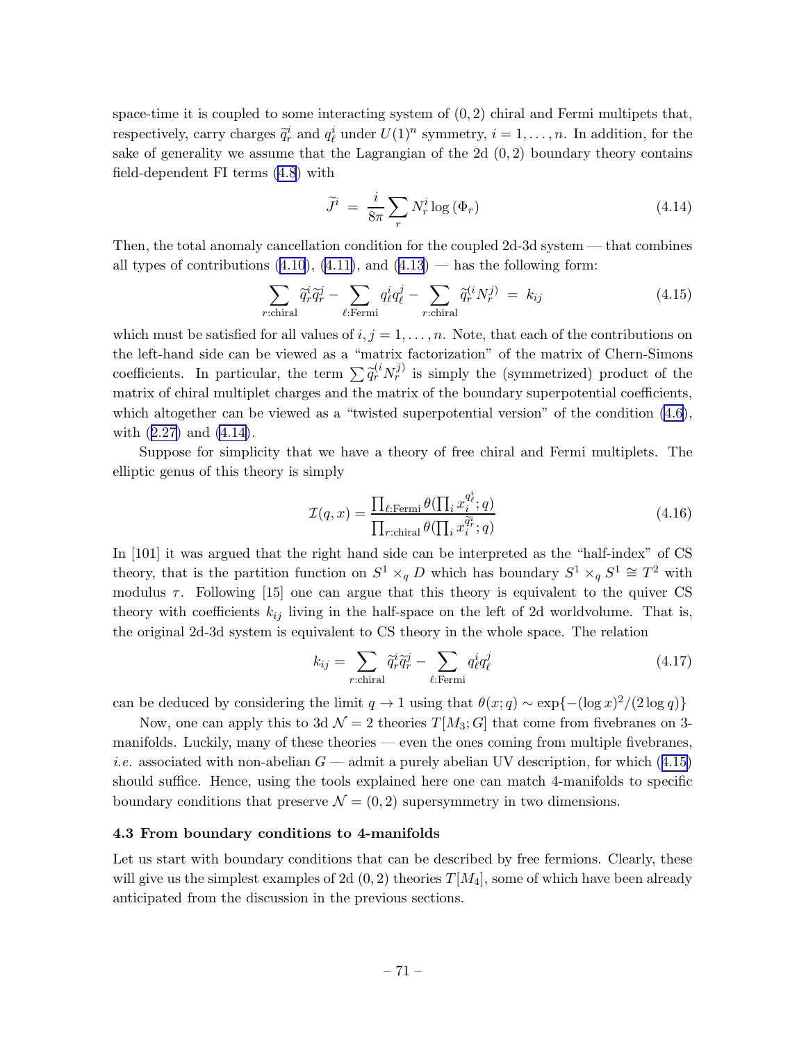space-time it is coupled to some interacting system of $(0,2)$ chiral and Fermi multipets that, respectively, carry charges $\widetilde{q}_r^i$ and $q_\ell^i$ under $U(1)^n$ symmetry, $i = 1, \ldots, n$. In addition, for the sake of generality we assume that the Lagrangian of the 2d $(0,2)$ boundary theory contains field-dependent FI terms (4.8) with

$$\widetilde{J}^i \ = \ \frac{i}{8\pi} \sum_r N_r^i \log\left(\Phi_r\right) \tag{4.14}$$

Then, the total anomaly cancellation condition for the coupled 2d-3d system — that combines all types of contributions (4.10), (4.11), and (4.13) — has the following form:

$$\sum_{r:\text{chiral}} \widetilde{q}_r^i \widetilde{q}_r^j - \sum_{\ell:\text{Fermi}} q_\ell^i q_\ell^j - \sum_{r:\text{chiral}} \widetilde{q}_r^{(i} N_r^{j)} \ = \ k_{ij} \tag{4.15}$$

which must be satisfied for all values of $i, j = 1, \ldots, n$. Note, that each of the contributions on the left-hand side can be viewed as a "matrix factorization" of the matrix of Chern-Simons coefficients. In particular, the term $\sum \widetilde{q}_r^{(i} N_r^{j)}$ is simply the (symmetrized) product of the matrix of chiral multiplet charges and the matrix of the boundary superpotential coefficients, which altogether can be viewed as a "twisted superpotential version" of the condition (4.6), with (2.27) and (4.14).

Suppose for simplicity that we have a theory of free chiral and Fermi multiplets. The elliptic genus of this theory is simply

$$\mathcal{I}(q,x) = \frac{\prod_{\ell:\text{Fermi}} \theta(\prod_i x_i^{q_\ell^i}; q)}{\prod_{r:\text{chiral}} \theta(\prod_i x_i^{\widetilde{q}_r^i}; q)} \tag{4.16}$$

In [101] it was argued that the right hand side can be interpreted as the "half-index" of CS theory, that is the partition function on $S^1 \times_q D$ which has boundary $S^1 \times_q S^1 \cong T^2$ with modulus $\tau$. Following [15] one can argue that this theory is equivalent to the quiver CS theory with coefficients $k_{ij}$ living in the half-space on the left of 2d worldvolume. That is, the original 2d-3d system is equivalent to CS theory in the whole space. The relation

$$k_{ij} = \sum_{r:\text{chiral}} \widetilde{q}_r^i \widetilde{q}_r^j - \sum_{\ell:\text{Fermi}} q_\ell^i q_\ell^j \tag{4.17}$$

can be deduced by considering the limit $q \to 1$ using that $\theta(x;q) \sim \exp\{-(\log x)^2/(2\log q)\}$

Now, one can apply this to 3d $\mathcal{N}=2$ theories $T[M_3;G]$ that come from fivebranes on 3-manifolds. Luckily, many of these theories — even the ones coming from multiple fivebranes, *i.e.* associated with non-abelian $G$ — admit a purely abelian UV description, for which (4.15) should suffice. Hence, using the tools explained here one can match 4-manifolds to specific boundary conditions that preserve $\mathcal{N}=(0,2)$ supersymmetry in two dimensions.

### 4.3 From boundary conditions to 4-manifolds

Let us start with boundary conditions that can be described by free fermions. Clearly, these will give us the simplest examples of 2d $(0,2)$ theories $T[M_4]$, some of which have been already anticipated from the discussion in the previous sections.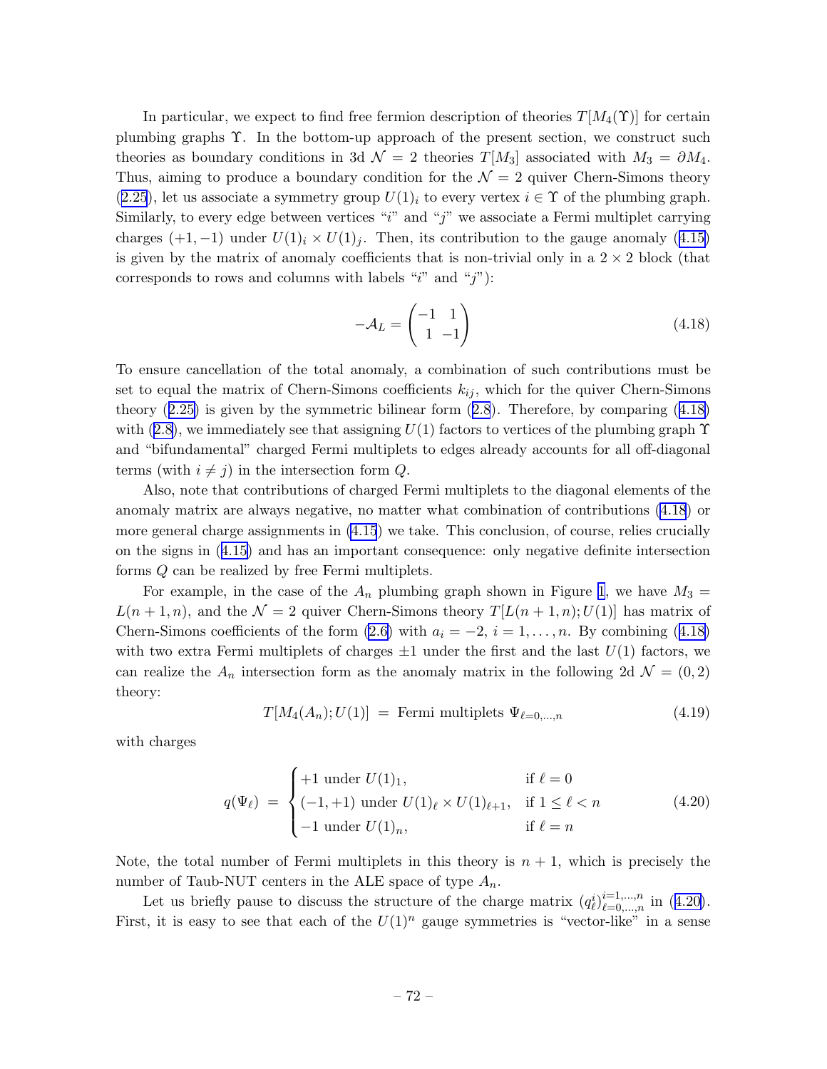In particular, we expect to find free fermion description of theories $T[M_4(\Upsilon)]$ for certain plumbing graphs $\Upsilon$. In the bottom-up approach of the present section, we construct such theories as boundary conditions in 3d $\mathcal{N}=2$ theories $T[M_3]$ associated with $M_3 = \partial M_4$. Thus, aiming to produce a boundary condition for the $\mathcal{N}=2$ quiver Chern-Simons theory (2.25), let us associate a symmetry group $U(1)_i$ to every vertex $i \in \Upsilon$ of the plumbing graph. Similarly, to every edge between vertices "$i$" and "$j$" we associate a Fermi multiplet carrying charges $(+1,-1)$ under $U(1)_i \times U(1)_j$. Then, its contribution to the gauge anomaly (4.15) is given by the matrix of anomaly coefficients that is non-trivial only in a $2\times 2$ block (that corresponds to rows and columns with labels "$i$" and "$j$"):

$$-\mathcal{A}_L = \begin{pmatrix} -1 & 1 \\ 1 & -1 \end{pmatrix} \tag{4.18}$$

To ensure cancellation of the total anomaly, a combination of such contributions must be set to equal the matrix of Chern-Simons coefficients $k_{ij}$, which for the quiver Chern-Simons theory (2.25) is given by the symmetric bilinear form (2.8). Therefore, by comparing (4.18) with (2.8), we immediately see that assigning $U(1)$ factors to vertices of the plumbing graph $\Upsilon$ and "bifundamental" charged Fermi multiplets to edges already accounts for all off-diagonal terms (with $i \neq j$) in the intersection form $Q$.

Also, note that contributions of charged Fermi multiplets to the diagonal elements of the anomaly matrix are always negative, no matter what combination of contributions (4.18) or more general charge assignments in (4.15) we take. This conclusion, of course, relies crucially on the signs in (4.15) and has an important consequence: only negative definite intersection forms $Q$ can be realized by free Fermi multiplets.

For example, in the case of the $A_n$ plumbing graph shown in Figure 1, we have $M_3 = L(n+1,n)$, and the $\mathcal{N}=2$ quiver Chern-Simons theory $T[L(n+1,n);U(1)]$ has matrix of Chern-Simons coefficients of the form (2.6) with $a_i = -2$, $i=1,\ldots,n$. By combining (4.18) with two extra Fermi multiplets of charges $\pm 1$ under the first and the last $U(1)$ factors, we can realize the $A_n$ intersection form as the anomaly matrix in the following 2d $\mathcal{N}=(0,2)$ theory:

$$T[M_4(A_n);U(1)] \;=\; \text{Fermi multiplets } \Psi_{\ell=0,\ldots,n} \tag{4.19}$$

with charges

$$q(\Psi_\ell) \;=\; \begin{cases} +1 \text{ under } U(1)_1, & \text{if } \ell = 0 \\ (-1,+1) \text{ under } U(1)_\ell \times U(1)_{\ell+1}, & \text{if } 1 \le \ell < n \\ -1 \text{ under } U(1)_n, & \text{if } \ell = n \end{cases} \tag{4.20}$$

Note, the total number of Fermi multiplets in this theory is $n+1$, which is precisely the number of Taub-NUT centers in the ALE space of type $A_n$.

Let us briefly pause to discuss the structure of the charge matrix $(q^i_\ell)^{i=1,\ldots,n}_{\ell=0,\ldots,n}$ in (4.20). First, it is easy to see that each of the $U(1)^n$ gauge symmetries is "vector-like" in a sense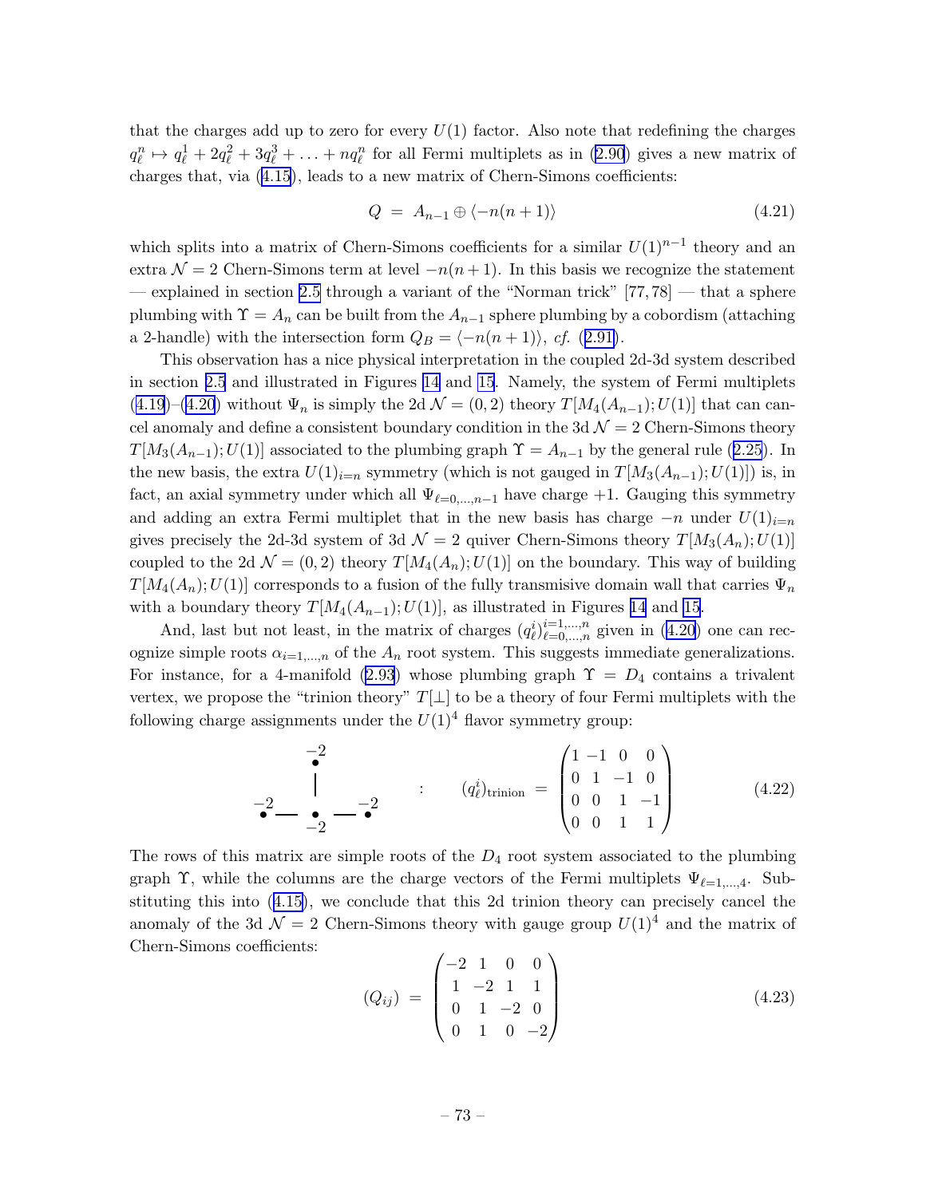that the charges add up to zero for every $U(1)$ factor. Also note that redefining the charges $q_\ell^n \mapsto q_\ell^1 + 2q_\ell^2 + 3q_\ell^3 + \ldots + nq_\ell^n$ for all Fermi multiplets as in (2.90) gives a new matrix of charges that, via (4.15), leads to a new matrix of Chern-Simons coefficients:

$$Q \;=\; A_{n-1} \oplus \langle -n(n+1) \rangle \tag{4.21}$$

which splits into a matrix of Chern-Simons coefficients for a similar $U(1)^{n-1}$ theory and an extra $\mathcal{N}=2$ Chern-Simons term at level $-n(n+1)$. In this basis we recognize the statement — explained in section 2.5 through a variant of the "Norman trick" [77, 78] — that a sphere plumbing with $\Upsilon = A_n$ can be built from the $A_{n-1}$ sphere plumbing by a cobordism (attaching a 2-handle) with the intersection form $Q_B = \langle -n(n+1) \rangle$, *cf.* (2.91).

This observation has a nice physical interpretation in the coupled 2d-3d system described in section 2.5 and illustrated in Figures 14 and 15. Namely, the system of Fermi multiplets (4.19)–(4.20) without $\Psi_n$ is simply the 2d $\mathcal{N}=(0,2)$ theory $T[M_4(A_{n-1}); U(1)]$ that can cancel anomaly and define a consistent boundary condition in the 3d $\mathcal{N}=2$ Chern-Simons theory $T[M_3(A_{n-1}); U(1)]$ associated to the plumbing graph $\Upsilon = A_{n-1}$ by the general rule (2.25). In the new basis, the extra $U(1)_{i=n}$ symmetry (which is not gauged in $T[M_3(A_{n-1}); U(1)]$) is, in fact, an axial symmetry under which all $\Psi_{\ell=0,\ldots,n-1}$ have charge $+1$. Gauging this symmetry and adding an extra Fermi multiplet that in the new basis has charge $-n$ under $U(1)_{i=n}$ gives precisely the 2d-3d system of 3d $\mathcal{N}=2$ quiver Chern-Simons theory $T[M_3(A_n); U(1)]$ coupled to the 2d $\mathcal{N}=(0,2)$ theory $T[M_4(A_n); U(1)]$ on the boundary. This way of building $T[M_4(A_n); U(1)]$ corresponds to a fusion of the fully transmisive domain wall that carries $\Psi_n$ with a boundary theory $T[M_4(A_{n-1}); U(1)]$, as illustrated in Figures 14 and 15.

And, last but not least, in the matrix of charges $(q_\ell^i)_{\ell=0,\ldots,n}^{i=1,\ldots,n}$ given in (4.20) one can recognize simple roots $\alpha_{i=1,\ldots,n}$ of the $A_n$ root system. This suggests immediate generalizations. For instance, for a 4-manifold (2.93) whose plumbing graph $\Upsilon = D_4$ contains a trivalent vertex, we propose the "trinion theory" $T[\perp]$ to be a theory of four Fermi multiplets with the following charge assignments under the $U(1)^4$ flavor symmetry group:

$$\begin{array}{c} \overset{-2}{\bullet} \\ | \\ \overset{-2}{\bullet} - \underset{-2}{\bullet} - \overset{-2}{\bullet} \end{array} \qquad : \qquad (q_\ell^i)_{\text{trinion}} \;=\; \begin{pmatrix} 1 & -1 & 0 & 0 \\ 0 & 1 & -1 & 0 \\ 0 & 0 & 1 & -1 \\ 0 & 0 & 1 & 1 \end{pmatrix} \tag{4.22}$$

The rows of this matrix are simple roots of the $D_4$ root system associated to the plumbing graph $\Upsilon$, while the columns are the charge vectors of the Fermi multiplets $\Psi_{\ell=1,\ldots,4}$. Substituting this into (4.15), we conclude that this 2d trinion theory can precisely cancel the anomaly of the 3d $\mathcal{N}=2$ Chern-Simons theory with gauge group $U(1)^4$ and the matrix of Chern-Simons coefficients:

$$(Q_{ij}) \;=\; \begin{pmatrix} -2 & 1 & 0 & 0 \\ 1 & -2 & 1 & 1 \\ 0 & 1 & -2 & 0 \\ 0 & 1 & 0 & -2 \end{pmatrix} \tag{4.23}$$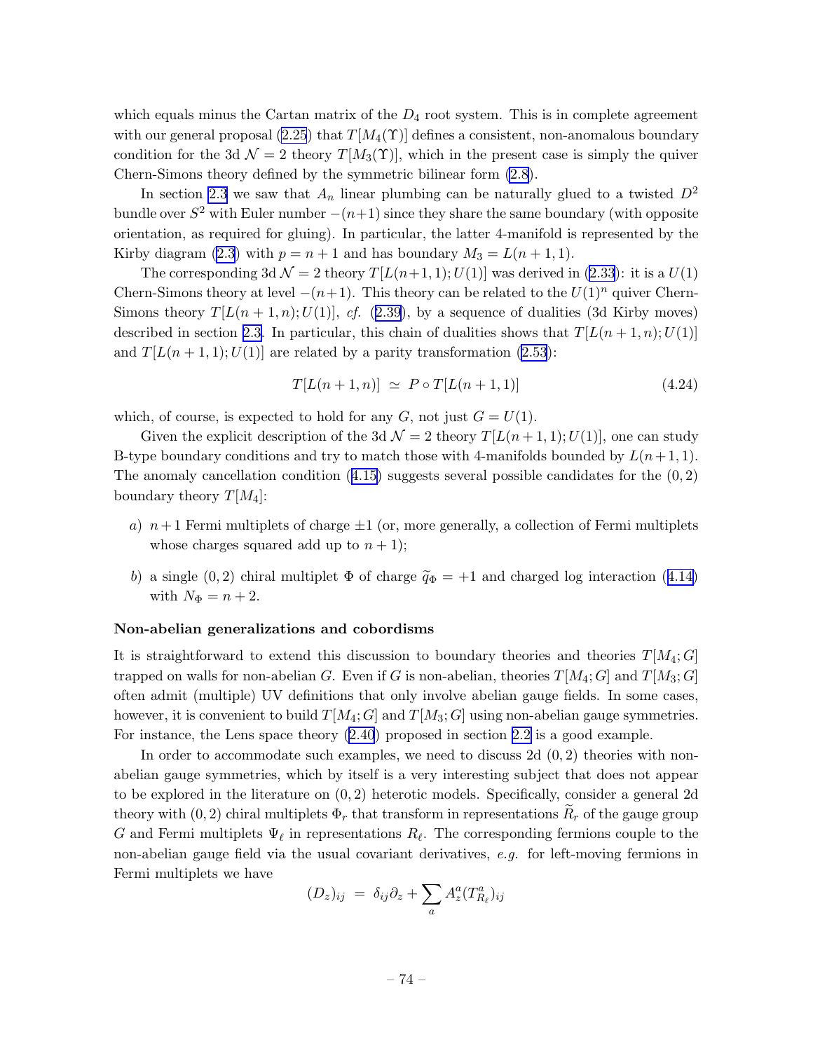which equals minus the Cartan matrix of the $D_4$ root system. This is in complete agreement with our general proposal (2.25) that $T[M_4(\Upsilon)]$ defines a consistent, non-anomalous boundary condition for the 3d $\mathcal{N}=2$ theory $T[M_3(\Upsilon)]$, which in the present case is simply the quiver Chern-Simons theory defined by the symmetric bilinear form (2.8).

In section 2.3 we saw that $A_n$ linear plumbing can be naturally glued to a twisted $D^2$ bundle over $S^2$ with Euler number $-(n+1)$ since they share the same boundary (with opposite orientation, as required for gluing). In particular, the latter 4-manifold is represented by the Kirby diagram (2.3) with $p = n+1$ and has boundary $M_3 = L(n+1,1)$.

The corresponding 3d $\mathcal{N}=2$ theory $T[L(n+1,1);U(1)]$ was derived in (2.33): it is a $U(1)$ Chern-Simons theory at level $-(n+1)$. This theory can be related to the $U(1)^n$ quiver Chern-Simons theory $T[L(n+1,n);U(1)]$, *cf.* (2.39), by a sequence of dualities (3d Kirby moves) described in section 2.3. In particular, this chain of dualities shows that $T[L(n+1,n);U(1)]$ and $T[L(n+1,1);U(1)]$ are related by a parity transformation (2.53):

$$T[L(n+1,n)] \;\simeq\; P \circ T[L(n+1,1)] \tag{4.24}$$

which, of course, is expected to hold for any $G$, not just $G = U(1)$.

Given the explicit description of the 3d $\mathcal{N}=2$ theory $T[L(n+1,1);U(1)]$, one can study B-type boundary conditions and try to match those with 4-manifolds bounded by $L(n+1,1)$. The anomaly cancellation condition (4.15) suggests several possible candidates for the $(0,2)$ boundary theory $T[M_4]$:

*a)* $n+1$ Fermi multiplets of charge $\pm 1$ (or, more generally, a collection of Fermi multiplets whose charges squared add up to $n+1$);

*b)* a single $(0,2)$ chiral multiplet $\Phi$ of charge $\widetilde{q}_\Phi = +1$ and charged log interaction (4.14) with $N_\Phi = n+2$.

**Non-abelian generalizations and cobordisms**

It is straightforward to extend this discussion to boundary theories and theories $T[M_4;G]$ trapped on walls for non-abelian $G$. Even if $G$ is non-abelian, theories $T[M_4;G]$ and $T[M_3;G]$ often admit (multiple) UV definitions that only involve abelian gauge fields. In some cases, however, it is convenient to build $T[M_4;G]$ and $T[M_3;G]$ using non-abelian gauge symmetries. For instance, the Lens space theory (2.40) proposed in section 2.2 is a good example.

In order to accommodate such examples, we need to discuss 2d $(0,2)$ theories with non-abelian gauge symmetries, which by itself is a very interesting subject that does not appear to be explored in the literature on $(0,2)$ heterotic models. Specifically, consider a general 2d theory with $(0,2)$ chiral multiplets $\Phi_r$ that transform in representations $\widetilde{R}_r$ of the gauge group $G$ and Fermi multiplets $\Psi_\ell$ in representations $R_\ell$. The corresponding fermions couple to the non-abelian gauge field via the usual covariant derivatives, *e.g.* for left-moving fermions in Fermi multiplets we have

$$(D_z)_{ij} \;=\; \delta_{ij}\partial_z + \sum_a A_z^a (T^a_{R_\ell})_{ij}$$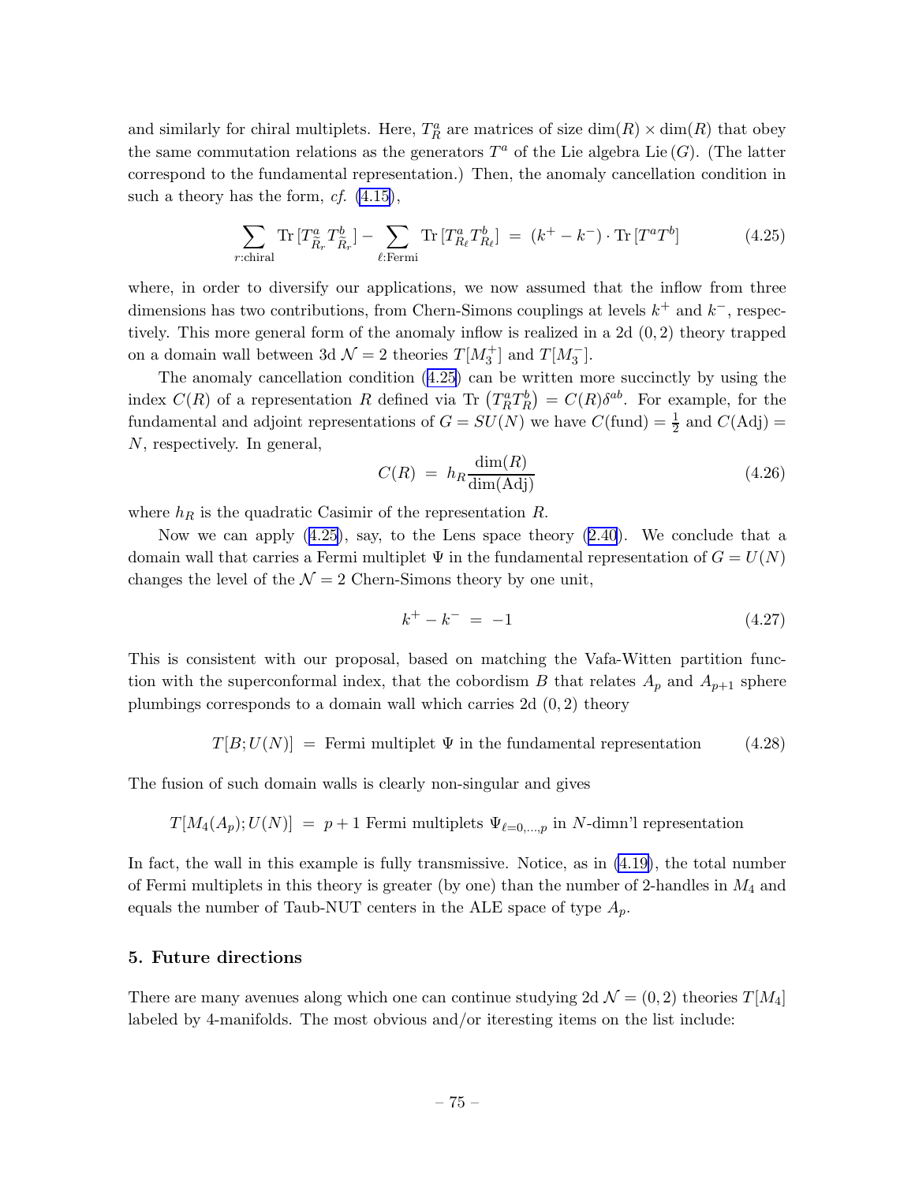and similarly for chiral multiplets. Here, $T^a_R$ are matrices of size $\dim(R) \times \dim(R)$ that obey the same commutation relations as the generators $T^a$ of the Lie algebra Lie $(G)$. (The latter correspond to the fundamental representation.) Then, the anomaly cancellation condition in such a theory has the form, *cf.* (4.15),

$$\sum_{r:\text{chiral}} \text{Tr}\,[T^a_{\widetilde{R}_r} T^b_{\widetilde{R}_r}] - \sum_{\ell:\text{Fermi}} \text{Tr}\,[T^a_{R_\ell} T^b_{R_\ell}] \;=\; (k^+ - k^-) \cdot \text{Tr}\,[T^a T^b] \tag{4.25}$$

where, in order to diversify our applications, we now assumed that the inflow from three dimensions has two contributions, from Chern-Simons couplings at levels $k^+$ and $k^-$, respectively. This more general form of the anomaly inflow is realized in a 2d $(0,2)$ theory trapped on a domain wall between 3d $\mathcal{N}=2$ theories $T[M_3^+]$ and $T[M_3^-]$.

The anomaly cancellation condition (4.25) can be written more succinctly by using the index $C(R)$ of a representation $R$ defined via $\text{Tr}\left(T^a_R T^b_R\right) = C(R)\delta^{ab}$. For example, for the fundamental and adjoint representations of $G = SU(N)$ we have $C(\text{fund}) = \frac{1}{2}$ and $C(\text{Adj}) = N$, respectively. In general,

$$C(R) \;=\; h_R \frac{\dim(R)}{\dim(\text{Adj})} \tag{4.26}$$

where $h_R$ is the quadratic Casimir of the representation $R$.

Now we can apply (4.25), say, to the Lens space theory (2.40). We conclude that a domain wall that carries a Fermi multiplet $\Psi$ in the fundamental representation of $G = U(N)$ changes the level of the $\mathcal{N}=2$ Chern-Simons theory by one unit,

$$k^+ - k^- \;=\; -1 \tag{4.27}$$

This is consistent with our proposal, based on matching the Vafa-Witten partition function with the superconformal index, that the cobordism $B$ that relates $A_p$ and $A_{p+1}$ sphere plumbings corresponds to a domain wall which carries 2d $(0,2)$ theory

$$T[B;U(N)] \;=\; \text{Fermi multiplet } \Psi \text{ in the fundamental representation} \tag{4.28}$$

The fusion of such domain walls is clearly non-singular and gives

$$T[M_4(A_p);U(N)] \;=\; p+1 \text{ Fermi multiplets } \Psi_{\ell=0,\ldots,p} \text{ in } N\text{-dimn'l representation}$$

In fact, the wall in this example is fully transmissive. Notice, as in (4.19), the total number of Fermi multiplets in this theory is greater (by one) than the number of 2-handles in $M_4$ and equals the number of Taub-NUT centers in the ALE space of type $A_p$.

## 5. Future directions

There are many avenues along which one can continue studying 2d $\mathcal{N}=(0,2)$ theories $T[M_4]$ labeled by 4-manifolds. The most obvious and/or iteresting items on the list include: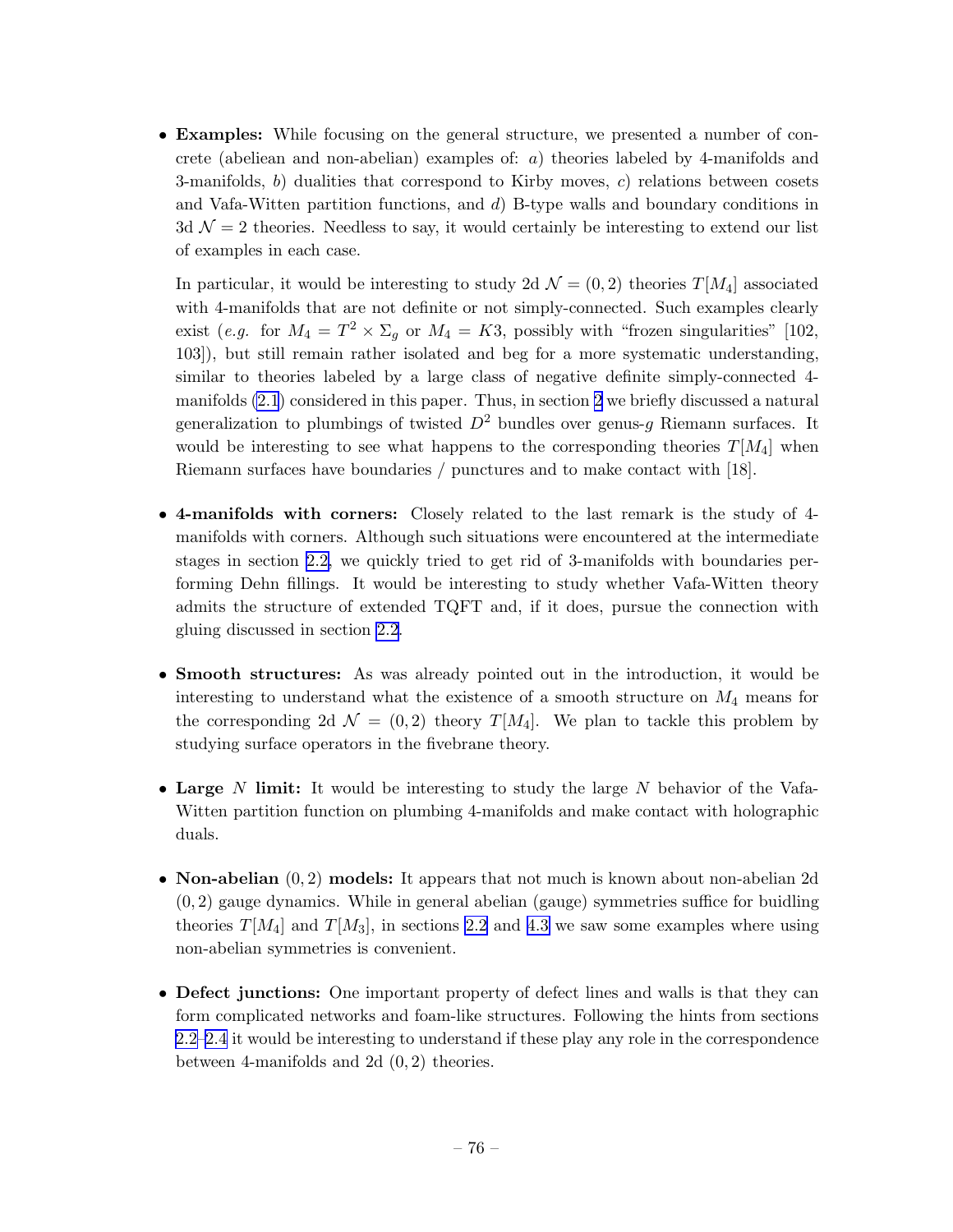- **Examples:** While focusing on the general structure, we presented a number of concrete (abeliean and non-abelian) examples of: *a*) theories labeled by 4-manifolds and 3-manifolds, *b*) dualities that correspond to Kirby moves, *c*) relations between cosets and Vafa-Witten partition functions, and *d*) B-type walls and boundary conditions in 3d $\mathcal{N}=2$ theories. Needless to say, it would certainly be interesting to extend our list of examples in each case.

  In particular, it would be interesting to study 2d $\mathcal{N}=(0,2)$ theories $T[M_4]$ associated with 4-manifolds that are not definite or not simply-connected. Such examples clearly exist (*e.g.* for $M_4 = T^2 \times \Sigma_g$ or $M_4 = K3$, possibly with "frozen singularities" [102, 103]), but still remain rather isolated and beg for a more systematic understanding, similar to theories labeled by a large class of negative definite simply-connected 4-manifolds (2.1) considered in this paper. Thus, in section 2 we briefly discussed a natural generalization to plumbings of twisted $D^2$ bundles over genus-$g$ Riemann surfaces. It would be interesting to see what happens to the corresponding theories $T[M_4]$ when Riemann surfaces have boundaries / punctures and to make contact with [18].

- **4-manifolds with corners:** Closely related to the last remark is the study of 4-manifolds with corners. Although such situations were encountered at the intermediate stages in section 2.2, we quickly tried to get rid of 3-manifolds with boundaries performing Dehn fillings. It would be interesting to study whether Vafa-Witten theory admits the structure of extended TQFT and, if it does, pursue the connection with gluing discussed in section 2.2.

- **Smooth structures:** As was already pointed out in the introduction, it would be interesting to understand what the existence of a smooth structure on $M_4$ means for the corresponding 2d $\mathcal{N}=(0,2)$ theory $T[M_4]$. We plan to tackle this problem by studying surface operators in the fivebrane theory.

- **Large $N$ limit:** It would be interesting to study the large $N$ behavior of the Vafa-Witten partition function on plumbing 4-manifolds and make contact with holographic duals.

- **Non-abelian $(0,2)$ models:** It appears that not much is known about non-abelian 2d $(0,2)$ gauge dynamics. While in general abelian (gauge) symmetries suffice for buidling theories $T[M_4]$ and $T[M_3]$, in sections 2.2 and 4.3 we saw some examples where using non-abelian symmetries is convenient.

- **Defect junctions:** One important property of defect lines and walls is that they can form complicated networks and foam-like structures. Following the hints from sections 2.2–2.4 it would be interesting to understand if these play any role in the correspondence between 4-manifolds and 2d $(0,2)$ theories.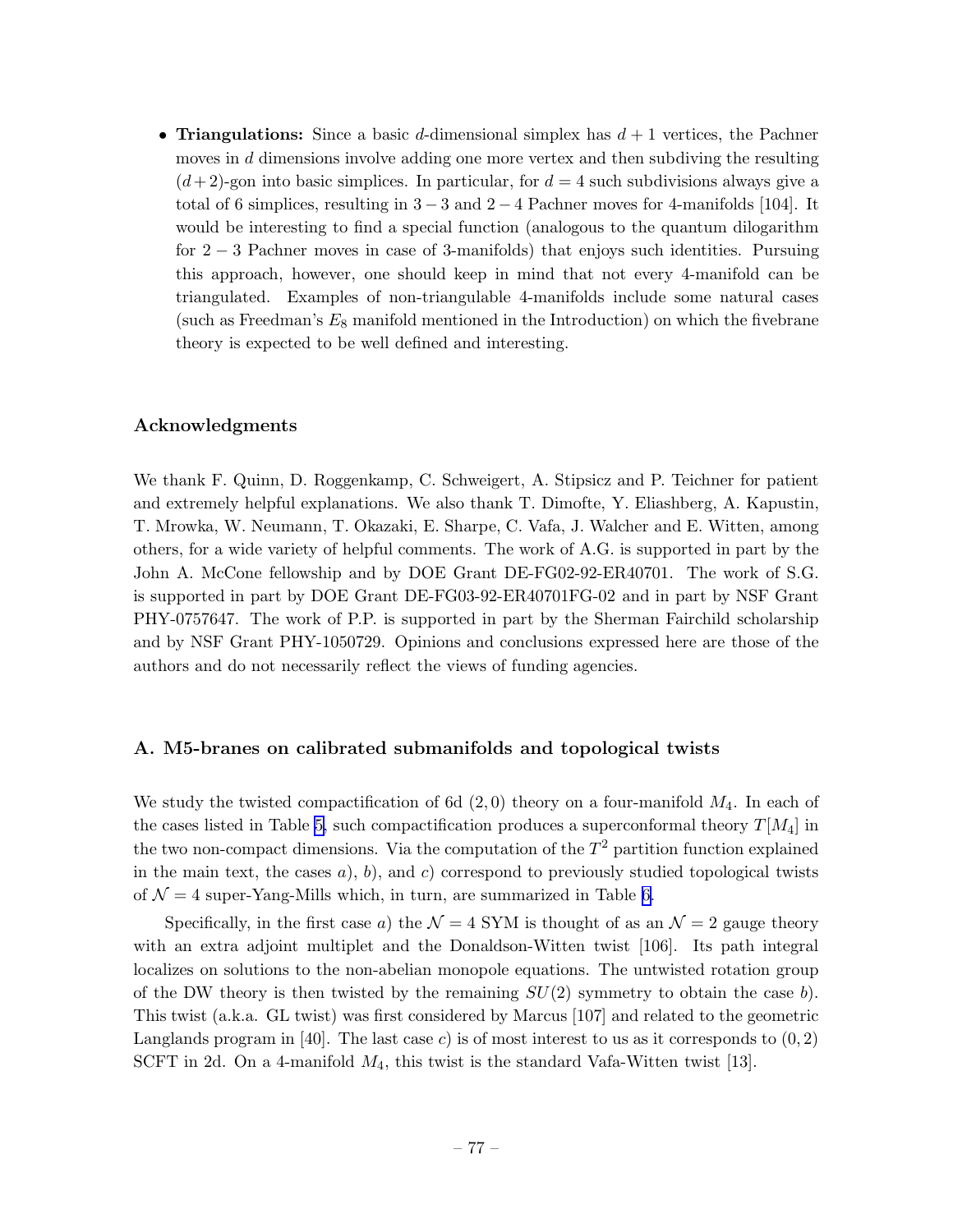- **Triangulations:** Since a basic $d$-dimensional simplex has $d + 1$ vertices, the Pachner moves in $d$ dimensions involve adding one more vertex and then subdiving the resulting $(d+2)$-gon into basic simplices. In particular, for $d = 4$ such subdivisions always give a total of 6 simplices, resulting in $3-3$ and $2-4$ Pachner moves for 4-manifolds [104]. It would be interesting to find a special function (analogous to the quantum dilogarithm for $2-3$ Pachner moves in case of 3-manifolds) that enjoys such identities. Pursuing this approach, however, one should keep in mind that not every 4-manifold can be triangulated. Examples of non-triangulable 4-manifolds include some natural cases (such as Freedman's $E_8$ manifold mentioned in the Introduction) on which the fivebrane theory is expected to be well defined and interesting.

### Acknowledgments

We thank F. Quinn, D. Roggenkamp, C. Schweigert, A. Stipsicz and P. Teichner for patient and extremely helpful explanations. We also thank T. Dimofte, Y. Eliashberg, A. Kapustin, T. Mrowka, W. Neumann, T. Okazaki, E. Sharpe, C. Vafa, J. Walcher and E. Witten, among others, for a wide variety of helpful comments. The work of A.G. is supported in part by the John A. McCone fellowship and by DOE Grant DE-FG02-92-ER40701. The work of S.G. is supported in part by DOE Grant DE-FG03-92-ER40701FG-02 and in part by NSF Grant PHY-0757647. The work of P.P. is supported in part by the Sherman Fairchild scholarship and by NSF Grant PHY-1050729. Opinions and conclusions expressed here are those of the authors and do not necessarily reflect the views of funding agencies.

### A. M5-branes on calibrated submanifolds and topological twists

We study the twisted compactification of 6d $(2,0)$ theory on a four-manifold $M_4$. In each of the cases listed in Table 5, such compactification produces a superconformal theory $T[M_4]$ in the two non-compact dimensions. Via the computation of the $T^2$ partition function explained in the main text, the cases *a*), *b*), and *c*) correspond to previously studied topological twists of $\mathcal{N} = 4$ super-Yang-Mills which, in turn, are summarized in Table 6.

Specifically, in the first case *a*) the $\mathcal{N} = 4$ SYM is thought of as an $\mathcal{N} = 2$ gauge theory with an extra adjoint multiplet and the Donaldson-Witten twist [106]. Its path integral localizes on solutions to the non-abelian monopole equations. The untwisted rotation group of the DW theory is then twisted by the remaining $SU(2)$ symmetry to obtain the case *b*). This twist (a.k.a. GL twist) was first considered by Marcus [107] and related to the geometric Langlands program in [40]. The last case *c*) is of most interest to us as it corresponds to $(0,2)$ SCFT in 2d. On a 4-manifold $M_4$, this twist is the standard Vafa-Witten twist [13].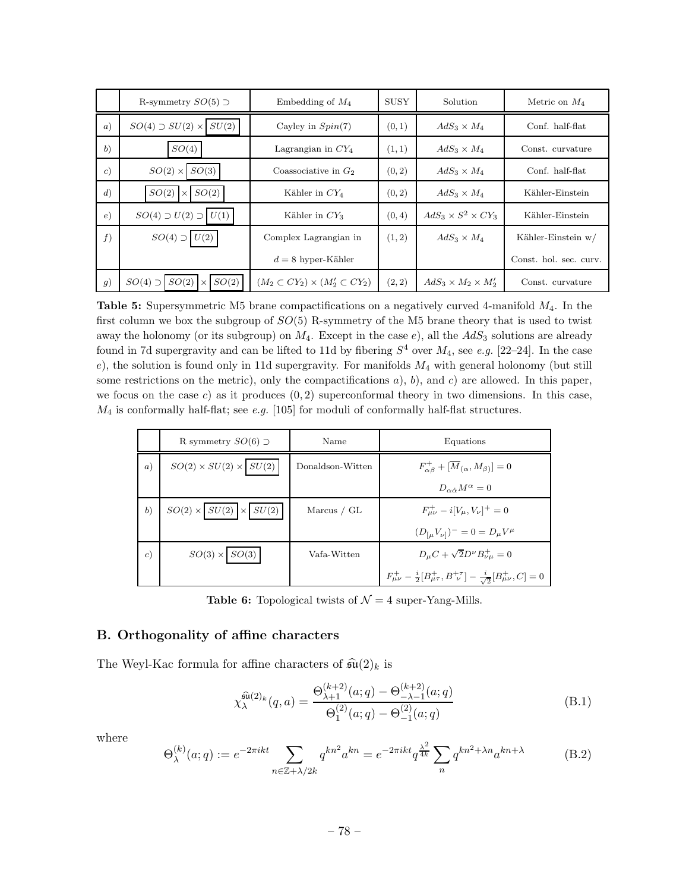|  | R-symmetry $SO(5) \supset$ | Embedding of $M_4$ | SUSY | Solution | Metric on $M_4$ |
|---|---|---|---|---|---|
| $a)$ | $SO(4) \supset SU(2) \times \boxed{SU(2)}$ | Cayley in $Spin(7)$ | $(0,1)$ | $AdS_3 \times M_4$ | Conf. half-flat |
| $b)$ | $\boxed{SO(4)}$ | Lagrangian in $CY_4$ | $(1,1)$ | $AdS_3 \times M_4$ | Const. curvature |
| $c)$ | $SO(2) \times \boxed{SO(3)}$ | Coassociative in $G_2$ | $(0,2)$ | $AdS_3 \times M_4$ | Conf. half-flat |
| $d)$ | $\boxed{SO(2)} \times \boxed{SO(2)}$ | Kähler in $CY_4$ | $(0,2)$ | $AdS_3 \times M_4$ | Kähler-Einstein |
| $e)$ | $SO(4) \supset U(2) \supset \boxed{U(1)}$ | Kähler in $CY_3$ | $(0,4)$ | $AdS_3 \times S^2 \times CY_3$ | Kähler-Einstein |
| $f)$ | $SO(4) \supset \boxed{U(2)}$ | Complex Lagrangian in $d=8$ hyper-Kähler | $(1,2)$ | $AdS_3 \times M_4$ | Kähler-Einstein w/ Const. hol. sec. curv. |
| $g)$ | $SO(4) \supset \boxed{SO(2)} \times \boxed{SO(2)}$ | $(M_2 \subset CY_2) \times (M_2' \subset CY_2)$ | $(2,2)$ | $AdS_3 \times M_2 \times M_2'$ | Const. curvature |

**Table 5:** Supersymmetric M5 brane compactifications on a negatively curved 4-manifold $M_4$. In the first column we box the subgroup of $SO(5)$ R-symmetry of the M5 brane theory that is used to twist away the holonomy (or its subgroup) on $M_4$. Except in the case $e$), all the $AdS_3$ solutions are already found in 7d supergravity and can be lifted to 11d by fibering $S^4$ over $M_4$, see *e.g.* [22–24]. In the case $e$), the solution is found only in 11d supergravity. For manifolds $M_4$ with general holonomy (but still some restrictions on the metric), only the compactifications $a$), $b$), and $c$) are allowed. In this paper, we focus on the case $c$) as it produces $(0,2)$ superconformal theory in two dimensions. In this case, $M_4$ is conformally half-flat; see *e.g.* [105] for moduli of conformally half-flat structures.

|  | R symmetry $SO(6) \supset$ | Name | Equations |
|---|---|---|---|
| $a)$ | $SO(2) \times SU(2) \times \boxed{SU(2)}$ | Donaldson-Witten | $F^+_{\alpha\beta} + [\overline{M}_{(\alpha}, M_{\beta)}] = 0$, $D_{\alpha\dot{\alpha}} M^{\alpha} = 0$ |
| $b)$ | $SO(2) \times \boxed{SU(2)} \times \boxed{SU(2)}$ | Marcus / GL | $F^+_{\mu\nu} - i[V_\mu, V_\nu]^+ = 0$, $(D_{[\mu} V_{\nu]})^- = 0 = D_\mu V^\mu$ |
| $c)$ | $SO(3) \times \boxed{SO(3)}$ | Vafa-Witten | $D_\mu C + \sqrt{2} D^\nu B^+_{\nu\mu} = 0$, $F^+_{\mu\nu} - \frac{i}{2}[B^+_{\mu\tau}, B^{+\tau}_{\nu}] - \frac{i}{\sqrt{2}}[B^+_{\mu\nu}, C] = 0$ |

**Table 6:** Topological twists of $\mathcal{N}=4$ super-Yang-Mills.

## B. Orthogonality of affine characters

The Weyl-Kac formula for affine characters of $\widehat{\mathfrak{su}}(2)_k$ is

$$\chi^{\widehat{\mathfrak{su}}(2)_k}_{\lambda}(q,a) = \frac{\Theta^{(k+2)}_{\lambda+1}(a;q) - \Theta^{(k+2)}_{-\lambda-1}(a;q)}{\Theta^{(2)}_{1}(a;q) - \Theta^{(2)}_{-1}(a;q)} \tag{B.1}$$

where

$$\Theta^{(k)}_{\lambda}(a;q) := e^{-2\pi i k t} \sum_{n \in \mathbb{Z} + \lambda/2k} q^{kn^2} a^{kn} = e^{-2\pi i k t} q^{\frac{\lambda^2}{4k}} \sum_{n} q^{kn^2 + \lambda n} a^{kn+\lambda} \tag{B.2}$$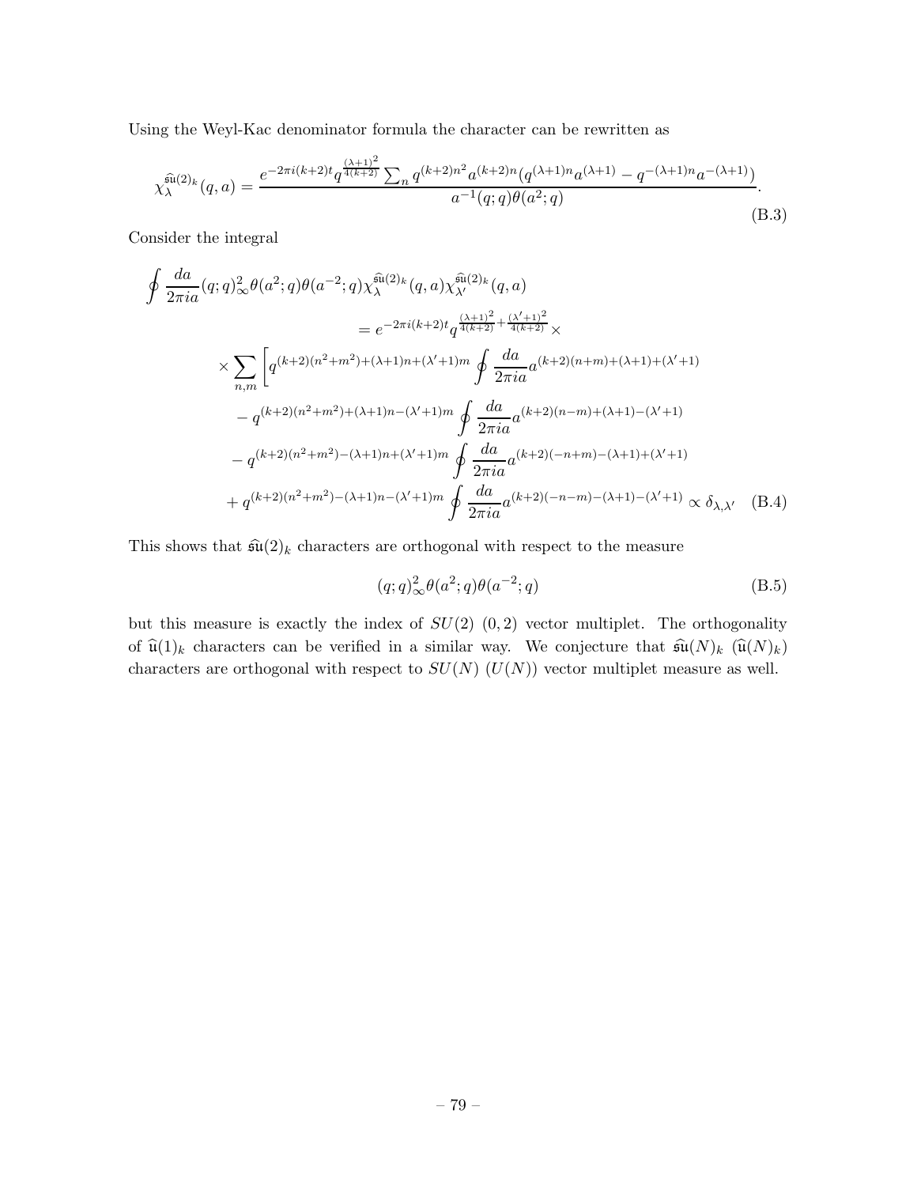Using the Weyl-Kac denominator formula the character can be rewritten as

$$\chi_\lambda^{\widehat{\mathfrak{su}}(2)_k}(q,a) = \frac{e^{-2\pi i(k+2)t} q^{\frac{(\lambda+1)^2}{4(k+2)}} \sum_n q^{(k+2)n^2} a^{(k+2)n} (q^{(\lambda+1)n} a^{(\lambda+1)} - q^{-(\lambda+1)n} a^{-(\lambda+1)})}{a^{-1}(q;q)\theta(a^2;q)}. \tag{B.3}$$

Consider the integral

$$\begin{aligned}
\oint \frac{da}{2\pi i a} (q;q)_\infty^2 \theta(a^2;q)\theta(a^{-2};q) \chi_\lambda^{\widehat{\mathfrak{su}}(2)_k}(q,a) \chi_{\lambda'}^{\widehat{\mathfrak{su}}(2)_k}(q,a) \\
= e^{-2\pi i(k+2)t} q^{\frac{(\lambda+1)^2}{4(k+2)} + \frac{(\lambda'+1)^2}{4(k+2)}} \times \\
\times \sum_{n,m} \Bigg[ q^{(k+2)(n^2+m^2)+(\lambda+1)n+(\lambda'+1)m} \oint \frac{da}{2\pi i a} a^{(k+2)(n+m)+(\lambda+1)+(\lambda'+1)} \\
- q^{(k+2)(n^2+m^2)+(\lambda+1)n-(\lambda'+1)m} \oint \frac{da}{2\pi i a} a^{(k+2)(n-m)+(\lambda+1)-(\lambda'+1)} \\
- q^{(k+2)(n^2+m^2)-(\lambda+1)n+(\lambda'+1)m} \oint \frac{da}{2\pi i a} a^{(k+2)(-n+m)-(\lambda+1)+(\lambda'+1)} \\
+ q^{(k+2)(n^2+m^2)-(\lambda+1)n-(\lambda'+1)m} \oint \frac{da}{2\pi i a} a^{(k+2)(-n-m)-(\lambda+1)-(\lambda'+1)} \propto \delta_{\lambda,\lambda'}
\end{aligned} \tag{B.4}$$

This shows that $\widehat{\mathfrak{su}}(2)_k$ characters are orthogonal with respect to the measure

$$(q;q)_\infty^2 \theta(a^2;q)\theta(a^{-2};q) \tag{B.5}$$

but this measure is exactly the index of $SU(2)$ $(0,2)$ vector multiplet. The orthogonality of $\widehat{\mathfrak{u}}(1)_k$ characters can be verified in a similar way. We conjecture that $\widehat{\mathfrak{su}}(N)_k$ ($\widehat{\mathfrak{u}}(N)_k$) characters are orthogonal with respect to $SU(N)$ ($U(N)$) vector multiplet measure as well.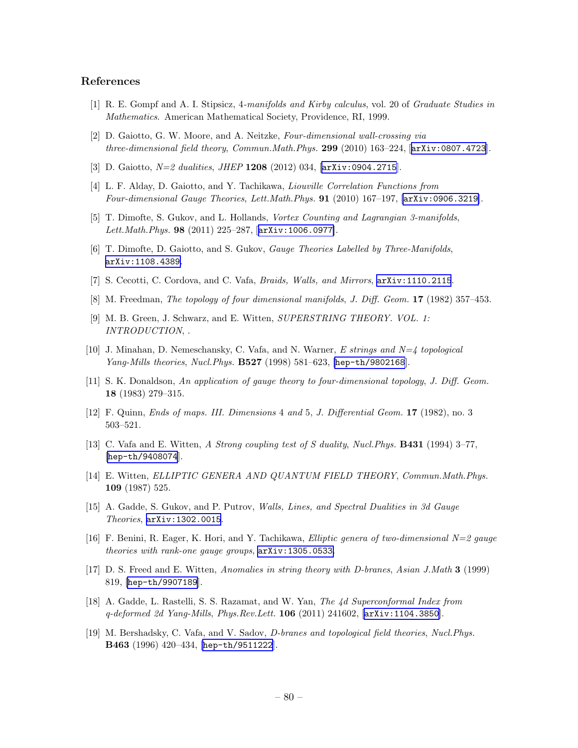## References

[1] R. E. Gompf and A. I. Stipsicz, *4-manifolds and Kirby calculus*, vol. 20 of *Graduate Studies in Mathematics*. American Mathematical Society, Providence, RI, 1999.

[2] D. Gaiotto, G. W. Moore, and A. Neitzke, *Four-dimensional wall-crossing via three-dimensional field theory*, *Commun.Math.Phys.* **299** (2010) 163–224, [arXiv:0807.4723].

[3] D. Gaiotto, *N=2 dualities*, *JHEP* **1208** (2012) 034, [arXiv:0904.2715].

[4] L. F. Alday, D. Gaiotto, and Y. Tachikawa, *Liouville Correlation Functions from Four-dimensional Gauge Theories*, *Lett.Math.Phys.* **91** (2010) 167–197, [arXiv:0906.3219].

[5] T. Dimofte, S. Gukov, and L. Hollands, *Vortex Counting and Lagrangian 3-manifolds*, *Lett.Math.Phys.* **98** (2011) 225–287, [arXiv:1006.0977].

[6] T. Dimofte, D. Gaiotto, and S. Gukov, *Gauge Theories Labelled by Three-Manifolds*, arXiv:1108.4389.

[7] S. Cecotti, C. Cordova, and C. Vafa, *Braids, Walls, and Mirrors*, arXiv:1110.2115.

[8] M. Freedman, *The topology of four dimensional manifolds*, *J. Diff. Geom.* **17** (1982) 357–453.

[9] M. B. Green, J. Schwarz, and E. Witten, *SUPERSTRING THEORY. VOL. 1: INTRODUCTION*, .

[10] J. Minahan, D. Nemeschansky, C. Vafa, and N. Warner, *E strings and N=4 topological Yang-Mills theories*, *Nucl.Phys.* **B527** (1998) 581–623, [hep-th/9802168].

[11] S. K. Donaldson, *An application of gauge theory to four-dimensional topology*, *J. Diff. Geom.* **18** (1983) 279–315.

[12] F. Quinn, *Ends of maps. III. Dimensions* 4 *and* 5, *J. Differential Geom.* **17** (1982), no. 3 503–521.

[13] C. Vafa and E. Witten, *A Strong coupling test of S duality*, *Nucl.Phys.* **B431** (1994) 3–77, [hep-th/9408074].

[14] E. Witten, *ELLIPTIC GENERA AND QUANTUM FIELD THEORY*, *Commun.Math.Phys.* **109** (1987) 525.

[15] A. Gadde, S. Gukov, and P. Putrov, *Walls, Lines, and Spectral Dualities in 3d Gauge Theories*, arXiv:1302.0015.

[16] F. Benini, R. Eager, K. Hori, and Y. Tachikawa, *Elliptic genera of two-dimensional N=2 gauge theories with rank-one gauge groups*, arXiv:1305.0533.

[17] D. S. Freed and E. Witten, *Anomalies in string theory with D-branes*, *Asian J.Math* **3** (1999) 819, [hep-th/9907189].

[18] A. Gadde, L. Rastelli, S. S. Razamat, and W. Yan, *The 4d Superconformal Index from q-deformed 2d Yang-Mills*, *Phys.Rev.Lett.* **106** (2011) 241602, [arXiv:1104.3850].

[19] M. Bershadsky, C. Vafa, and V. Sadov, *D-branes and topological field theories*, *Nucl.Phys.* **B463** (1996) 420–434, [hep-th/9511222].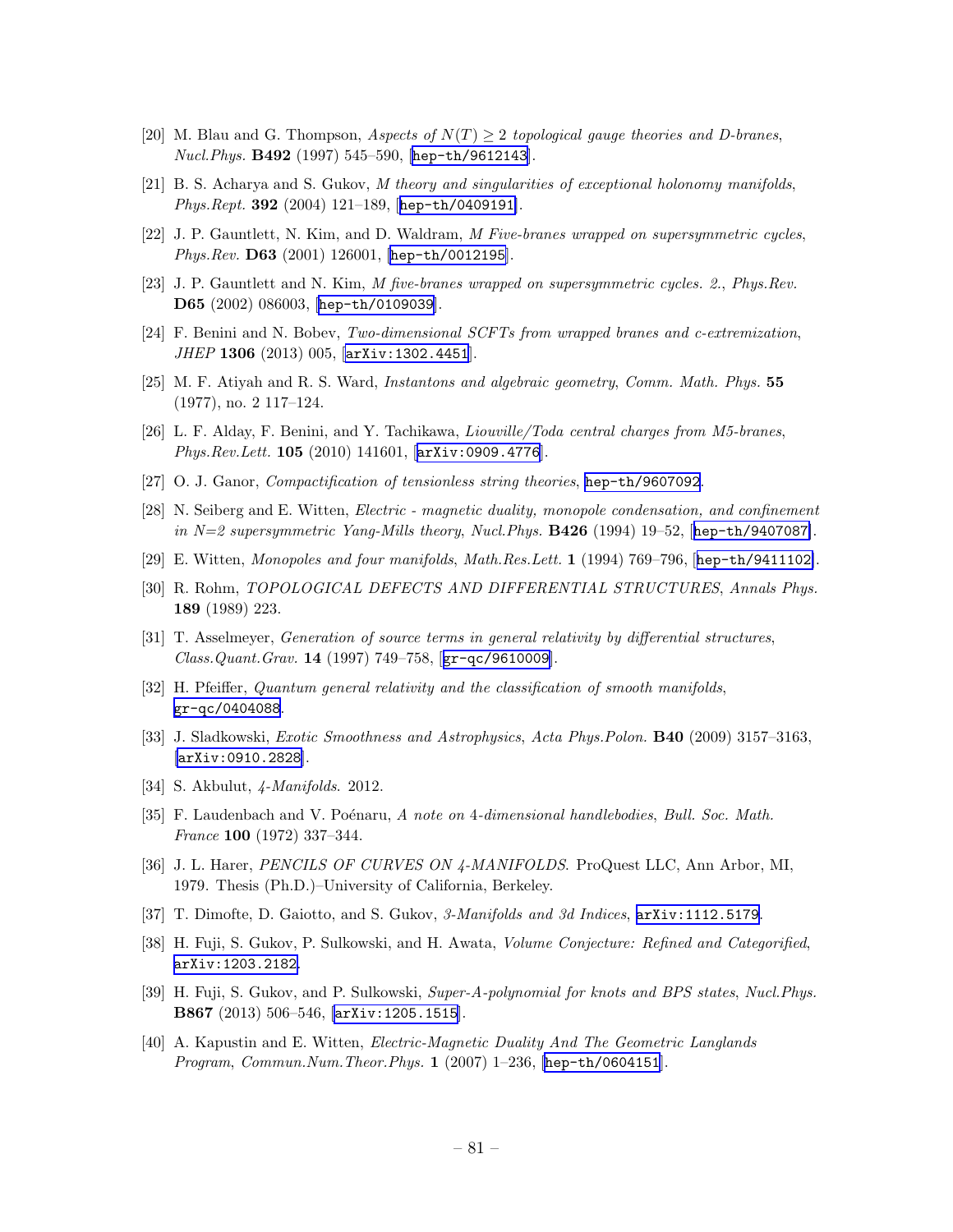[20] M. Blau and G. Thompson, *Aspects of $N(T) \geq 2$ topological gauge theories and D-branes*, *Nucl.Phys.* **B492** (1997) 545–590, [hep-th/9612143].

[21] B. S. Acharya and S. Gukov, *M theory and singularities of exceptional holonomy manifolds*, *Phys.Rept.* **392** (2004) 121–189, [hep-th/0409191].

[22] J. P. Gauntlett, N. Kim, and D. Waldram, *M Five-branes wrapped on supersymmetric cycles*, *Phys.Rev.* **D63** (2001) 126001, [hep-th/0012195].

[23] J. P. Gauntlett and N. Kim, *M five-branes wrapped on supersymmetric cycles. 2.*, *Phys.Rev.* **D65** (2002) 086003, [hep-th/0109039].

[24] F. Benini and N. Bobev, *Two-dimensional SCFTs from wrapped branes and c-extremization*, *JHEP* **1306** (2013) 005, [arXiv:1302.4451].

[25] M. F. Atiyah and R. S. Ward, *Instantons and algebraic geometry*, *Comm. Math. Phys.* **55** (1977), no. 2 117–124.

[26] L. F. Alday, F. Benini, and Y. Tachikawa, *Liouville/Toda central charges from M5-branes*, *Phys.Rev.Lett.* **105** (2010) 141601, [arXiv:0909.4776].

[27] O. J. Ganor, *Compactification of tensionless string theories*, hep-th/9607092.

[28] N. Seiberg and E. Witten, *Electric - magnetic duality, monopole condensation, and confinement in N=2 supersymmetric Yang-Mills theory*, *Nucl.Phys.* **B426** (1994) 19–52, [hep-th/9407087].

[29] E. Witten, *Monopoles and four manifolds*, *Math.Res.Lett.* **1** (1994) 769–796, [hep-th/9411102].

[30] R. Rohm, *TOPOLOGICAL DEFECTS AND DIFFERENTIAL STRUCTURES*, *Annals Phys.* **189** (1989) 223.

[31] T. Asselmeyer, *Generation of source terms in general relativity by differential structures*, *Class.Quant.Grav.* **14** (1997) 749–758, [gr-qc/9610009].

[32] H. Pfeiffer, *Quantum general relativity and the classification of smooth manifolds*, gr-qc/0404088.

[33] J. Sladkowski, *Exotic Smoothness and Astrophysics*, *Acta Phys.Polon.* **B40** (2009) 3157–3163, [arXiv:0910.2828].

[34] S. Akbulut, *4-Manifolds*. 2012.

[35] F. Laudenbach and V. Poénaru, *A note on 4-dimensional handlebodies*, *Bull. Soc. Math. France* **100** (1972) 337–344.

[36] J. L. Harer, *PENCILS OF CURVES ON 4-MANIFOLDS.* ProQuest LLC, Ann Arbor, MI, 1979. Thesis (Ph.D.)–University of California, Berkeley.

[37] T. Dimofte, D. Gaiotto, and S. Gukov, *3-Manifolds and 3d Indices*, arXiv:1112.5179.

[38] H. Fuji, S. Gukov, P. Sulkowski, and H. Awata, *Volume Conjecture: Refined and Categorified*, arXiv:1203.2182.

[39] H. Fuji, S. Gukov, and P. Sulkowski, *Super-A-polynomial for knots and BPS states*, *Nucl.Phys.* **B867** (2013) 506–546, [arXiv:1205.1515].

[40] A. Kapustin and E. Witten, *Electric-Magnetic Duality And The Geometric Langlands Program*, *Commun.Num.Theor.Phys.* **1** (2007) 1–236, [hep-th/0604151].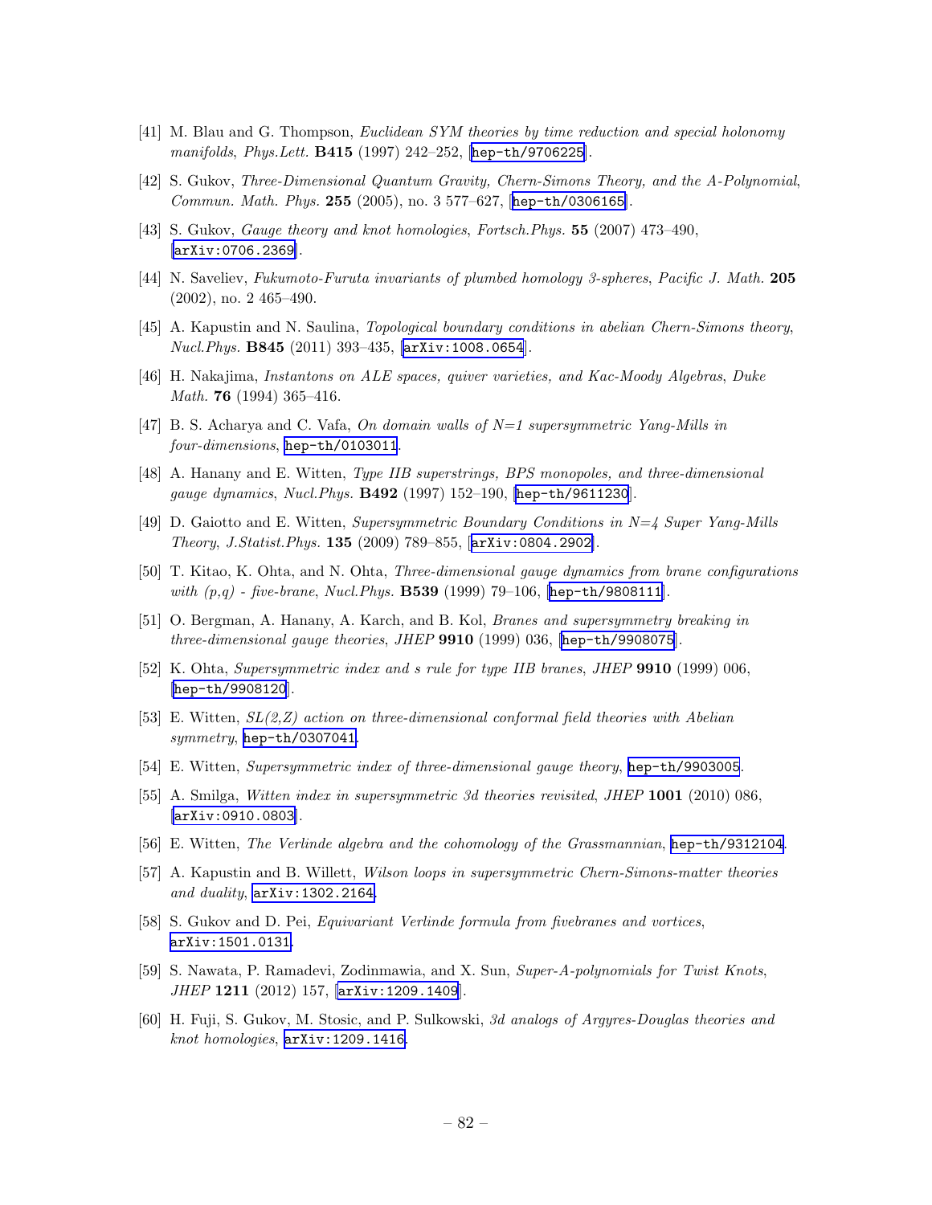[41] M. Blau and G. Thompson, *Euclidean SYM theories by time reduction and special holonomy manifolds*, *Phys.Lett.* **B415** (1997) 242–252, [hep-th/9706225].

[42] S. Gukov, *Three-Dimensional Quantum Gravity, Chern-Simons Theory, and the A-Polynomial*, *Commun. Math. Phys.* **255** (2005), no. 3 577–627, [hep-th/0306165].

[43] S. Gukov, *Gauge theory and knot homologies*, *Fortsch.Phys.* **55** (2007) 473–490, [arXiv:0706.2369].

[44] N. Saveliev, *Fukumoto-Furuta invariants of plumbed homology 3-spheres*, *Pacific J. Math.* **205** (2002), no. 2 465–490.

[45] A. Kapustin and N. Saulina, *Topological boundary conditions in abelian Chern-Simons theory*, *Nucl.Phys.* **B845** (2011) 393–435, [arXiv:1008.0654].

[46] H. Nakajima, *Instantons on ALE spaces, quiver varieties, and Kac-Moody Algebras*, *Duke Math.* **76** (1994) 365–416.

[47] B. S. Acharya and C. Vafa, *On domain walls of N=1 supersymmetric Yang-Mills in four-dimensions*, hep-th/0103011.

[48] A. Hanany and E. Witten, *Type IIB superstrings, BPS monopoles, and three-dimensional gauge dynamics*, *Nucl.Phys.* **B492** (1997) 152–190, [hep-th/9611230].

[49] D. Gaiotto and E. Witten, *Supersymmetric Boundary Conditions in N=4 Super Yang-Mills Theory*, *J.Statist.Phys.* **135** (2009) 789–855, [arXiv:0804.2902].

[50] T. Kitao, K. Ohta, and N. Ohta, *Three-dimensional gauge dynamics from brane configurations with (p,q) - five-brane*, *Nucl.Phys.* **B539** (1999) 79–106, [hep-th/9808111].

[51] O. Bergman, A. Hanany, A. Karch, and B. Kol, *Branes and supersymmetry breaking in three-dimensional gauge theories*, *JHEP* **9910** (1999) 036, [hep-th/9908075].

[52] K. Ohta, *Supersymmetric index and s rule for type IIB branes*, *JHEP* **9910** (1999) 006, [hep-th/9908120].

[53] E. Witten, *SL(2,Z) action on three-dimensional conformal field theories with Abelian symmetry*, hep-th/0307041.

[54] E. Witten, *Supersymmetric index of three-dimensional gauge theory*, hep-th/9903005.

[55] A. Smilga, *Witten index in supersymmetric 3d theories revisited*, *JHEP* **1001** (2010) 086, [arXiv:0910.0803].

[56] E. Witten, *The Verlinde algebra and the cohomology of the Grassmannian*, hep-th/9312104.

[57] A. Kapustin and B. Willett, *Wilson loops in supersymmetric Chern-Simons-matter theories and duality*, arXiv:1302.2164.

[58] S. Gukov and D. Pei, *Equivariant Verlinde formula from fivebranes and vortices*, arXiv:1501.0131.

[59] S. Nawata, P. Ramadevi, Zodinmawia, and X. Sun, *Super-A-polynomials for Twist Knots*, *JHEP* **1211** (2012) 157, [arXiv:1209.1409].

[60] H. Fuji, S. Gukov, M. Stosic, and P. Sulkowski, *3d analogs of Argyres-Douglas theories and knot homologies*, arXiv:1209.1416.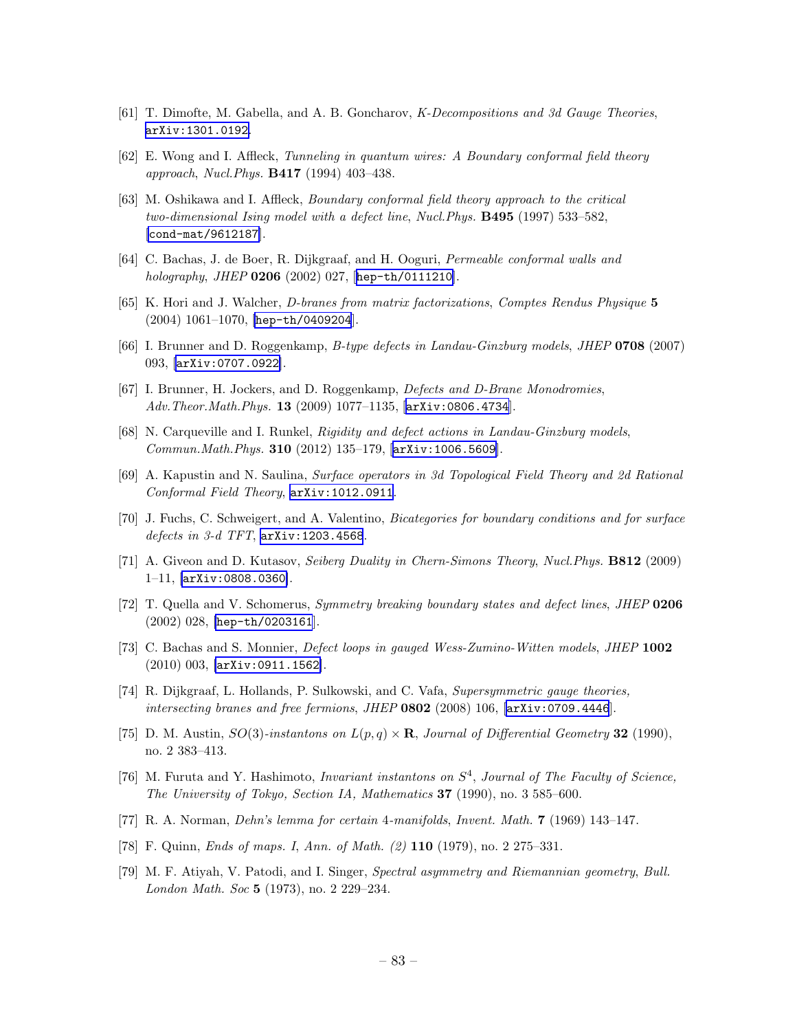[61] T. Dimofte, M. Gabella, and A. B. Goncharov, *K-Decompositions and 3d Gauge Theories*, arXiv:1301.0192.

[62] E. Wong and I. Affleck, *Tunneling in quantum wires: A Boundary conformal field theory approach*, *Nucl.Phys.* **B417** (1994) 403–438.

[63] M. Oshikawa and I. Affleck, *Boundary conformal field theory approach to the critical two-dimensional Ising model with a defect line*, *Nucl.Phys.* **B495** (1997) 533–582, [cond-mat/9612187].

[64] C. Bachas, J. de Boer, R. Dijkgraaf, and H. Ooguri, *Permeable conformal walls and holography*, *JHEP* **0206** (2002) 027, [hep-th/0111210].

[65] K. Hori and J. Walcher, *D-branes from matrix factorizations*, *Comptes Rendus Physique* **5** (2004) 1061–1070, [hep-th/0409204].

[66] I. Brunner and D. Roggenkamp, *B-type defects in Landau-Ginzburg models*, *JHEP* **0708** (2007) 093, [arXiv:0707.0922].

[67] I. Brunner, H. Jockers, and D. Roggenkamp, *Defects and D-Brane Monodromies*, *Adv.Theor.Math.Phys.* **13** (2009) 1077–1135, [arXiv:0806.4734].

[68] N. Carqueville and I. Runkel, *Rigidity and defect actions in Landau-Ginzburg models*, *Commun.Math.Phys.* **310** (2012) 135–179, [arXiv:1006.5609].

[69] A. Kapustin and N. Saulina, *Surface operators in 3d Topological Field Theory and 2d Rational Conformal Field Theory*, arXiv:1012.0911.

[70] J. Fuchs, C. Schweigert, and A. Valentino, *Bicategories for boundary conditions and for surface defects in 3-d TFT*, arXiv:1203.4568.

[71] A. Giveon and D. Kutasov, *Seiberg Duality in Chern-Simons Theory*, *Nucl.Phys.* **B812** (2009) 1–11, [arXiv:0808.0360].

[72] T. Quella and V. Schomerus, *Symmetry breaking boundary states and defect lines*, *JHEP* **0206** (2002) 028, [hep-th/0203161].

[73] C. Bachas and S. Monnier, *Defect loops in gauged Wess-Zumino-Witten models*, *JHEP* **1002** (2010) 003, [arXiv:0911.1562].

[74] R. Dijkgraaf, L. Hollands, P. Sulkowski, and C. Vafa, *Supersymmetric gauge theories, intersecting branes and free fermions*, *JHEP* **0802** (2008) 106, [arXiv:0709.4446].

[75] D. M. Austin, *$SO(3)$-instantons on $L(p,q) \times \mathbf{R}$*, *Journal of Differential Geometry* **32** (1990), no. 2 383–413.

[76] M. Furuta and Y. Hashimoto, *Invariant instantons on $S^4$*, *Journal of The Faculty of Science, The University of Tokyo, Section IA, Mathematics* **37** (1990), no. 3 585–600.

[77] R. A. Norman, *Dehn's lemma for certain 4-manifolds*, *Invent. Math.* **7** (1969) 143–147.

[78] F. Quinn, *Ends of maps. I*, *Ann. of Math. (2)* **110** (1979), no. 2 275–331.

[79] M. F. Atiyah, V. Patodi, and I. Singer, *Spectral asymmetry and Riemannian geometry*, *Bull. London Math. Soc* **5** (1973), no. 2 229–234.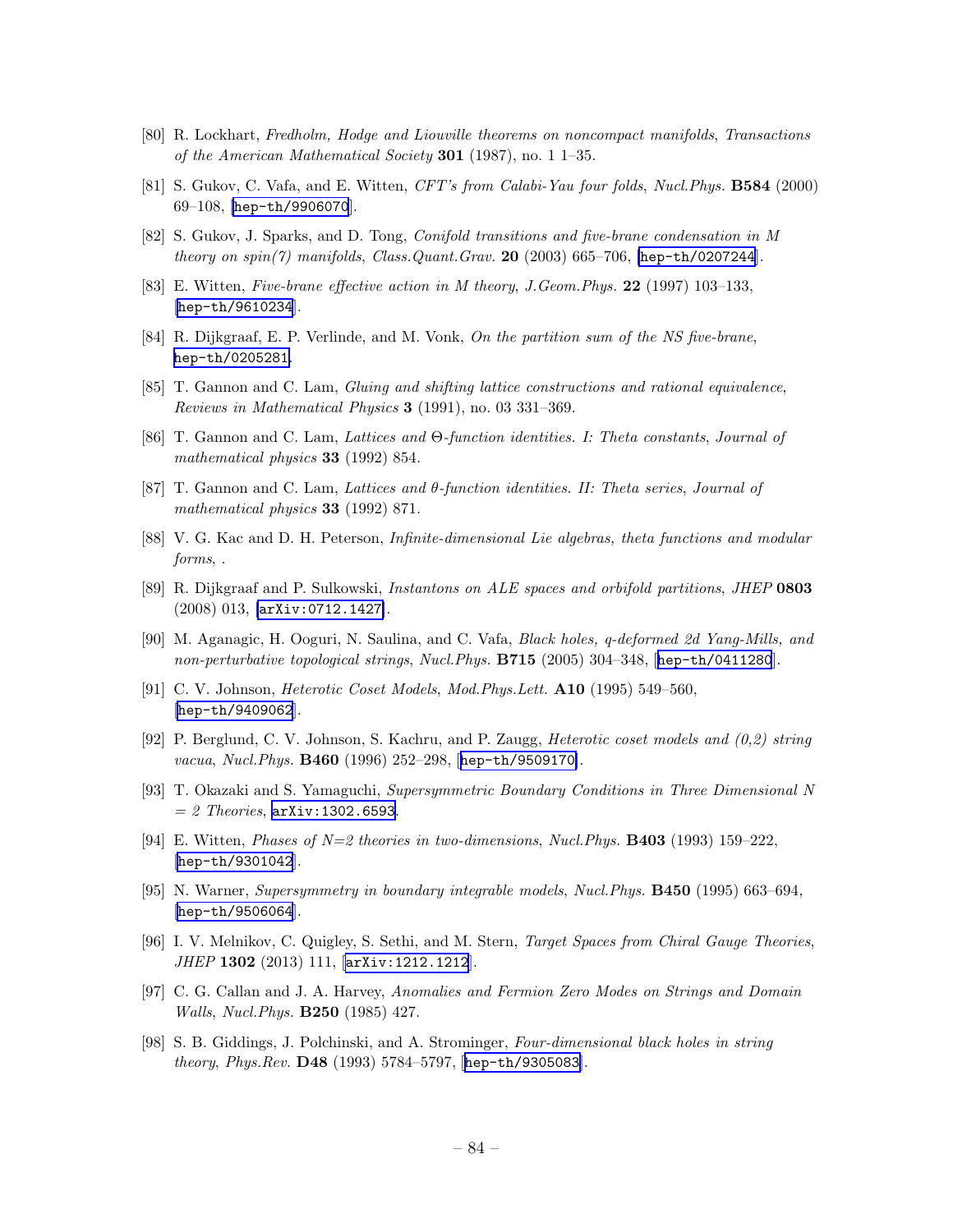[80] R. Lockhart, *Fredholm, Hodge and Liouville theorems on noncompact manifolds*, *Transactions of the American Mathematical Society* **301** (1987), no. 1 1–35.

[81] S. Gukov, C. Vafa, and E. Witten, *CFT's from Calabi-Yau four folds*, *Nucl.Phys.* **B584** (2000) 69–108, [hep-th/9906070].

[82] S. Gukov, J. Sparks, and D. Tong, *Conifold transitions and five-brane condensation in M theory on spin(7) manifolds*, *Class.Quant.Grav.* **20** (2003) 665–706, [hep-th/0207244].

[83] E. Witten, *Five-brane effective action in M theory*, *J.Geom.Phys.* **22** (1997) 103–133, [hep-th/9610234].

[84] R. Dijkgraaf, E. P. Verlinde, and M. Vonk, *On the partition sum of the NS five-brane*, hep-th/0205281.

[85] T. Gannon and C. Lam, *Gluing and shifting lattice constructions and rational equivalence*, *Reviews in Mathematical Physics* **3** (1991), no. 03 331–369.

[86] T. Gannon and C. Lam, *Lattices and Θ-function identities. I: Theta constants*, *Journal of mathematical physics* **33** (1992) 854.

[87] T. Gannon and C. Lam, *Lattices and θ-function identities. II: Theta series*, *Journal of mathematical physics* **33** (1992) 871.

[88] V. G. Kac and D. H. Peterson, *Infinite-dimensional Lie algebras, theta functions and modular forms*, .

[89] R. Dijkgraaf and P. Sulkowski, *Instantons on ALE spaces and orbifold partitions*, *JHEP* **0803** (2008) 013, [arXiv:0712.1427].

[90] M. Aganagic, H. Ooguri, N. Saulina, and C. Vafa, *Black holes, q-deformed 2d Yang-Mills, and non-perturbative topological strings*, *Nucl.Phys.* **B715** (2005) 304–348, [hep-th/0411280].

[91] C. V. Johnson, *Heterotic Coset Models*, *Mod.Phys.Lett.* **A10** (1995) 549–560, [hep-th/9409062].

[92] P. Berglund, C. V. Johnson, S. Kachru, and P. Zaugg, *Heterotic coset models and (0,2) string vacua*, *Nucl.Phys.* **B460** (1996) 252–298, [hep-th/9509170].

[93] T. Okazaki and S. Yamaguchi, *Supersymmetric Boundary Conditions in Three Dimensional N = 2 Theories*, arXiv:1302.6593.

[94] E. Witten, *Phases of N=2 theories in two-dimensions*, *Nucl.Phys.* **B403** (1993) 159–222, [hep-th/9301042].

[95] N. Warner, *Supersymmetry in boundary integrable models*, *Nucl.Phys.* **B450** (1995) 663–694, [hep-th/9506064].

[96] I. V. Melnikov, C. Quigley, S. Sethi, and M. Stern, *Target Spaces from Chiral Gauge Theories*, *JHEP* **1302** (2013) 111, [arXiv:1212.1212].

[97] C. G. Callan and J. A. Harvey, *Anomalies and Fermion Zero Modes on Strings and Domain Walls*, *Nucl.Phys.* **B250** (1985) 427.

[98] S. B. Giddings, J. Polchinski, and A. Strominger, *Four-dimensional black holes in string theory*, *Phys.Rev.* **D48** (1993) 5784–5797, [hep-th/9305083].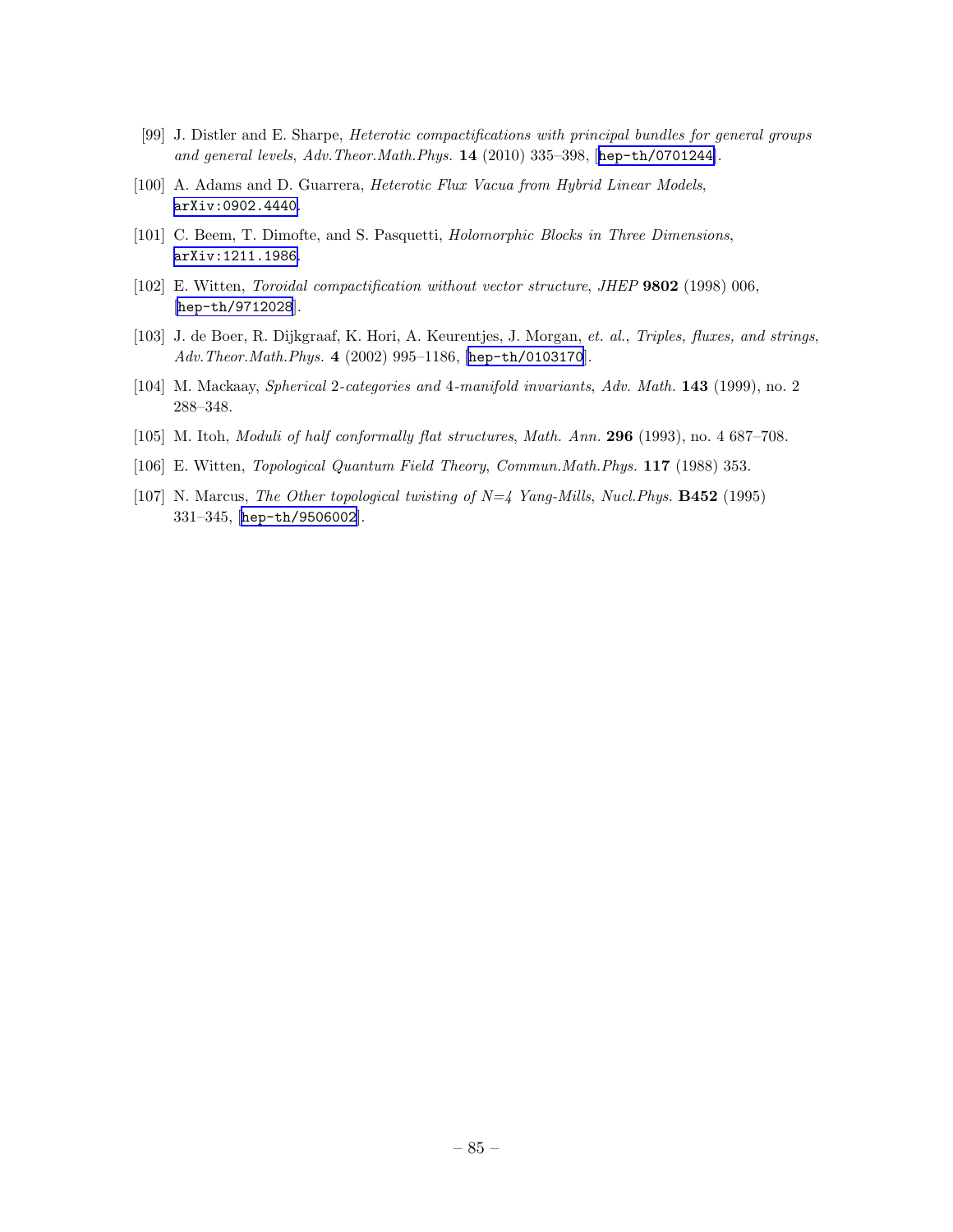[99] J. Distler and E. Sharpe, *Heterotic compactifications with principal bundles for general groups and general levels*, *Adv.Theor.Math.Phys.* **14** (2010) 335–398, [hep-th/0701244].

[100] A. Adams and D. Guarrera, *Heterotic Flux Vacua from Hybrid Linear Models*, arXiv:0902.4440.

[101] C. Beem, T. Dimofte, and S. Pasquetti, *Holomorphic Blocks in Three Dimensions*, arXiv:1211.1986.

[102] E. Witten, *Toroidal compactification without vector structure*, *JHEP* **9802** (1998) 006, [hep-th/9712028].

[103] J. de Boer, R. Dijkgraaf, K. Hori, A. Keurentjes, J. Morgan, *et. al.*, *Triples, fluxes, and strings*, *Adv.Theor.Math.Phys.* **4** (2002) 995–1186, [hep-th/0103170].

[104] M. Mackaay, *Spherical 2-categories and 4-manifold invariants*, *Adv. Math.* **143** (1999), no. 2 288–348.

[105] M. Itoh, *Moduli of half conformally flat structures*, *Math. Ann.* **296** (1993), no. 4 687–708.

[106] E. Witten, *Topological Quantum Field Theory*, *Commun.Math.Phys.* **117** (1988) 353.

[107] N. Marcus, *The Other topological twisting of N=4 Yang-Mills*, *Nucl.Phys.* **B452** (1995) 331–345, [hep-th/9506002].